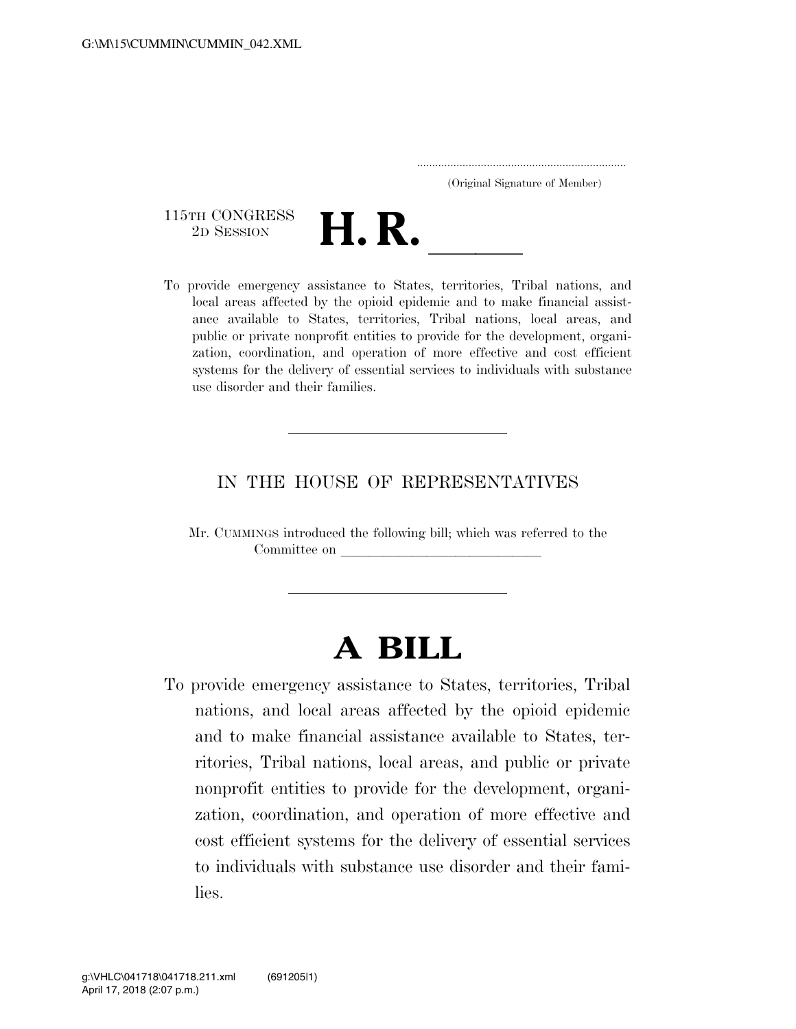(Original Signature of Member)

115TH CONGRESS
2D SESSION

# H. R. \_\_\_\_\_

To provide emergency assistance to States, territories, Tribal nations, and local areas affected by the opioid epidemic and to make financial assistance available to States, territories, Tribal nations, local areas, and public or private nonprofit entities to provide for the development, organization, coordination, and operation of more effective and cost efficient systems for the delivery of essential services to individuals with substance use disorder and their families.

---

IN THE HOUSE OF REPRESENTATIVES

Mr. CUMMINGS introduced the following bill; which was referred to the Committee on \_\_\_\_\_\_\_\_\_\_\_\_\_\_\_\_\_\_\_\_\_\_\_\_\_\_\_\_\_\_

---

# A BILL

To provide emergency assistance to States, territories, Tribal nations, and local areas affected by the opioid epidemic and to make financial assistance available to States, territories, Tribal nations, local areas, and public or private nonprofit entities to provide for the development, organization, coordination, and operation of more effective and cost efficient systems for the delivery of essential services to individuals with substance use disorder and their families.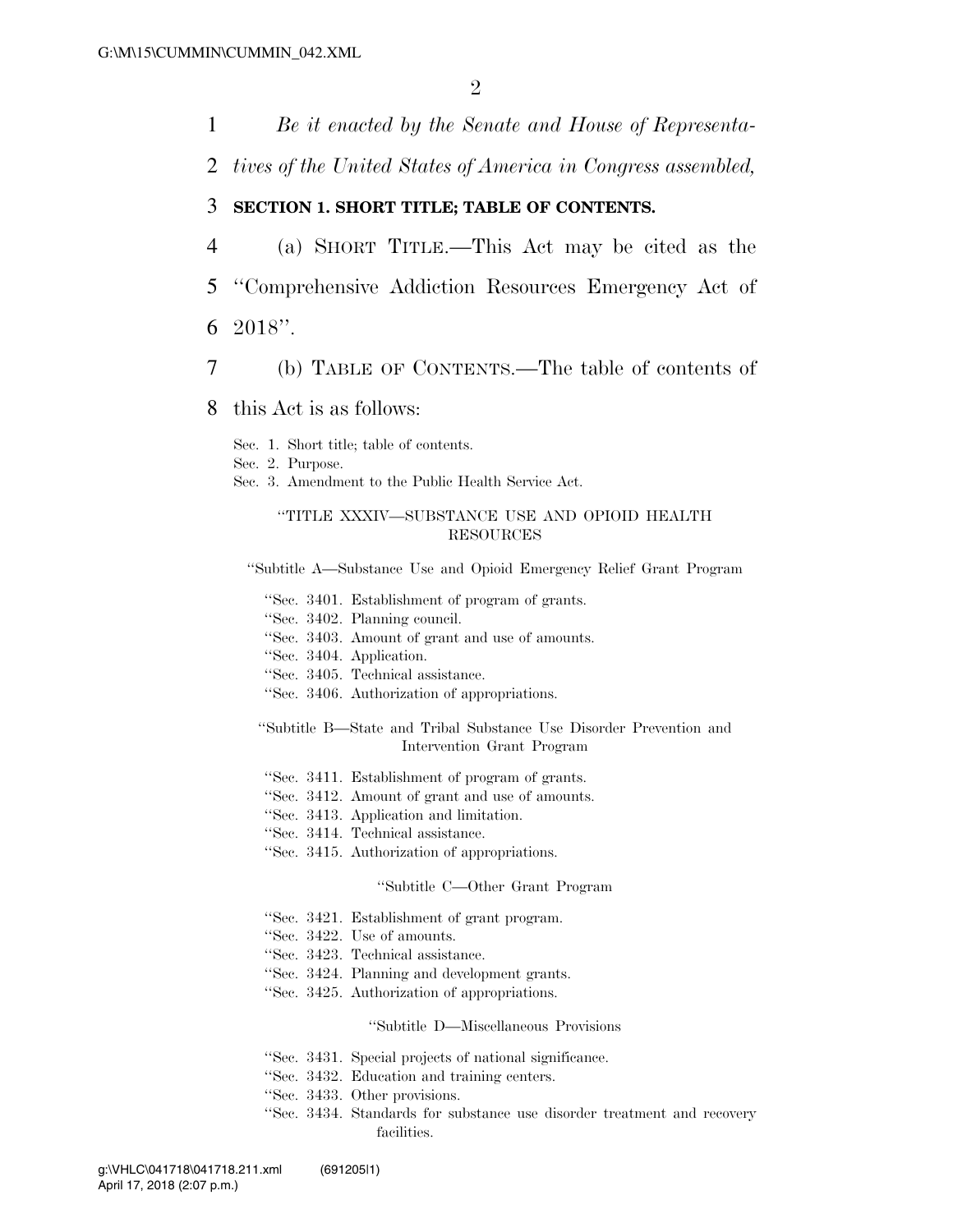*Be it enacted by the Senate and House of Representatives of the United States of America in Congress assembled,*

## SECTION 1. SHORT TITLE; TABLE OF CONTENTS.

(a) SHORT TITLE.—This Act may be cited as the "Comprehensive Addiction Resources Emergency Act of 2018".

(b) TABLE OF CONTENTS.—The table of contents of this Act is as follows:

Sec. 1. Short title; table of contents.
Sec. 2. Purpose.
Sec. 3. Amendment to the Public Health Service Act.

"TITLE XXXIV—SUBSTANCE USE AND OPIOID HEALTH RESOURCES

"Subtitle A—Substance Use and Opioid Emergency Relief Grant Program

"Sec. 3401. Establishment of program of grants.
"Sec. 3402. Planning council.
"Sec. 3403. Amount of grant and use of amounts.
"Sec. 3404. Application.
"Sec. 3405. Technical assistance.
"Sec. 3406. Authorization of appropriations.

"Subtitle B—State and Tribal Substance Use Disorder Prevention and Intervention Grant Program

"Sec. 3411. Establishment of program of grants.
"Sec. 3412. Amount of grant and use of amounts.
"Sec. 3413. Application and limitation.
"Sec. 3414. Technical assistance.
"Sec. 3415. Authorization of appropriations.

"Subtitle C—Other Grant Program

"Sec. 3421. Establishment of grant program.
"Sec. 3422. Use of amounts.
"Sec. 3423. Technical assistance.
"Sec. 3424. Planning and development grants.
"Sec. 3425. Authorization of appropriations.

"Subtitle D—Miscellaneous Provisions

"Sec. 3431. Special projects of national significance.
"Sec. 3432. Education and training centers.
"Sec. 3433. Other provisions.
"Sec. 3434. Standards for substance use disorder treatment and recovery facilities.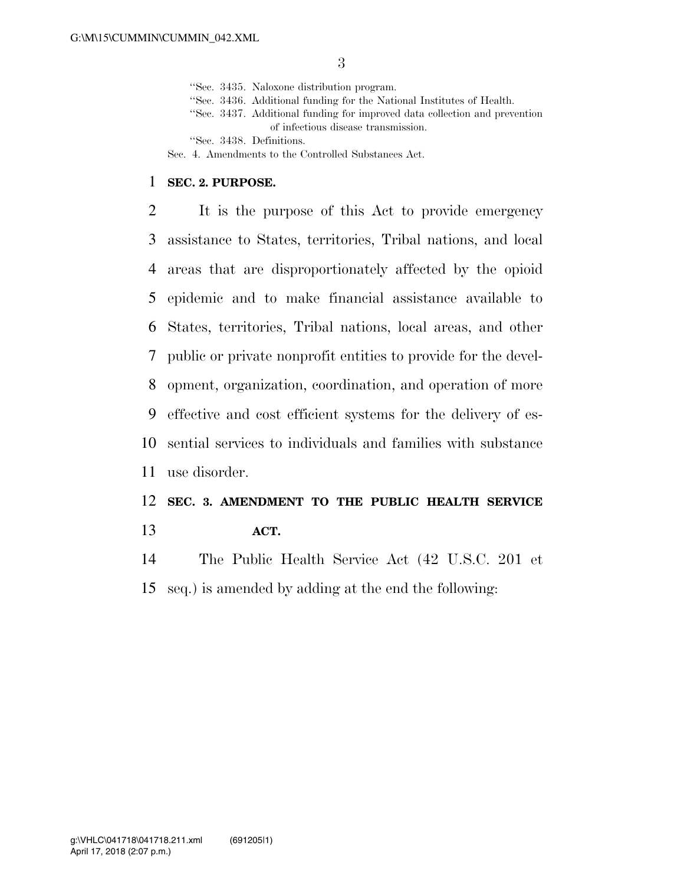"Sec. 3435. Naloxone distribution program.
"Sec. 3436. Additional funding for the National Institutes of Health.
"Sec. 3437. Additional funding for improved data collection and prevention of infectious disease transmission.
"Sec. 3438. Definitions.
Sec. 4. Amendments to the Controlled Substances Act.

**SEC. 2. PURPOSE.**

It is the purpose of this Act to provide emergency assistance to States, territories, Tribal nations, and local areas that are disproportionately affected by the opioid epidemic and to make financial assistance available to States, territories, Tribal nations, local areas, and other public or private nonprofit entities to provide for the development, organization, coordination, and operation of more effective and cost efficient systems for the delivery of essential services to individuals and families with substance use disorder.

**SEC. 3. AMENDMENT TO THE PUBLIC HEALTH SERVICE ACT.**

The Public Health Service Act (42 U.S.C. 201 et seq.) is amended by adding at the end the following: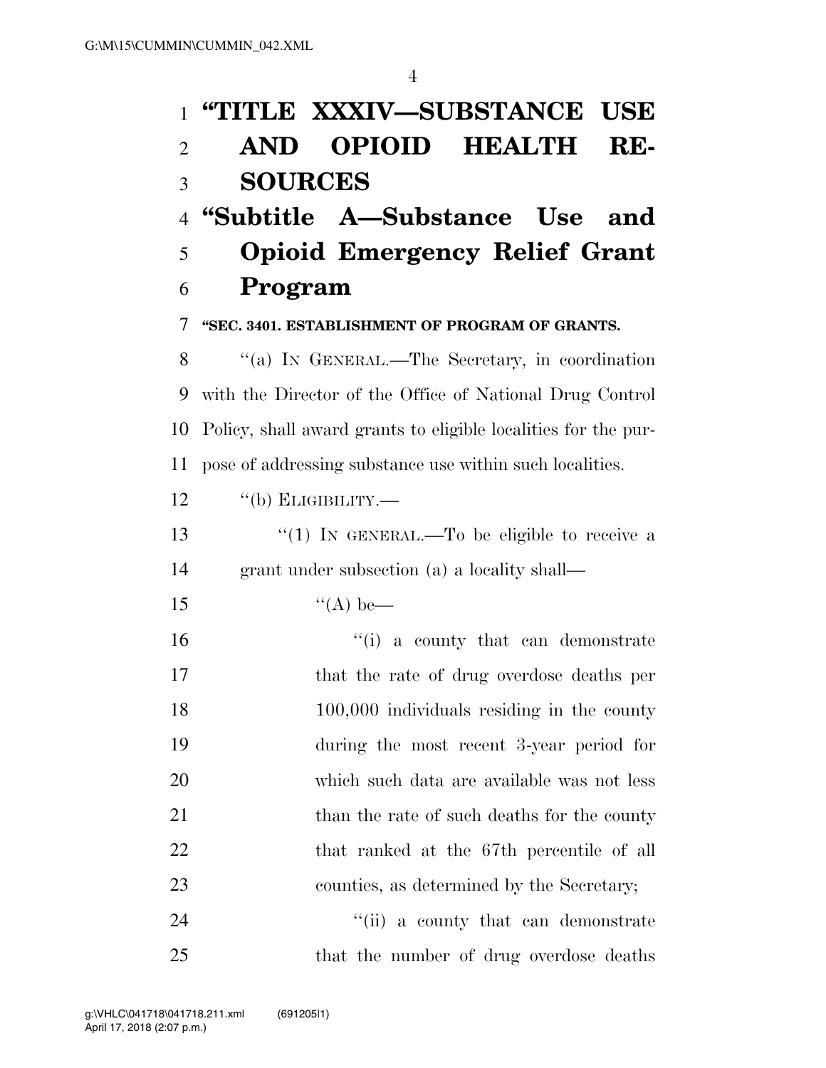# "TITLE XXXIV—SUBSTANCE USE AND OPIOID HEALTH RESOURCES

## "Subtitle A—Substance Use and Opioid Emergency Relief Grant Program

### "SEC. 3401. ESTABLISHMENT OF PROGRAM OF GRANTS.

"(a) IN GENERAL.—The Secretary, in coordination with the Director of the Office of National Drug Control Policy, shall award grants to eligible localities for the purpose of addressing substance use within such localities.

"(b) ELIGIBILITY.—

"(1) IN GENERAL.—To be eligible to receive a grant under subsection (a) a locality shall—

"(A) be—

"(i) a county that can demonstrate that the rate of drug overdose deaths per 100,000 individuals residing in the county during the most recent 3-year period for which such data are available was not less than the rate of such deaths for the county that ranked at the 67th percentile of all counties, as determined by the Secretary;

"(ii) a county that can demonstrate that the number of drug overdose deaths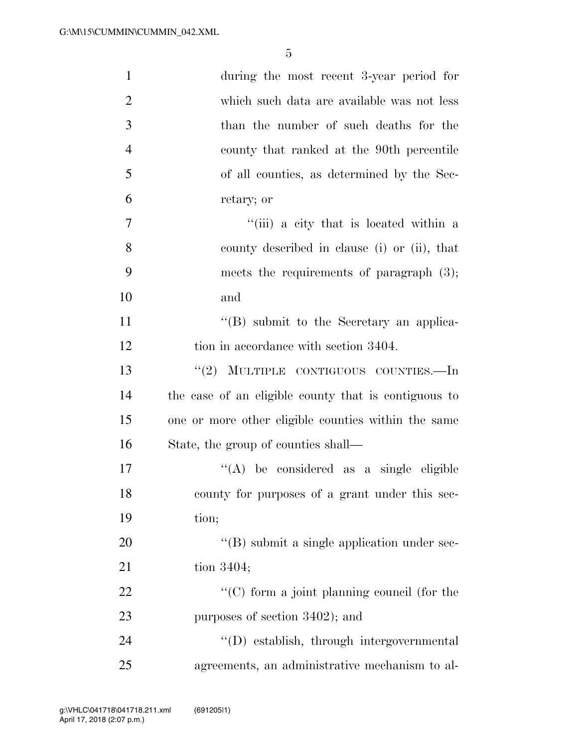during the most recent 3-year period for which such data are available was not less than the number of such deaths for the county that ranked at the 90th percentile of all counties, as determined by the Secretary; or

"(iii) a city that is located within a county described in clause (i) or (ii), that meets the requirements of paragraph (3); and

"(B) submit to the Secretary an application in accordance with section 3404.

"(2) MULTIPLE CONTIGUOUS COUNTIES.—In the case of an eligible county that is contiguous to one or more other eligible counties within the same State, the group of counties shall—

"(A) be considered as a single eligible county for purposes of a grant under this section;

"(B) submit a single application under section 3404;

"(C) form a joint planning council (for the purposes of section 3402); and

"(D) establish, through intergovernmental agreements, an administrative mechanism to al-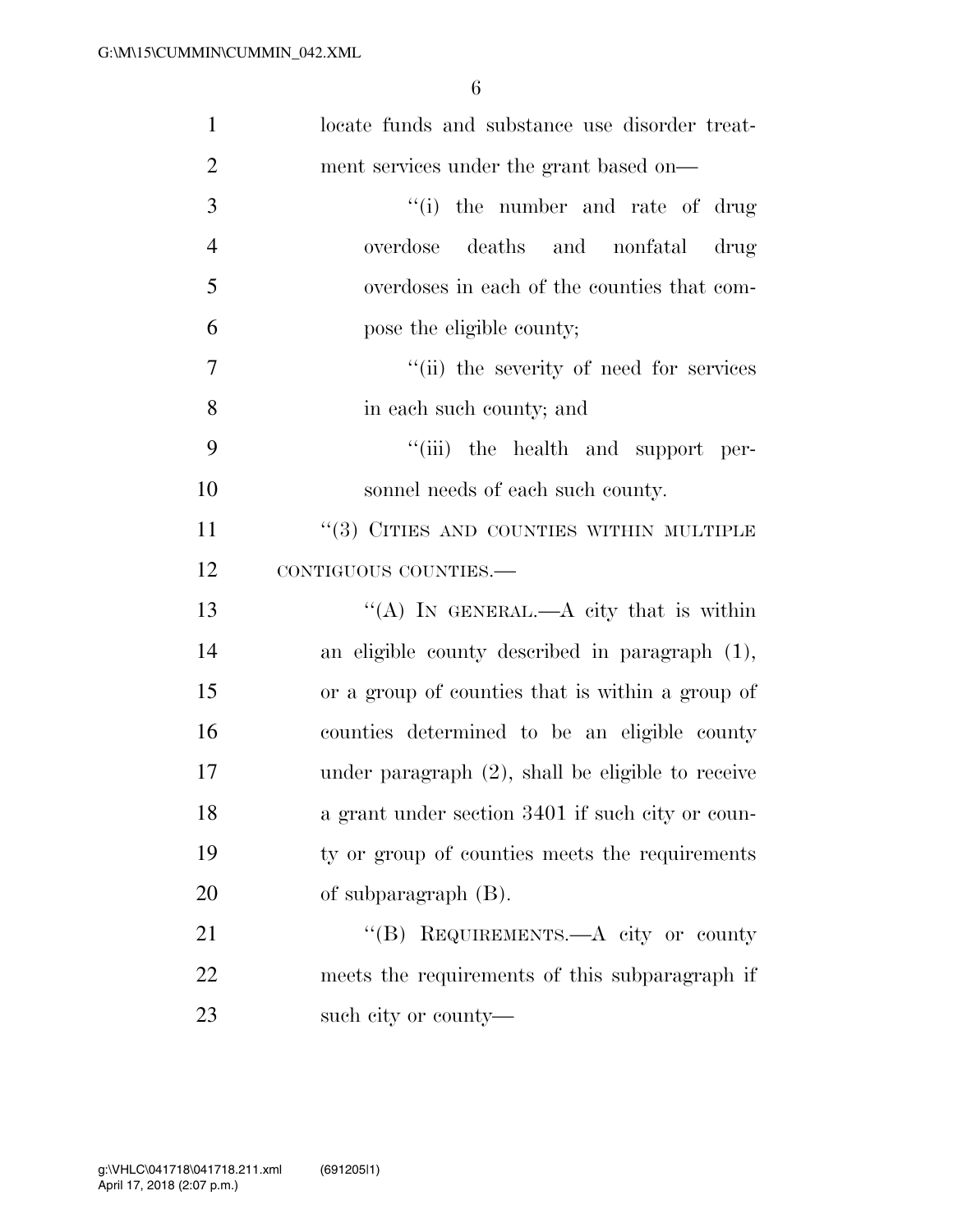locate funds and substance use disorder treatment services under the grant based on—

"(i) the number and rate of drug overdose deaths and nonfatal drug overdoses in each of the counties that compose the eligible county;

"(ii) the severity of need for services in each such county; and

"(iii) the health and support personnel needs of each such county.

"(3) CITIES AND COUNTIES WITHIN MULTIPLE CONTIGUOUS COUNTIES.—

"(A) IN GENERAL.—A city that is within an eligible county described in paragraph (1), or a group of counties that is within a group of counties determined to be an eligible county under paragraph (2), shall be eligible to receive a grant under section 3401 if such city or county or group of counties meets the requirements of subparagraph (B).

"(B) REQUIREMENTS.—A city or county meets the requirements of this subparagraph if such city or county—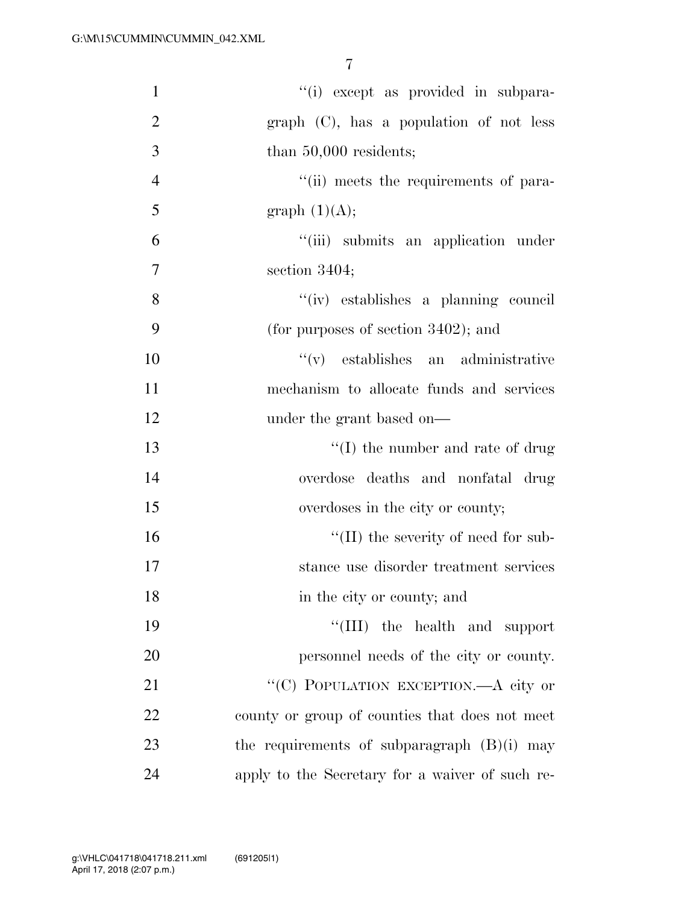"(i) except as provided in subparagraph (C), has a population of not less than 50,000 residents;

"(ii) meets the requirements of paragraph (1)(A);

"(iii) submits an application under section 3404;

"(iv) establishes a planning council (for purposes of section 3402); and

"(v) establishes an administrative mechanism to allocate funds and services under the grant based on—

"(I) the number and rate of drug overdose deaths and nonfatal drug overdoses in the city or county;

"(II) the severity of need for substance use disorder treatment services in the city or county; and

"(III) the health and support personnel needs of the city or county.

"(C) POPULATION EXCEPTION.—A city or county or group of counties that does not meet the requirements of subparagraph (B)(i) may apply to the Secretary for a waiver of such re-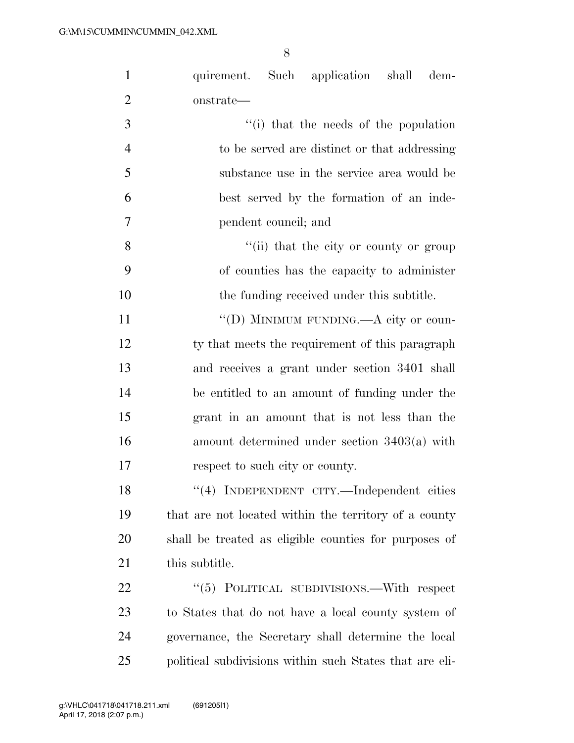quirement. Such application shall demonstrate—

"(i) that the needs of the population to be served are distinct or that addressing substance use in the service area would be best served by the formation of an independent council; and

"(ii) that the city or county or group of counties has the capacity to administer the funding received under this subtitle.

"(D) MINIMUM FUNDING.—A city or county that meets the requirement of this paragraph and receives a grant under section 3401 shall be entitled to an amount of funding under the grant in an amount that is not less than the amount determined under section 3403(a) with respect to such city or county.

"(4) INDEPENDENT CITY.—Independent cities that are not located within the territory of a county shall be treated as eligible counties for purposes of this subtitle.

"(5) POLITICAL SUBDIVISIONS.—With respect to States that do not have a local county system of governance, the Secretary shall determine the local political subdivisions within such States that are eli-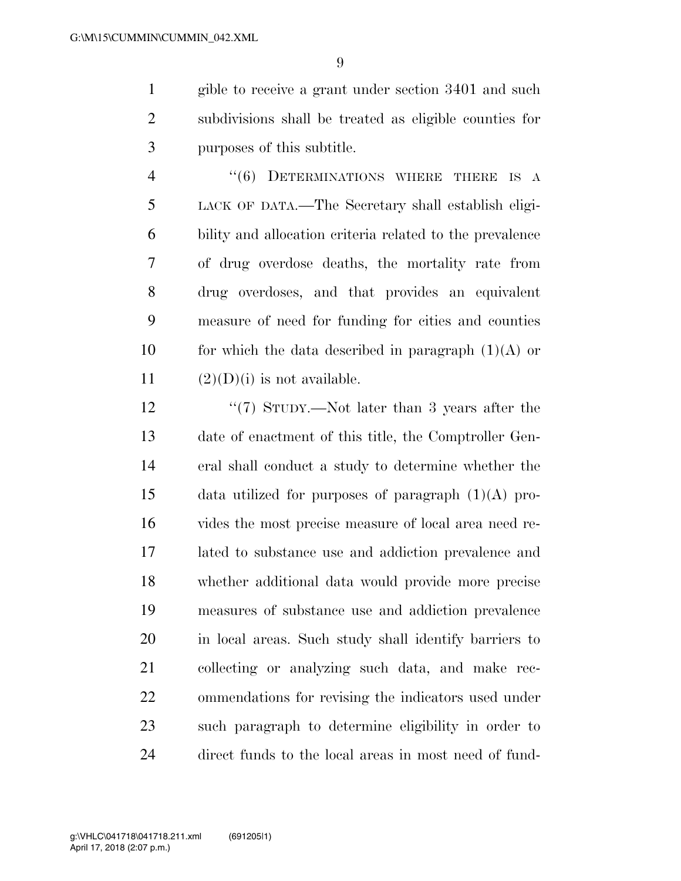gible to receive a grant under section 3401 and such subdivisions shall be treated as eligible counties for purposes of this subtitle.

''(6) DETERMINATIONS WHERE THERE IS A LACK OF DATA.—The Secretary shall establish eligibility and allocation criteria related to the prevalence of drug overdose deaths, the mortality rate from drug overdoses, and that provides an equivalent measure of need for funding for cities and counties for which the data described in paragraph (1)(A) or (2)(D)(i) is not available.

''(7) STUDY.—Not later than 3 years after the date of enactment of this title, the Comptroller General shall conduct a study to determine whether the data utilized for purposes of paragraph (1)(A) provides the most precise measure of local area need related to substance use and addiction prevalence and whether additional data would provide more precise measures of substance use and addiction prevalence in local areas. Such study shall identify barriers to collecting or analyzing such data, and make recommendations for revising the indicators used under such paragraph to determine eligibility in order to direct funds to the local areas in most need of fund-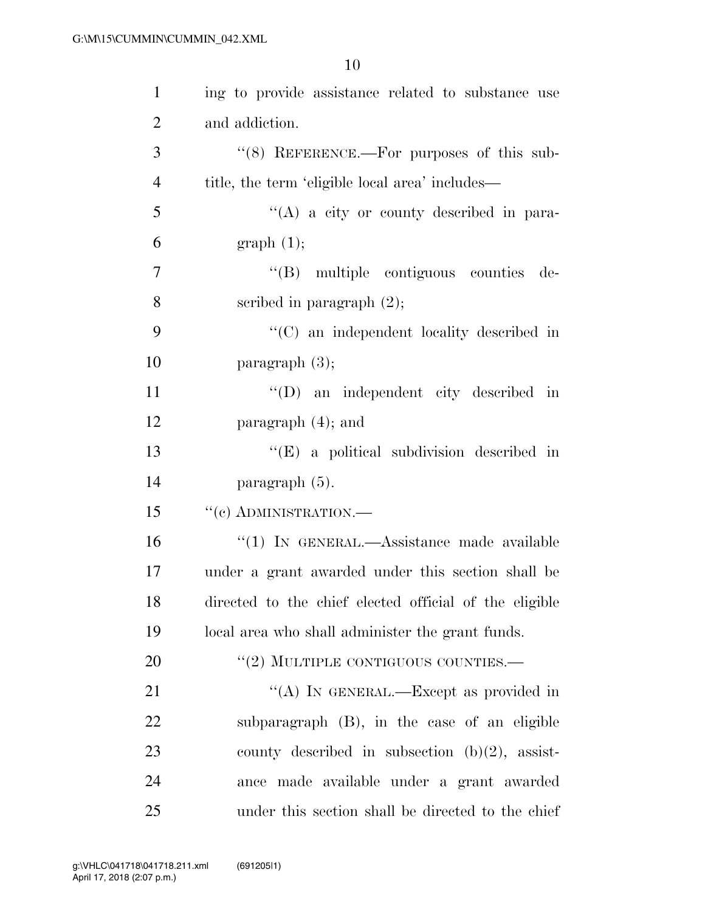ing to provide assistance related to substance use and addiction.

"(8) REFERENCE.—For purposes of this subtitle, the term 'eligible local area' includes—

"(A) a city or county described in paragraph (1);

"(B) multiple contiguous counties described in paragraph (2);

"(C) an independent locality described in paragraph (3);

"(D) an independent city described in paragraph (4); and

"(E) a political subdivision described in paragraph (5).

"(c) ADMINISTRATION.—

"(1) IN GENERAL.—Assistance made available under a grant awarded under this section shall be directed to the chief elected official of the eligible local area who shall administer the grant funds.

"(2) MULTIPLE CONTIGUOUS COUNTIES.—

"(A) IN GENERAL.—Except as provided in subparagraph (B), in the case of an eligible county described in subsection (b)(2), assistance made available under a grant awarded under this section shall be directed to the chief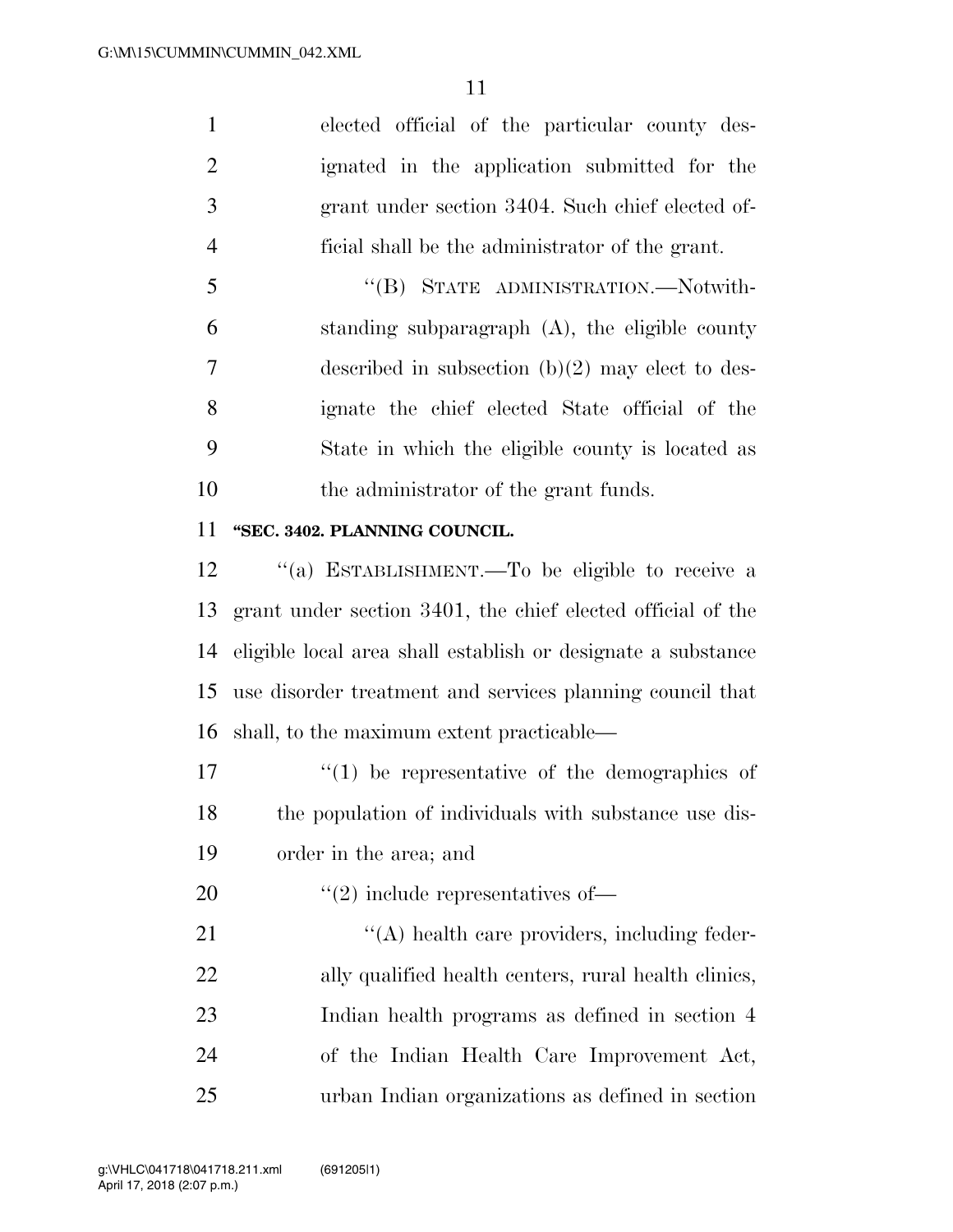elected official of the particular county designated in the application submitted for the grant under section 3404. Such chief elected official shall be the administrator of the grant.

"(B) STATE ADMINISTRATION.—Notwithstanding subparagraph (A), the eligible county described in subsection (b)(2) may elect to designate the chief elected State official of the State in which the eligible county is located as the administrator of the grant funds.

**"SEC. 3402. PLANNING COUNCIL.**

"(a) ESTABLISHMENT.—To be eligible to receive a grant under section 3401, the chief elected official of the eligible local area shall establish or designate a substance use disorder treatment and services planning council that shall, to the maximum extent practicable—

"(1) be representative of the demographics of the population of individuals with substance use disorder in the area; and

"(2) include representatives of—

"(A) health care providers, including federally qualified health centers, rural health clinics, Indian health programs as defined in section 4 of the Indian Health Care Improvement Act, urban Indian organizations as defined in section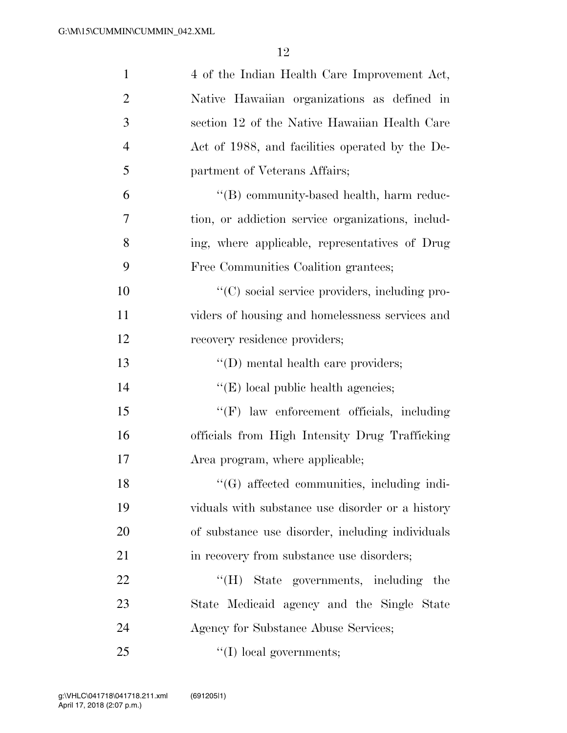4 of the Indian Health Care Improvement Act, Native Hawaiian organizations as defined in section 12 of the Native Hawaiian Health Care Act of 1988, and facilities operated by the Department of Veterans Affairs;

"(B) community-based health, harm reduction, or addiction service organizations, including, where applicable, representatives of Drug Free Communities Coalition grantees;

"(C) social service providers, including providers of housing and homelessness services and recovery residence providers;

"(D) mental health care providers;

"(E) local public health agencies;

"(F) law enforcement officials, including officials from High Intensity Drug Trafficking Area program, where applicable;

"(G) affected communities, including individuals with substance use disorder or a history of substance use disorder, including individuals in recovery from substance use disorders;

"(H) State governments, including the State Medicaid agency and the Single State Agency for Substance Abuse Services;

"(I) local governments;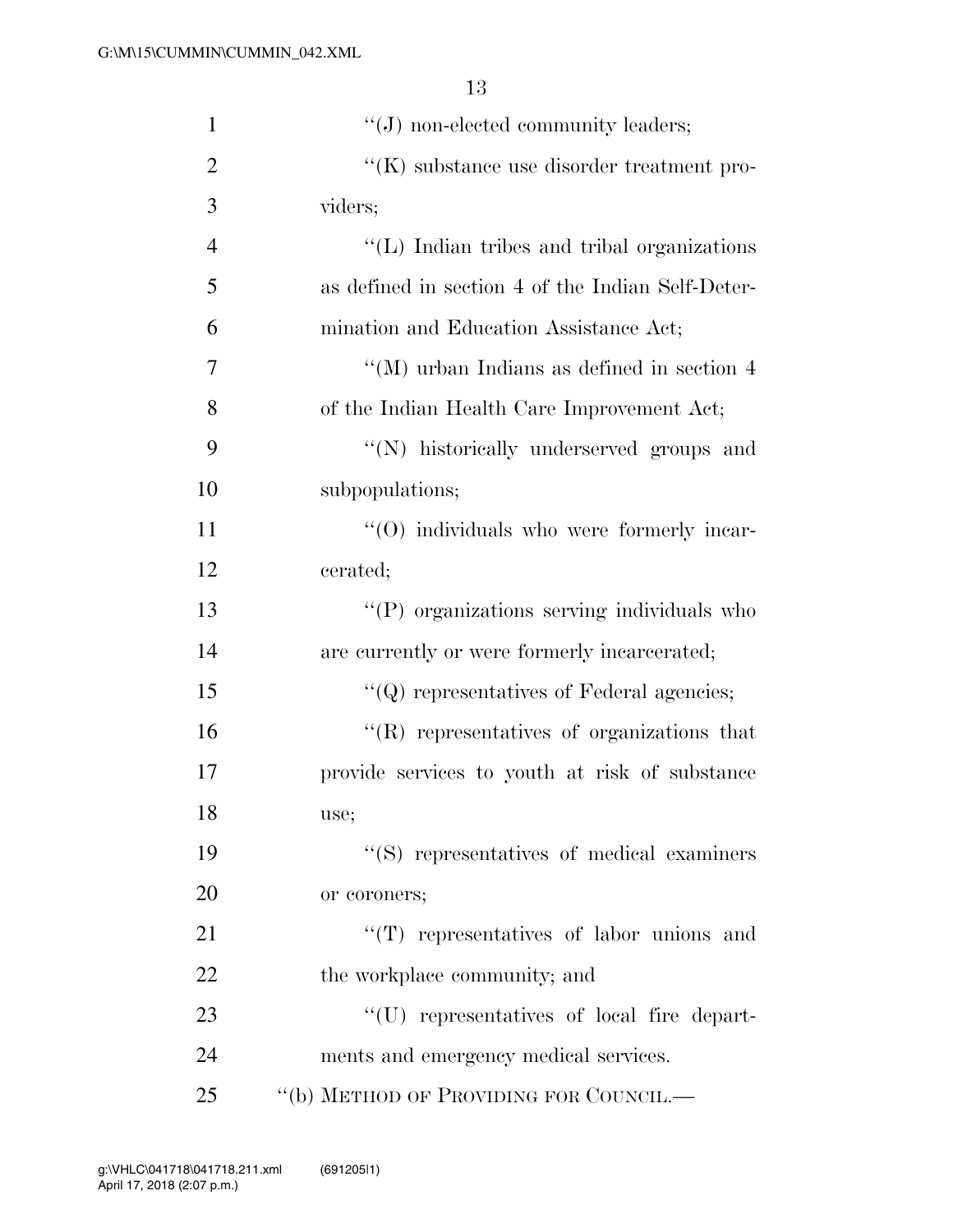"(J) non-elected community leaders;

"(K) substance use disorder treatment providers;

"(L) Indian tribes and tribal organizations as defined in section 4 of the Indian Self-Determination and Education Assistance Act;

"(M) urban Indians as defined in section 4 of the Indian Health Care Improvement Act;

"(N) historically underserved groups and subpopulations;

"(O) individuals who were formerly incarcerated;

"(P) organizations serving individuals who are currently or were formerly incarcerated;

"(Q) representatives of Federal agencies;

"(R) representatives of organizations that provide services to youth at risk of substance use;

"(S) representatives of medical examiners or coroners;

"(T) representatives of labor unions and the workplace community; and

"(U) representatives of local fire departments and emergency medical services.

"(b) METHOD OF PROVIDING FOR COUNCIL.—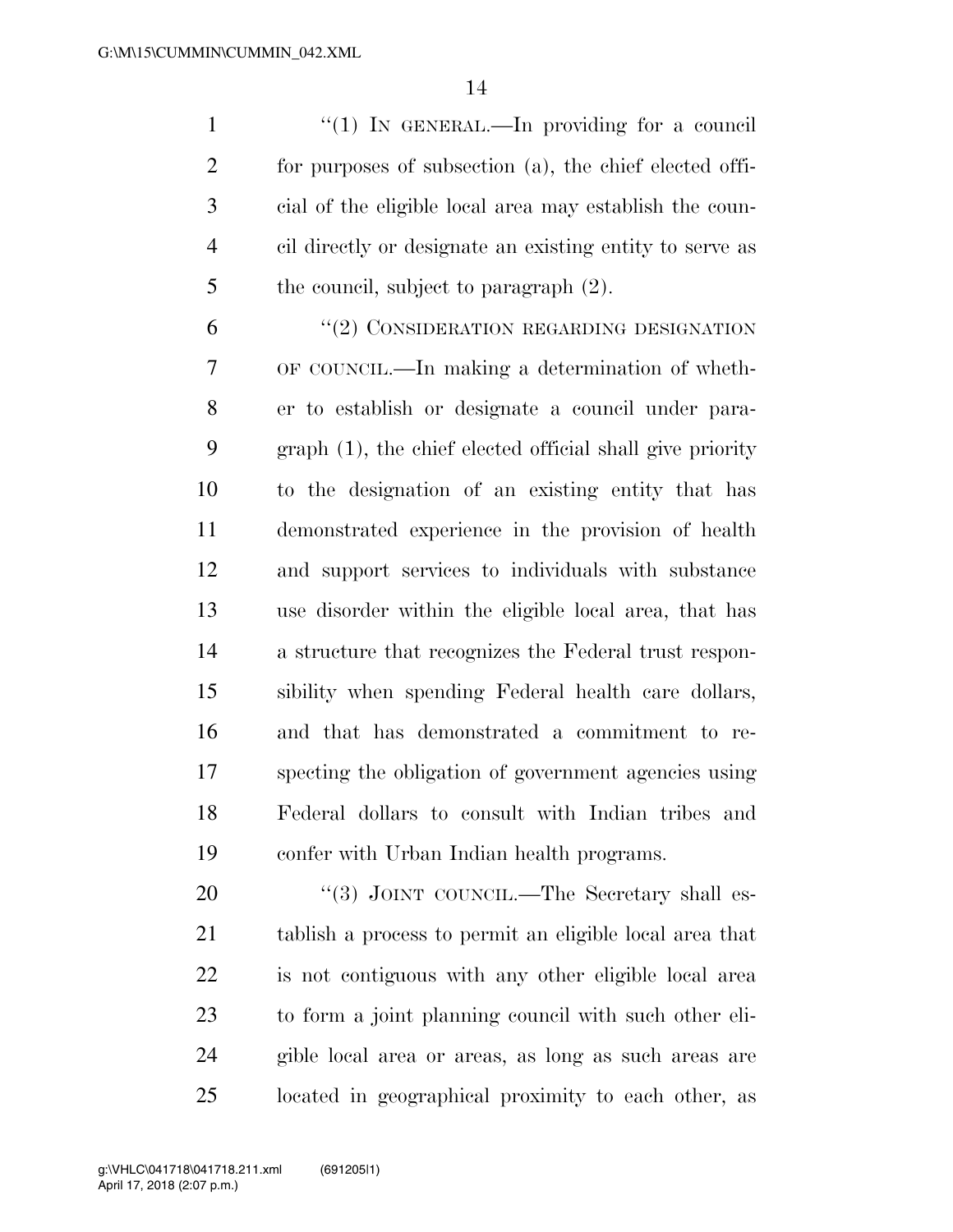"(1) IN GENERAL.—In providing for a council for purposes of subsection (a), the chief elected official of the eligible local area may establish the council directly or designate an existing entity to serve as the council, subject to paragraph (2).

"(2) CONSIDERATION REGARDING DESIGNATION OF COUNCIL.—In making a determination of whether to establish or designate a council under paragraph (1), the chief elected official shall give priority to the designation of an existing entity that has demonstrated experience in the provision of health and support services to individuals with substance use disorder within the eligible local area, that has a structure that recognizes the Federal trust responsibility when spending Federal health care dollars, and that has demonstrated a commitment to respecting the obligation of government agencies using Federal dollars to consult with Indian tribes and confer with Urban Indian health programs.

"(3) JOINT COUNCIL.—The Secretary shall establish a process to permit an eligible local area that is not contiguous with any other eligible local area to form a joint planning council with such other eligible local area or areas, as long as such areas are located in geographical proximity to each other, as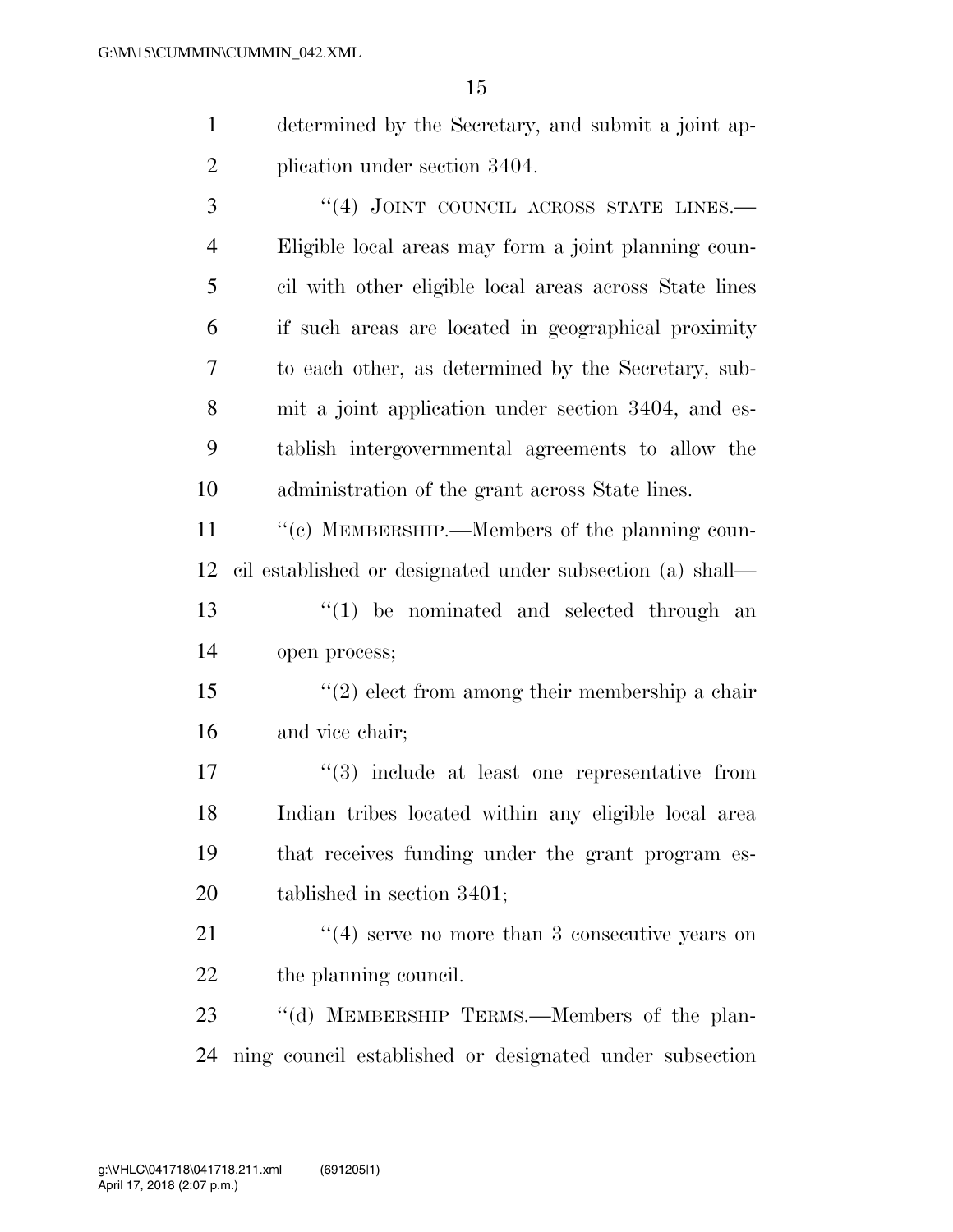determined by the Secretary, and submit a joint application under section 3404.

"(4) JOINT COUNCIL ACROSS STATE LINES.—Eligible local areas may form a joint planning council with other eligible local areas across State lines if such areas are located in geographical proximity to each other, as determined by the Secretary, submit a joint application under section 3404, and establish intergovernmental agreements to allow the administration of the grant across State lines.

"(c) MEMBERSHIP.—Members of the planning council established or designated under subsection (a) shall—

"(1) be nominated and selected through an open process;

"(2) elect from among their membership a chair and vice chair;

"(3) include at least one representative from Indian tribes located within any eligible local area that receives funding under the grant program established in section 3401;

"(4) serve no more than 3 consecutive years on the planning council.

"(d) MEMBERSHIP TERMS.—Members of the planning council established or designated under subsection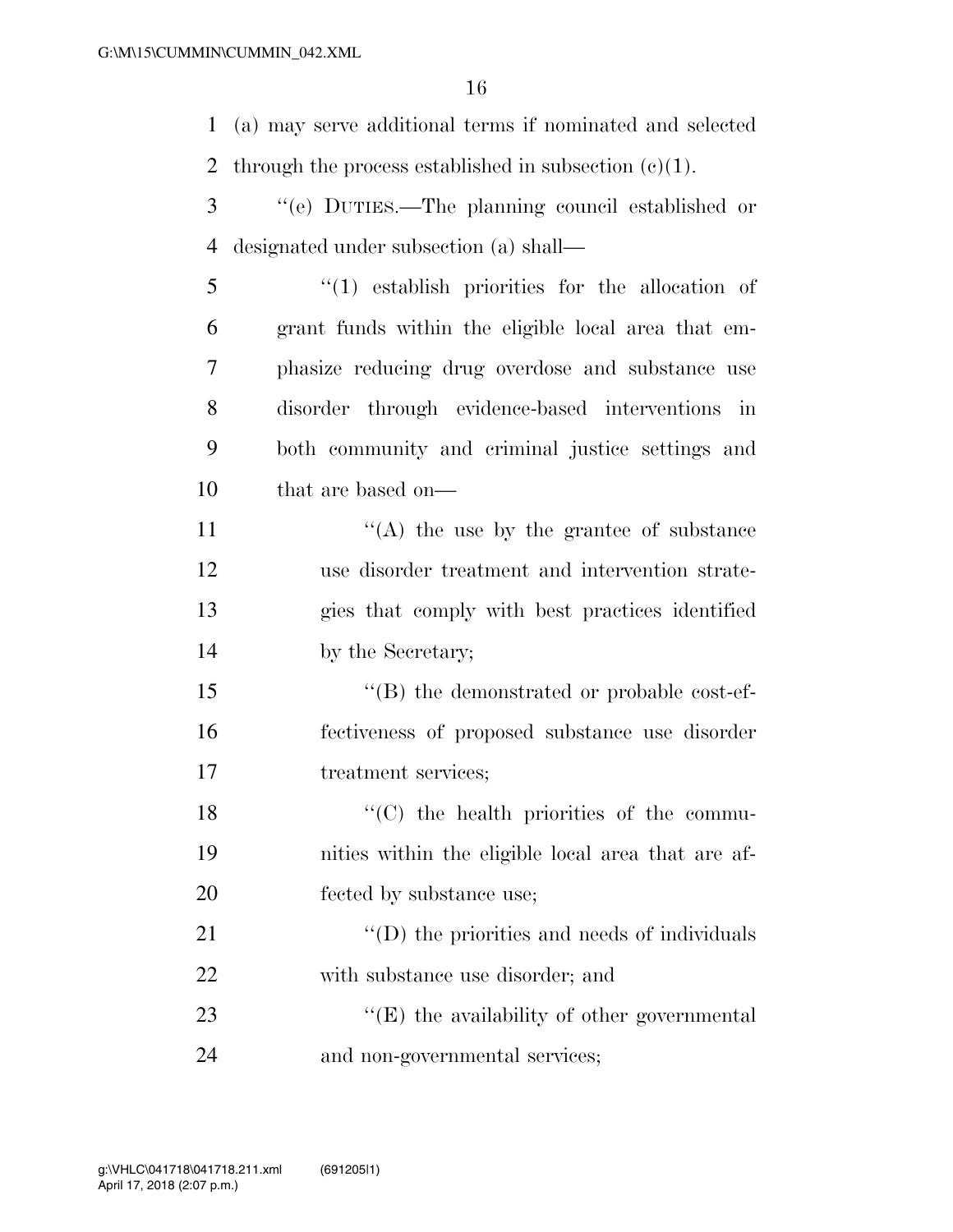(a) may serve additional terms if nominated and selected through the process established in subsection (c)(1).

"(e) DUTIES.—The planning council established or designated under subsection (a) shall—

"(1) establish priorities for the allocation of grant funds within the eligible local area that emphasize reducing drug overdose and substance use disorder through evidence-based interventions in both community and criminal justice settings and that are based on—

"(A) the use by the grantee of substance use disorder treatment and intervention strategies that comply with best practices identified by the Secretary;

"(B) the demonstrated or probable cost-effectiveness of proposed substance use disorder treatment services;

"(C) the health priorities of the communities within the eligible local area that are affected by substance use;

"(D) the priorities and needs of individuals with substance use disorder; and

"(E) the availability of other governmental and non-governmental services;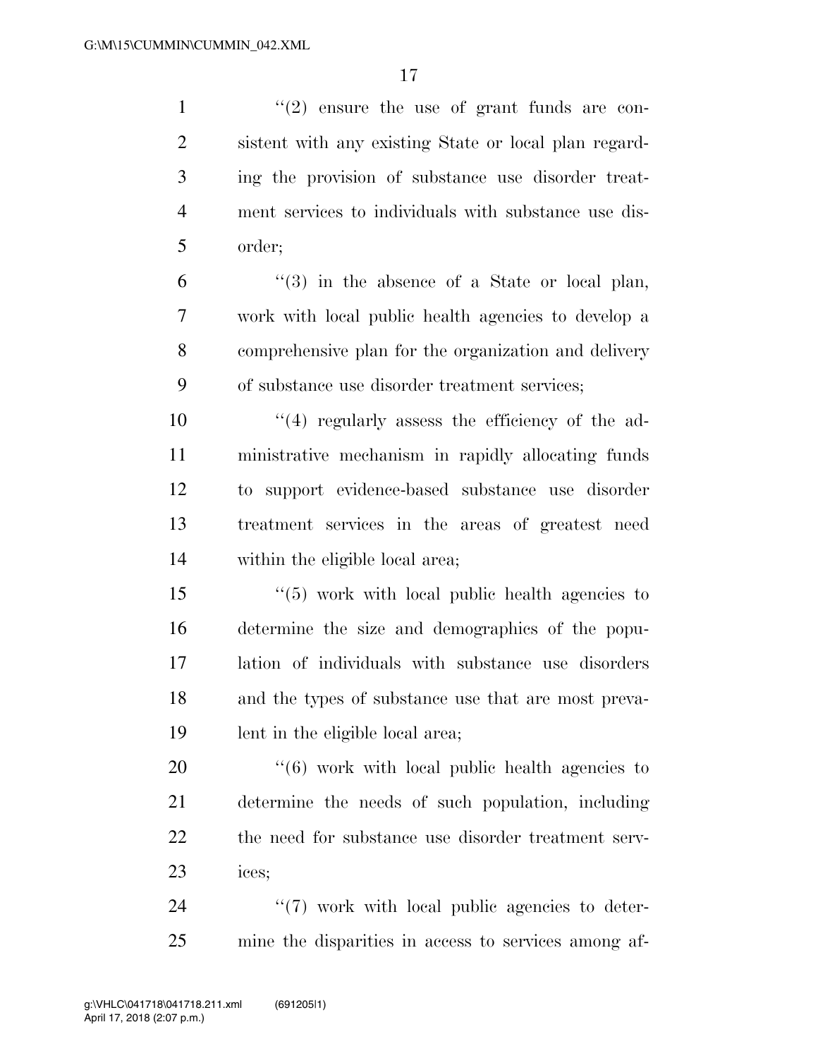''(2) ensure the use of grant funds are consistent with any existing State or local plan regarding the provision of substance use disorder treatment services to individuals with substance use disorder;

''(3) in the absence of a State or local plan, work with local public health agencies to develop a comprehensive plan for the organization and delivery of substance use disorder treatment services;

''(4) regularly assess the efficiency of the administrative mechanism in rapidly allocating funds to support evidence-based substance use disorder treatment services in the areas of greatest need within the eligible local area;

''(5) work with local public health agencies to determine the size and demographics of the population of individuals with substance use disorders and the types of substance use that are most prevalent in the eligible local area;

''(6) work with local public health agencies to determine the needs of such population, including the need for substance use disorder treatment services;

''(7) work with local public agencies to determine the disparities in access to services among af-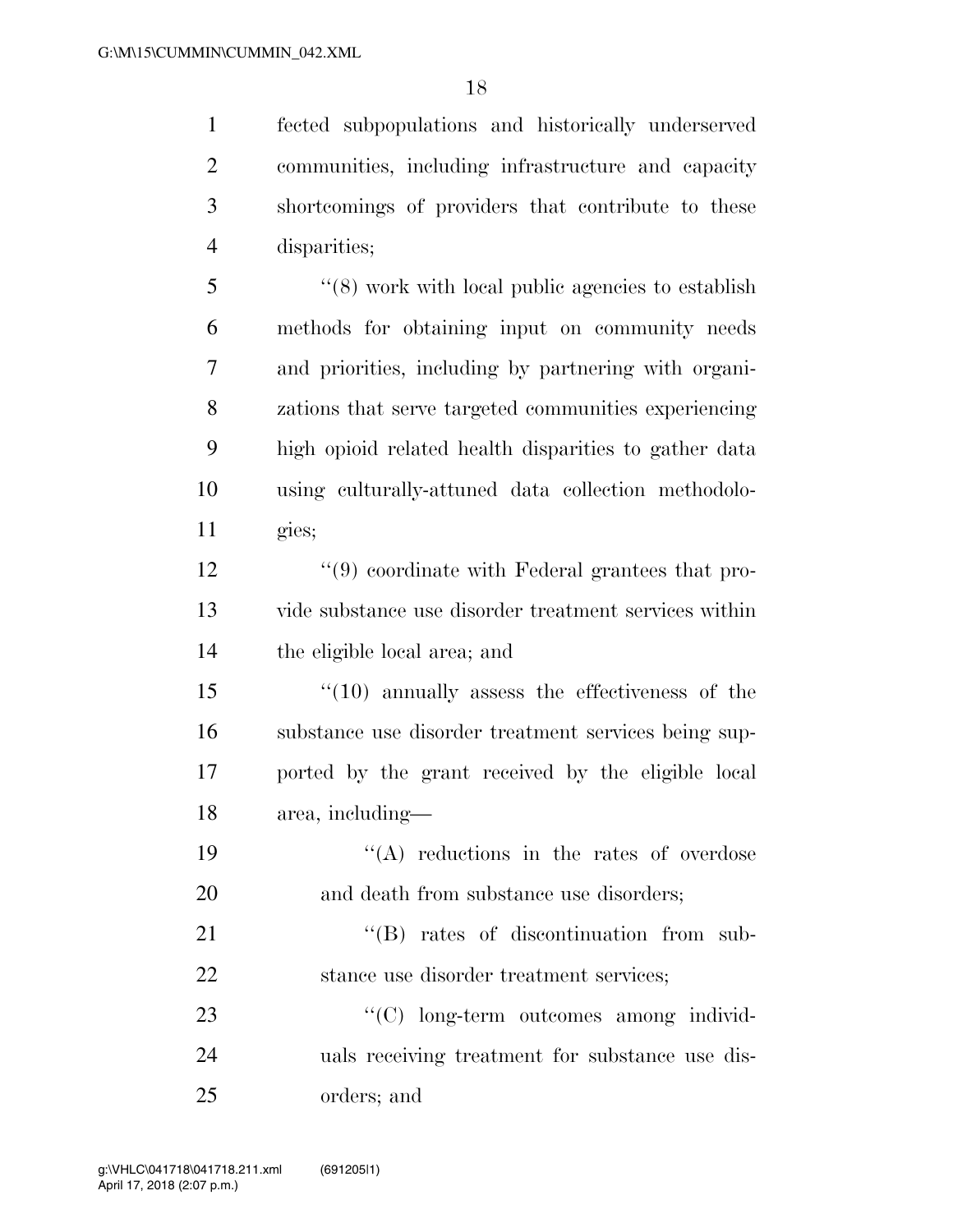fected subpopulations and historically underserved communities, including infrastructure and capacity shortcomings of providers that contribute to these disparities;

''(8) work with local public agencies to establish methods for obtaining input on community needs and priorities, including by partnering with organizations that serve targeted communities experiencing high opioid related health disparities to gather data using culturally-attuned data collection methodologies;

''(9) coordinate with Federal grantees that provide substance use disorder treatment services within the eligible local area; and

''(10) annually assess the effectiveness of the substance use disorder treatment services being supported by the grant received by the eligible local area, including—

''(A) reductions in the rates of overdose and death from substance use disorders;

''(B) rates of discontinuation from substance use disorder treatment services;

''(C) long-term outcomes among individuals receiving treatment for substance use disorders; and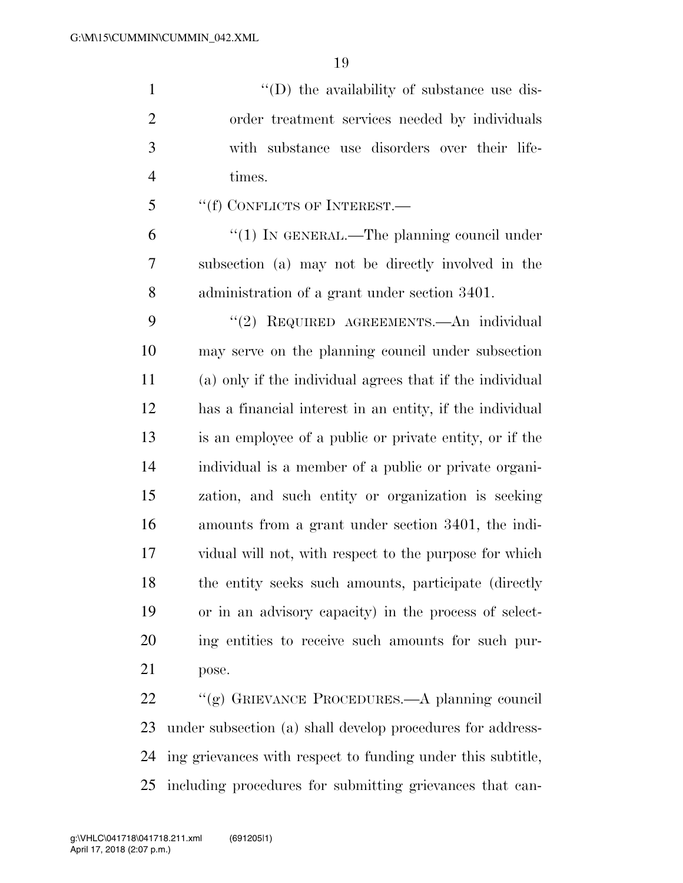''(D) the availability of substance use disorder treatment services needed by individuals with substance use disorders over their lifetimes.

''(f) CONFLICTS OF INTEREST.—

''(1) IN GENERAL.—The planning council under subsection (a) may not be directly involved in the administration of a grant under section 3401.

''(2) REQUIRED AGREEMENTS.—An individual may serve on the planning council under subsection (a) only if the individual agrees that if the individual has a financial interest in an entity, if the individual is an employee of a public or private entity, or if the individual is a member of a public or private organization, and such entity or organization is seeking amounts from a grant under section 3401, the individual will not, with respect to the purpose for which the entity seeks such amounts, participate (directly or in an advisory capacity) in the process of selecting entities to receive such amounts for such purpose.

''(g) GRIEVANCE PROCEDURES.—A planning council under subsection (a) shall develop procedures for addressing grievances with respect to funding under this subtitle, including procedures for submitting grievances that can-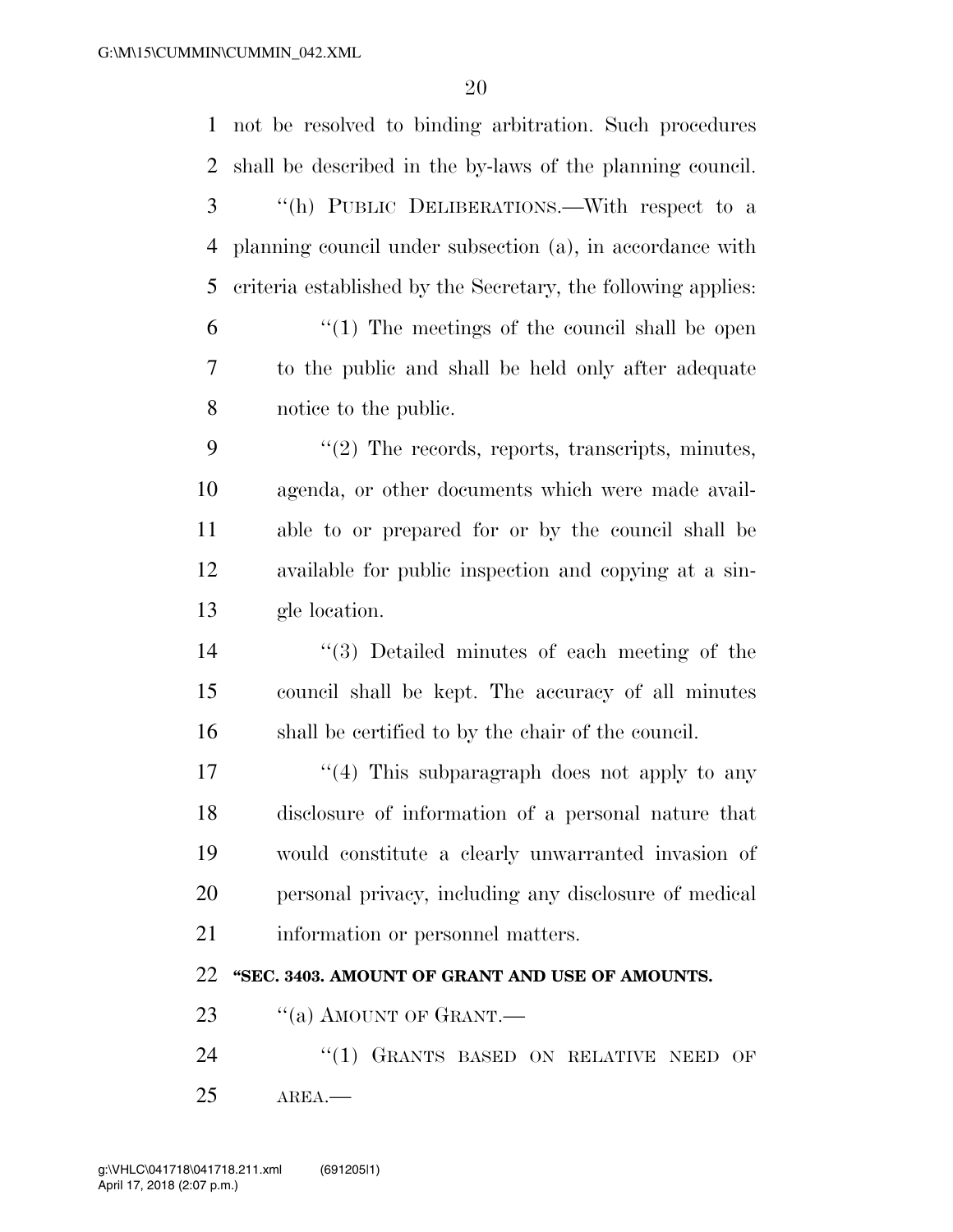not be resolved to binding arbitration. Such procedures shall be described in the by-laws of the planning council.

"(h) PUBLIC DELIBERATIONS.—With respect to a planning council under subsection (a), in accordance with criteria established by the Secretary, the following applies:

"(1) The meetings of the council shall be open to the public and shall be held only after adequate notice to the public.

"(2) The records, reports, transcripts, minutes, agenda, or other documents which were made available to or prepared for or by the council shall be available for public inspection and copying at a single location.

"(3) Detailed minutes of each meeting of the council shall be kept. The accuracy of all minutes shall be certified to by the chair of the council.

"(4) This subparagraph does not apply to any disclosure of information of a personal nature that would constitute a clearly unwarranted invasion of personal privacy, including any disclosure of medical information or personnel matters.

**"SEC. 3403. AMOUNT OF GRANT AND USE OF AMOUNTS.**

"(a) AMOUNT OF GRANT.—

"(1) GRANTS BASED ON RELATIVE NEED OF AREA.—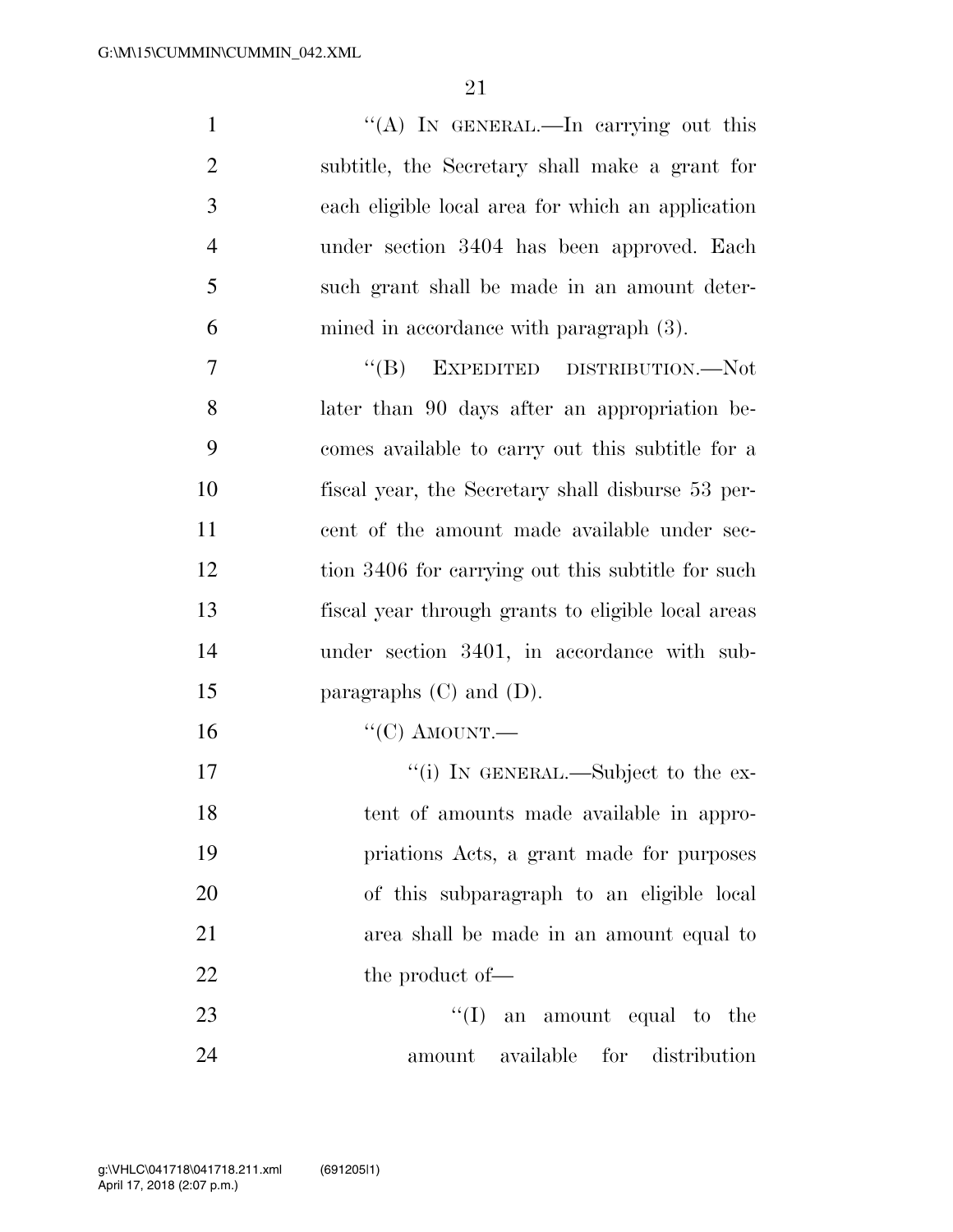''(A) IN GENERAL.—In carrying out this subtitle, the Secretary shall make a grant for each eligible local area for which an application under section 3404 has been approved. Each such grant shall be made in an amount determined in accordance with paragraph (3).

''(B) EXPEDITED DISTRIBUTION.—Not later than 90 days after an appropriation becomes available to carry out this subtitle for a fiscal year, the Secretary shall disburse 53 percent of the amount made available under section 3406 for carrying out this subtitle for such fiscal year through grants to eligible local areas under section 3401, in accordance with subparagraphs (C) and (D).

''(C) AMOUNT.—

''(i) IN GENERAL.—Subject to the extent of amounts made available in appropriations Acts, a grant made for purposes of this subparagraph to an eligible local area shall be made in an amount equal to the product of—

''(I) an amount equal to the amount available for distribution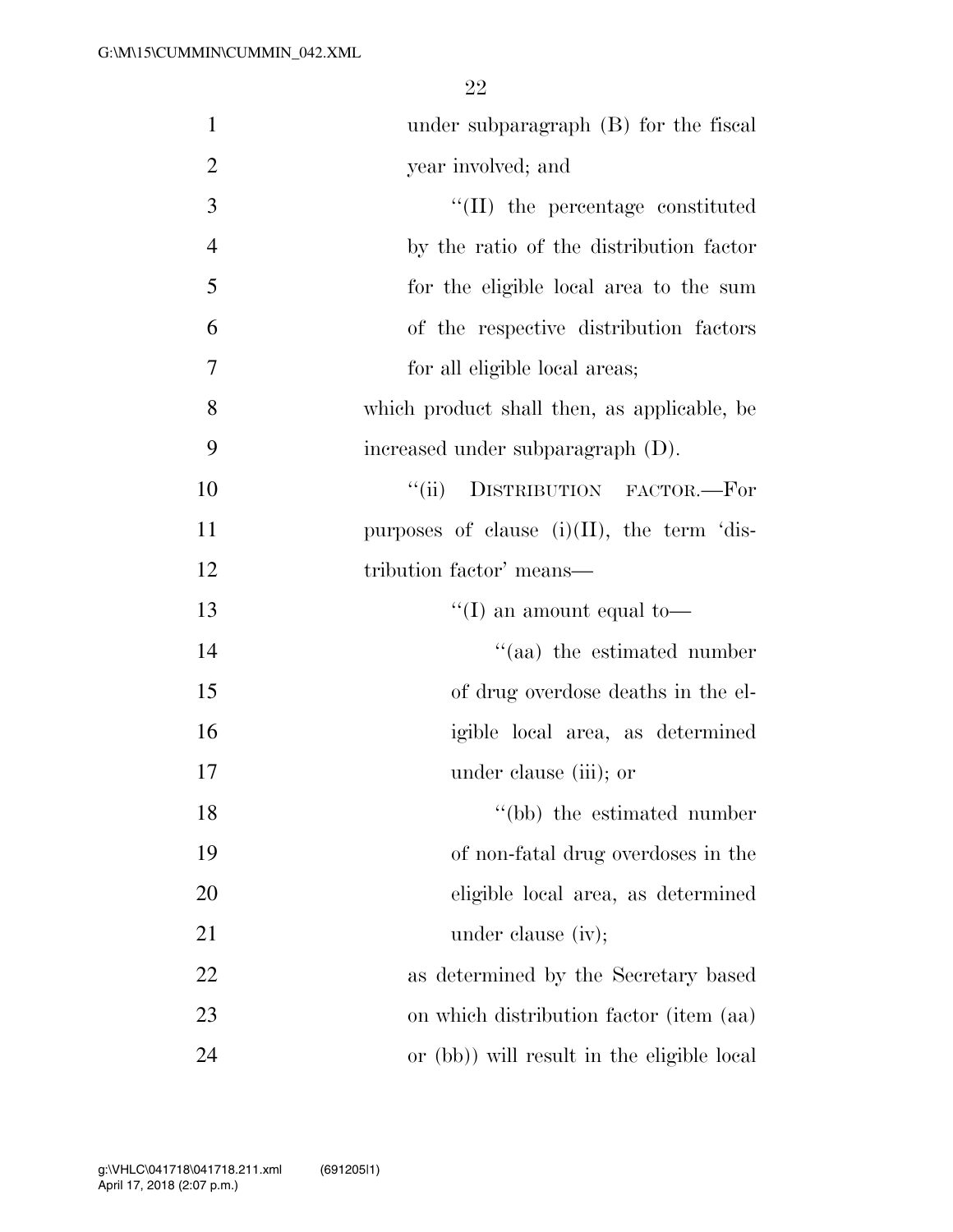under subparagraph (B) for the fiscal year involved; and

''(II) the percentage constituted by the ratio of the distribution factor for the eligible local area to the sum of the respective distribution factors for all eligible local areas;

which product shall then, as applicable, be increased under subparagraph (D).

''(ii) DISTRIBUTION FACTOR.—For purposes of clause (i)(II), the term 'distribution factor' means—

''(I) an amount equal to—

''(aa) the estimated number of drug overdose deaths in the eligible local area, as determined under clause (iii); or

''(bb) the estimated number of non-fatal drug overdoses in the eligible local area, as determined under clause (iv);

as determined by the Secretary based on which distribution factor (item (aa) or (bb)) will result in the eligible local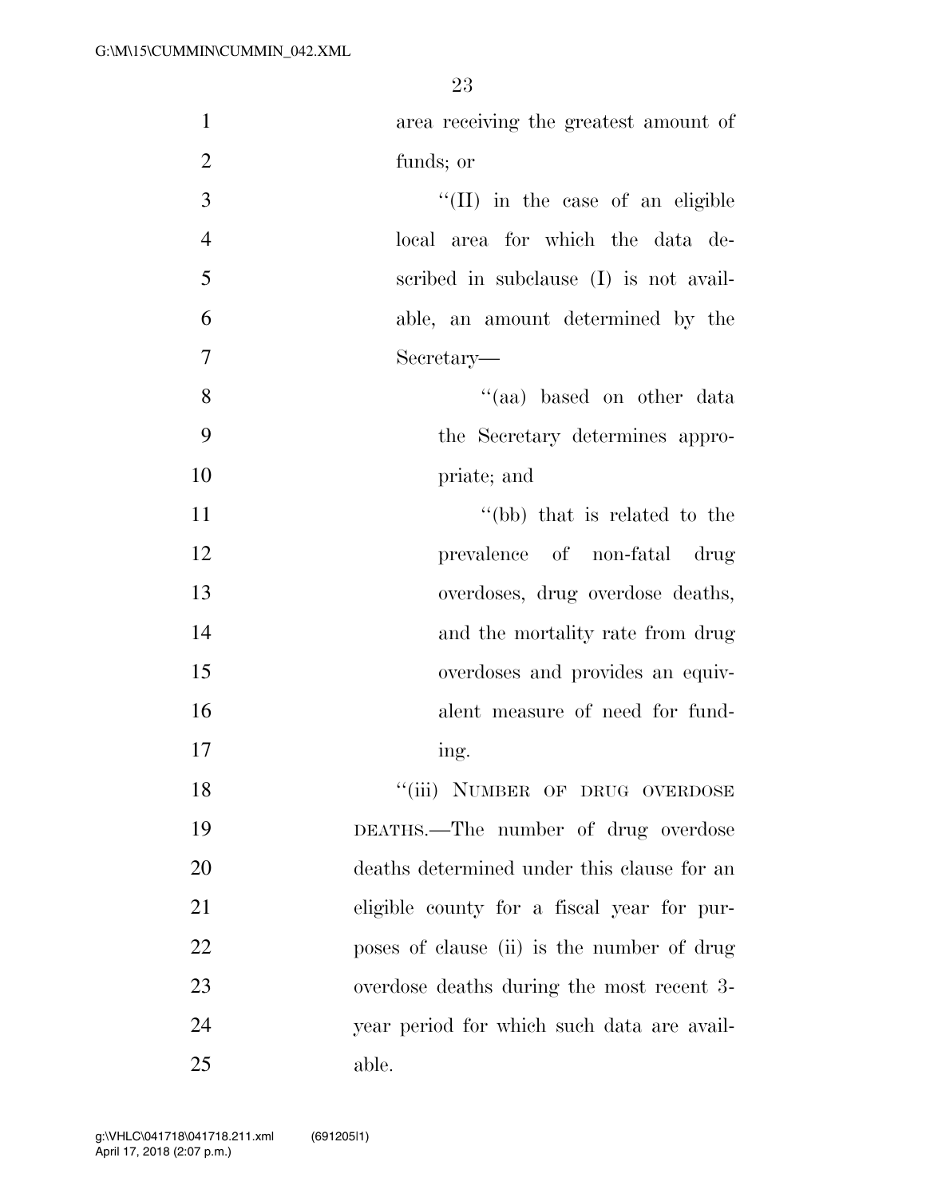area receiving the greatest amount of funds; or

''(II) in the case of an eligible local area for which the data described in subclause (I) is not available, an amount determined by the Secretary—

''(aa) based on other data the Secretary determines appropriate; and

''(bb) that is related to the prevalence of non-fatal drug overdoses, drug overdose deaths, and the mortality rate from drug overdoses and provides an equivalent measure of need for funding.

''(iii) NUMBER OF DRUG OVERDOSE DEATHS.—The number of drug overdose deaths determined under this clause for an eligible county for a fiscal year for purposes of clause (ii) is the number of drug overdose deaths during the most recent 3-year period for which such data are available.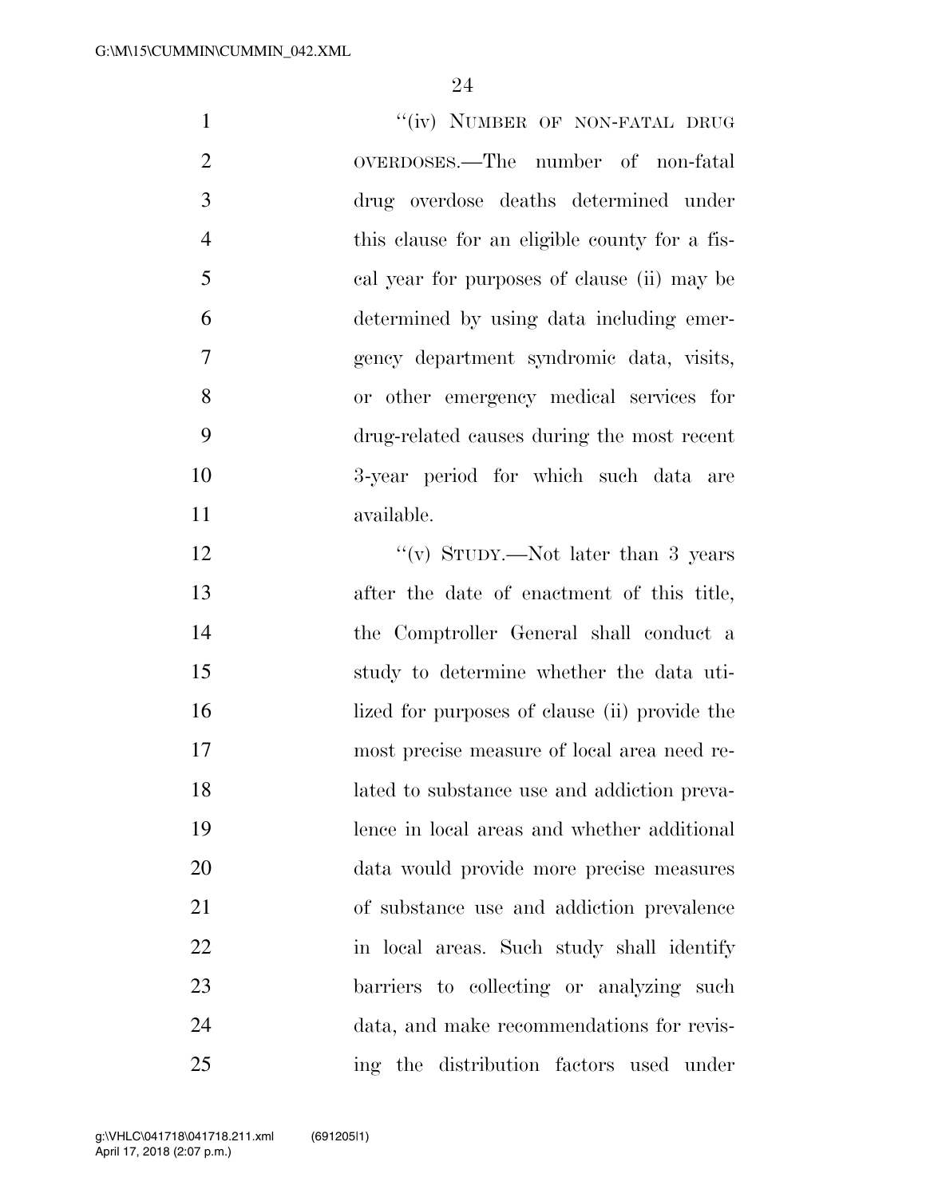"(iv) NUMBER OF NON-FATAL DRUG OVERDOSES.—The number of non-fatal drug overdose deaths determined under this clause for an eligible county for a fiscal year for purposes of clause (ii) may be determined by using data including emergency department syndromic data, visits, or other emergency medical services for drug-related causes during the most recent 3-year period for which such data are available.

"(v) STUDY.—Not later than 3 years after the date of enactment of this title, the Comptroller General shall conduct a study to determine whether the data utilized for purposes of clause (ii) provide the most precise measure of local area need related to substance use and addiction prevalence in local areas and whether additional data would provide more precise measures of substance use and addiction prevalence in local areas. Such study shall identify barriers to collecting or analyzing such data, and make recommendations for revising the distribution factors used under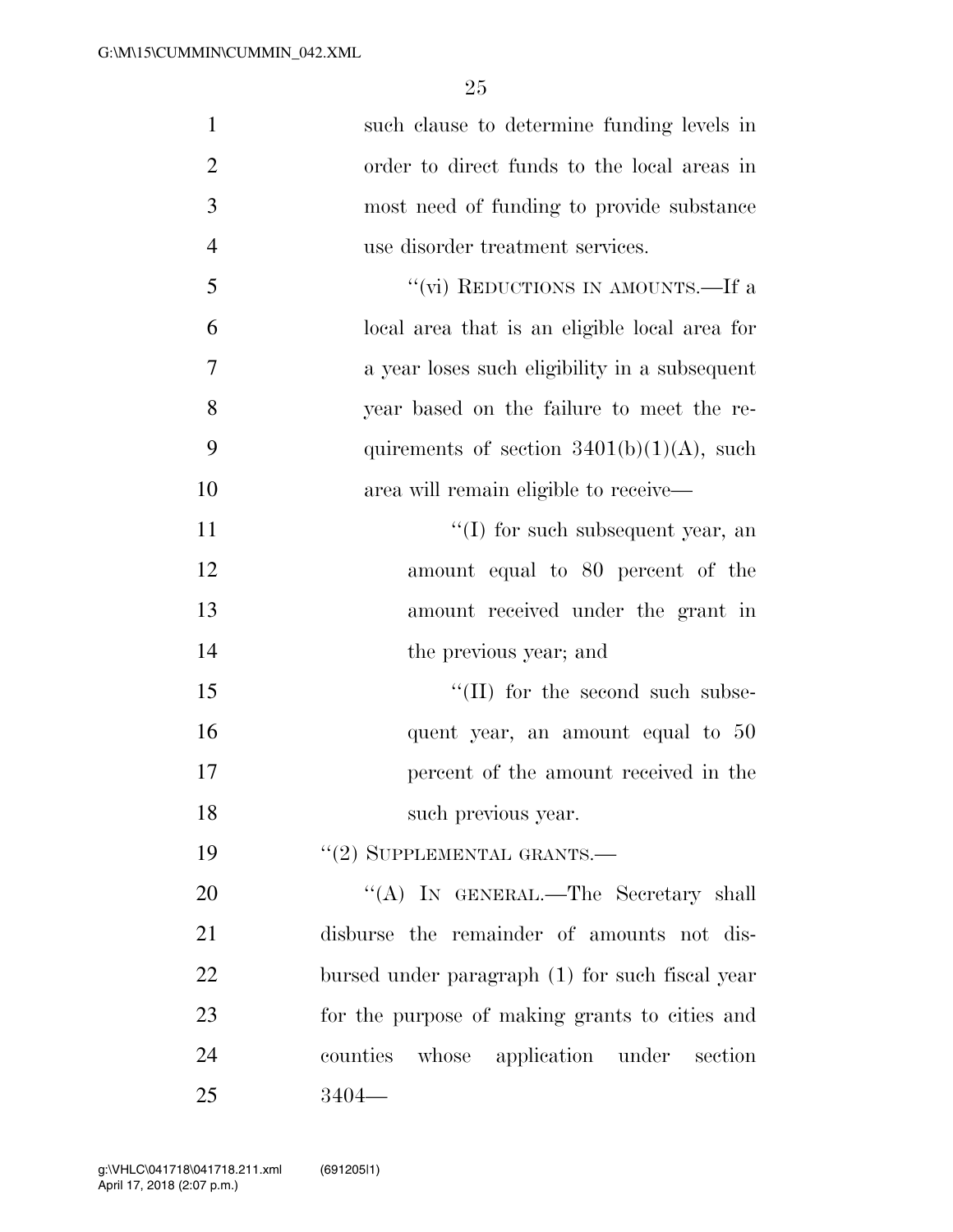such clause to determine funding levels in order to direct funds to the local areas in most need of funding to provide substance use disorder treatment services.

''(vi) REDUCTIONS IN AMOUNTS.—If a local area that is an eligible local area for a year loses such eligibility in a subsequent year based on the failure to meet the requirements of section 3401(b)(1)(A), such area will remain eligible to receive—

''(I) for such subsequent year, an amount equal to 80 percent of the amount received under the grant in the previous year; and

''(II) for the second such subsequent year, an amount equal to 50 percent of the amount received in the such previous year.

''(2) SUPPLEMENTAL GRANTS.—

''(A) IN GENERAL.—The Secretary shall disburse the remainder of amounts not disbursed under paragraph (1) for such fiscal year for the purpose of making grants to cities and counties whose application under section 3404—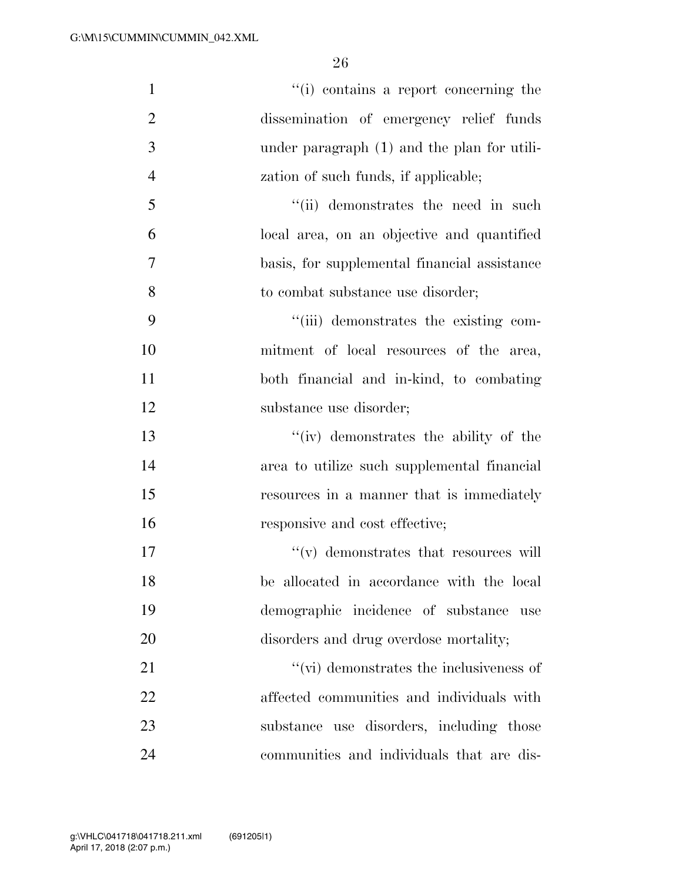''(i) contains a report concerning the dissemination of emergency relief funds under paragraph (1) and the plan for utilization of such funds, if applicable;

''(ii) demonstrates the need in such local area, on an objective and quantified basis, for supplemental financial assistance to combat substance use disorder;

''(iii) demonstrates the existing commitment of local resources of the area, both financial and in-kind, to combating substance use disorder;

''(iv) demonstrates the ability of the area to utilize such supplemental financial resources in a manner that is immediately responsive and cost effective;

''(v) demonstrates that resources will be allocated in accordance with the local demographic incidence of substance use disorders and drug overdose mortality;

''(vi) demonstrates the inclusiveness of affected communities and individuals with substance use disorders, including those communities and individuals that are dis-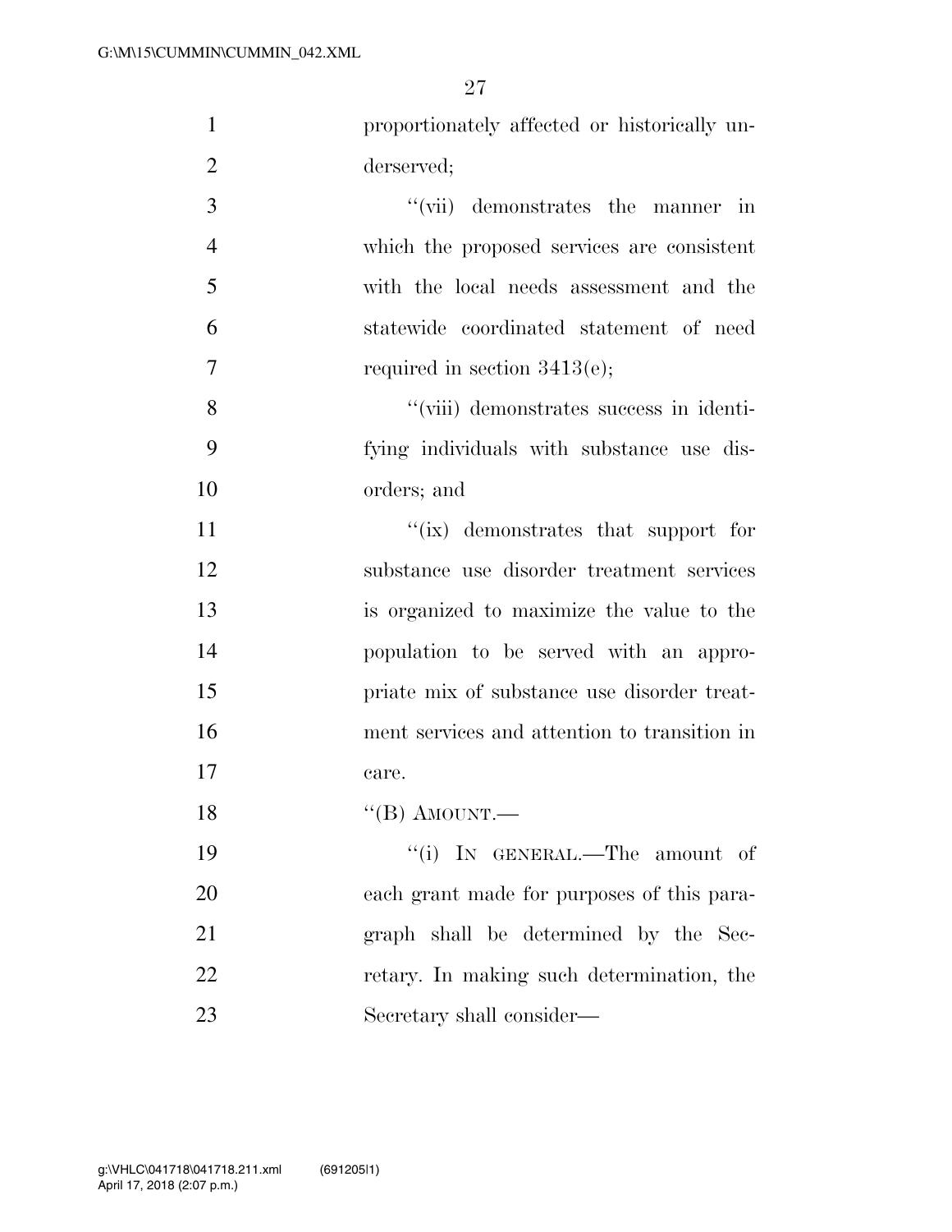proportionately affected or historically underserved;

''(vii) demonstrates the manner in which the proposed services are consistent with the local needs assessment and the statewide coordinated statement of need required in section 3413(e);

''(viii) demonstrates success in identifying individuals with substance use disorders; and

''(ix) demonstrates that support for substance use disorder treatment services is organized to maximize the value to the population to be served with an appropriate mix of substance use disorder treatment services and attention to transition in care.

''(B) AMOUNT.—

''(i) IN GENERAL.—The amount of each grant made for purposes of this paragraph shall be determined by the Secretary. In making such determination, the Secretary shall consider—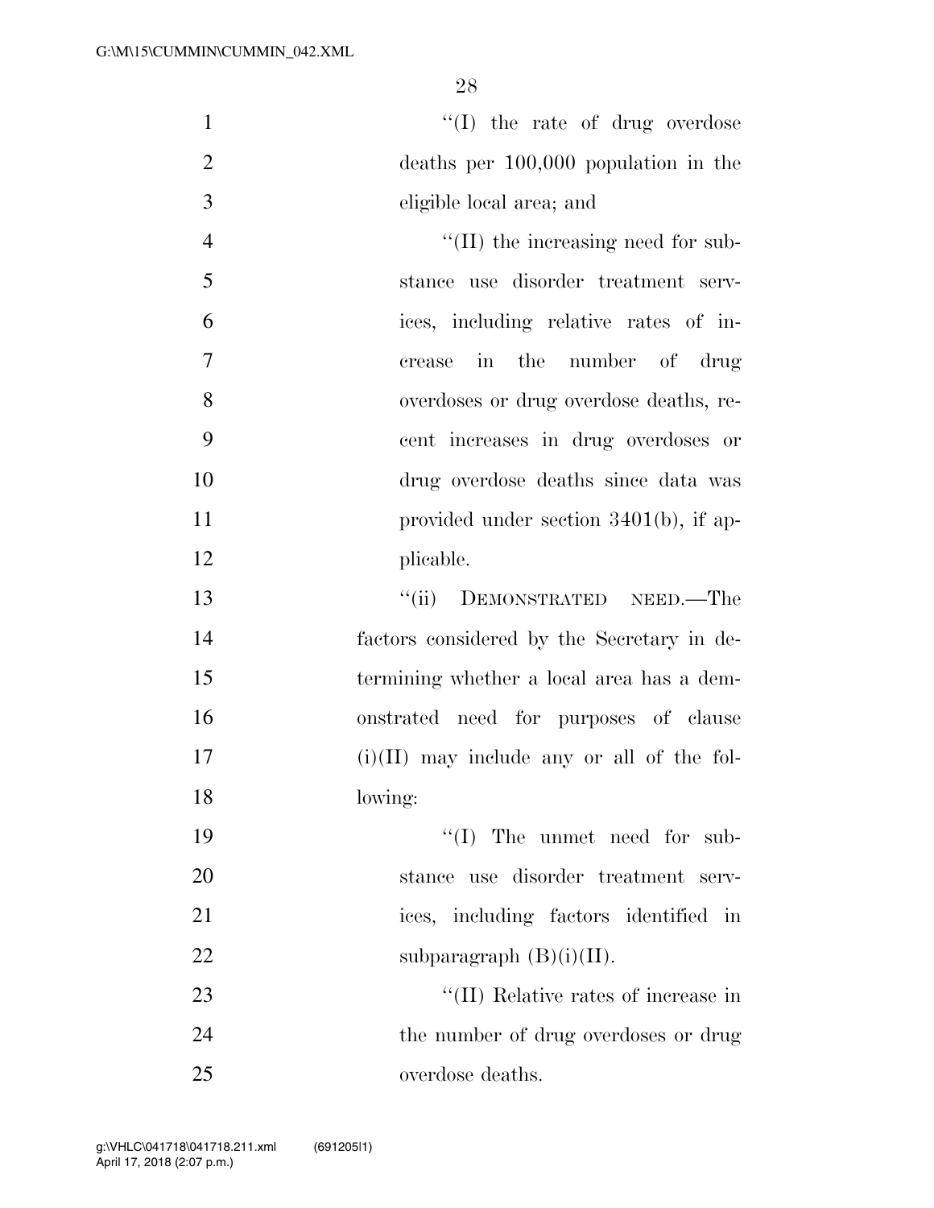"(I) the rate of drug overdose deaths per 100,000 population in the eligible local area; and

"(II) the increasing need for substance use disorder treatment services, including relative rates of increase in the number of drug overdoses or drug overdose deaths, recent increases in drug overdoses or drug overdose deaths since data was provided under section 3401(b), if applicable.

"(ii) DEMONSTRATED NEED.—The factors considered by the Secretary in determining whether a local area has a demonstrated need for purposes of clause (i)(II) may include any or all of the following:

"(I) The unmet need for substance use disorder treatment services, including factors identified in subparagraph (B)(i)(II).

"(II) Relative rates of increase in the number of drug overdoses or drug overdose deaths.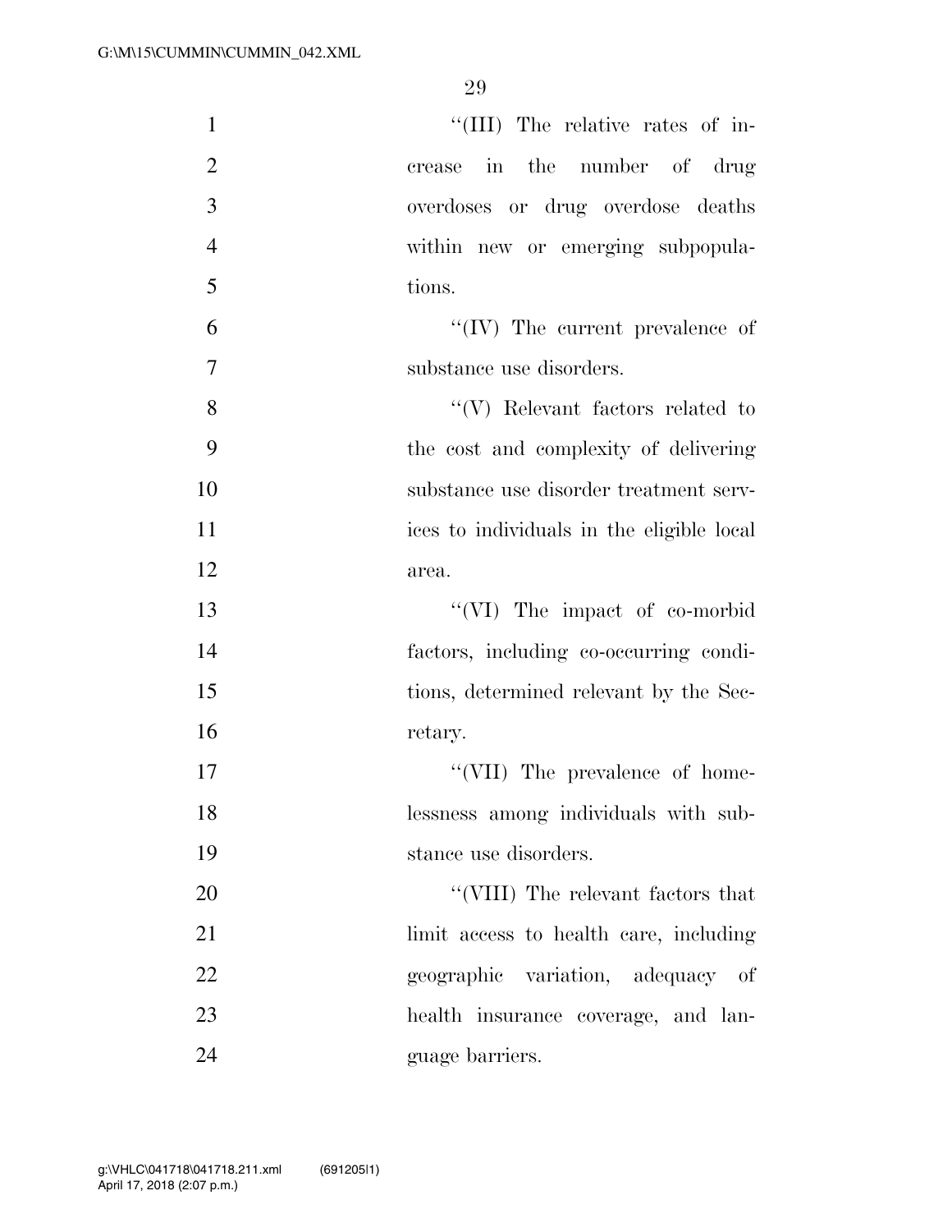"(III) The relative rates of increase in the number of drug overdoses or drug overdose deaths within new or emerging subpopulations.

"(IV) The current prevalence of substance use disorders.

"(V) Relevant factors related to the cost and complexity of delivering substance use disorder treatment services to individuals in the eligible local area.

"(VI) The impact of co-morbid factors, including co-occurring conditions, determined relevant by the Secretary.

"(VII) The prevalence of homelessness among individuals with substance use disorders.

"(VIII) The relevant factors that limit access to health care, including geographic variation, adequacy of health insurance coverage, and language barriers.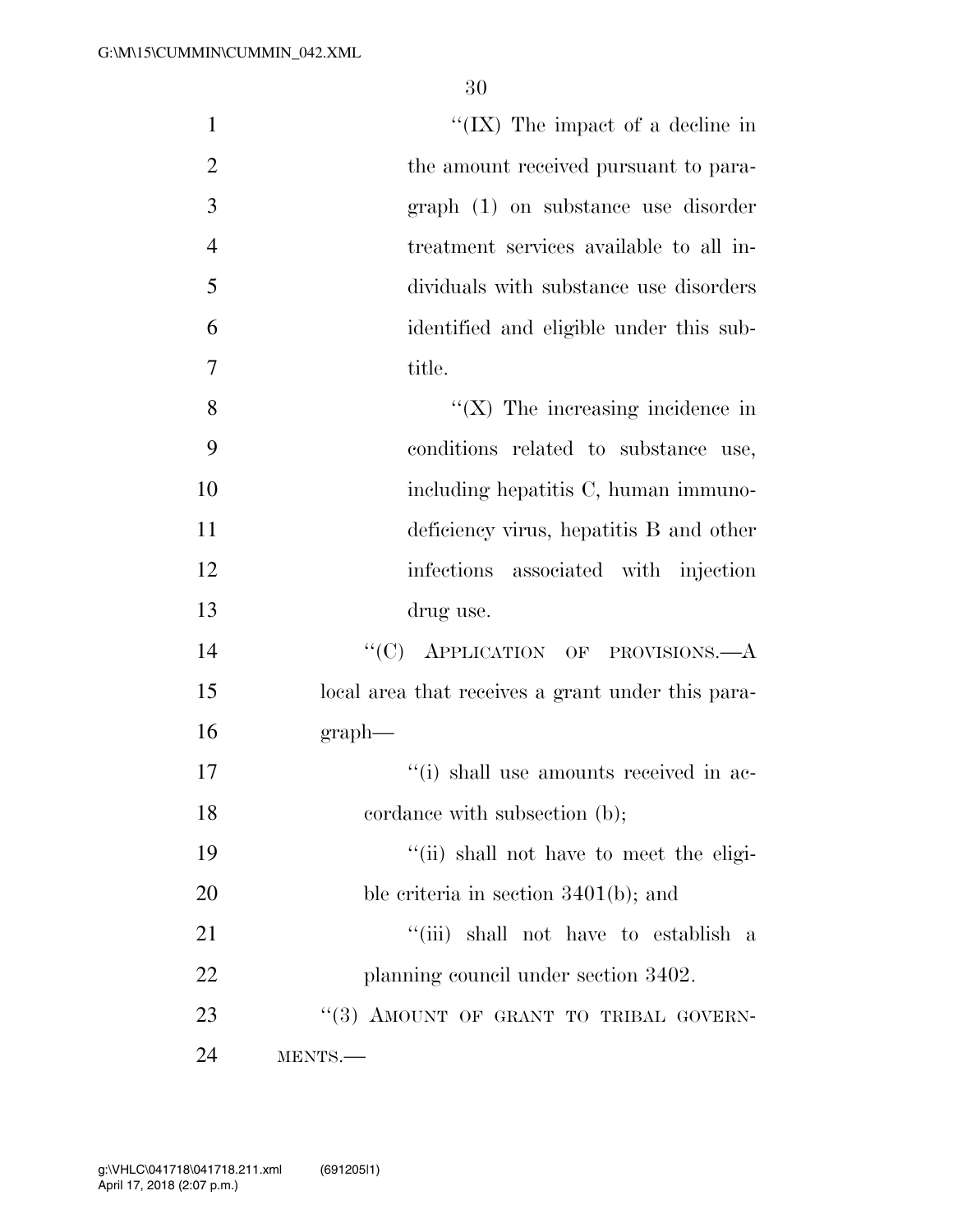''(IX) The impact of a decline in the amount received pursuant to paragraph (1) on substance use disorder treatment services available to all individuals with substance use disorders identified and eligible under this subtitle.

''(X) The increasing incidence in conditions related to substance use, including hepatitis C, human immunodeficiency virus, hepatitis B and other infections associated with injection drug use.

''(C) APPLICATION OF PROVISIONS.—A local area that receives a grant under this paragraph—

''(i) shall use amounts received in accordance with subsection (b);

''(ii) shall not have to meet the eligible criteria in section 3401(b); and

''(iii) shall not have to establish a planning council under section 3402.

''(3) AMOUNT OF GRANT TO TRIBAL GOVERNMENTS.—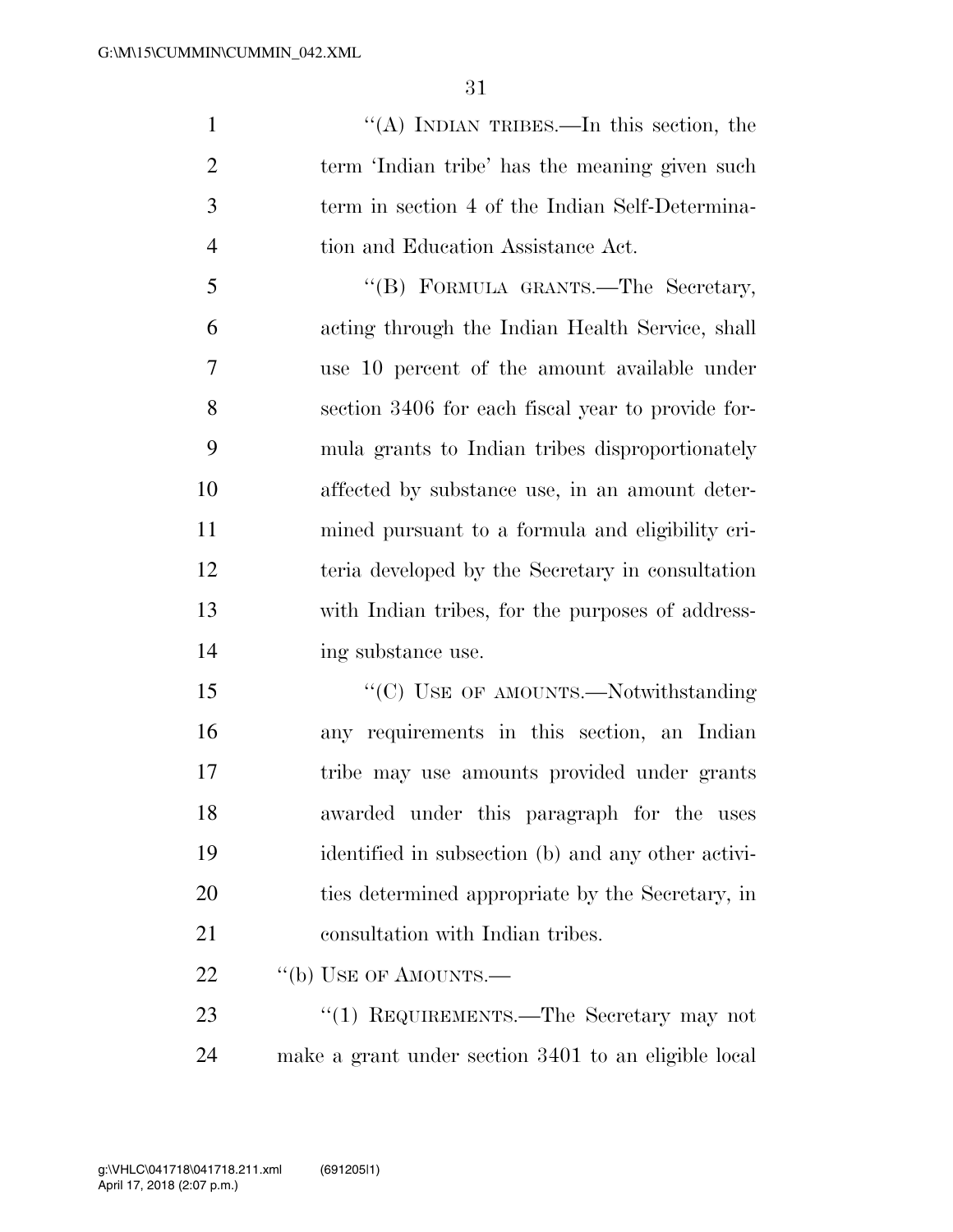''(A) INDIAN TRIBES.—In this section, the term 'Indian tribe' has the meaning given such term in section 4 of the Indian Self-Determination and Education Assistance Act.

''(B) FORMULA GRANTS.—The Secretary, acting through the Indian Health Service, shall use 10 percent of the amount available under section 3406 for each fiscal year to provide formula grants to Indian tribes disproportionately affected by substance use, in an amount determined pursuant to a formula and eligibility criteria developed by the Secretary in consultation with Indian tribes, for the purposes of addressing substance use.

''(C) USE OF AMOUNTS.—Notwithstanding any requirements in this section, an Indian tribe may use amounts provided under grants awarded under this paragraph for the uses identified in subsection (b) and any other activities determined appropriate by the Secretary, in consultation with Indian tribes.

''(b) USE OF AMOUNTS.—

''(1) REQUIREMENTS.—The Secretary may not make a grant under section 3401 to an eligible local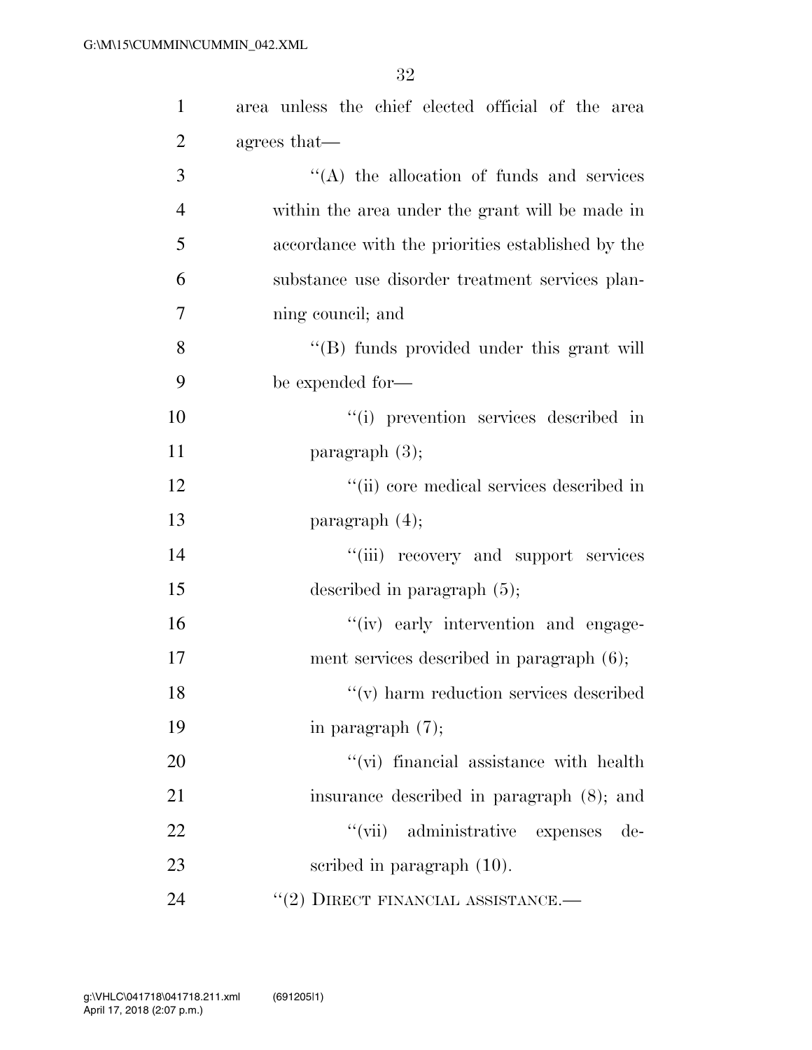area unless the chief elected official of the area agrees that—

"(A) the allocation of funds and services within the area under the grant will be made in accordance with the priorities established by the substance use disorder treatment services planning council; and

"(B) funds provided under this grant will be expended for—

"(i) prevention services described in paragraph (3);

"(ii) core medical services described in paragraph (4);

"(iii) recovery and support services described in paragraph (5);

"(iv) early intervention and engagement services described in paragraph (6);

"(v) harm reduction services described in paragraph (7);

"(vi) financial assistance with health insurance described in paragraph (8); and

"(vii) administrative expenses described in paragraph (10).

"(2) DIRECT FINANCIAL ASSISTANCE.—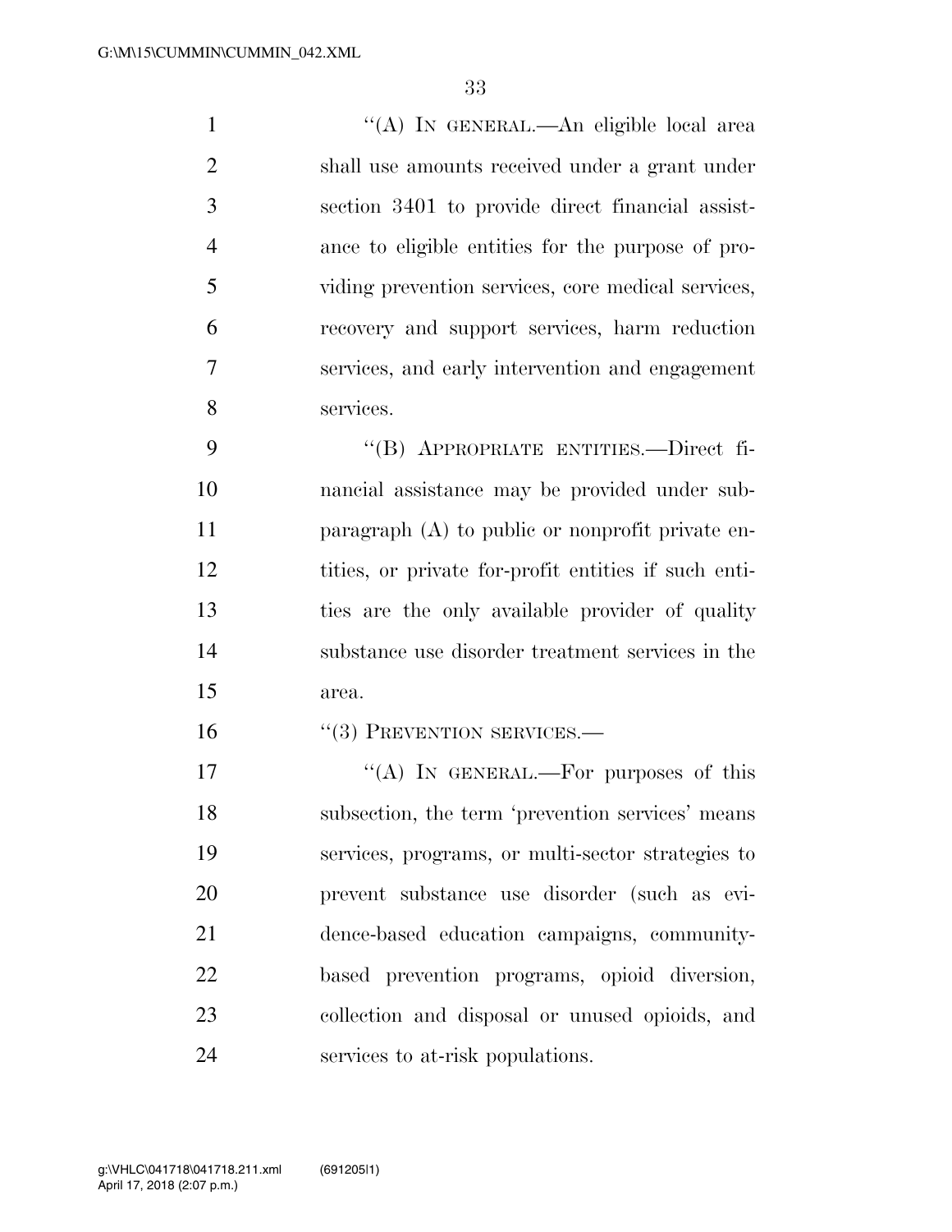"(A) IN GENERAL.—An eligible local area shall use amounts received under a grant under section 3401 to provide direct financial assistance to eligible entities for the purpose of providing prevention services, core medical services, recovery and support services, harm reduction services, and early intervention and engagement services.

"(B) APPROPRIATE ENTITIES.—Direct financial assistance may be provided under subparagraph (A) to public or nonprofit private entities, or private for-profit entities if such entities are the only available provider of quality substance use disorder treatment services in the area.

"(3) PREVENTION SERVICES.—

"(A) IN GENERAL.—For purposes of this subsection, the term 'prevention services' means services, programs, or multi-sector strategies to prevent substance use disorder (such as evidence-based education campaigns, community-based prevention programs, opioid diversion, collection and disposal or unused opioids, and services to at-risk populations.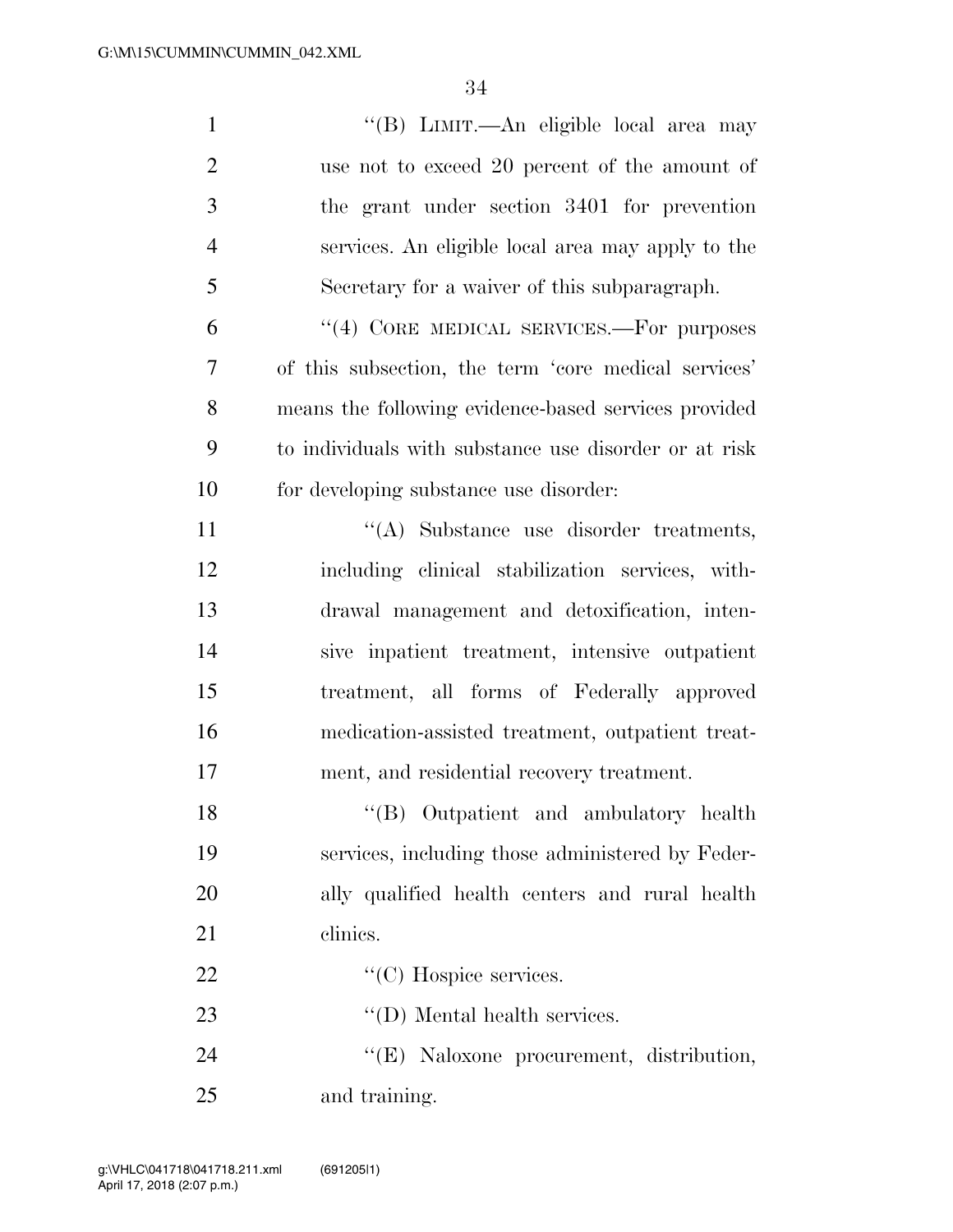''(B) LIMIT.—An eligible local area may use not to exceed 20 percent of the amount of the grant under section 3401 for prevention services. An eligible local area may apply to the Secretary for a waiver of this subparagraph.

''(4) CORE MEDICAL SERVICES.—For purposes of this subsection, the term 'core medical services' means the following evidence-based services provided to individuals with substance use disorder or at risk for developing substance use disorder:

''(A) Substance use disorder treatments, including clinical stabilization services, withdrawal management and detoxification, intensive inpatient treatment, intensive outpatient treatment, all forms of Federally approved medication-assisted treatment, outpatient treatment, and residential recovery treatment.

''(B) Outpatient and ambulatory health services, including those administered by Federally qualified health centers and rural health clinics.

''(C) Hospice services.

''(D) Mental health services.

''(E) Naloxone procurement, distribution, and training.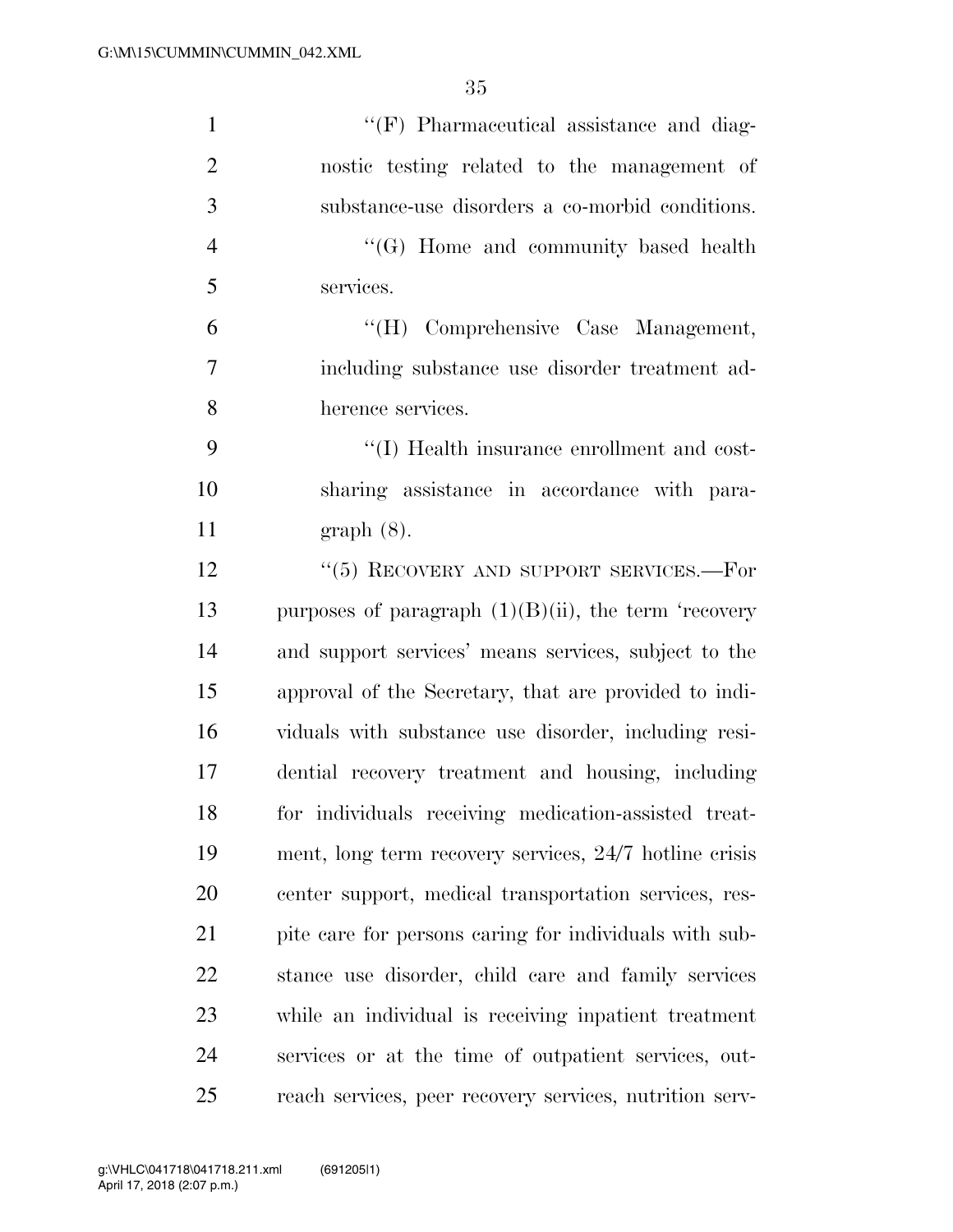"(F) Pharmaceutical assistance and diagnostic testing related to the management of substance-use disorders a co-morbid conditions.

"(G) Home and community based health services.

"(H) Comprehensive Case Management, including substance use disorder treatment adherence services.

"(I) Health insurance enrollment and cost-sharing assistance in accordance with paragraph (8).

"(5) RECOVERY AND SUPPORT SERVICES.—For purposes of paragraph (1)(B)(ii), the term 'recovery and support services' means services, subject to the approval of the Secretary, that are provided to individuals with substance use disorder, including residential recovery treatment and housing, including for individuals receiving medication-assisted treatment, long term recovery services, 24/7 hotline crisis center support, medical transportation services, respite care for persons caring for individuals with substance use disorder, child care and family services while an individual is receiving inpatient treatment services or at the time of outpatient services, outreach services, peer recovery services, nutrition serv-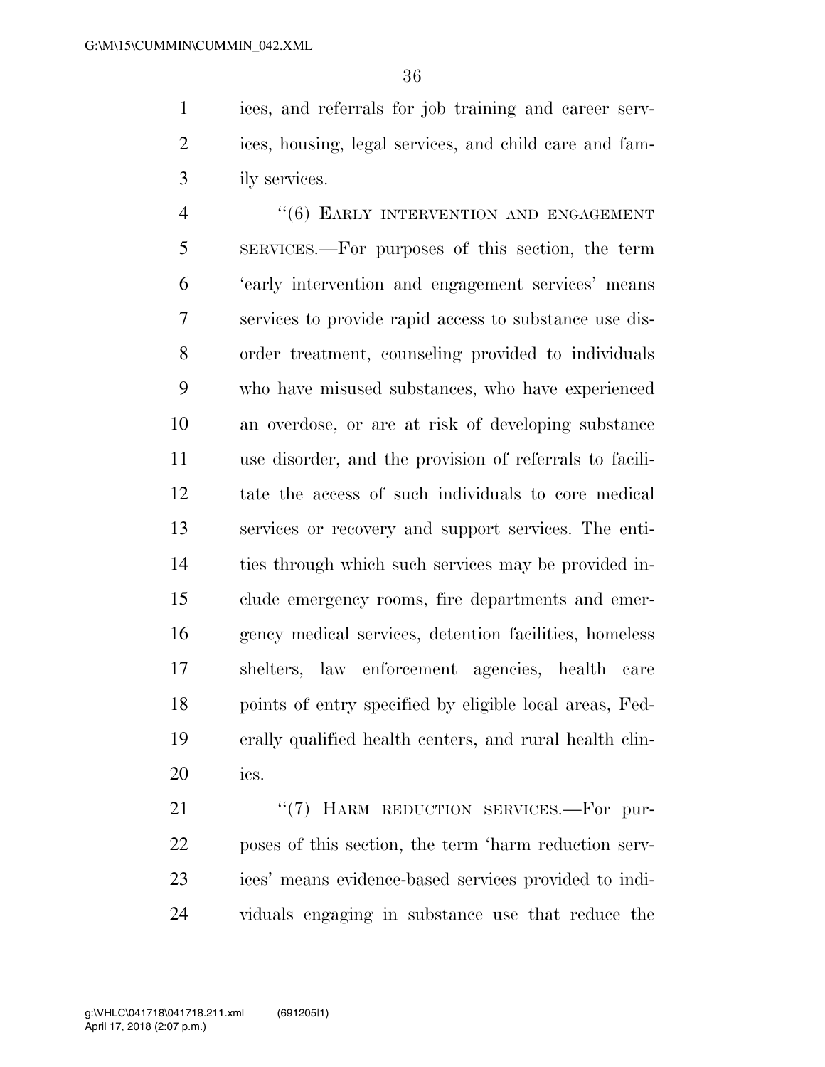ices, and referrals for job training and career services, housing, legal services, and child care and family services.

"(6) EARLY INTERVENTION AND ENGAGEMENT SERVICES.—For purposes of this section, the term 'early intervention and engagement services' means services to provide rapid access to substance use disorder treatment, counseling provided to individuals who have misused substances, who have experienced an overdose, or are at risk of developing substance use disorder, and the provision of referrals to facilitate the access of such individuals to core medical services or recovery and support services. The entities through which such services may be provided include emergency rooms, fire departments and emergency medical services, detention facilities, homeless shelters, law enforcement agencies, health care points of entry specified by eligible local areas, Federally qualified health centers, and rural health clinics.

"(7) HARM REDUCTION SERVICES.—For purposes of this section, the term 'harm reduction services' means evidence-based services provided to individuals engaging in substance use that reduce the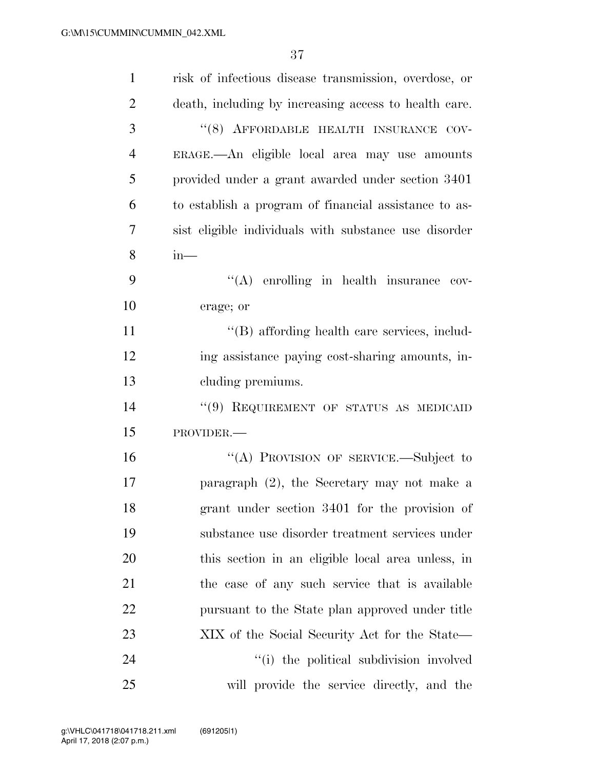risk of infectious disease transmission, overdose, or death, including by increasing access to health care.

"(8) AFFORDABLE HEALTH INSURANCE COVERAGE.—An eligible local area may use amounts provided under a grant awarded under section 3401 to establish a program of financial assistance to assist eligible individuals with substance use disorder in—

"(A) enrolling in health insurance coverage; or

"(B) affording health care services, including assistance paying cost-sharing amounts, including premiums.

"(9) REQUIREMENT OF STATUS AS MEDICAID PROVIDER.—

"(A) PROVISION OF SERVICE.—Subject to paragraph (2), the Secretary may not make a grant under section 3401 for the provision of substance use disorder treatment services under this section in an eligible local area unless, in the case of any such service that is available pursuant to the State plan approved under title XIX of the Social Security Act for the State—

"(i) the political subdivision involved will provide the service directly, and the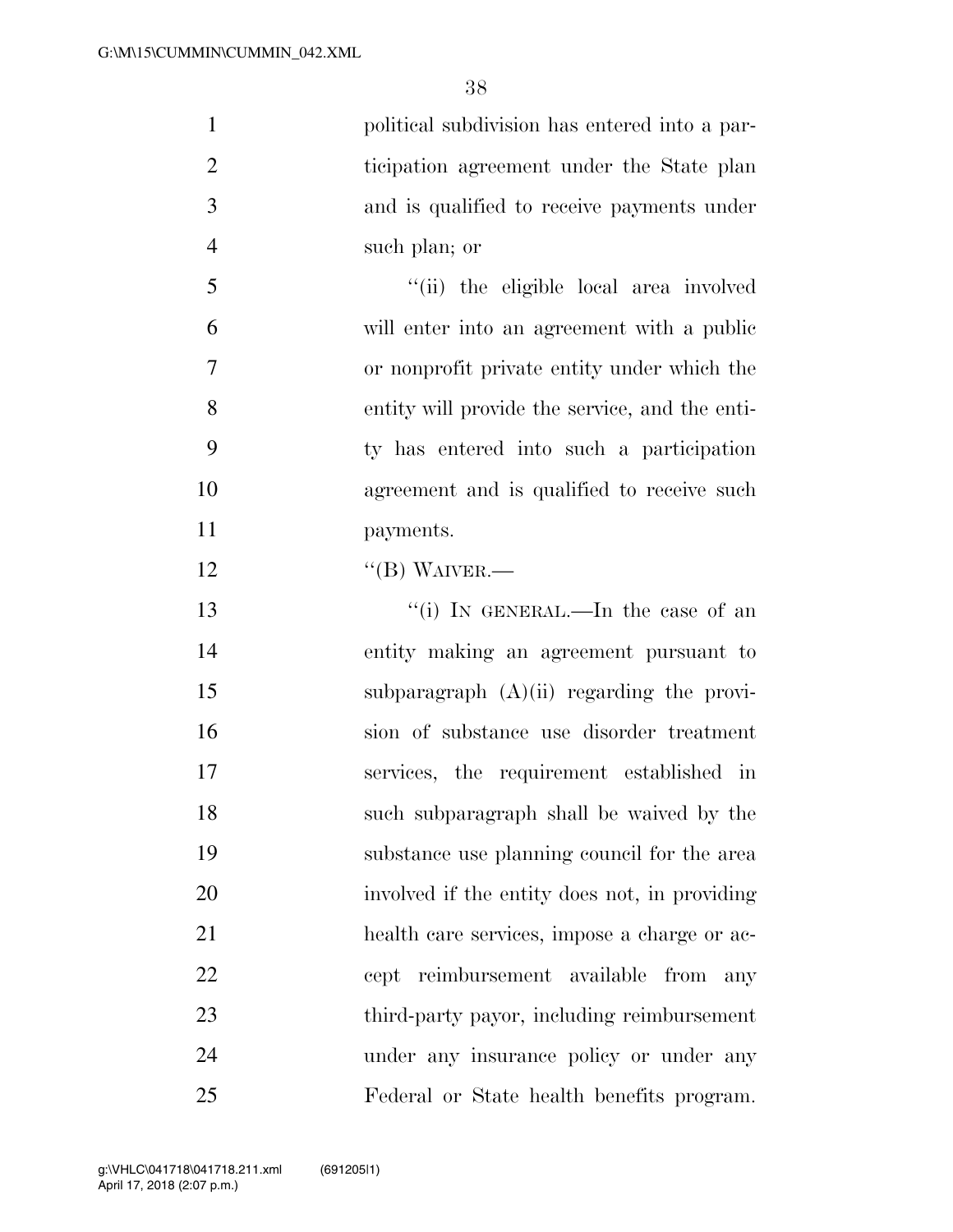political subdivision has entered into a participation agreement under the State plan and is qualified to receive payments under such plan; or

"(ii) the eligible local area involved will enter into an agreement with a public or nonprofit private entity under which the entity will provide the service, and the entity has entered into such a participation agreement and is qualified to receive such payments.

"(B) WAIVER.—

"(i) IN GENERAL.—In the case of an entity making an agreement pursuant to subparagraph (A)(ii) regarding the provision of substance use disorder treatment services, the requirement established in such subparagraph shall be waived by the substance use planning council for the area involved if the entity does not, in providing health care services, impose a charge or accept reimbursement available from any third-party payor, including reimbursement under any insurance policy or under any Federal or State health benefits program.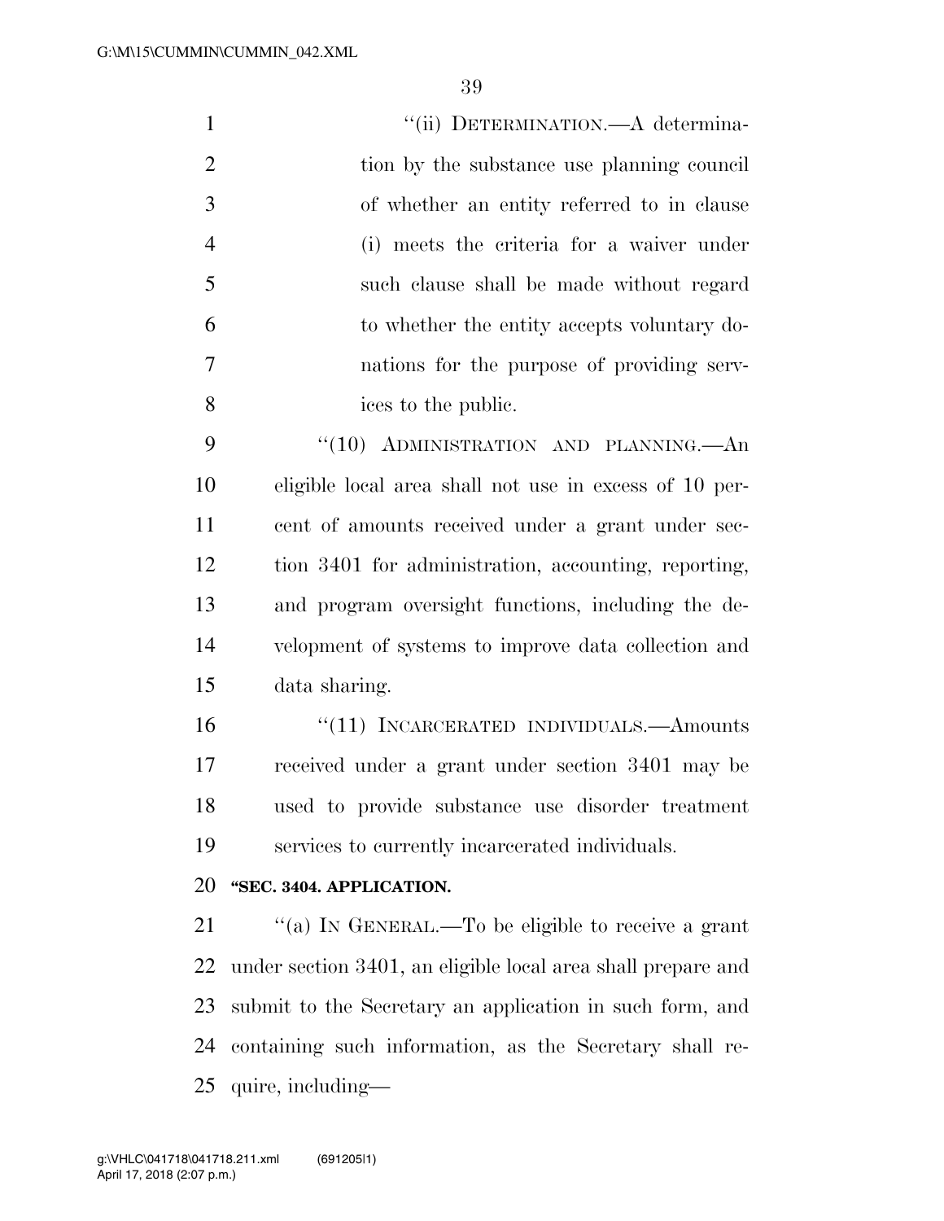"(ii) DETERMINATION.—A determination by the substance use planning council of whether an entity referred to in clause (i) meets the criteria for a waiver under such clause shall be made without regard to whether the entity accepts voluntary donations for the purpose of providing services to the public.

"(10) ADMINISTRATION AND PLANNING.—An eligible local area shall not use in excess of 10 percent of amounts received under a grant under section 3401 for administration, accounting, reporting, and program oversight functions, including the development of systems to improve data collection and data sharing.

"(11) INCARCERATED INDIVIDUALS.—Amounts received under a grant under section 3401 may be used to provide substance use disorder treatment services to currently incarcerated individuals.

**"SEC. 3404. APPLICATION.**

"(a) IN GENERAL.—To be eligible to receive a grant under section 3401, an eligible local area shall prepare and submit to the Secretary an application in such form, and containing such information, as the Secretary shall require, including—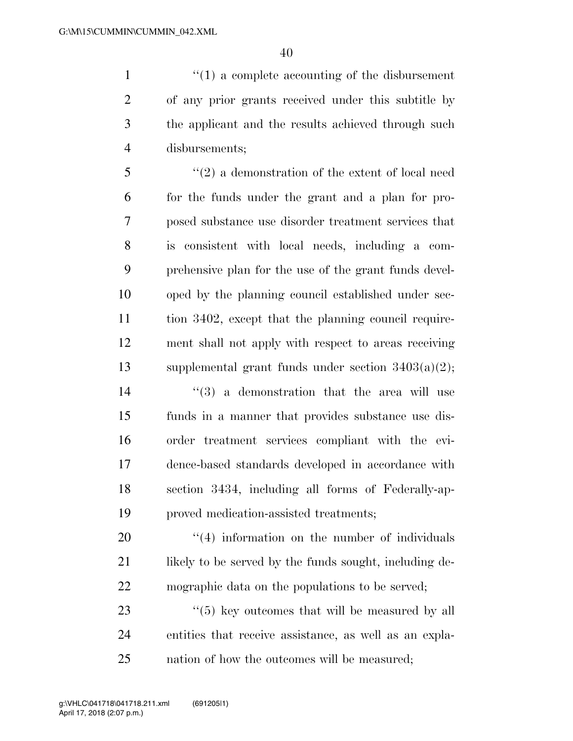''(1) a complete accounting of the disbursement of any prior grants received under this subtitle by the applicant and the results achieved through such disbursements;

''(2) a demonstration of the extent of local need for the funds under the grant and a plan for proposed substance use disorder treatment services that is consistent with local needs, including a comprehensive plan for the use of the grant funds developed by the planning council established under section 3402, except that the planning council requirement shall not apply with respect to areas receiving supplemental grant funds under section 3403(a)(2);

''(3) a demonstration that the area will use funds in a manner that provides substance use disorder treatment services compliant with the evidence-based standards developed in accordance with section 3434, including all forms of Federally-approved medication-assisted treatments;

''(4) information on the number of individuals likely to be served by the funds sought, including demographic data on the populations to be served;

''(5) key outcomes that will be measured by all entities that receive assistance, as well as an explanation of how the outcomes will be measured;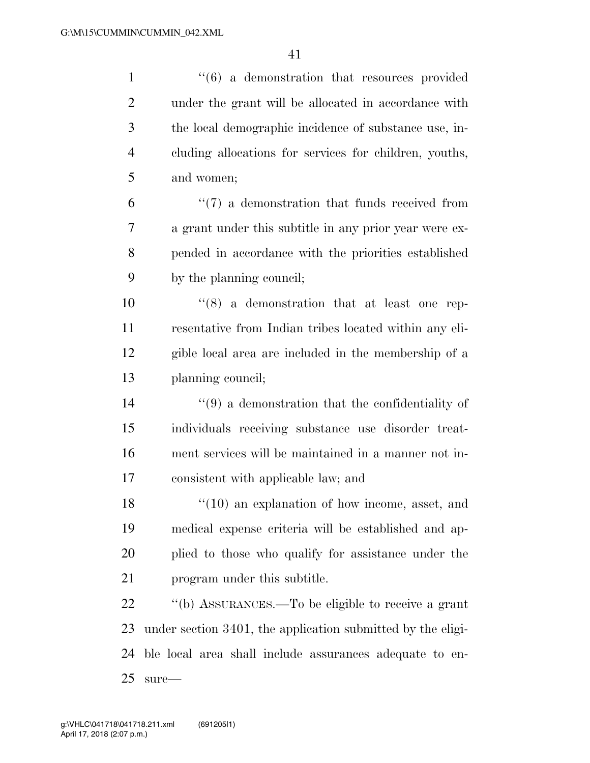''(6) a demonstration that resources provided under the grant will be allocated in accordance with the local demographic incidence of substance use, including allocations for services for children, youths, and women;

''(7) a demonstration that funds received from a grant under this subtitle in any prior year were expended in accordance with the priorities established by the planning council;

''(8) a demonstration that at least one representative from Indian tribes located within any eligible local area are included in the membership of a planning council;

''(9) a demonstration that the confidentiality of individuals receiving substance use disorder treatment services will be maintained in a manner not inconsistent with applicable law; and

''(10) an explanation of how income, asset, and medical expense criteria will be established and applied to those who qualify for assistance under the program under this subtitle.

''(b) ASSURANCES.—To be eligible to receive a grant under section 3401, the application submitted by the eligible local area shall include assurances adequate to ensure—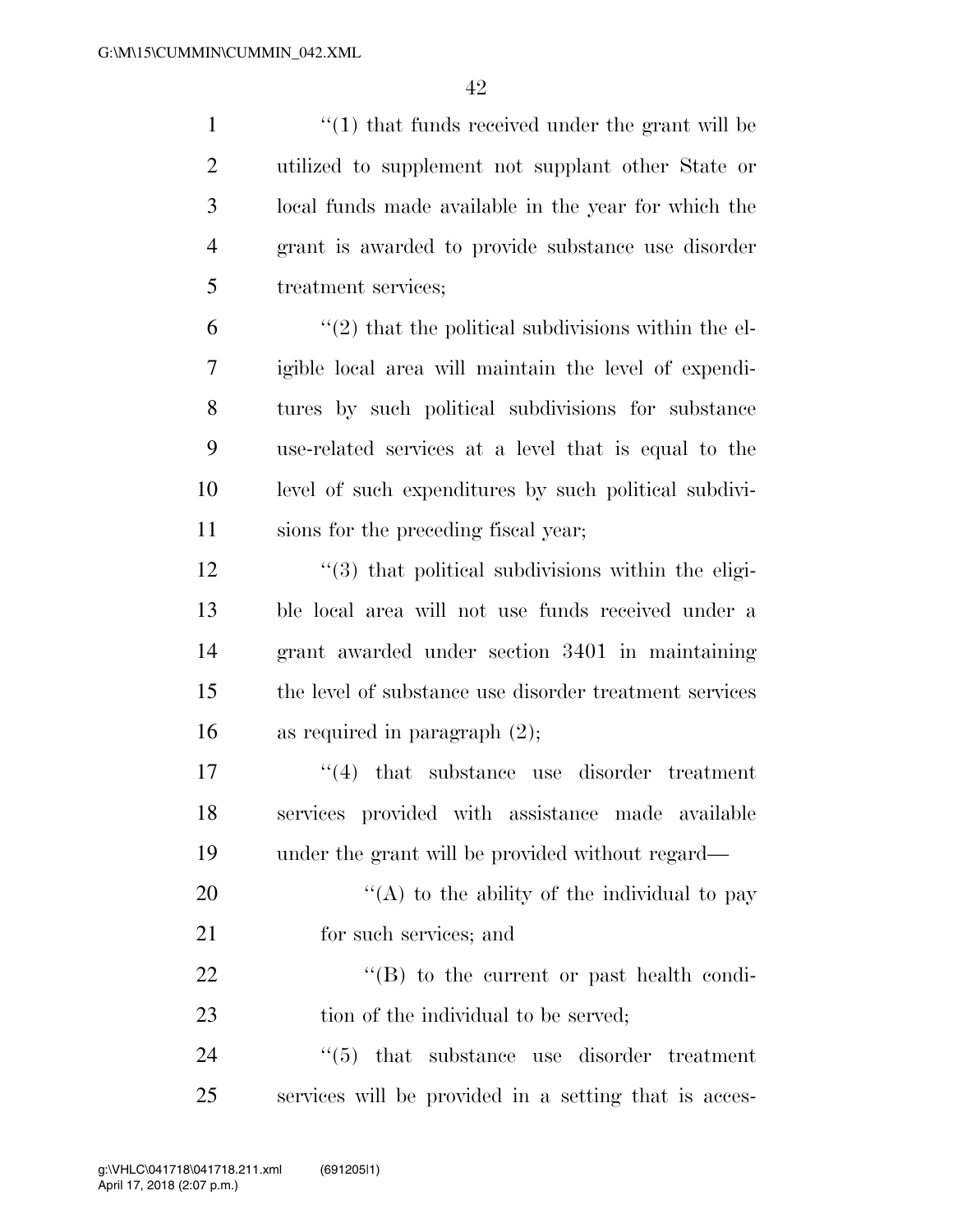"(1) that funds received under the grant will be utilized to supplement not supplant other State or local funds made available in the year for which the grant is awarded to provide substance use disorder treatment services;

"(2) that the political subdivisions within the eligible local area will maintain the level of expenditures by such political subdivisions for substance use-related services at a level that is equal to the level of such expenditures by such political subdivisions for the preceding fiscal year;

"(3) that political subdivisions within the eligible local area will not use funds received under a grant awarded under section 3401 in maintaining the level of substance use disorder treatment services as required in paragraph (2);

"(4) that substance use disorder treatment services provided with assistance made available under the grant will be provided without regard—

"(A) to the ability of the individual to pay for such services; and

"(B) to the current or past health condition of the individual to be served;

"(5) that substance use disorder treatment services will be provided in a setting that is acces-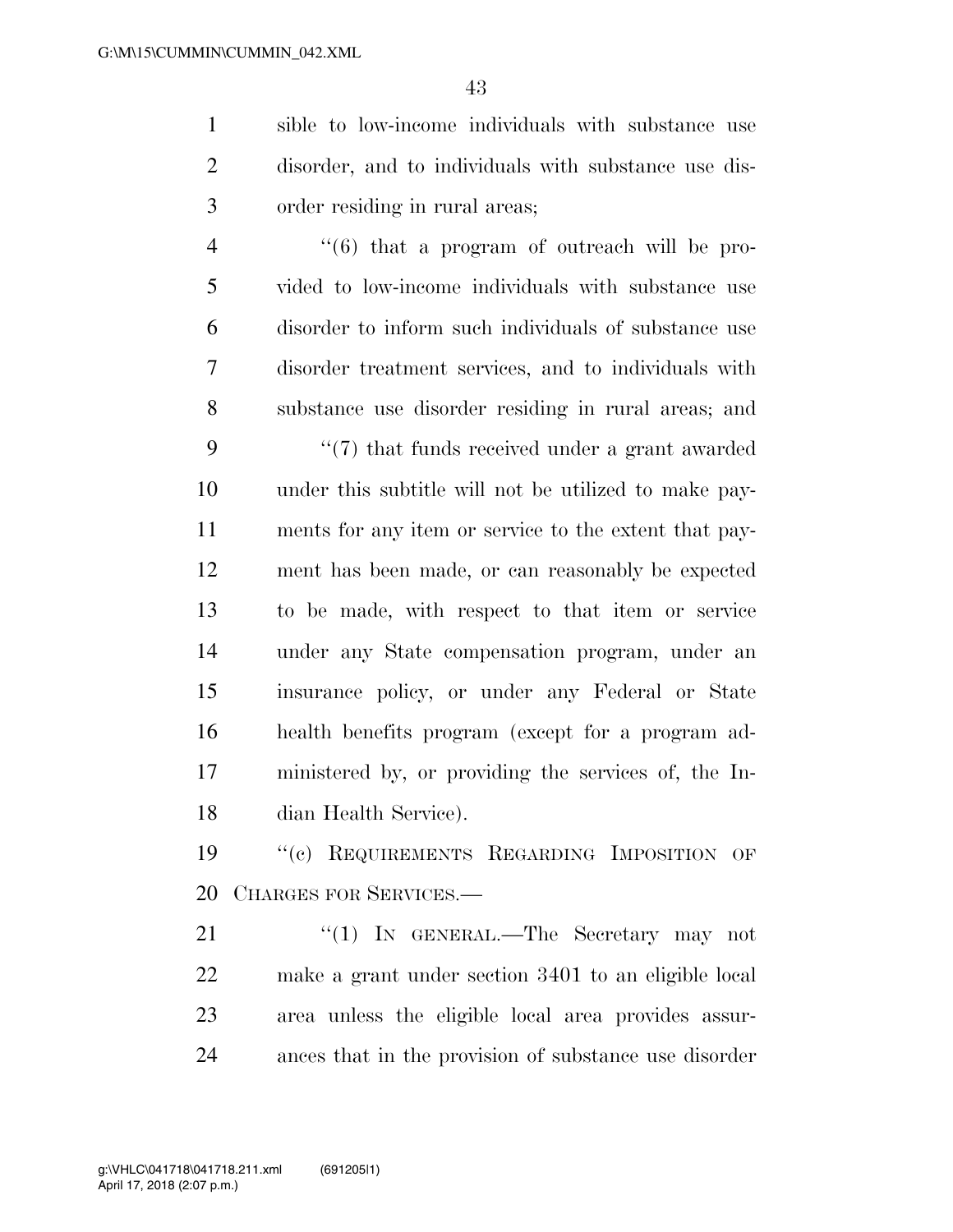sible to low-income individuals with substance use disorder, and to individuals with substance use disorder residing in rural areas;

"(6) that a program of outreach will be provided to low-income individuals with substance use disorder to inform such individuals of substance use disorder treatment services, and to individuals with substance use disorder residing in rural areas; and

"(7) that funds received under a grant awarded under this subtitle will not be utilized to make payments for any item or service to the extent that payment has been made, or can reasonably be expected to be made, with respect to that item or service under any State compensation program, under an insurance policy, or under any Federal or State health benefits program (except for a program administered by, or providing the services of, the Indian Health Service).

"(c) Requirements Regarding Imposition of Charges for Services.—

"(1) In general.—The Secretary may not make a grant under section 3401 to an eligible local area unless the eligible local area provides assurances that in the provision of substance use disorder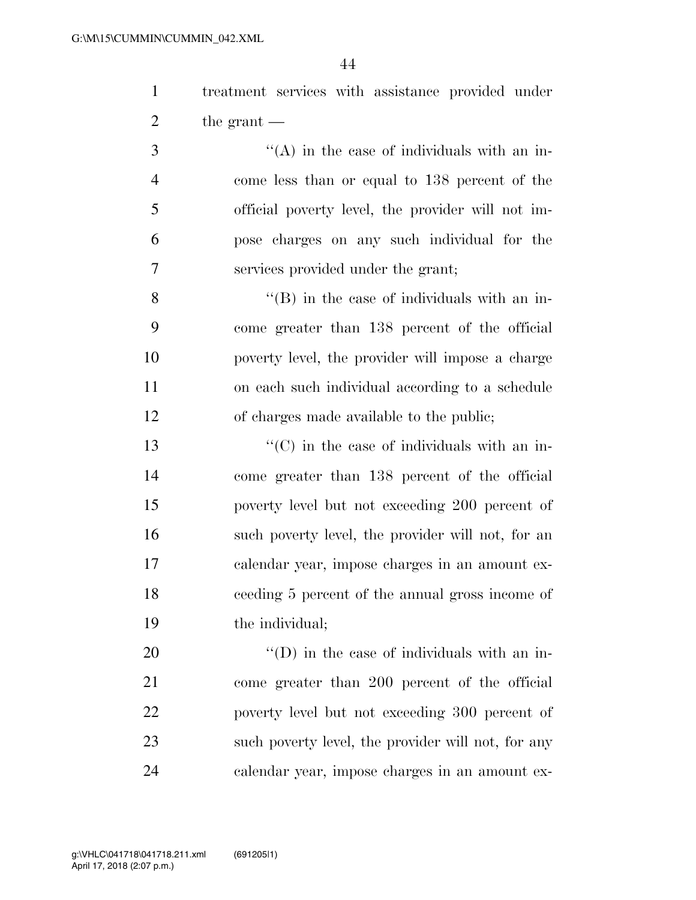treatment services with assistance provided under the grant —

"(A) in the case of individuals with an income less than or equal to 138 percent of the official poverty level, the provider will not impose charges on any such individual for the services provided under the grant;

"(B) in the case of individuals with an income greater than 138 percent of the official poverty level, the provider will impose a charge on each such individual according to a schedule of charges made available to the public;

"(C) in the case of individuals with an income greater than 138 percent of the official poverty level but not exceeding 200 percent of such poverty level, the provider will not, for an calendar year, impose charges in an amount exceeding 5 percent of the annual gross income of the individual;

"(D) in the case of individuals with an income greater than 200 percent of the official poverty level but not exceeding 300 percent of such poverty level, the provider will not, for any calendar year, impose charges in an amount ex-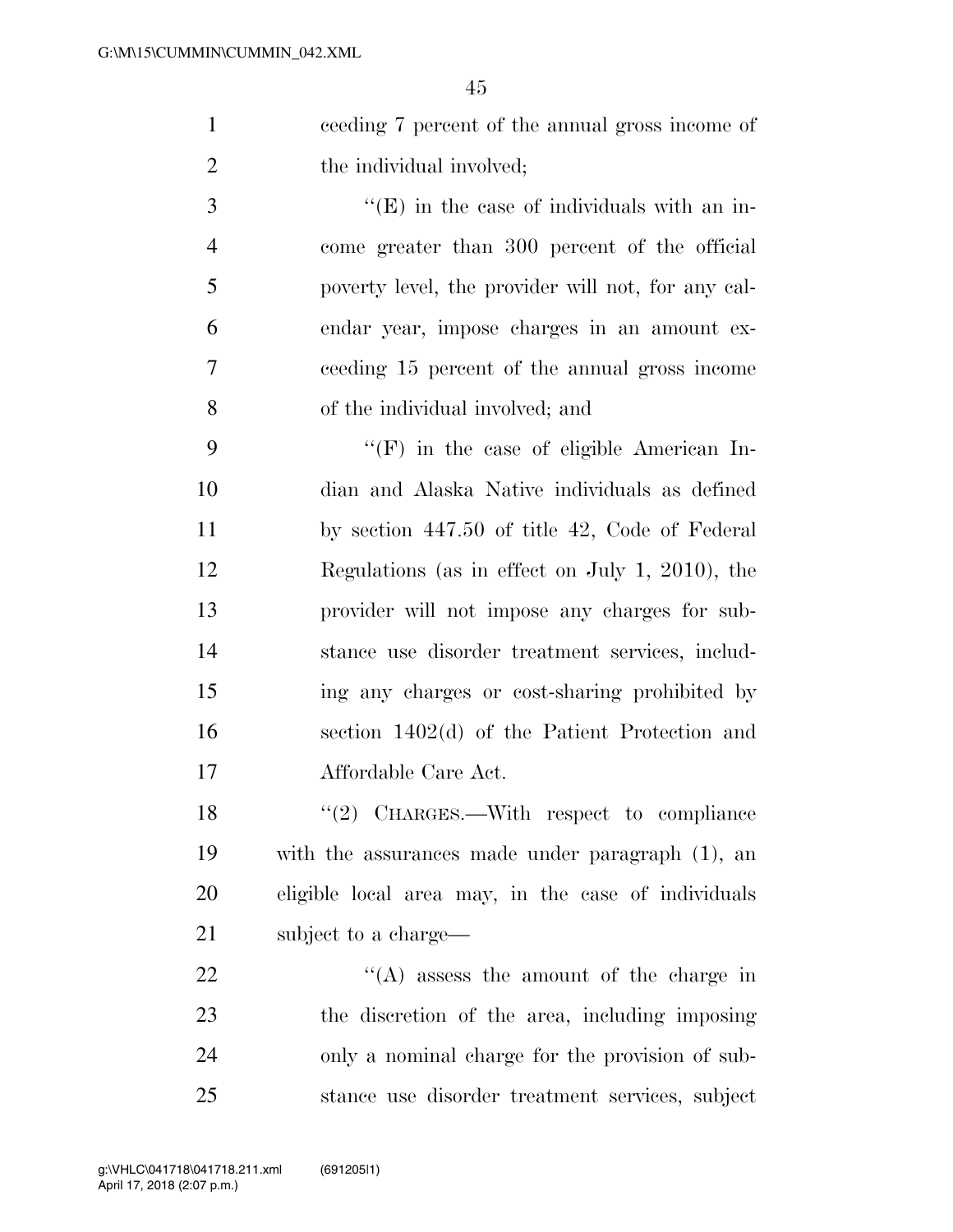ceeding 7 percent of the annual gross income of the individual involved;

"(E) in the case of individuals with an income greater than 300 percent of the official poverty level, the provider will not, for any calendar year, impose charges in an amount exceeding 15 percent of the annual gross income of the individual involved; and

"(F) in the case of eligible American Indian and Alaska Native individuals as defined by section 447.50 of title 42, Code of Federal Regulations (as in effect on July 1, 2010), the provider will not impose any charges for substance use disorder treatment services, including any charges or cost-sharing prohibited by section 1402(d) of the Patient Protection and Affordable Care Act.

"(2) CHARGES.—With respect to compliance with the assurances made under paragraph (1), an eligible local area may, in the case of individuals subject to a charge—

"(A) assess the amount of the charge in the discretion of the area, including imposing only a nominal charge for the provision of substance use disorder treatment services, subject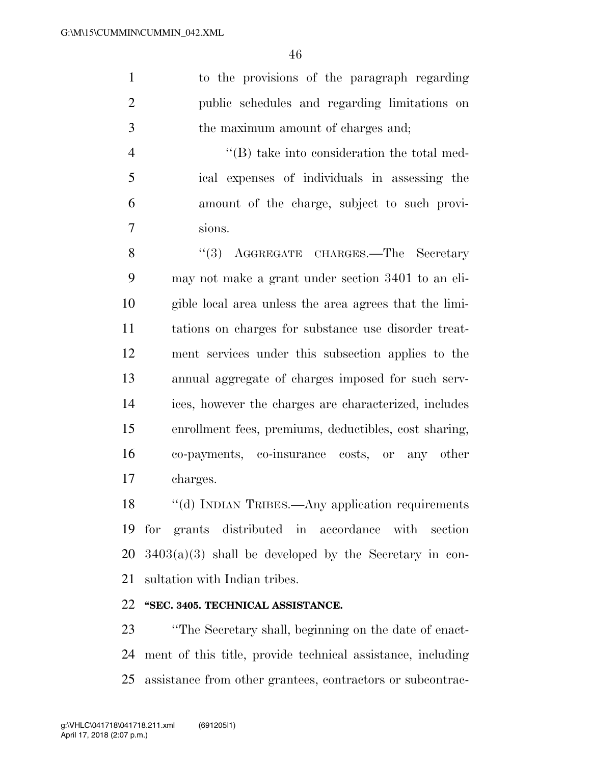to the provisions of the paragraph regarding public schedules and regarding limitations on the maximum amount of charges and;

"(B) take into consideration the total medical expenses of individuals in assessing the amount of the charge, subject to such provisions.

"(3) AGGREGATE CHARGES.—The Secretary may not make a grant under section 3401 to an eligible local area unless the area agrees that the limitations on charges for substance use disorder treatment services under this subsection applies to the annual aggregate of charges imposed for such services, however the charges are characterized, includes enrollment fees, premiums, deductibles, cost sharing, co-payments, co-insurance costs, or any other charges.

"(d) INDIAN TRIBES.—Any application requirements for grants distributed in accordance with section 3403(a)(3) shall be developed by the Secretary in consultation with Indian tribes.

**"SEC. 3405. TECHNICAL ASSISTANCE.**

"The Secretary shall, beginning on the date of enactment of this title, provide technical assistance, including assistance from other grantees, contractors or subcontrac-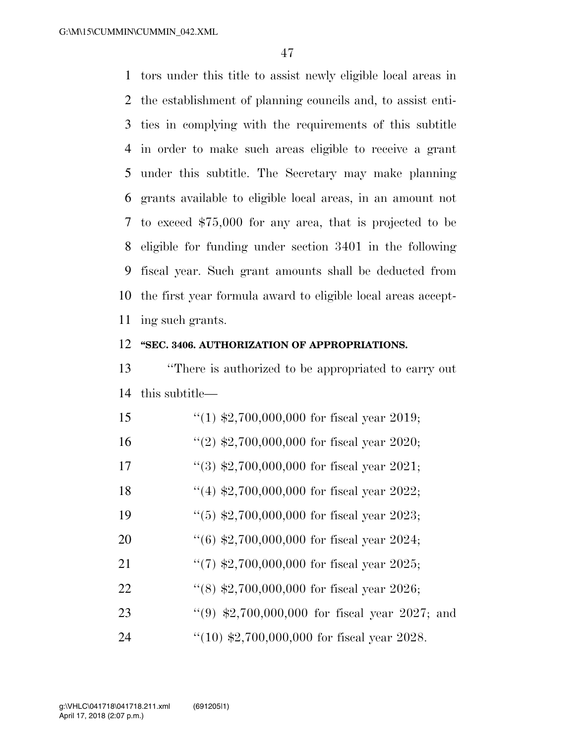tors under this title to assist newly eligible local areas in the establishment of planning councils and, to assist entities in complying with the requirements of this subtitle in order to make such areas eligible to receive a grant under this subtitle. The Secretary may make planning grants available to eligible local areas, in an amount not to exceed $75,000 for any area, that is projected to be eligible for funding under section 3401 in the following fiscal year. Such grant amounts shall be deducted from the first year formula award to eligible local areas accepting such grants.

**"SEC. 3406. AUTHORIZATION OF APPROPRIATIONS.**

"There is authorized to be appropriated to carry out this subtitle—

"(1) $2,700,000,000 for fiscal year 2019;

"(2) $2,700,000,000 for fiscal year 2020;

"(3) $2,700,000,000 for fiscal year 2021;

"(4) $2,700,000,000 for fiscal year 2022;

"(5) $2,700,000,000 for fiscal year 2023;

"(6) $2,700,000,000 for fiscal year 2024;

"(7) $2,700,000,000 for fiscal year 2025;

"(8) $2,700,000,000 for fiscal year 2026;

"(9) $2,700,000,000 for fiscal year 2027; and

"(10) $2,700,000,000 for fiscal year 2028.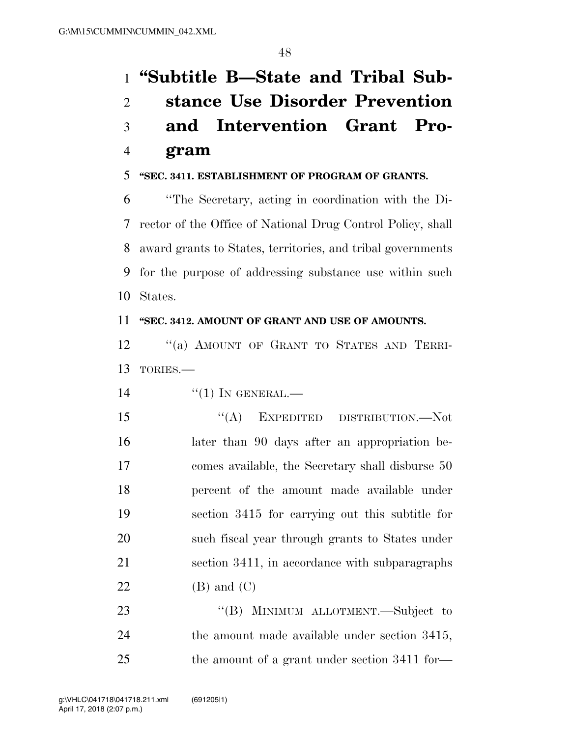# "Subtitle B—State and Tribal Substance Use Disorder Prevention and Intervention Grant Program

## "SEC. 3411. ESTABLISHMENT OF PROGRAM OF GRANTS.

"The Secretary, acting in coordination with the Director of the Office of National Drug Control Policy, shall award grants to States, territories, and tribal governments for the purpose of addressing substance use within such States.

## "SEC. 3412. AMOUNT OF GRANT AND USE OF AMOUNTS.

"(a) AMOUNT OF GRANT TO STATES AND TERRITORIES.—

"(1) IN GENERAL.—

"(A) EXPEDITED DISTRIBUTION.—Not later than 90 days after an appropriation becomes available, the Secretary shall disburse 50 percent of the amount made available under section 3415 for carrying out this subtitle for such fiscal year through grants to States under section 3411, in accordance with subparagraphs (B) and (C)

"(B) MINIMUM ALLOTMENT.—Subject to the amount made available under section 3415, the amount of a grant under section 3411 for—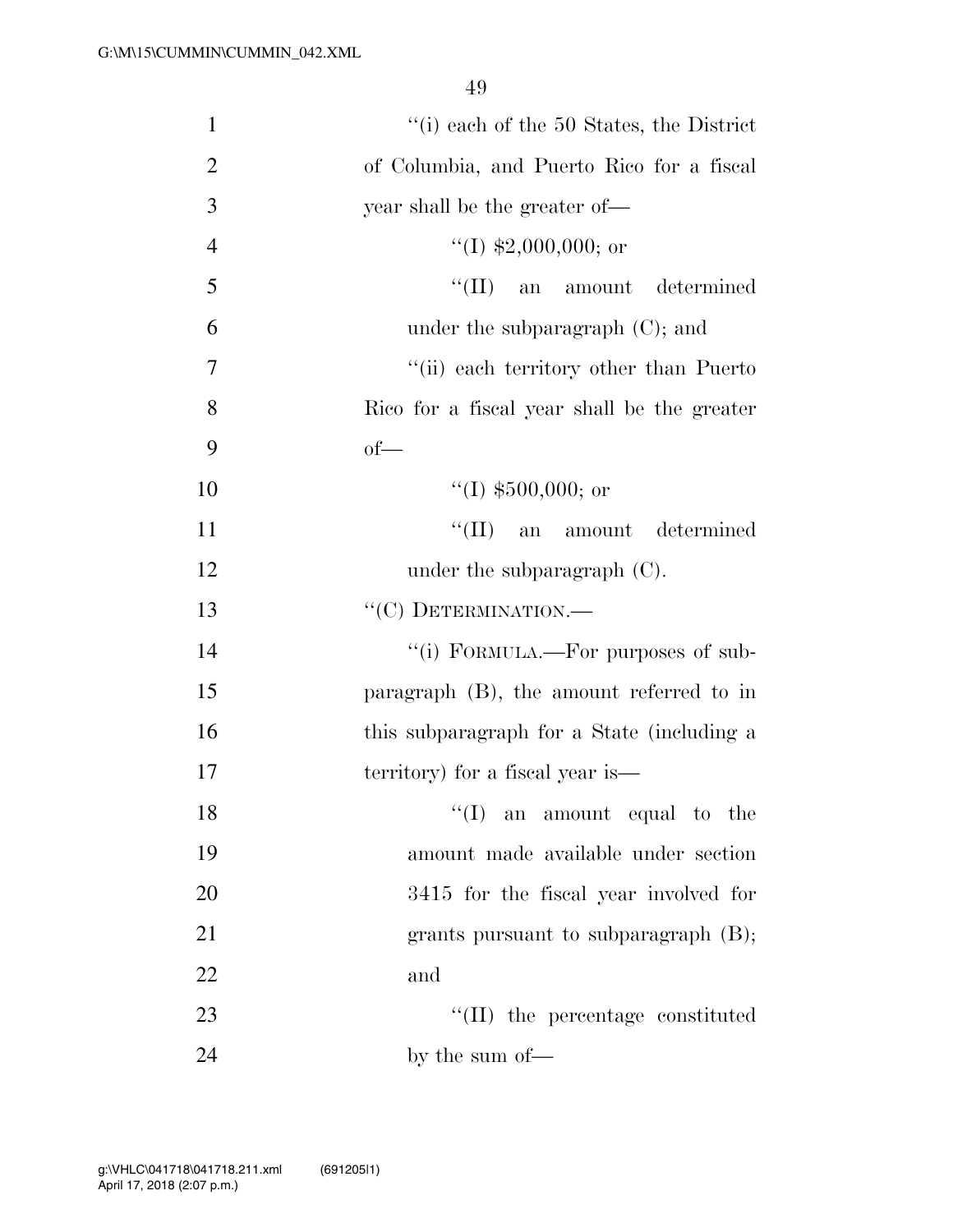''(i) each of the 50 States, the District of Columbia, and Puerto Rico for a fiscal year shall be the greater of—

''(I) $2,000,000; or

''(II) an amount determined under the subparagraph (C); and

''(ii) each territory other than Puerto Rico for a fiscal year shall be the greater of—

''(I) $500,000; or

''(II) an amount determined under the subparagraph (C).

''(C) DETERMINATION.—

''(i) FORMULA.—For purposes of subparagraph (B), the amount referred to in this subparagraph for a State (including a territory) for a fiscal year is—

''(I) an amount equal to the amount made available under section 3415 for the fiscal year involved for grants pursuant to subparagraph (B); and

''(II) the percentage constituted by the sum of—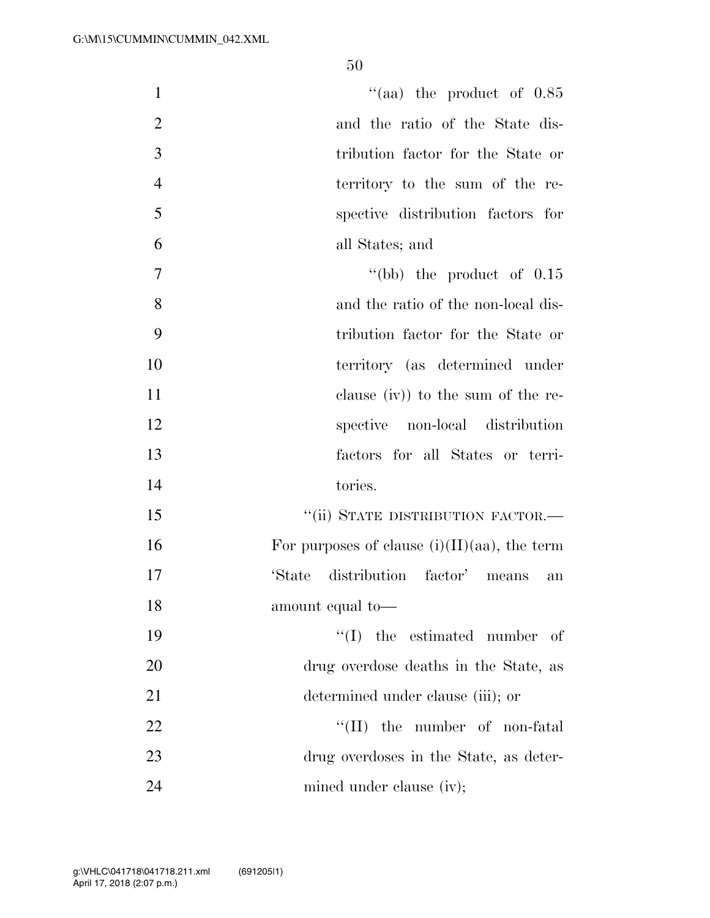''(aa) the product of 0.85 and the ratio of the State distribution factor for the State or territory to the sum of the respective distribution factors for all States; and

''(bb) the product of 0.15 and the ratio of the non-local distribution factor for the State or territory (as determined under clause (iv)) to the sum of the respective non-local distribution factors for all States or territories.

''(ii) STATE DISTRIBUTION FACTOR.—For purposes of clause (i)(II)(aa), the term 'State distribution factor' means an amount equal to—

''(I) the estimated number of drug overdose deaths in the State, as determined under clause (iii); or

''(II) the number of non-fatal drug overdoses in the State, as determined under clause (iv);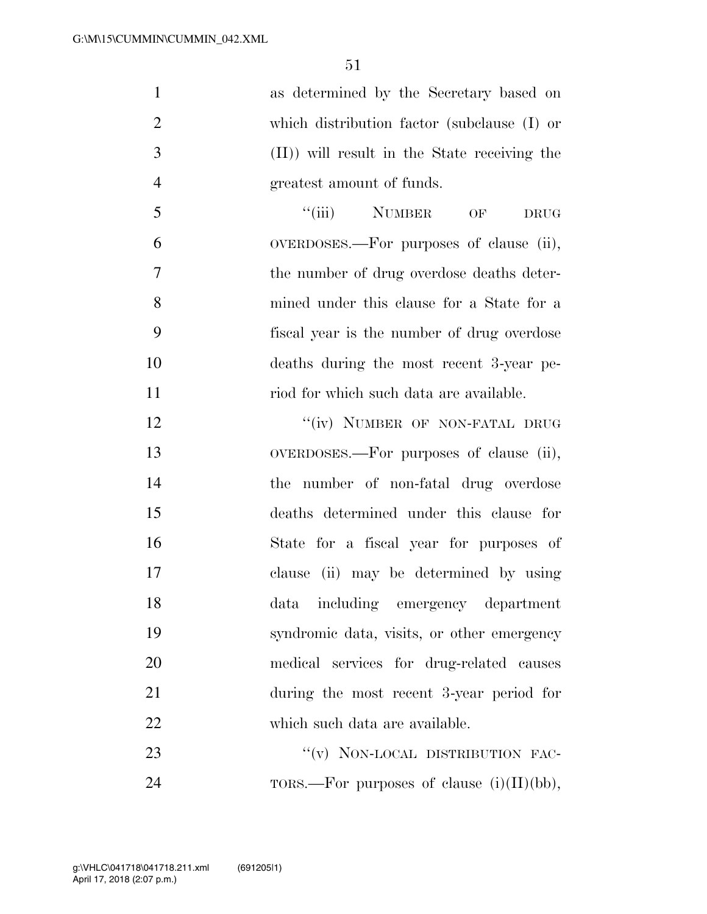as determined by the Secretary based on which distribution factor (subclause (I) or (II)) will result in the State receiving the greatest amount of funds.

"(iii) NUMBER OF DRUG OVERDOSES.—For purposes of clause (ii), the number of drug overdose deaths determined under this clause for a State for a fiscal year is the number of drug overdose deaths during the most recent 3-year period for which such data are available.

"(iv) NUMBER OF NON-FATAL DRUG OVERDOSES.—For purposes of clause (ii), the number of non-fatal drug overdose deaths determined under this clause for State for a fiscal year for purposes of clause (ii) may be determined by using data including emergency department syndromic data, visits, or other emergency medical services for drug-related causes during the most recent 3-year period for which such data are available.

"(v) NON-LOCAL DISTRIBUTION FACTORS.—For purposes of clause (i)(II)(bb),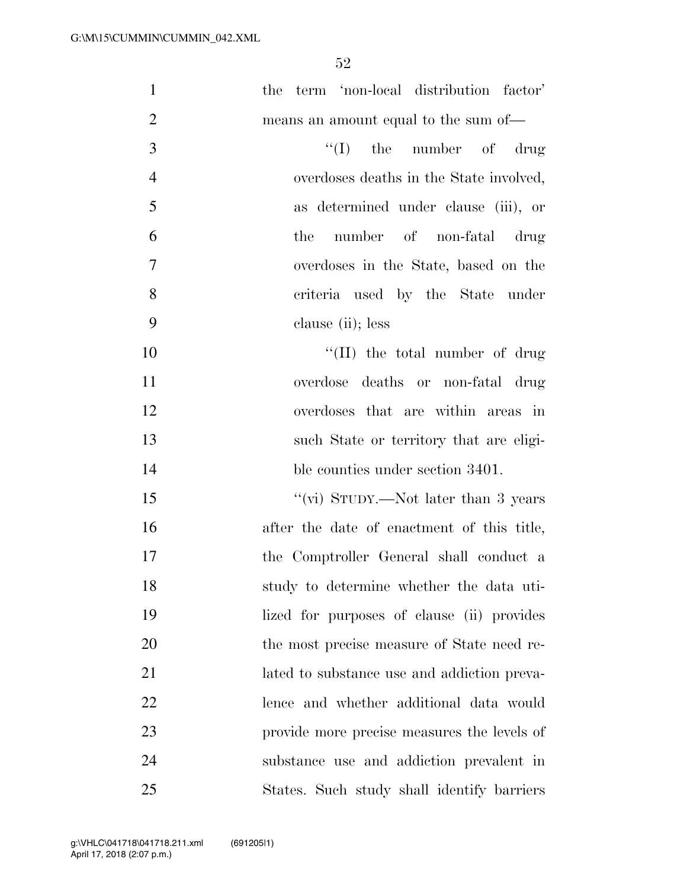the term 'non-local distribution factor' means an amount equal to the sum of—

"(I) the number of drug overdoses deaths in the State involved, as determined under clause (iii), or the number of non-fatal drug overdoses in the State, based on the criteria used by the State under clause (ii); less

"(II) the total number of drug overdose deaths or non-fatal drug overdoses that are within areas in such State or territory that are eligible counties under section 3401.

"(vi) STUDY.—Not later than 3 years after the date of enactment of this title, the Comptroller General shall conduct a study to determine whether the data utilized for purposes of clause (ii) provides the most precise measure of State need related to substance use and addiction prevalence and whether additional data would provide more precise measures the levels of substance use and addiction prevalent in States. Such study shall identify barriers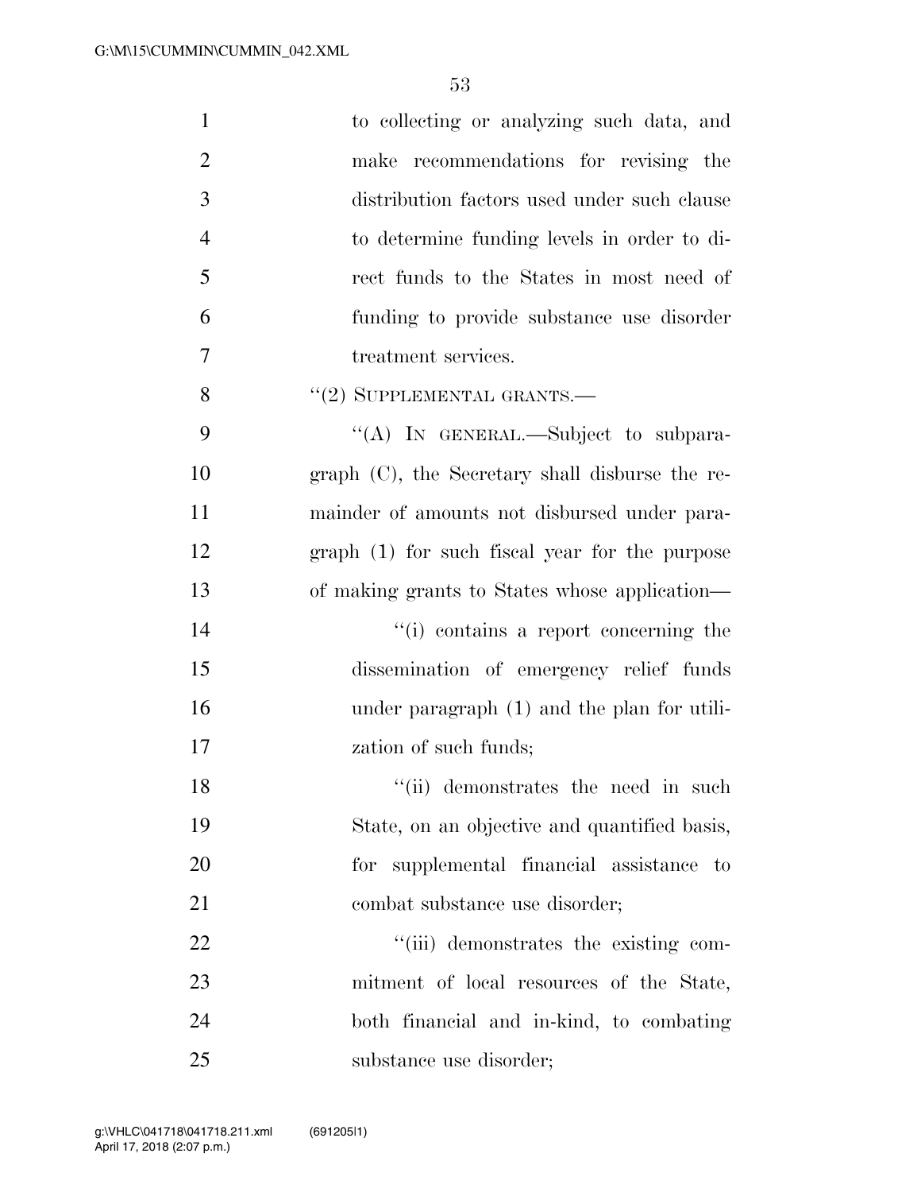to collecting or analyzing such data, and make recommendations for revising the distribution factors used under such clause to determine funding levels in order to direct funds to the States in most need of funding to provide substance use disorder treatment services.

''(2) SUPPLEMENTAL GRANTS.—

''(A) IN GENERAL.—Subject to subparagraph (C), the Secretary shall disburse the remainder of amounts not disbursed under paragraph (1) for such fiscal year for the purpose of making grants to States whose application—

''(i) contains a report concerning the dissemination of emergency relief funds under paragraph (1) and the plan for utilization of such funds;

''(ii) demonstrates the need in such State, on an objective and quantified basis, for supplemental financial assistance to combat substance use disorder;

''(iii) demonstrates the existing commitment of local resources of the State, both financial and in-kind, to combating substance use disorder;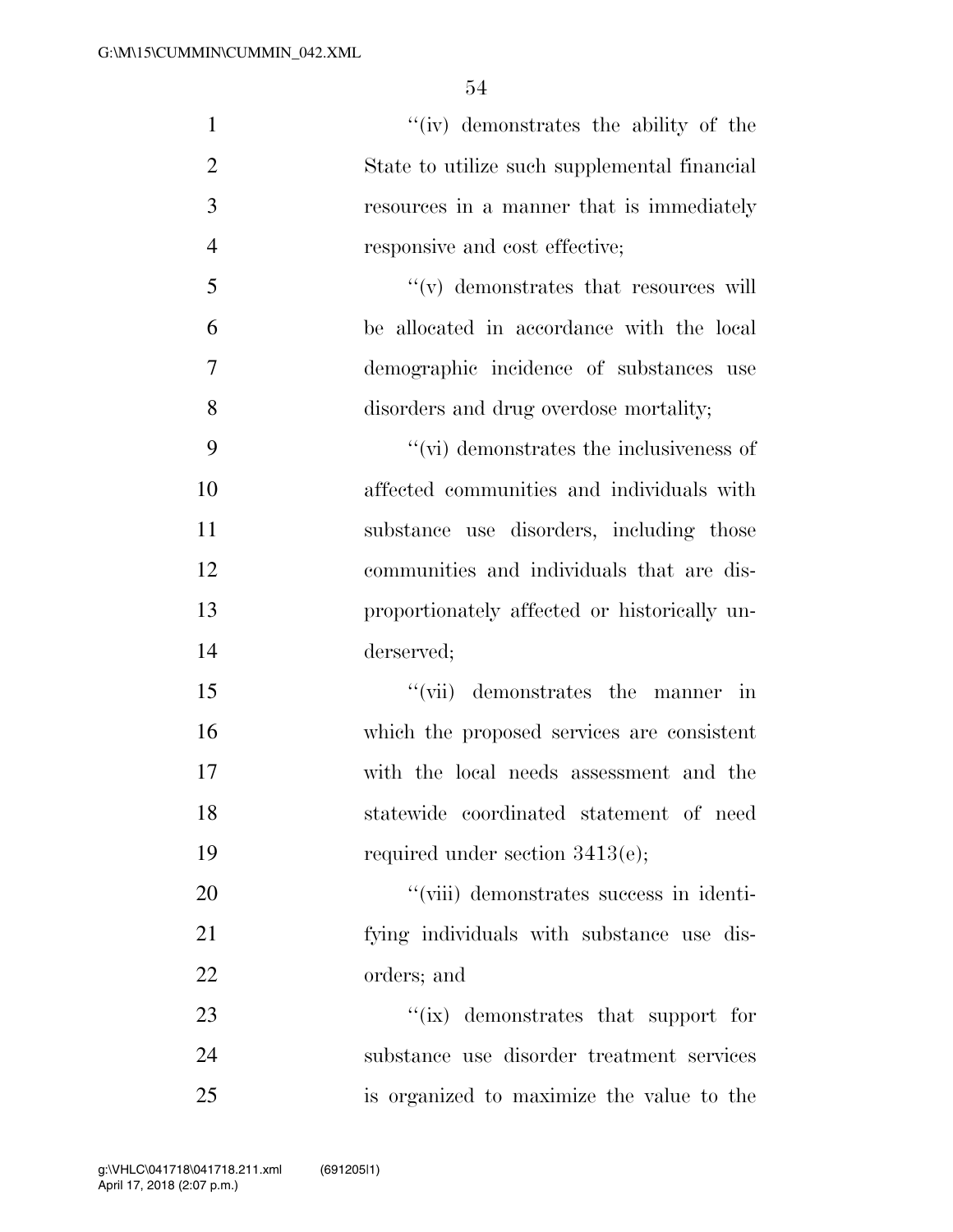''(iv) demonstrates the ability of the State to utilize such supplemental financial resources in a manner that is immediately responsive and cost effective;

''(v) demonstrates that resources will be allocated in accordance with the local demographic incidence of substances use disorders and drug overdose mortality;

''(vi) demonstrates the inclusiveness of affected communities and individuals with substance use disorders, including those communities and individuals that are disproportionately affected or historically underserved;

''(vii) demonstrates the manner in which the proposed services are consistent with the local needs assessment and the statewide coordinated statement of need required under section 3413(e);

''(viii) demonstrates success in identifying individuals with substance use disorders; and

''(ix) demonstrates that support for substance use disorder treatment services is organized to maximize the value to the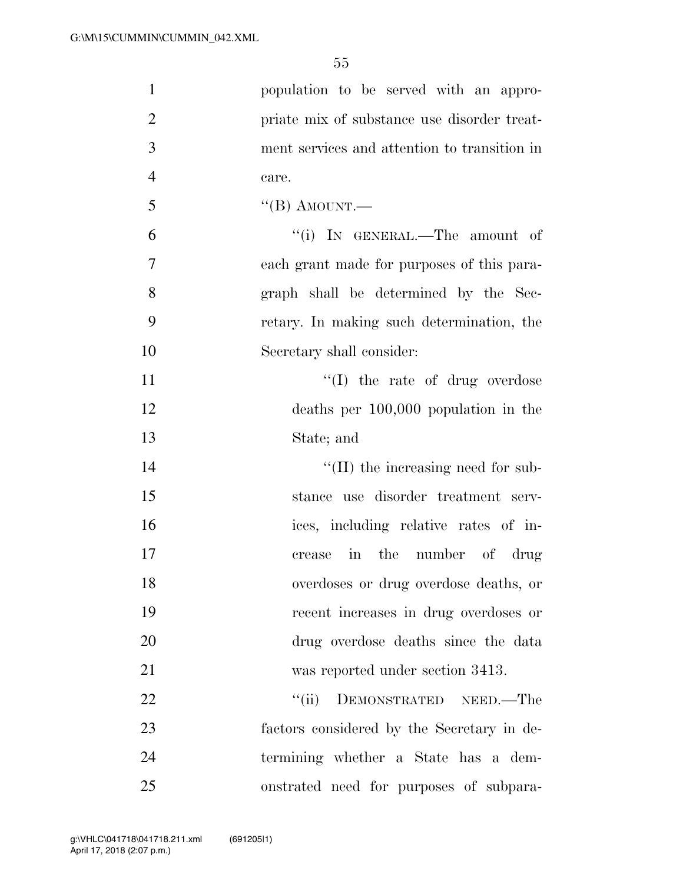population to be served with an appropriate mix of substance use disorder treatment services and attention to transition in care.

"(B) AMOUNT.—

"(i) IN GENERAL.—The amount of each grant made for purposes of this paragraph shall be determined by the Secretary. In making such determination, the Secretary shall consider:

"(I) the rate of drug overdose deaths per 100,000 population in the State; and

"(II) the increasing need for substance use disorder treatment services, including relative rates of increase in the number of drug overdoses or drug overdose deaths, or recent increases in drug overdoses or drug overdose deaths since the data was reported under section 3413.

"(ii) DEMONSTRATED NEED.—The factors considered by the Secretary in determining whether a State has a demonstrated need for purposes of subpara-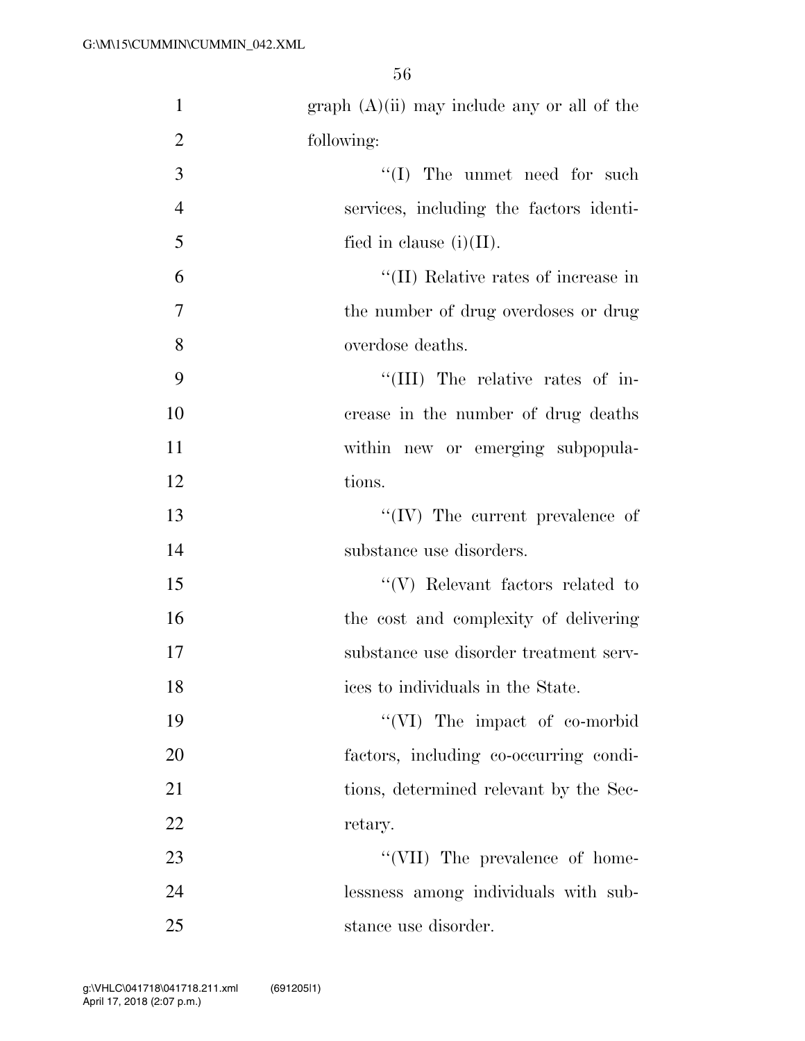graph (A)(ii) may include any or all of the following:

"(I) The unmet need for such services, including the factors identified in clause (i)(II).

"(II) Relative rates of increase in the number of drug overdoses or drug overdose deaths.

"(III) The relative rates of increase in the number of drug deaths within new or emerging subpopulations.

"(IV) The current prevalence of substance use disorders.

"(V) Relevant factors related to the cost and complexity of delivering substance use disorder treatment services to individuals in the State.

"(VI) The impact of co-morbid factors, including co-occurring conditions, determined relevant by the Secretary.

"(VII) The prevalence of homelessness among individuals with substance use disorder.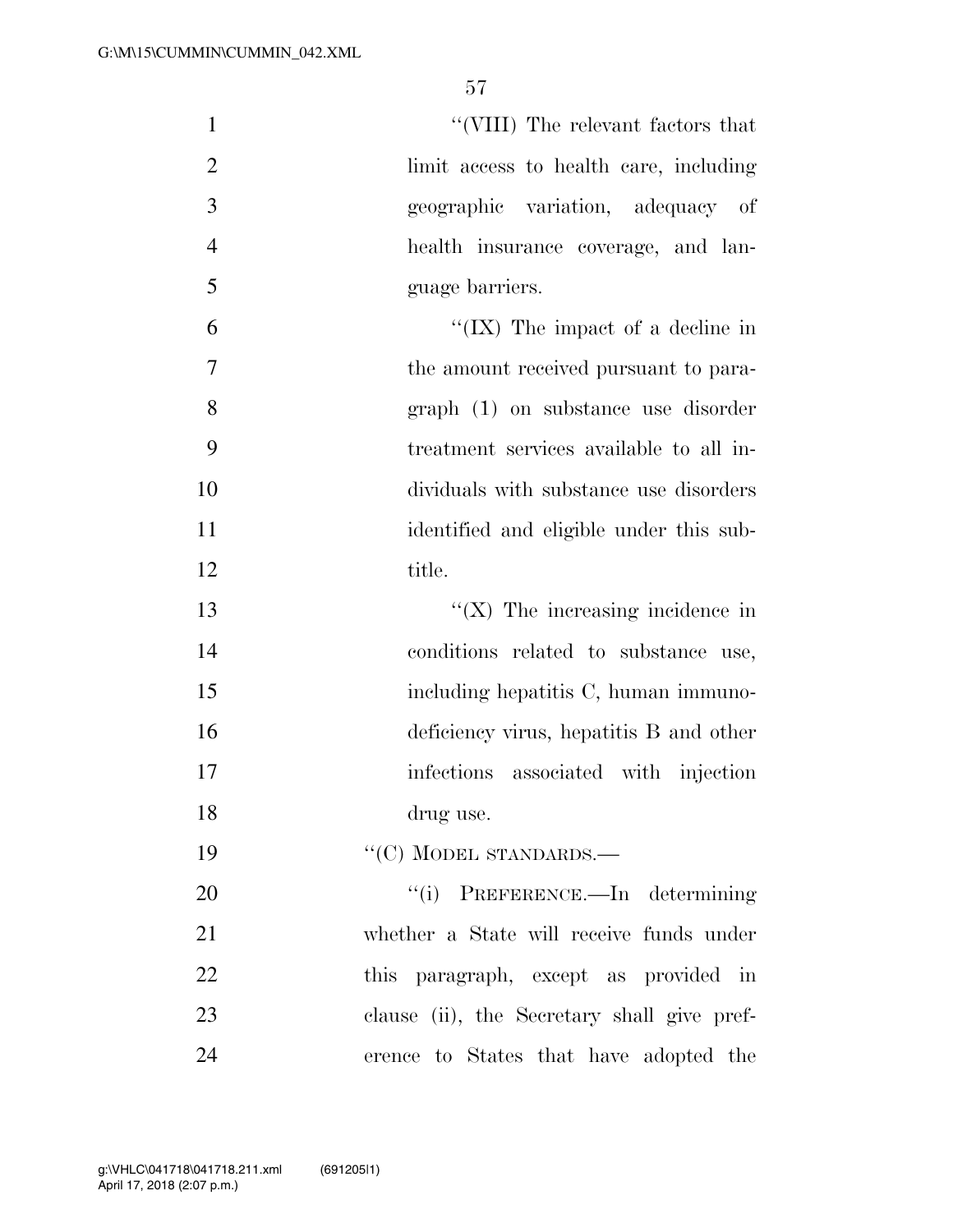"(VIII) The relevant factors that limit access to health care, including geographic variation, adequacy of health insurance coverage, and language barriers.

"(IX) The impact of a decline in the amount received pursuant to paragraph (1) on substance use disorder treatment services available to all individuals with substance use disorders identified and eligible under this subtitle.

"(X) The increasing incidence in conditions related to substance use, including hepatitis C, human immunodeficiency virus, hepatitis B and other infections associated with injection drug use.

"(C) MODEL STANDARDS.—

"(i) PREFERENCE.—In determining whether a State will receive funds under this paragraph, except as provided in clause (ii), the Secretary shall give preference to States that have adopted the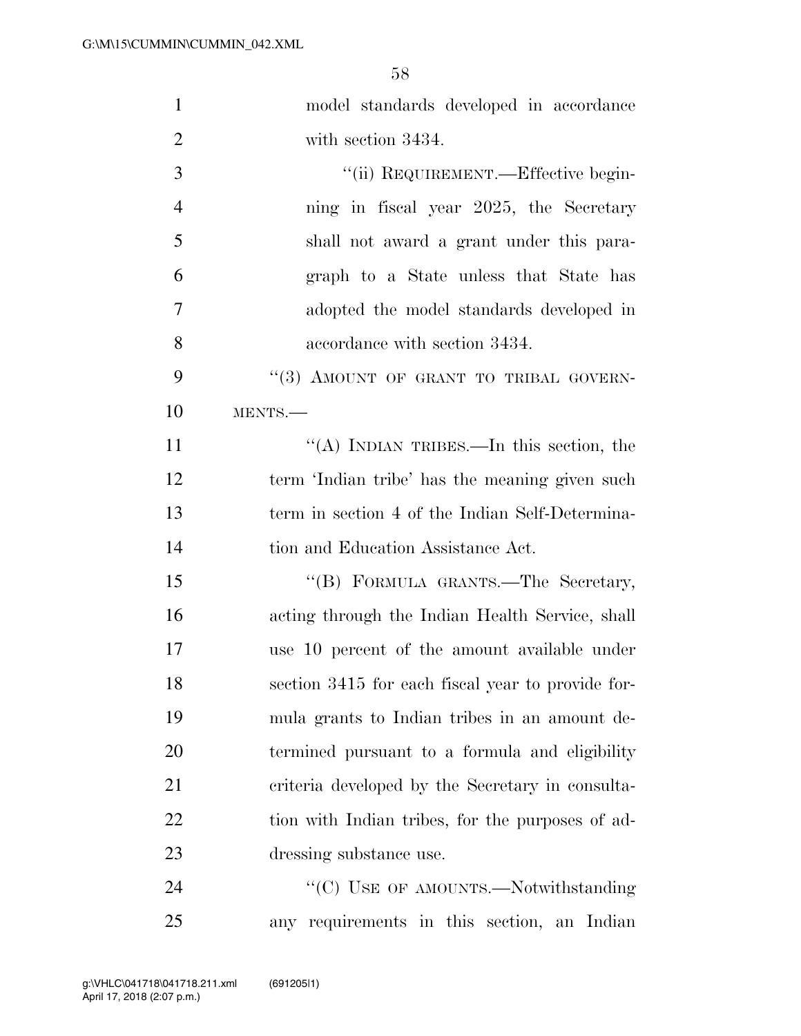model standards developed in accordance with section 3434.

"(ii) REQUIREMENT.—Effective beginning in fiscal year 2025, the Secretary shall not award a grant under this paragraph to a State unless that State has adopted the model standards developed in accordance with section 3434.

"(3) AMOUNT OF GRANT TO TRIBAL GOVERNMENTS.—

"(A) INDIAN TRIBES.—In this section, the term 'Indian tribe' has the meaning given such term in section 4 of the Indian Self-Determination and Education Assistance Act.

"(B) FORMULA GRANTS.—The Secretary, acting through the Indian Health Service, shall use 10 percent of the amount available under section 3415 for each fiscal year to provide formula grants to Indian tribes in an amount determined pursuant to a formula and eligibility criteria developed by the Secretary in consultation with Indian tribes, for the purposes of addressing substance use.

"(C) USE OF AMOUNTS.—Notwithstanding any requirements in this section, an Indian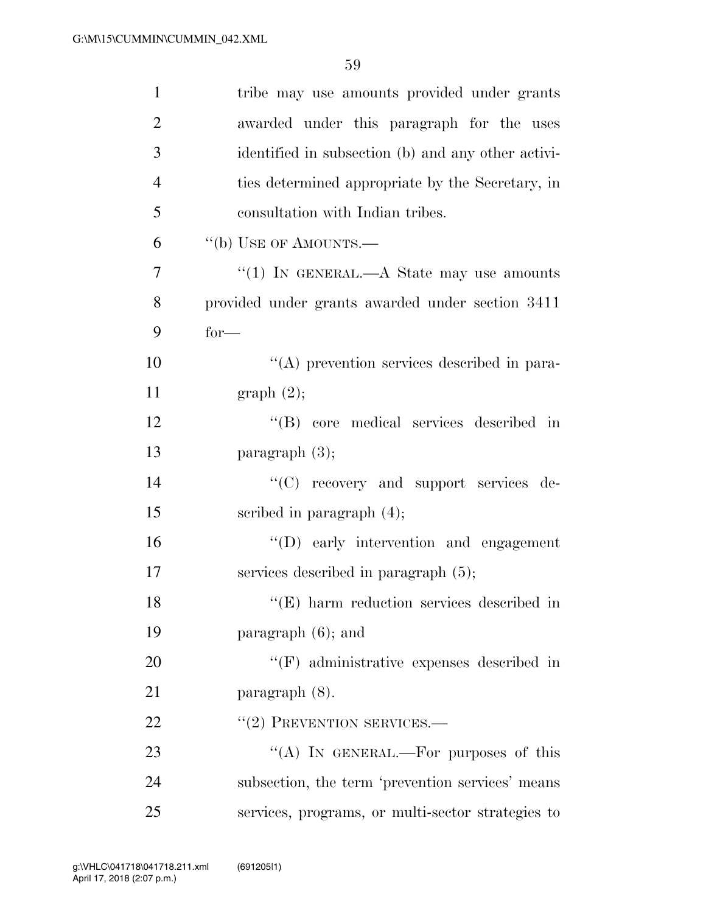tribe may use amounts provided under grants awarded under this paragraph for the uses identified in subsection (b) and any other activities determined appropriate by the Secretary, in consultation with Indian tribes.

''(b) USE OF AMOUNTS.—

''(1) IN GENERAL.—A State may use amounts provided under grants awarded under section 3411 for—

''(A) prevention services described in paragraph (2);

''(B) core medical services described in paragraph (3);

''(C) recovery and support services described in paragraph (4);

''(D) early intervention and engagement services described in paragraph (5);

''(E) harm reduction services described in paragraph (6); and

''(F) administrative expenses described in paragraph (8).

''(2) PREVENTION SERVICES.—

''(A) IN GENERAL.—For purposes of this subsection, the term 'prevention services' means services, programs, or multi-sector strategies to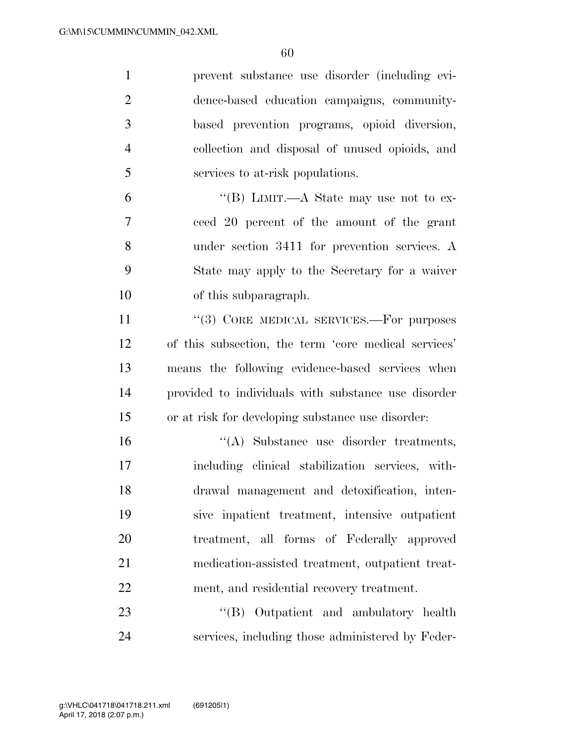prevent substance use disorder (including evidence-based education campaigns, community-based prevention programs, opioid diversion, collection and disposal of unused opioids, and services to at-risk populations.

"(B) LIMIT.—A State may use not to exceed 20 percent of the amount of the grant under section 3411 for prevention services. A State may apply to the Secretary for a waiver of this subparagraph.

"(3) CORE MEDICAL SERVICES.—For purposes of this subsection, the term 'core medical services' means the following evidence-based services when provided to individuals with substance use disorder or at risk for developing substance use disorder:

"(A) Substance use disorder treatments, including clinical stabilization services, withdrawal management and detoxification, intensive inpatient treatment, intensive outpatient treatment, all forms of Federally approved medication-assisted treatment, outpatient treatment, and residential recovery treatment.

"(B) Outpatient and ambulatory health services, including those administered by Feder-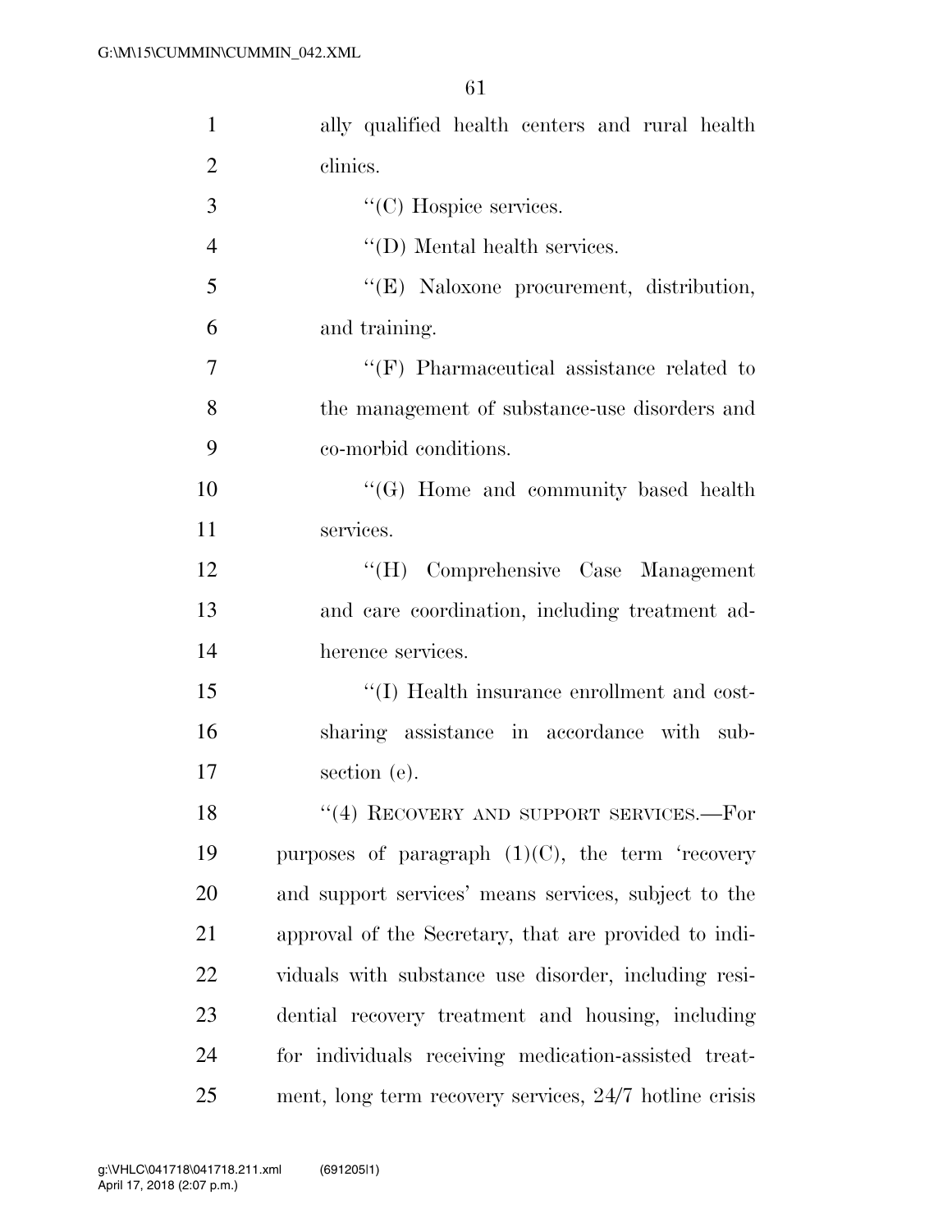ally qualified health centers and rural health clinics.

''(C) Hospice services.

''(D) Mental health services.

''(E) Naloxone procurement, distribution, and training.

''(F) Pharmaceutical assistance related to the management of substance-use disorders and co-morbid conditions.

''(G) Home and community based health services.

''(H) Comprehensive Case Management and care coordination, including treatment adherence services.

''(I) Health insurance enrollment and cost-sharing assistance in accordance with subsection (e).

''(4) RECOVERY AND SUPPORT SERVICES.—For purposes of paragraph (1)(C), the term 'recovery and support services' means services, subject to the approval of the Secretary, that are provided to individuals with substance use disorder, including residential recovery treatment and housing, including for individuals receiving medication-assisted treatment, long term recovery services, 24/7 hotline crisis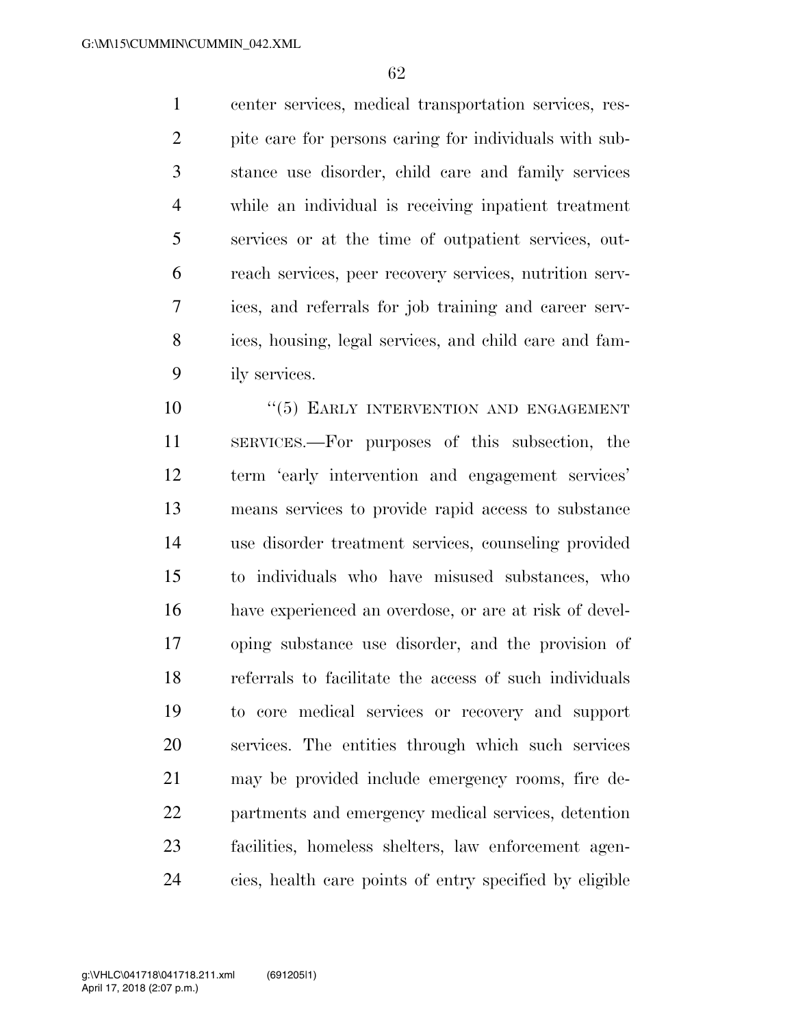center services, medical transportation services, respite care for persons caring for individuals with substance use disorder, child care and family services while an individual is receiving inpatient treatment services or at the time of outpatient services, outreach services, peer recovery services, nutrition services, and referrals for job training and career services, housing, legal services, and child care and family services.

"(5) EARLY INTERVENTION AND ENGAGEMENT SERVICES.—For purposes of this subsection, the term 'early intervention and engagement services' means services to provide rapid access to substance use disorder treatment services, counseling provided to individuals who have misused substances, who have experienced an overdose, or are at risk of developing substance use disorder, and the provision of referrals to facilitate the access of such individuals to core medical services or recovery and support services. The entities through which such services may be provided include emergency rooms, fire departments and emergency medical services, detention facilities, homeless shelters, law enforcement agencies, health care points of entry specified by eligible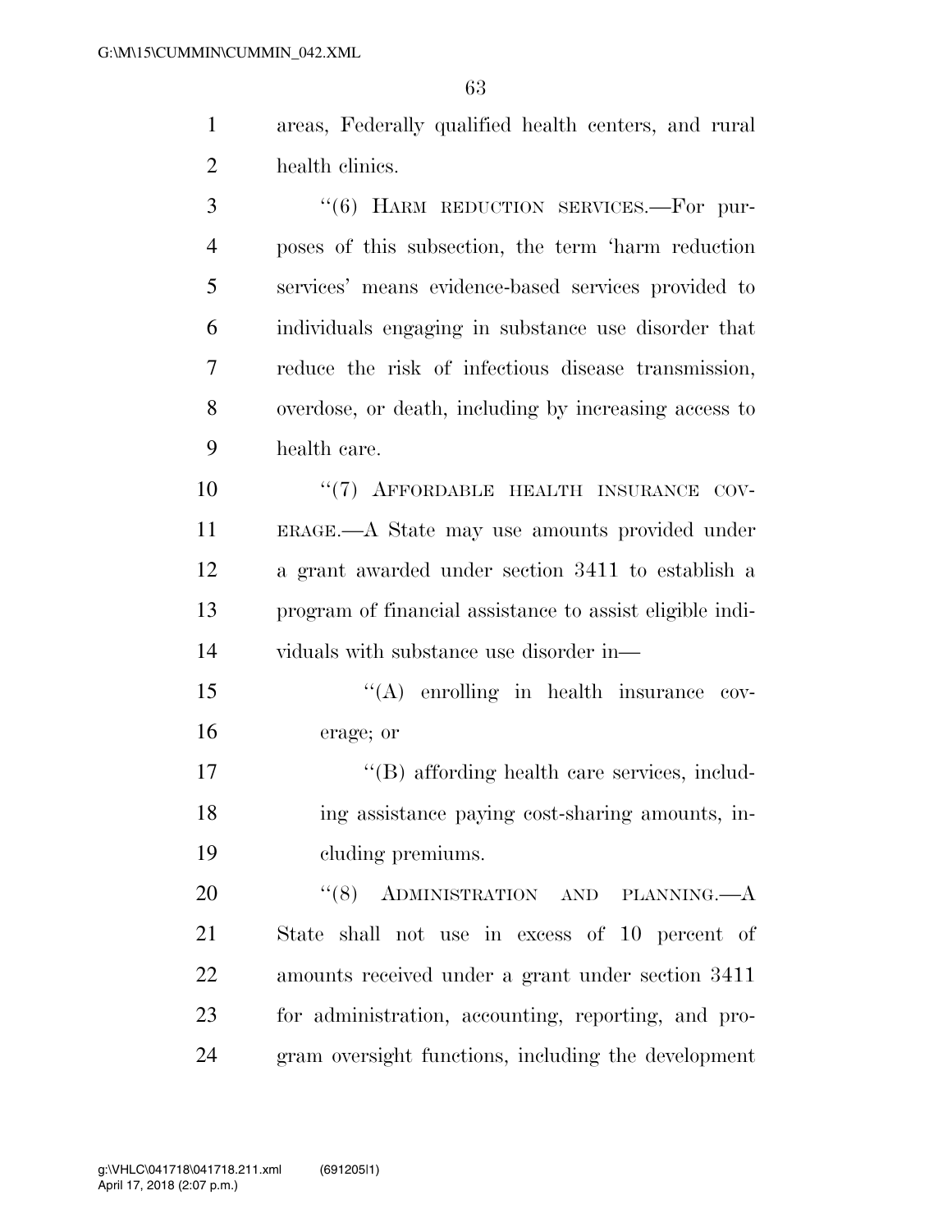areas, Federally qualified health centers, and rural health clinics.

''(6) HARM REDUCTION SERVICES.—For purposes of this subsection, the term 'harm reduction services' means evidence-based services provided to individuals engaging in substance use disorder that reduce the risk of infectious disease transmission, overdose, or death, including by increasing access to health care.

''(7) AFFORDABLE HEALTH INSURANCE COVERAGE.—A State may use amounts provided under a grant awarded under section 3411 to establish a program of financial assistance to assist eligible individuals with substance use disorder in—

''(A) enrolling in health insurance coverage; or

''(B) affording health care services, including assistance paying cost-sharing amounts, including premiums.

''(8) ADMINISTRATION AND PLANNING.—A State shall not use in excess of 10 percent of amounts received under a grant under section 3411 for administration, accounting, reporting, and program oversight functions, including the development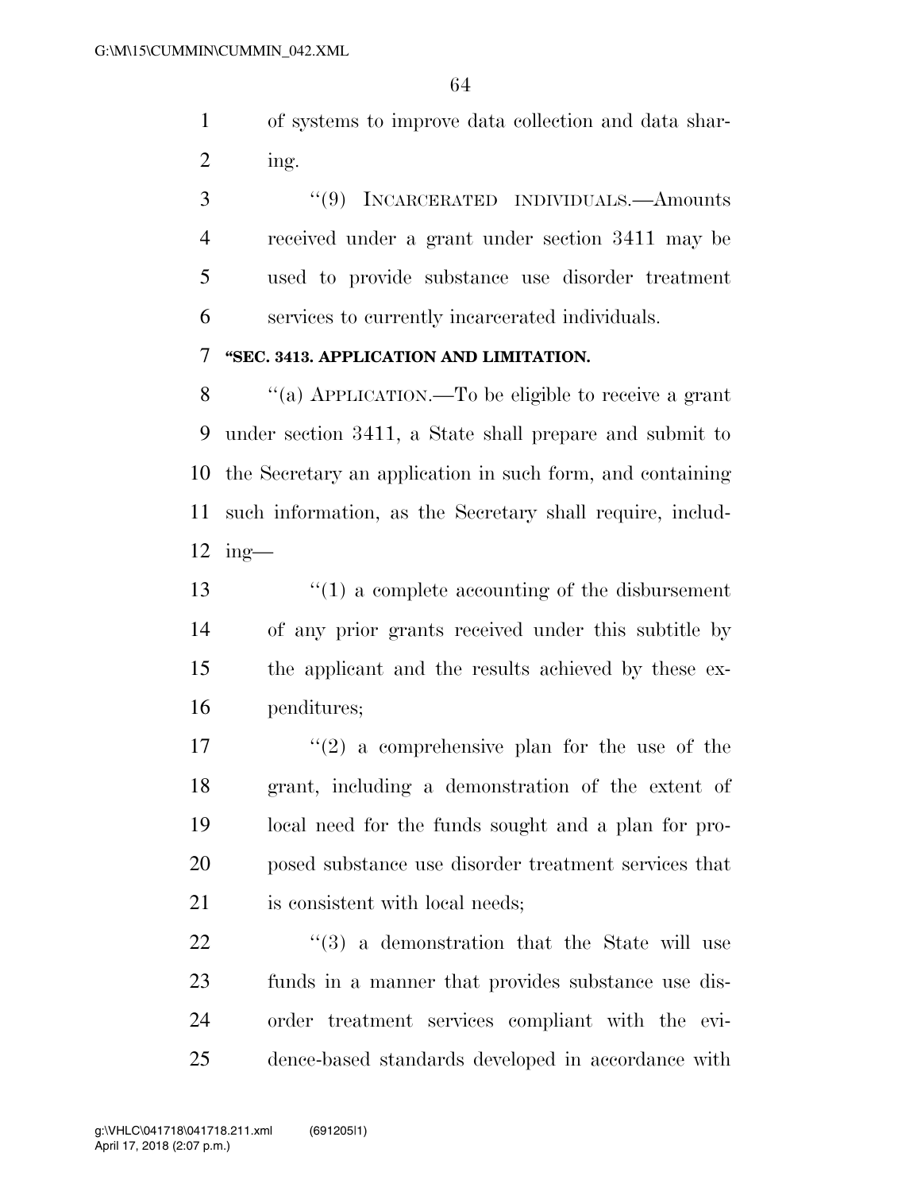of systems to improve data collection and data sharing.

"(9) INCARCERATED INDIVIDUALS.—Amounts received under a grant under section 3411 may be used to provide substance use disorder treatment services to currently incarcerated individuals.

**"SEC. 3413. APPLICATION AND LIMITATION.**

"(a) APPLICATION.—To be eligible to receive a grant under section 3411, a State shall prepare and submit to the Secretary an application in such form, and containing such information, as the Secretary shall require, including—

"(1) a complete accounting of the disbursement of any prior grants received under this subtitle by the applicant and the results achieved by these expenditures;

"(2) a comprehensive plan for the use of the grant, including a demonstration of the extent of local need for the funds sought and a plan for proposed substance use disorder treatment services that is consistent with local needs;

"(3) a demonstration that the State will use funds in a manner that provides substance use disorder treatment services compliant with the evidence-based standards developed in accordance with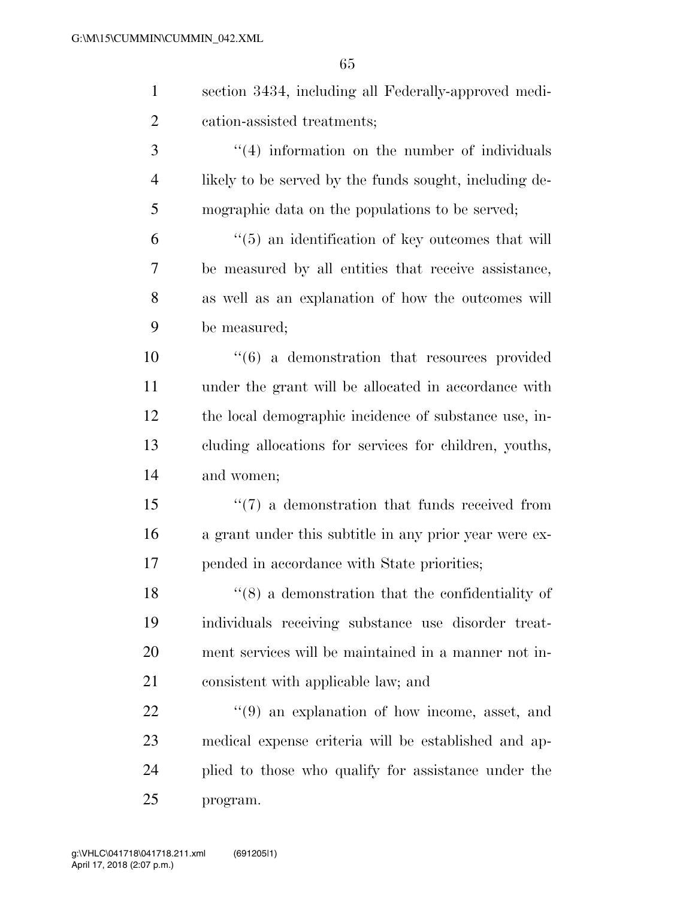section 3434, including all Federally-approved medication-assisted treatments;

''(4) information on the number of individuals likely to be served by the funds sought, including demographic data on the populations to be served;

''(5) an identification of key outcomes that will be measured by all entities that receive assistance, as well as an explanation of how the outcomes will be measured;

''(6) a demonstration that resources provided under the grant will be allocated in accordance with the local demographic incidence of substance use, including allocations for services for children, youths, and women;

''(7) a demonstration that funds received from a grant under this subtitle in any prior year were expended in accordance with State priorities;

''(8) a demonstration that the confidentiality of individuals receiving substance use disorder treatment services will be maintained in a manner not inconsistent with applicable law; and

''(9) an explanation of how income, asset, and medical expense criteria will be established and applied to those who qualify for assistance under the program.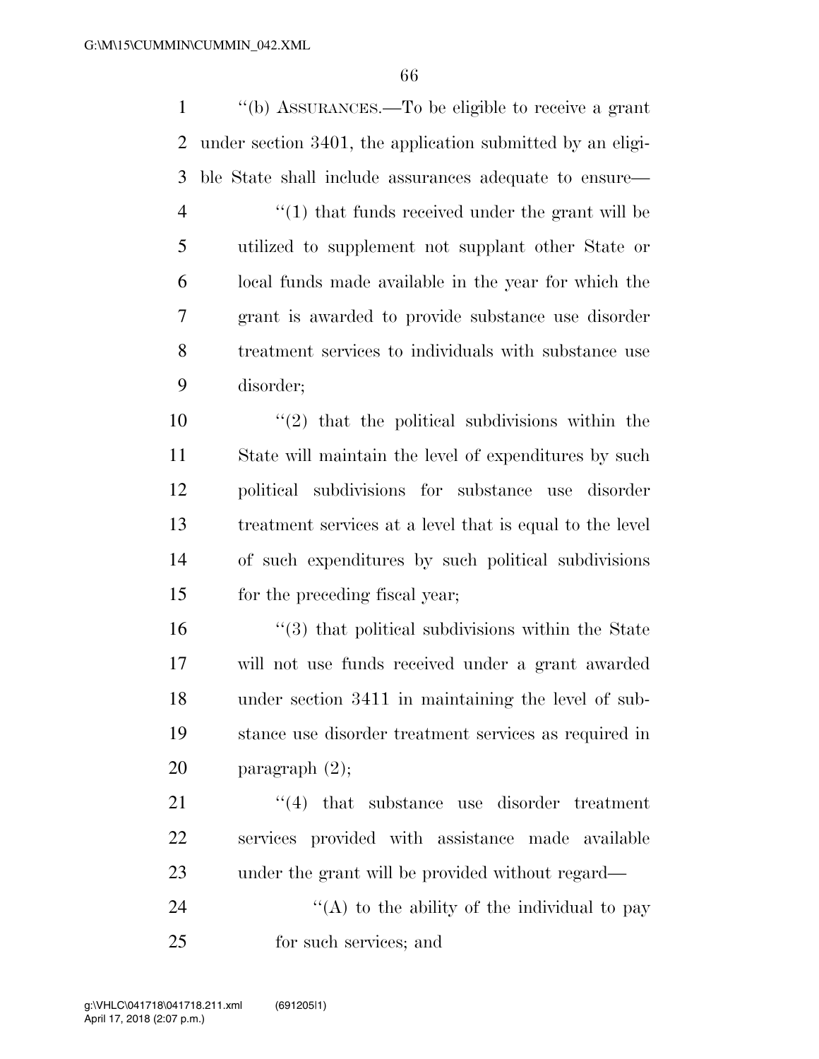''(b) ASSURANCES.—To be eligible to receive a grant under section 3401, the application submitted by an eligible State shall include assurances adequate to ensure—

''(1) that funds received under the grant will be utilized to supplement not supplant other State or local funds made available in the year for which the grant is awarded to provide substance use disorder treatment services to individuals with substance use disorder;

''(2) that the political subdivisions within the State will maintain the level of expenditures by such political subdivisions for substance use disorder treatment services at a level that is equal to the level of such expenditures by such political subdivisions for the preceding fiscal year;

''(3) that political subdivisions within the State will not use funds received under a grant awarded under section 3411 in maintaining the level of substance use disorder treatment services as required in paragraph (2);

''(4) that substance use disorder treatment services provided with assistance made available under the grant will be provided without regard—

''(A) to the ability of the individual to pay for such services; and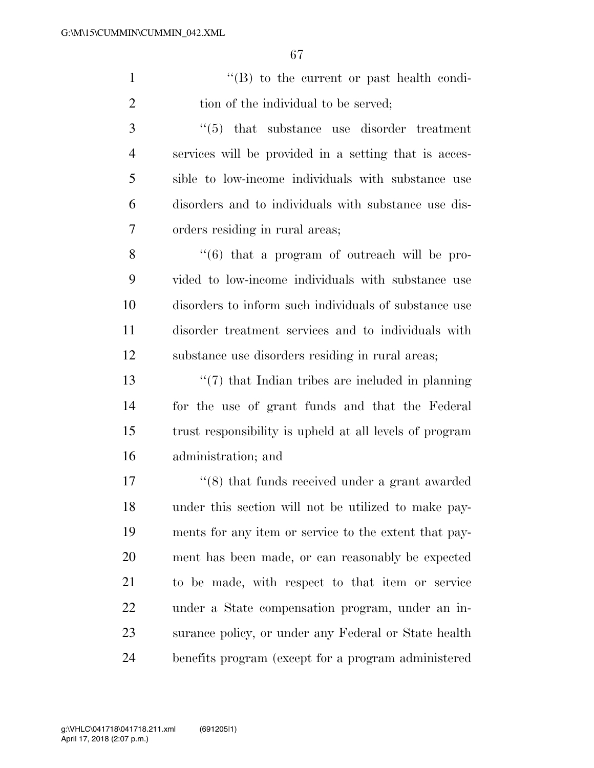''(B) to the current or past health condition of the individual to be served;

''(5) that substance use disorder treatment services will be provided in a setting that is accessible to low-income individuals with substance use disorders and to individuals with substance use disorders residing in rural areas;

''(6) that a program of outreach will be provided to low-income individuals with substance use disorders to inform such individuals of substance use disorder treatment services and to individuals with substance use disorders residing in rural areas;

''(7) that Indian tribes are included in planning for the use of grant funds and that the Federal trust responsibility is upheld at all levels of program administration; and

''(8) that funds received under a grant awarded under this section will not be utilized to make payments for any item or service to the extent that payment has been made, or can reasonably be expected to be made, with respect to that item or service under a State compensation program, under an insurance policy, or under any Federal or State health benefits program (except for a program administered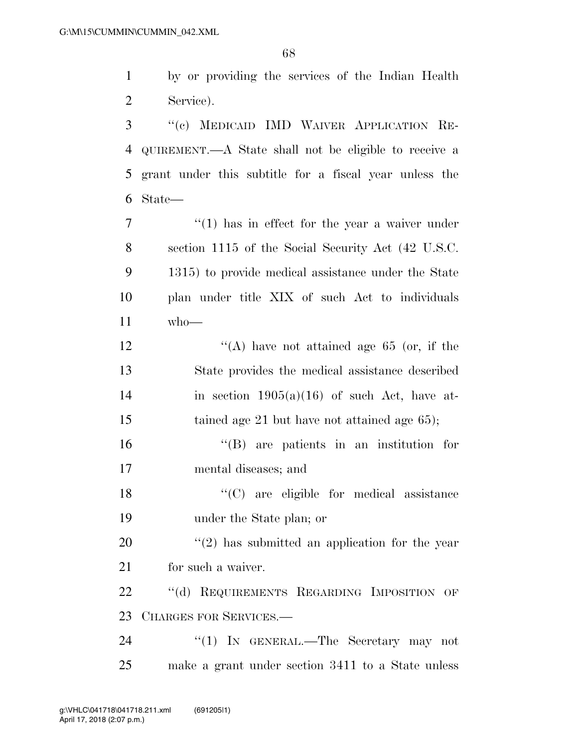by or providing the services of the Indian Health Service).

"(c) MEDICAID IMD WAIVER APPLICATION REQUIREMENT.—A State shall not be eligible to receive a grant under this subtitle for a fiscal year unless the State—

"(1) has in effect for the year a waiver under section 1115 of the Social Security Act (42 U.S.C. 1315) to provide medical assistance under the State plan under title XIX of such Act to individuals who—

"(A) have not attained age 65 (or, if the State provides the medical assistance described in section 1905(a)(16) of such Act, have attained age 21 but have not attained age 65);

"(B) are patients in an institution for mental diseases; and

"(C) are eligible for medical assistance under the State plan; or

"(2) has submitted an application for the year for such a waiver.

"(d) REQUIREMENTS REGARDING IMPOSITION OF CHARGES FOR SERVICES.—

"(1) IN GENERAL.—The Secretary may not make a grant under section 3411 to a State unless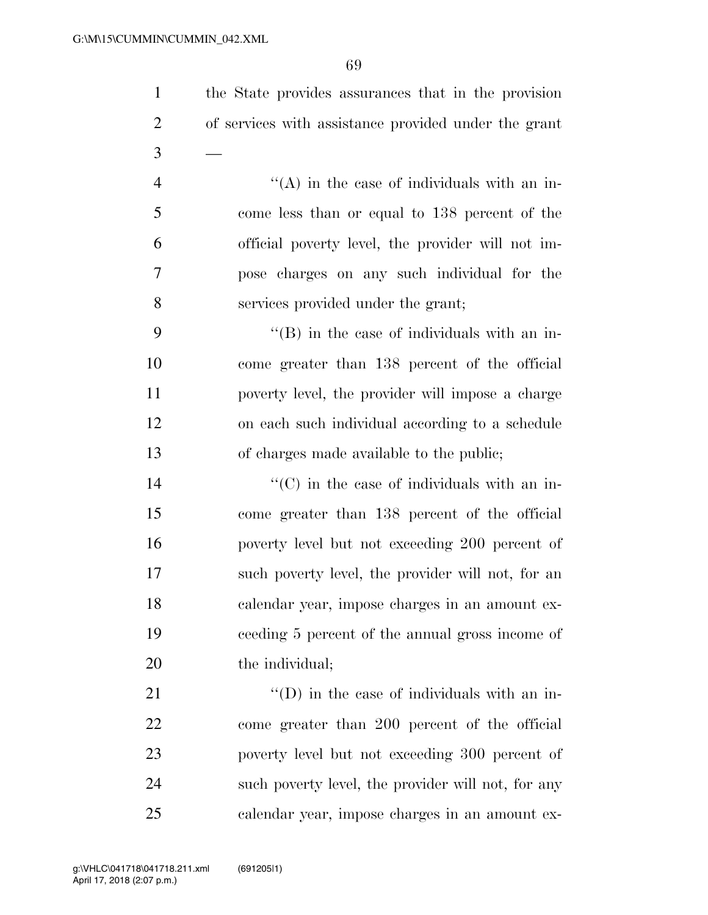the State provides assurances that in the provision of services with assistance provided under the grant —

> "(A) in the case of individuals with an income less than or equal to 138 percent of the official poverty level, the provider will not impose charges on any such individual for the services provided under the grant;
>
> "(B) in the case of individuals with an income greater than 138 percent of the official poverty level, the provider will impose a charge on each such individual according to a schedule of charges made available to the public;
>
> "(C) in the case of individuals with an income greater than 138 percent of the official poverty level but not exceeding 200 percent of such poverty level, the provider will not, for an calendar year, impose charges in an amount exceeding 5 percent of the annual gross income of the individual;
>
> "(D) in the case of individuals with an income greater than 200 percent of the official poverty level but not exceeding 300 percent of such poverty level, the provider will not, for any calendar year, impose charges in an amount ex-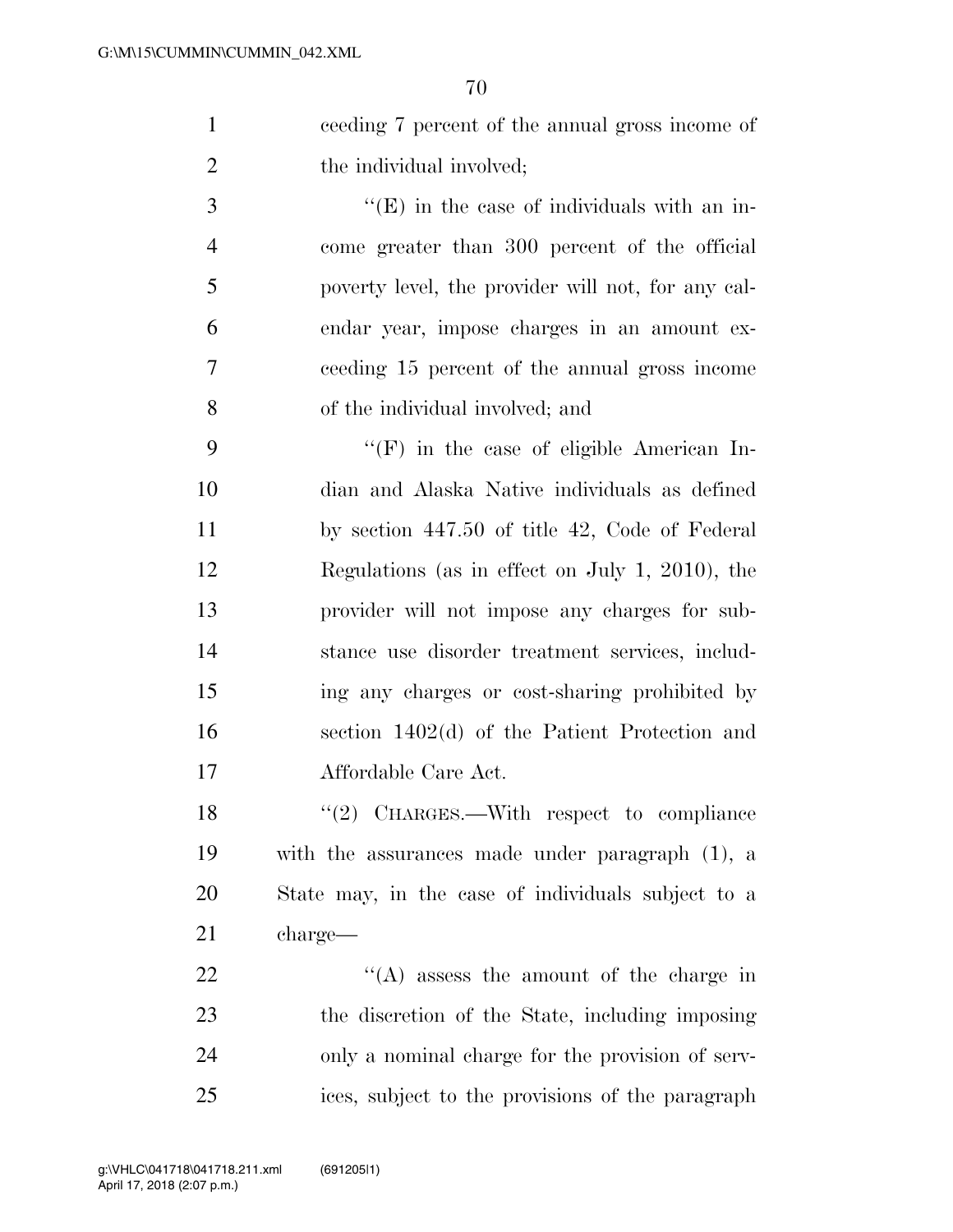ceeding 7 percent of the annual gross income of the individual involved;

"(E) in the case of individuals with an income greater than 300 percent of the official poverty level, the provider will not, for any calendar year, impose charges in an amount exceeding 15 percent of the annual gross income of the individual involved; and

"(F) in the case of eligible American Indian and Alaska Native individuals as defined by section 447.50 of title 42, Code of Federal Regulations (as in effect on July 1, 2010), the provider will not impose any charges for substance use disorder treatment services, including any charges or cost-sharing prohibited by section 1402(d) of the Patient Protection and Affordable Care Act.

"(2) CHARGES.—With respect to compliance with the assurances made under paragraph (1), a State may, in the case of individuals subject to a charge—

"(A) assess the amount of the charge in the discretion of the State, including imposing only a nominal charge for the provision of services, subject to the provisions of the paragraph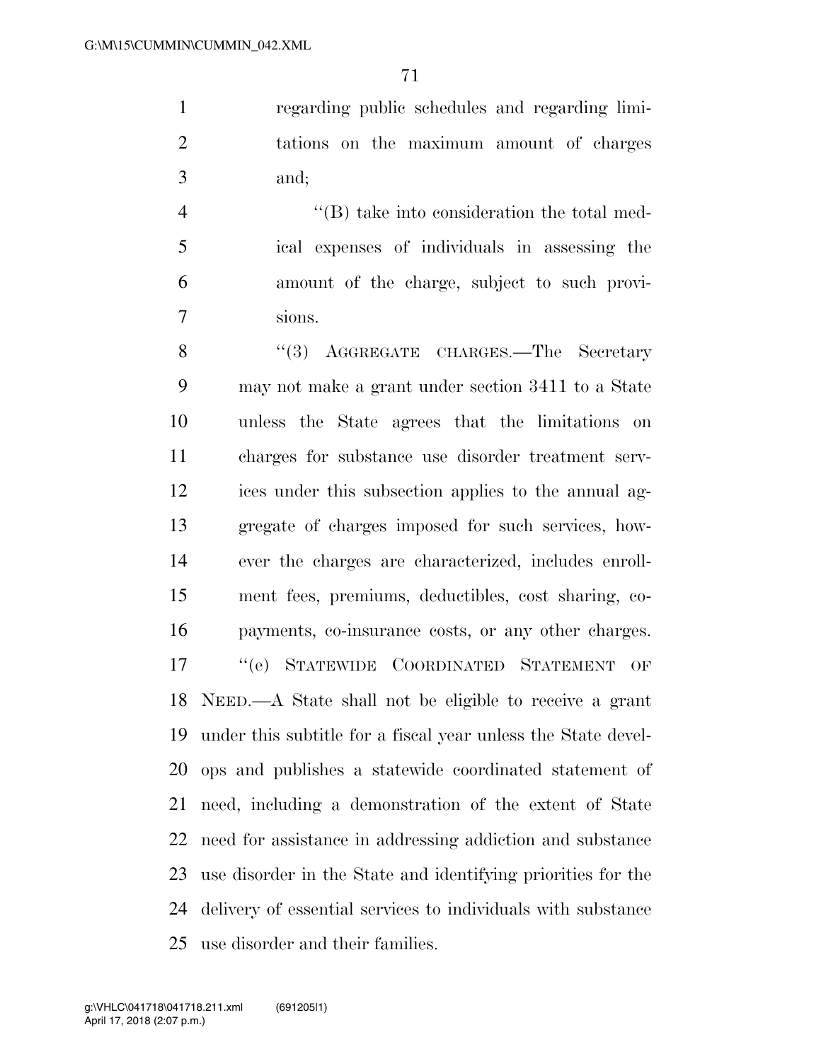regarding public schedules and regarding limitations on the maximum amount of charges and;

"(B) take into consideration the total medical expenses of individuals in assessing the amount of the charge, subject to such provisions.

"(3) AGGREGATE CHARGES.—The Secretary may not make a grant under section 3411 to a State unless the State agrees that the limitations on charges for substance use disorder treatment services under this subsection applies to the annual aggregate of charges imposed for such services, however the charges are characterized, includes enrollment fees, premiums, deductibles, cost sharing, co-payments, co-insurance costs, or any other charges.

"(e) STATEWIDE COORDINATED STATEMENT OF NEED.—A State shall not be eligible to receive a grant under this subtitle for a fiscal year unless the State develops and publishes a statewide coordinated statement of need, including a demonstration of the extent of State need for assistance in addressing addiction and substance use disorder in the State and identifying priorities for the delivery of essential services to individuals with substance use disorder and their families.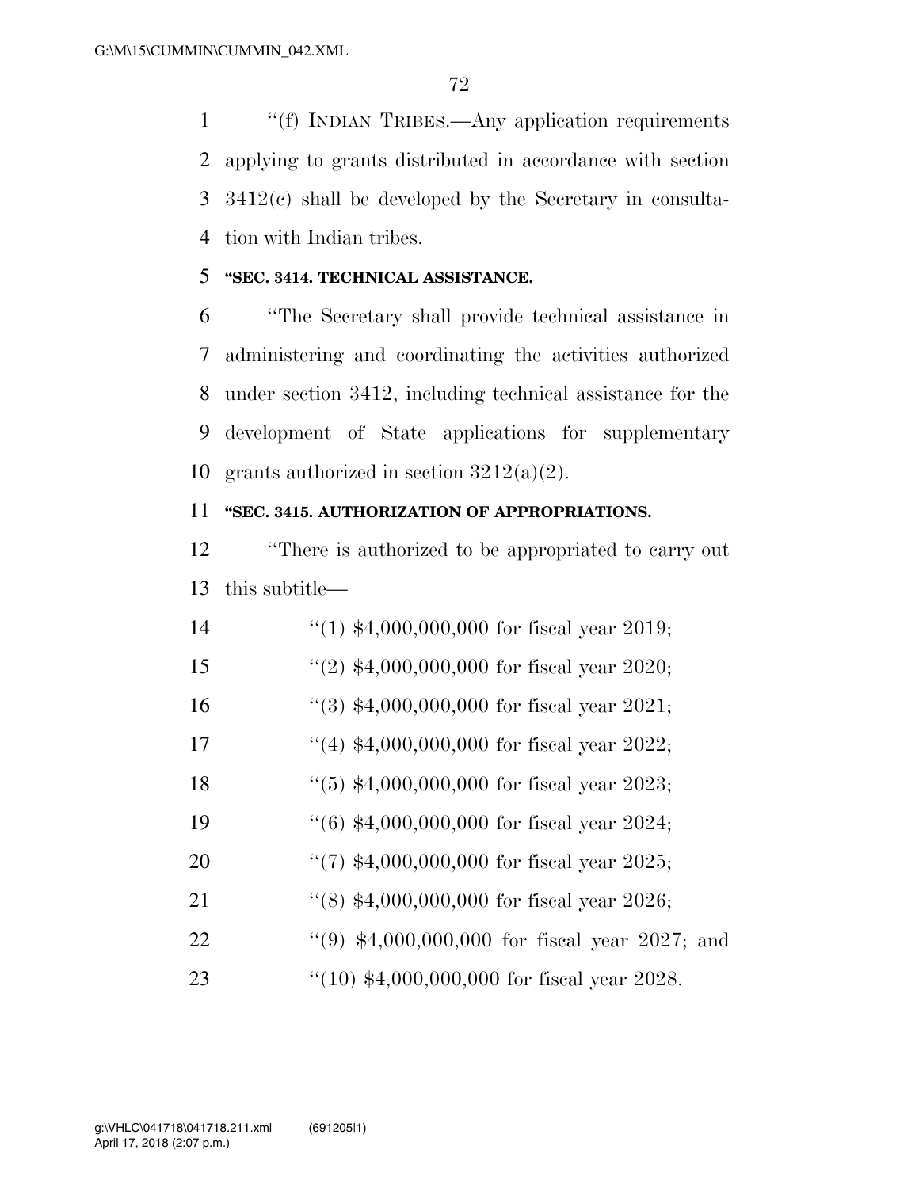''(f) INDIAN TRIBES.—Any application requirements applying to grants distributed in accordance with section 3412(c) shall be developed by the Secretary in consultation with Indian tribes.

**''SEC. 3414. TECHNICAL ASSISTANCE.**

''The Secretary shall provide technical assistance in administering and coordinating the activities authorized under section 3412, including technical assistance for the development of State applications for supplementary grants authorized in section 3212(a)(2).

**''SEC. 3415. AUTHORIZATION OF APPROPRIATIONS.**

''There is authorized to be appropriated to carry out this subtitle—

''(1) $4,000,000,000 for fiscal year 2019;

''(2) $4,000,000,000 for fiscal year 2020;

''(3) $4,000,000,000 for fiscal year 2021;

''(4) $4,000,000,000 for fiscal year 2022;

''(5) $4,000,000,000 for fiscal year 2023;

''(6) $4,000,000,000 for fiscal year 2024;

''(7) $4,000,000,000 for fiscal year 2025;

''(8) $4,000,000,000 for fiscal year 2026;

''(9) $4,000,000,000 for fiscal year 2027; and

''(10) $4,000,000,000 for fiscal year 2028.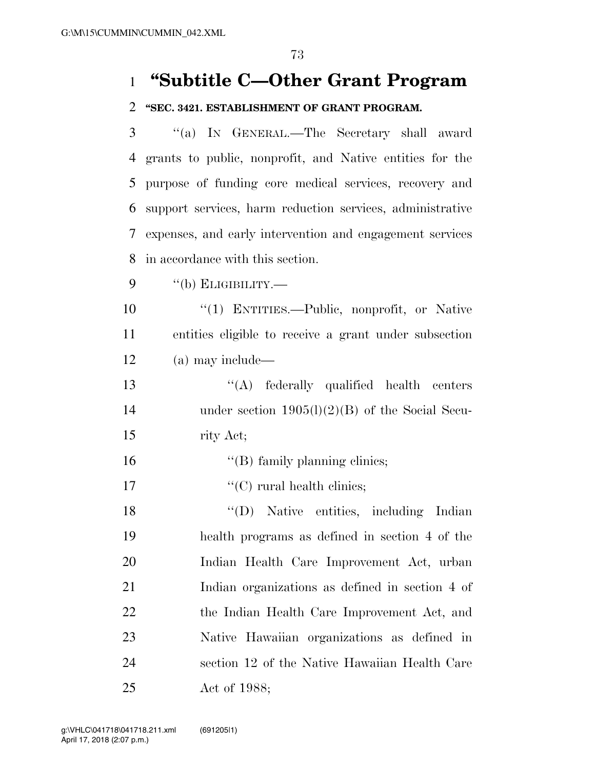# "Subtitle C—Other Grant Program

**"SEC. 3421. ESTABLISHMENT OF GRANT PROGRAM.**

"(a) IN GENERAL.—The Secretary shall award grants to public, nonprofit, and Native entities for the purpose of funding core medical services, recovery and support services, harm reduction services, administrative expenses, and early intervention and engagement services in accordance with this section.

"(b) ELIGIBILITY.—

"(1) ENTITIES.—Public, nonprofit, or Native entities eligible to receive a grant under subsection (a) may include—

"(A) federally qualified health centers under section 1905(l)(2)(B) of the Social Security Act;

"(B) family planning clinics;

"(C) rural health clinics;

"(D) Native entities, including Indian health programs as defined in section 4 of the Indian Health Care Improvement Act, urban Indian organizations as defined in section 4 of the Indian Health Care Improvement Act, and Native Hawaiian organizations as defined in section 12 of the Native Hawaiian Health Care Act of 1988;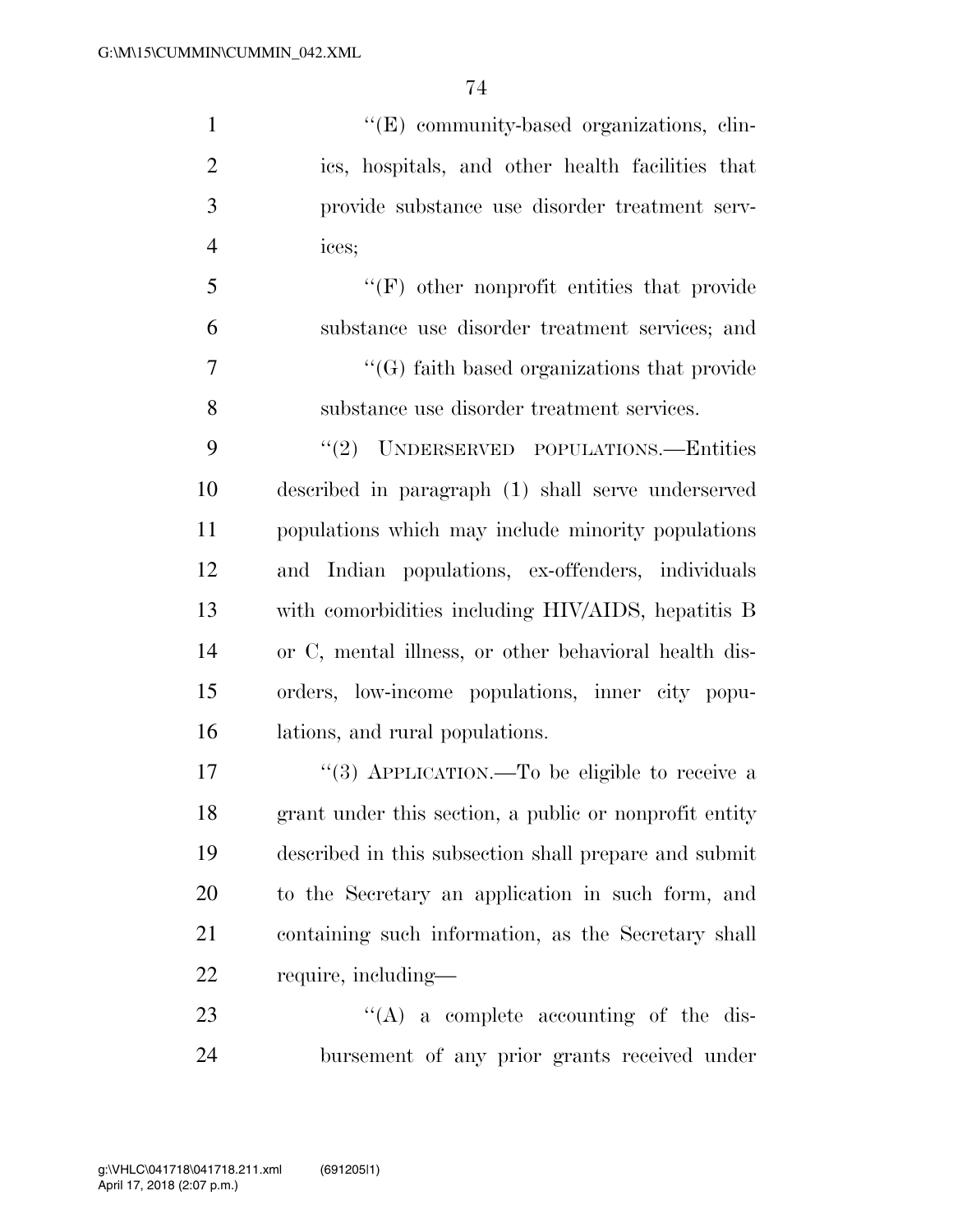''(E) community-based organizations, clinics, hospitals, and other health facilities that provide substance use disorder treatment services;

''(F) other nonprofit entities that provide substance use disorder treatment services; and

''(G) faith based organizations that provide substance use disorder treatment services.

''(2) UNDERSERVED POPULATIONS.—Entities described in paragraph (1) shall serve underserved populations which may include minority populations and Indian populations, ex-offenders, individuals with comorbidities including HIV/AIDS, hepatitis B or C, mental illness, or other behavioral health disorders, low-income populations, inner city populations, and rural populations.

''(3) APPLICATION.—To be eligible to receive a grant under this section, a public or nonprofit entity described in this subsection shall prepare and submit to the Secretary an application in such form, and containing such information, as the Secretary shall require, including—

''(A) a complete accounting of the disbursement of any prior grants received under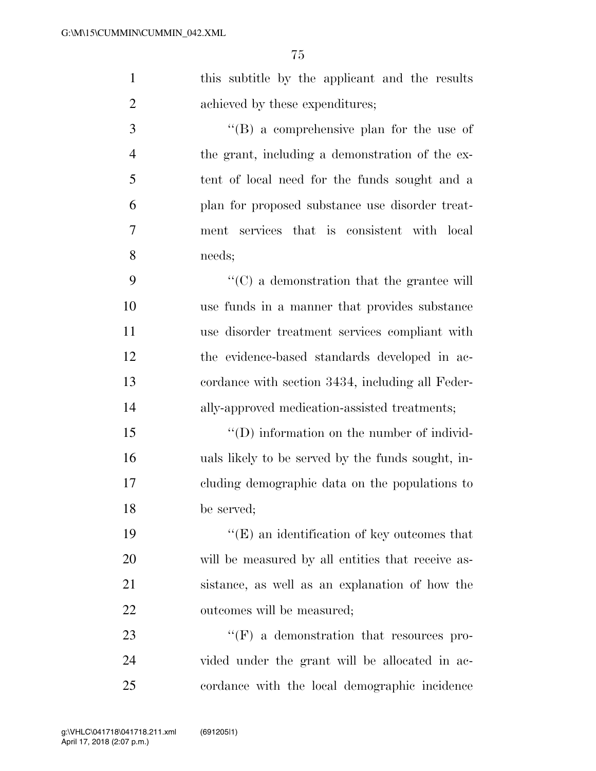this subtitle by the applicant and the results achieved by these expenditures;

"(B) a comprehensive plan for the use of the grant, including a demonstration of the extent of local need for the funds sought and a plan for proposed substance use disorder treatment services that is consistent with local needs;

"(C) a demonstration that the grantee will use funds in a manner that provides substance use disorder treatment services compliant with the evidence-based standards developed in accordance with section 3434, including all Federally-approved medication-assisted treatments;

"(D) information on the number of individuals likely to be served by the funds sought, including demographic data on the populations to be served;

"(E) an identification of key outcomes that will be measured by all entities that receive assistance, as well as an explanation of how the outcomes will be measured;

"(F) a demonstration that resources provided under the grant will be allocated in accordance with the local demographic incidence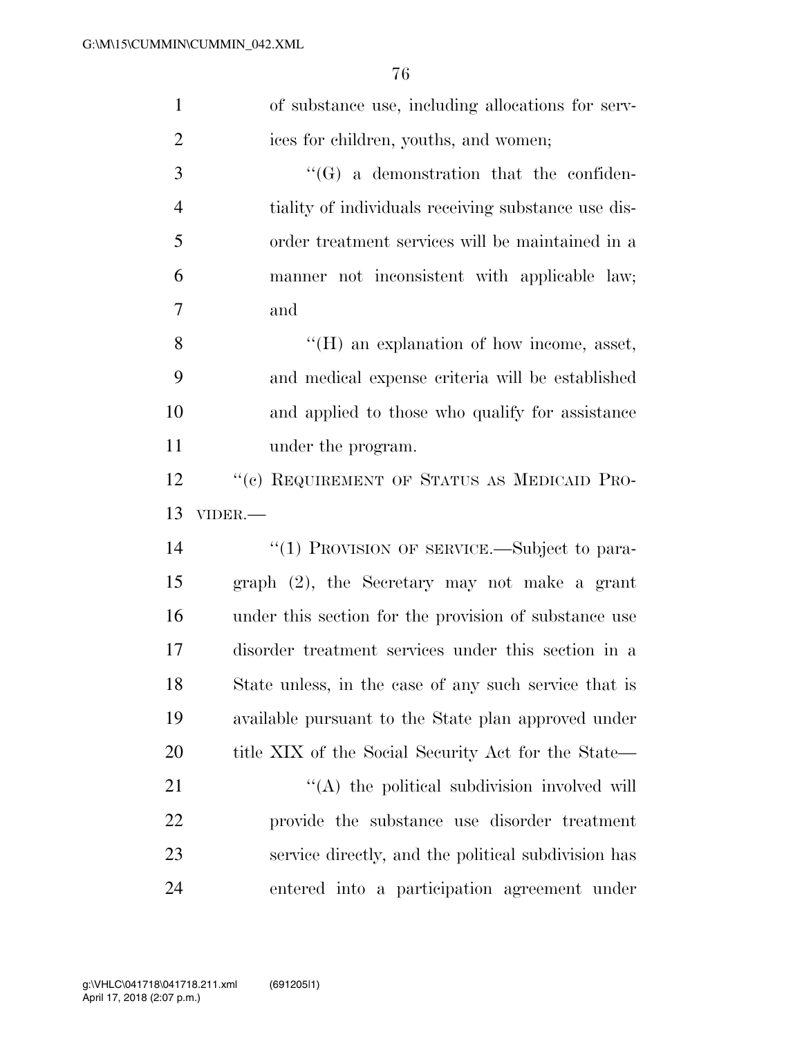of substance use, including allocations for services for children, youths, and women;

''(G) a demonstration that the confidentiality of individuals receiving substance use disorder treatment services will be maintained in a manner not inconsistent with applicable law; and

''(H) an explanation of how income, asset, and medical expense criteria will be established and applied to those who qualify for assistance under the program.

''(c) REQUIREMENT OF STATUS AS MEDICAID PROVIDER.—

''(1) PROVISION OF SERVICE.—Subject to paragraph (2), the Secretary may not make a grant under this section for the provision of substance use disorder treatment services under this section in a State unless, in the case of any such service that is available pursuant to the State plan approved under title XIX of the Social Security Act for the State—

''(A) the political subdivision involved will provide the substance use disorder treatment service directly, and the political subdivision has entered into a participation agreement under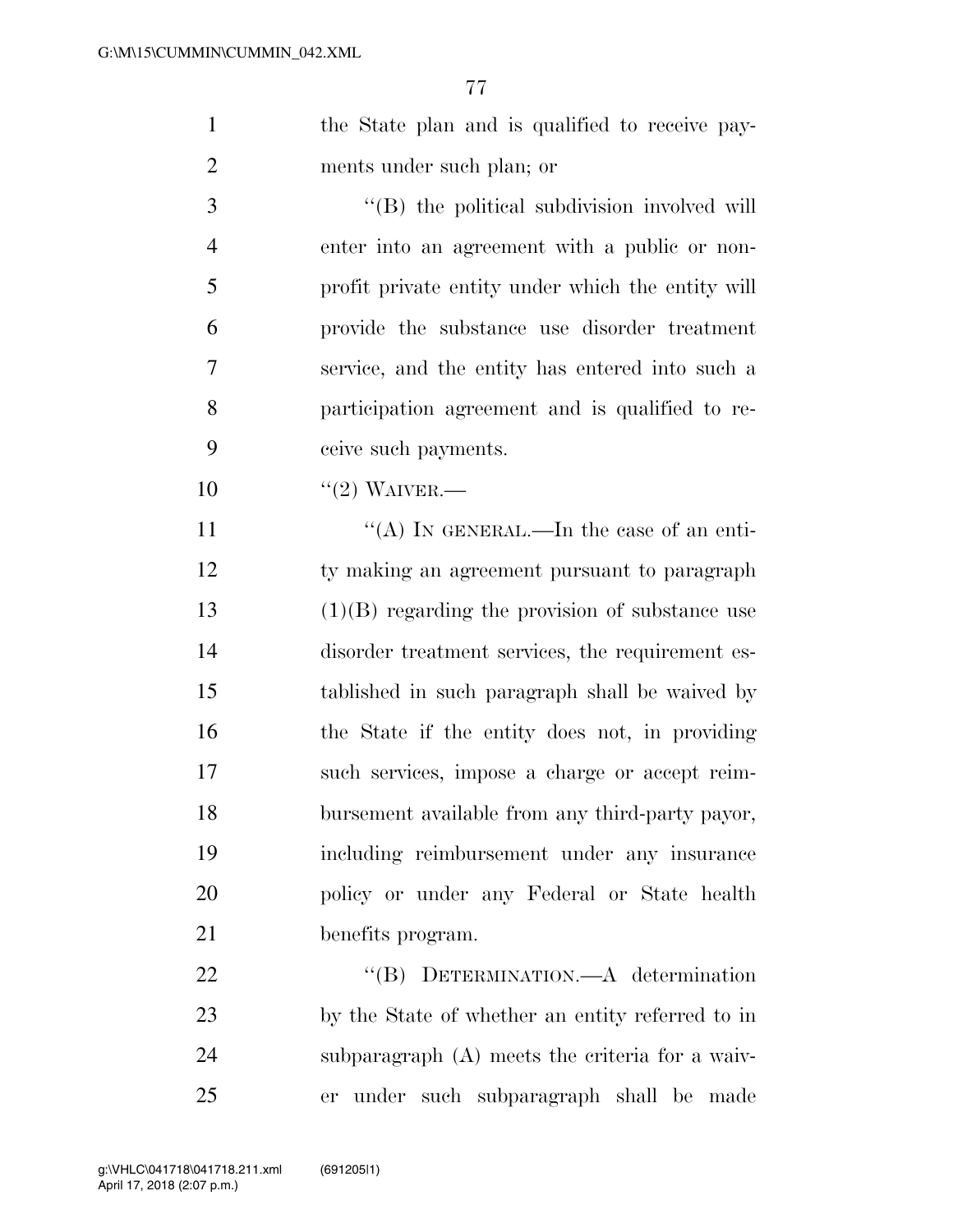the State plan and is qualified to receive payments under such plan; or

"(B) the political subdivision involved will enter into an agreement with a public or nonprofit private entity under which the entity will provide the substance use disorder treatment service, and the entity has entered into such a participation agreement and is qualified to receive such payments.

"(2) WAIVER.—

"(A) IN GENERAL.—In the case of an entity making an agreement pursuant to paragraph (1)(B) regarding the provision of substance use disorder treatment services, the requirement established in such paragraph shall be waived by the State if the entity does not, in providing such services, impose a charge or accept reimbursement available from any third-party payor, including reimbursement under any insurance policy or under any Federal or State health benefits program.

"(B) DETERMINATION.—A determination by the State of whether an entity referred to in subparagraph (A) meets the criteria for a waiver under such subparagraph shall be made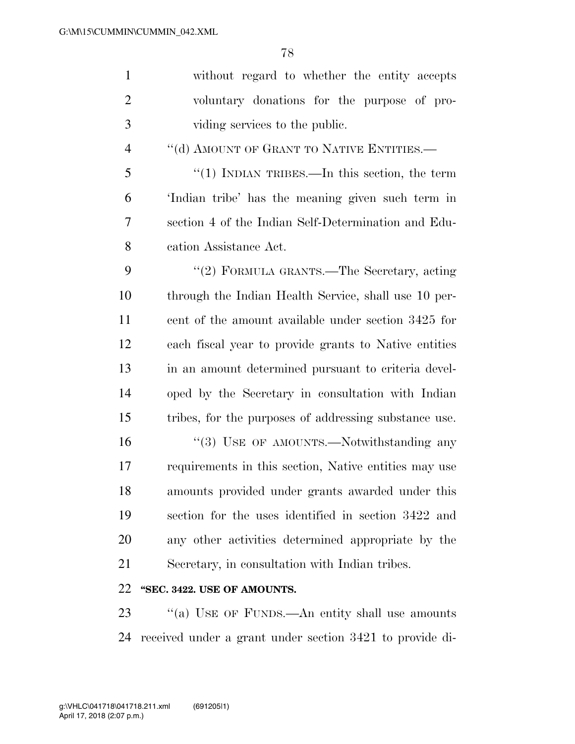without regard to whether the entity accepts voluntary donations for the purpose of providing services to the public.

"(d) AMOUNT OF GRANT TO NATIVE ENTITIES.—

"(1) INDIAN TRIBES.—In this section, the term 'Indian tribe' has the meaning given such term in section 4 of the Indian Self-Determination and Education Assistance Act.

"(2) FORMULA GRANTS.—The Secretary, acting through the Indian Health Service, shall use 10 percent of the amount available under section 3425 for each fiscal year to provide grants to Native entities in an amount determined pursuant to criteria developed by the Secretary in consultation with Indian tribes, for the purposes of addressing substance use.

"(3) USE OF AMOUNTS.—Notwithstanding any requirements in this section, Native entities may use amounts provided under grants awarded under this section for the uses identified in section 3422 and any other activities determined appropriate by the Secretary, in consultation with Indian tribes.

**"SEC. 3422. USE OF AMOUNTS.**

"(a) USE OF FUNDS.—An entity shall use amounts received under a grant under section 3421 to provide di-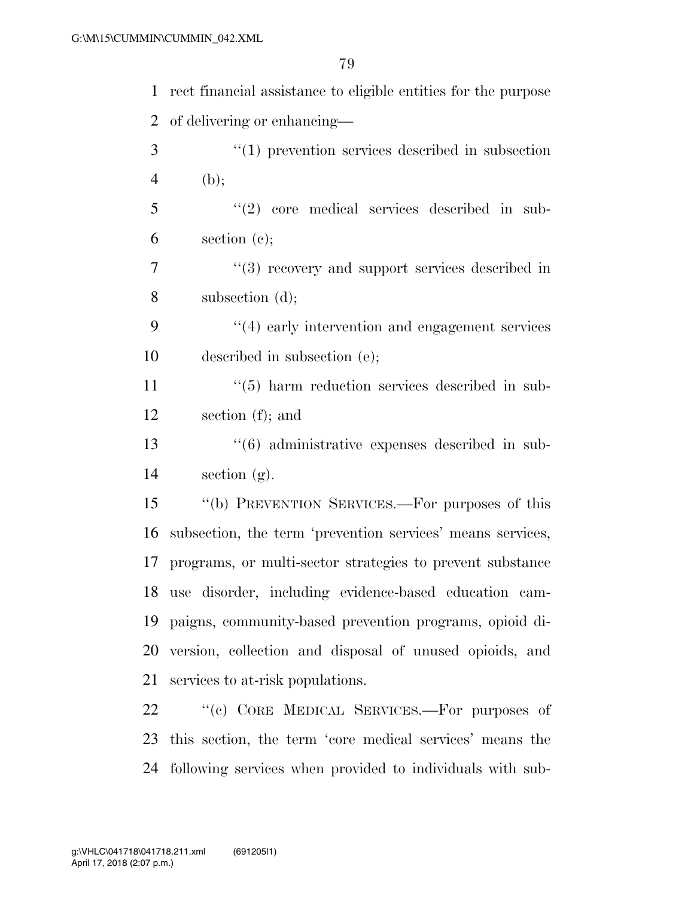rect financial assistance to eligible entities for the purpose of delivering or enhancing—

"(1) prevention services described in subsection (b);

"(2) core medical services described in subsection (c);

"(3) recovery and support services described in subsection (d);

"(4) early intervention and engagement services described in subsection (e);

"(5) harm reduction services described in subsection (f); and

"(6) administrative expenses described in subsection (g).

"(b) PREVENTION SERVICES.—For purposes of this subsection, the term 'prevention services' means services, programs, or multi-sector strategies to prevent substance use disorder, including evidence-based education campaigns, community-based prevention programs, opioid diversion, collection and disposal of unused opioids, and services to at-risk populations.

"(c) CORE MEDICAL SERVICES.—For purposes of this section, the term 'core medical services' means the following services when provided to individuals with sub-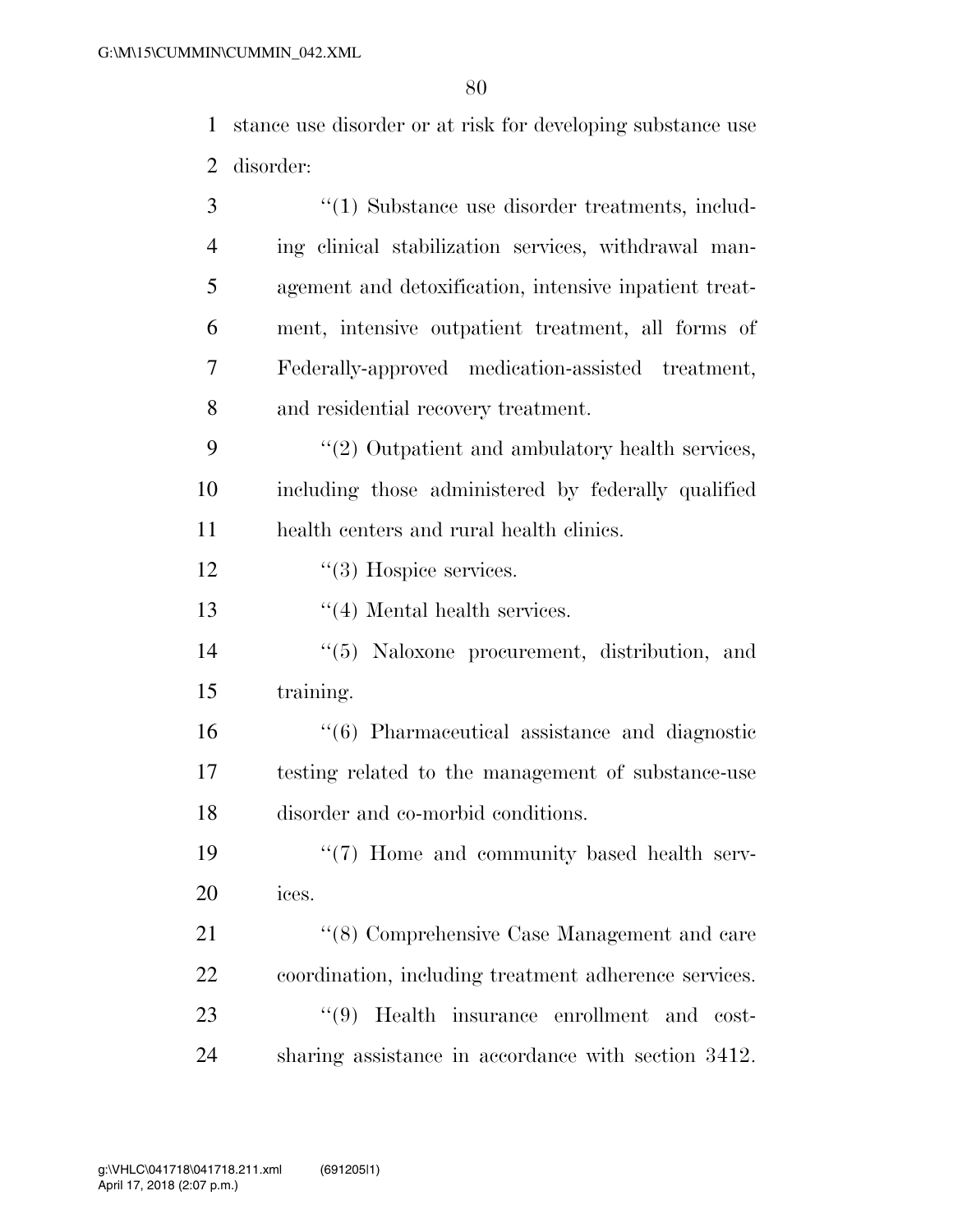stance use disorder or at risk for developing substance use disorder:

"(1) Substance use disorder treatments, including clinical stabilization services, withdrawal management and detoxification, intensive inpatient treatment, intensive outpatient treatment, all forms of Federally-approved medication-assisted treatment, and residential recovery treatment.

"(2) Outpatient and ambulatory health services, including those administered by federally qualified health centers and rural health clinics.

"(3) Hospice services.

"(4) Mental health services.

"(5) Naloxone procurement, distribution, and training.

"(6) Pharmaceutical assistance and diagnostic testing related to the management of substance-use disorder and co-morbid conditions.

"(7) Home and community based health services.

"(8) Comprehensive Case Management and care coordination, including treatment adherence services.

"(9) Health insurance enrollment and cost-sharing assistance in accordance with section 3412.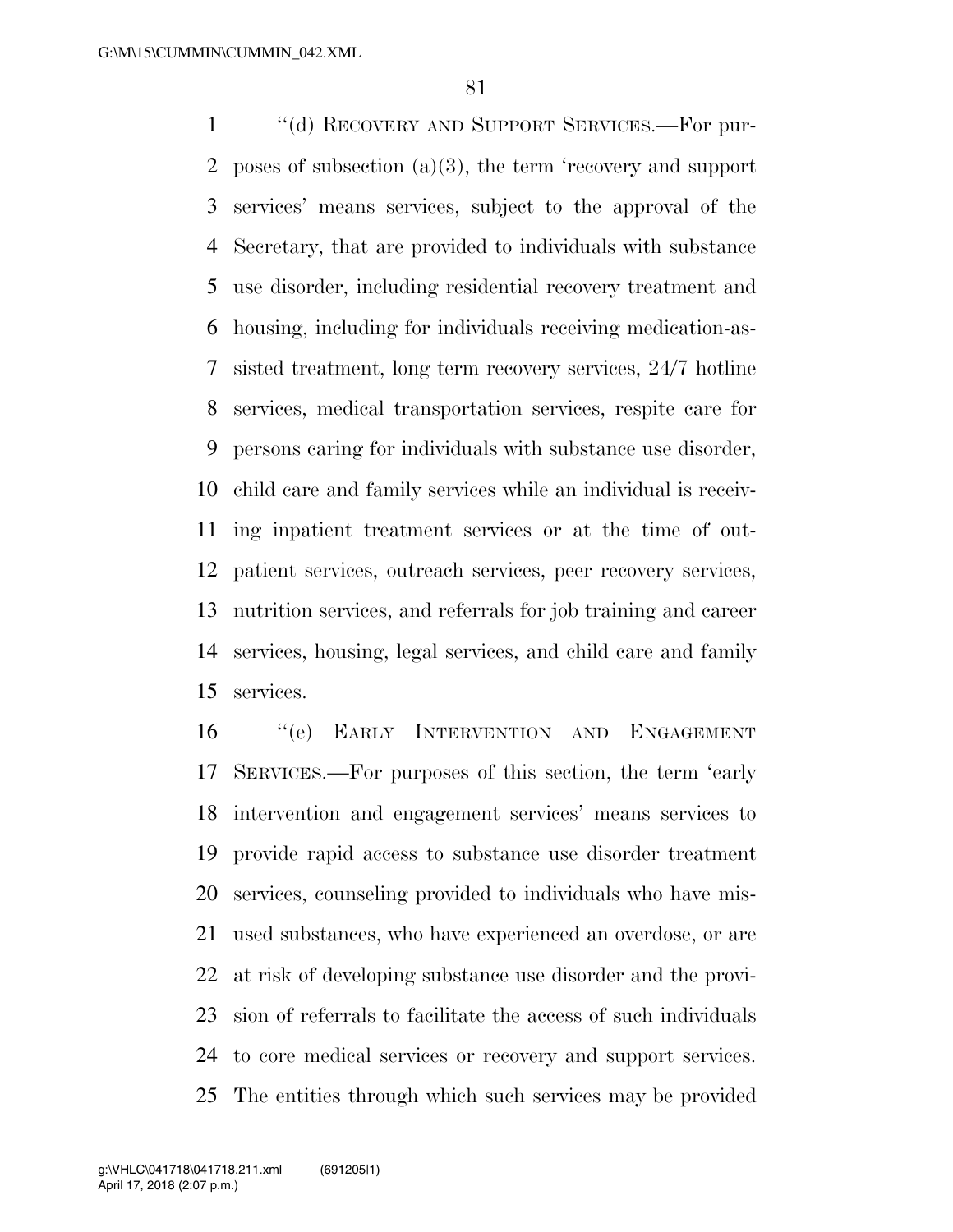"(d) RECOVERY AND SUPPORT SERVICES.—For purposes of subsection (a)(3), the term 'recovery and support services' means services, subject to the approval of the Secretary, that are provided to individuals with substance use disorder, including residential recovery treatment and housing, including for individuals receiving medication-assisted treatment, long term recovery services, 24/7 hotline services, medical transportation services, respite care for persons caring for individuals with substance use disorder, child care and family services while an individual is receiving inpatient treatment services or at the time of outpatient services, outreach services, peer recovery services, nutrition services, and referrals for job training and career services, housing, legal services, and child care and family services.

"(e) EARLY INTERVENTION AND ENGAGEMENT SERVICES.—For purposes of this section, the term 'early intervention and engagement services' means services to provide rapid access to substance use disorder treatment services, counseling provided to individuals who have misused substances, who have experienced an overdose, or are at risk of developing substance use disorder and the provision of referrals to facilitate the access of such individuals to core medical services or recovery and support services. The entities through which such services may be provided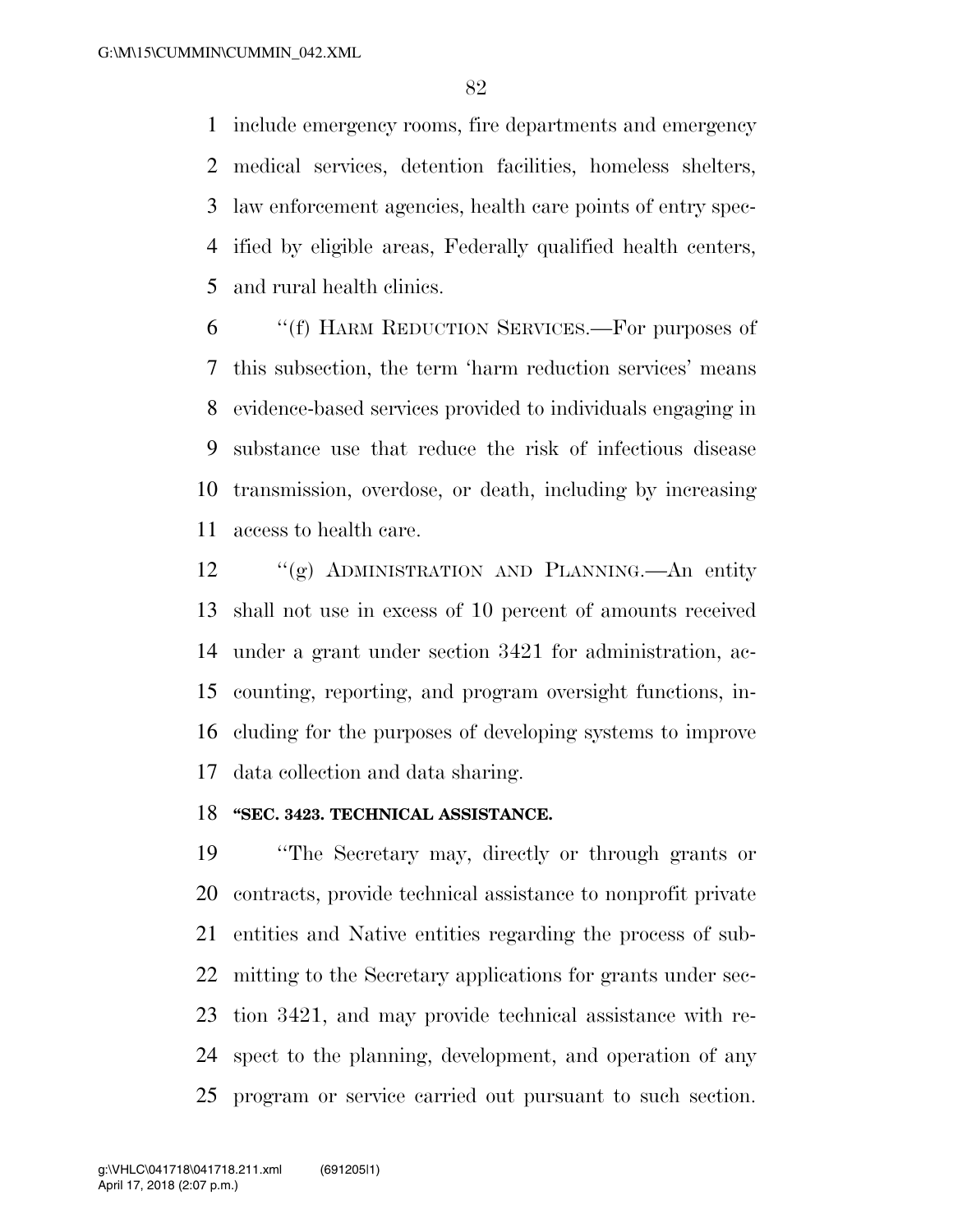include emergency rooms, fire departments and emergency medical services, detention facilities, homeless shelters, law enforcement agencies, health care points of entry specified by eligible areas, Federally qualified health centers, and rural health clinics.

''(f) HARM REDUCTION SERVICES.—For purposes of this subsection, the term 'harm reduction services' means evidence-based services provided to individuals engaging in substance use that reduce the risk of infectious disease transmission, overdose, or death, including by increasing access to health care.

''(g) ADMINISTRATION AND PLANNING.—An entity shall not use in excess of 10 percent of amounts received under a grant under section 3421 for administration, accounting, reporting, and program oversight functions, including for the purposes of developing systems to improve data collection and data sharing.

**''SEC. 3423. TECHNICAL ASSISTANCE.**

''The Secretary may, directly or through grants or contracts, provide technical assistance to nonprofit private entities and Native entities regarding the process of submitting to the Secretary applications for grants under section 3421, and may provide technical assistance with respect to the planning, development, and operation of any program or service carried out pursuant to such section.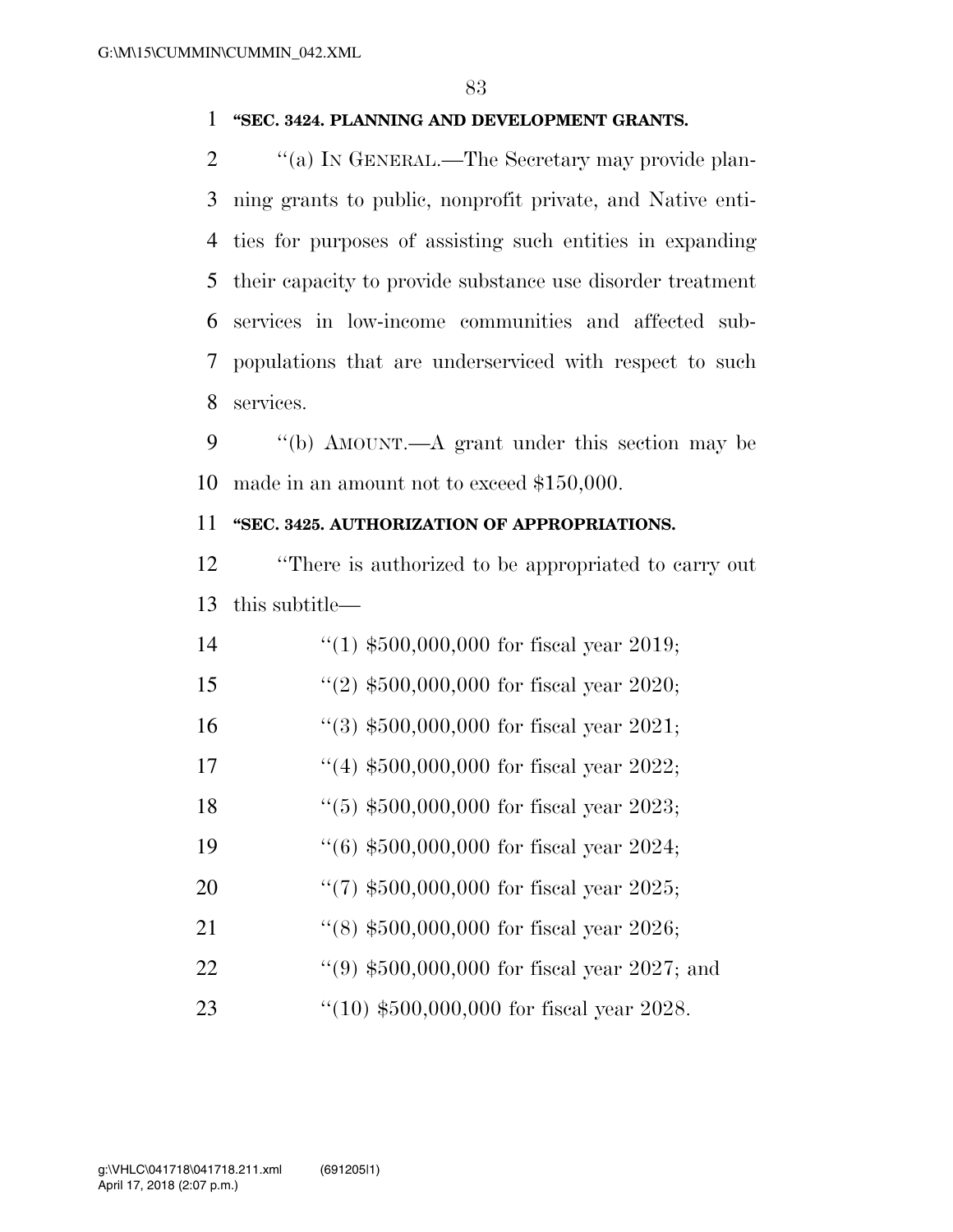**"SEC. 3424. PLANNING AND DEVELOPMENT GRANTS.**

"(a) IN GENERAL.—The Secretary may provide planning grants to public, nonprofit private, and Native entities for purposes of assisting such entities in expanding their capacity to provide substance use disorder treatment services in low-income communities and affected subpopulations that are underserviced with respect to such services.

"(b) AMOUNT.—A grant under this section may be made in an amount not to exceed $150,000.

**"SEC. 3425. AUTHORIZATION OF APPROPRIATIONS.**

"There is authorized to be appropriated to carry out this subtitle—

"(1) $500,000,000 for fiscal year 2019;

"(2) $500,000,000 for fiscal year 2020;

"(3) $500,000,000 for fiscal year 2021;

"(4) $500,000,000 for fiscal year 2022;

"(5) $500,000,000 for fiscal year 2023;

"(6) $500,000,000 for fiscal year 2024;

"(7) $500,000,000 for fiscal year 2025;

"(8) $500,000,000 for fiscal year 2026;

"(9) $500,000,000 for fiscal year 2027; and

"(10) $500,000,000 for fiscal year 2028.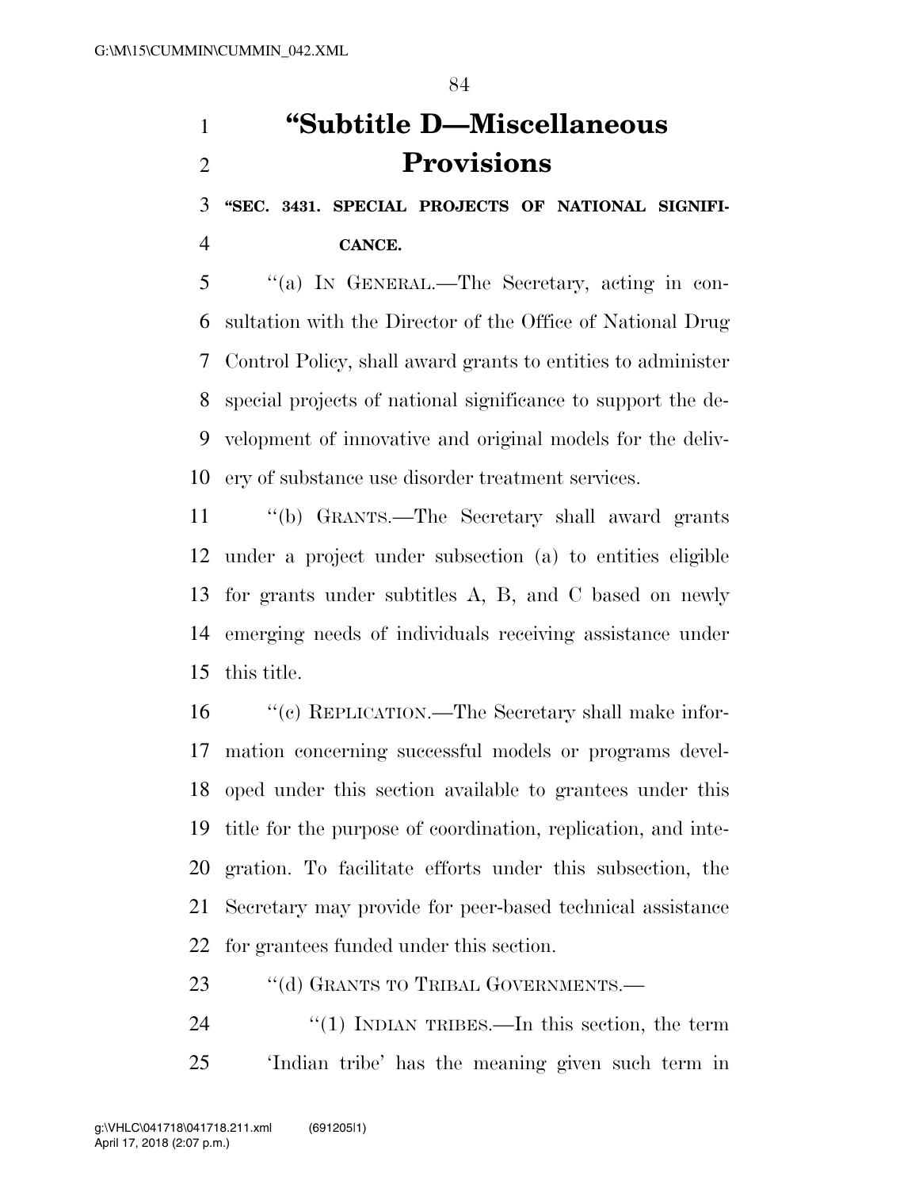# "Subtitle D—Miscellaneous Provisions

## "SEC. 3431. SPECIAL PROJECTS OF NATIONAL SIGNIFICANCE.

"(a) IN GENERAL.—The Secretary, acting in consultation with the Director of the Office of National Drug Control Policy, shall award grants to entities to administer special projects of national significance to support the development of innovative and original models for the delivery of substance use disorder treatment services.

"(b) GRANTS.—The Secretary shall award grants under a project under subsection (a) to entities eligible for grants under subtitles A, B, and C based on newly emerging needs of individuals receiving assistance under this title.

"(c) REPLICATION.—The Secretary shall make information concerning successful models or programs developed under this section available to grantees under this title for the purpose of coordination, replication, and integration. To facilitate efforts under this subsection, the Secretary may provide for peer-based technical assistance for grantees funded under this section.

"(d) GRANTS TO TRIBAL GOVERNMENTS.—

"(1) INDIAN TRIBES.—In this section, the term 'Indian tribe' has the meaning given such term in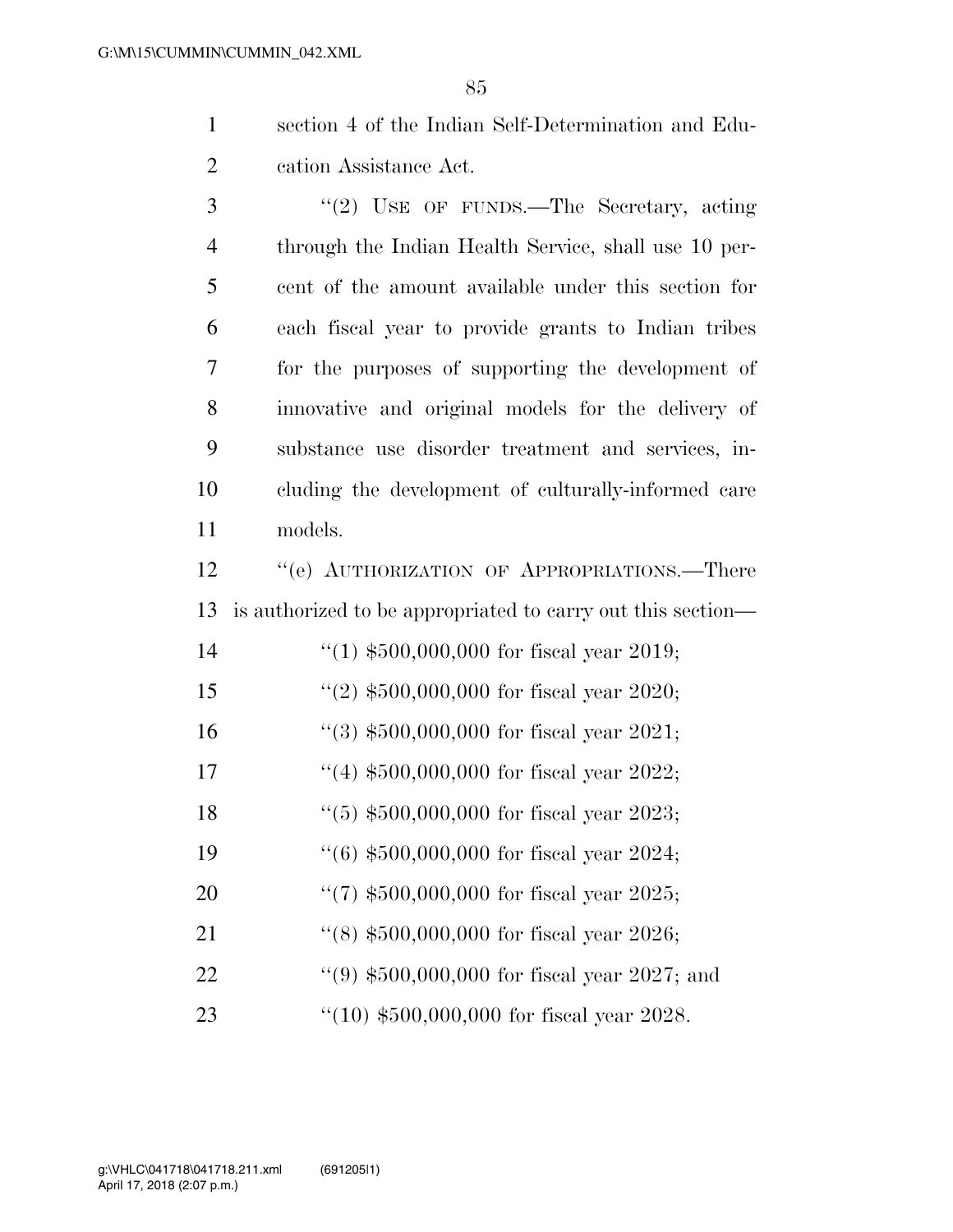section 4 of the Indian Self-Determination and Education Assistance Act.

"(2) USE OF FUNDS.—The Secretary, acting through the Indian Health Service, shall use 10 percent of the amount available under this section for each fiscal year to provide grants to Indian tribes for the purposes of supporting the development of innovative and original models for the delivery of substance use disorder treatment and services, including the development of culturally-informed care models.

"(e) AUTHORIZATION OF APPROPRIATIONS.—There is authorized to be appropriated to carry out this section—

"(1) $500,000,000 for fiscal year 2019;

"(2) $500,000,000 for fiscal year 2020;

"(3) $500,000,000 for fiscal year 2021;

"(4) $500,000,000 for fiscal year 2022;

"(5) $500,000,000 for fiscal year 2023;

"(6) $500,000,000 for fiscal year 2024;

"(7) $500,000,000 for fiscal year 2025;

"(8) $500,000,000 for fiscal year 2026;

"(9) $500,000,000 for fiscal year 2027; and

"(10) $500,000,000 for fiscal year 2028.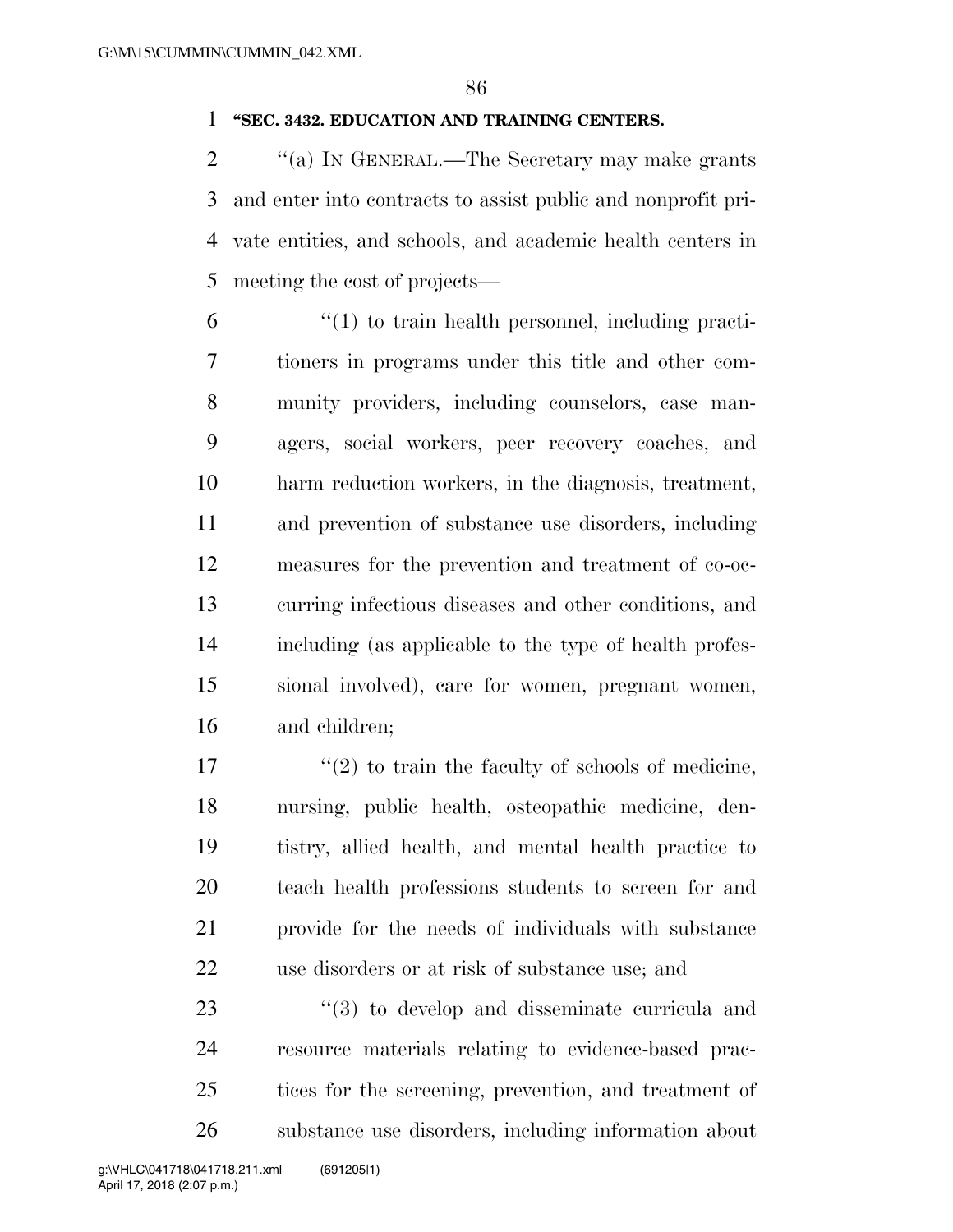**"SEC. 3432. EDUCATION AND TRAINING CENTERS.**

''(a) IN GENERAL.—The Secretary may make grants and enter into contracts to assist public and nonprofit private entities, and schools, and academic health centers in meeting the cost of projects—

''(1) to train health personnel, including practitioners in programs under this title and other community providers, including counselors, case managers, social workers, peer recovery coaches, and harm reduction workers, in the diagnosis, treatment, and prevention of substance use disorders, including measures for the prevention and treatment of co-occurring infectious diseases and other conditions, and including (as applicable to the type of health professional involved), care for women, pregnant women, and children;

''(2) to train the faculty of schools of medicine, nursing, public health, osteopathic medicine, dentistry, allied health, and mental health practice to teach health professions students to screen for and provide for the needs of individuals with substance use disorders or at risk of substance use; and

''(3) to develop and disseminate curricula and resource materials relating to evidence-based practices for the screening, prevention, and treatment of substance use disorders, including information about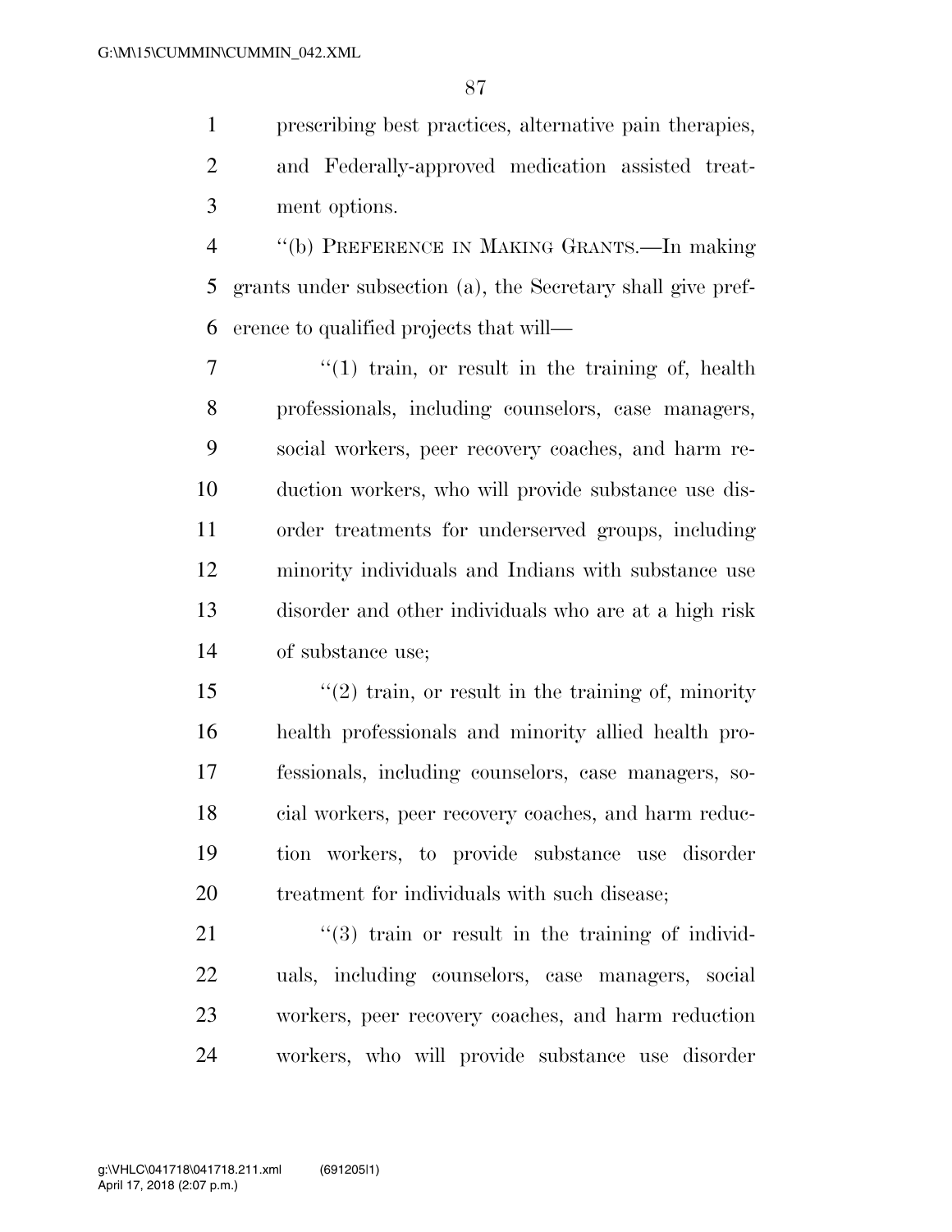prescribing best practices, alternative pain therapies, and Federally-approved medication assisted treatment options.

"(b) PREFERENCE IN MAKING GRANTS.—In making grants under subsection (a), the Secretary shall give preference to qualified projects that will—

"(1) train, or result in the training of, health professionals, including counselors, case managers, social workers, peer recovery coaches, and harm reduction workers, who will provide substance use disorder treatments for underserved groups, including minority individuals and Indians with substance use disorder and other individuals who are at a high risk of substance use;

"(2) train, or result in the training of, minority health professionals and minority allied health professionals, including counselors, case managers, social workers, peer recovery coaches, and harm reduction workers, to provide substance use disorder treatment for individuals with such disease;

"(3) train or result in the training of individuals, including counselors, case managers, social workers, peer recovery coaches, and harm reduction workers, who will provide substance use disorder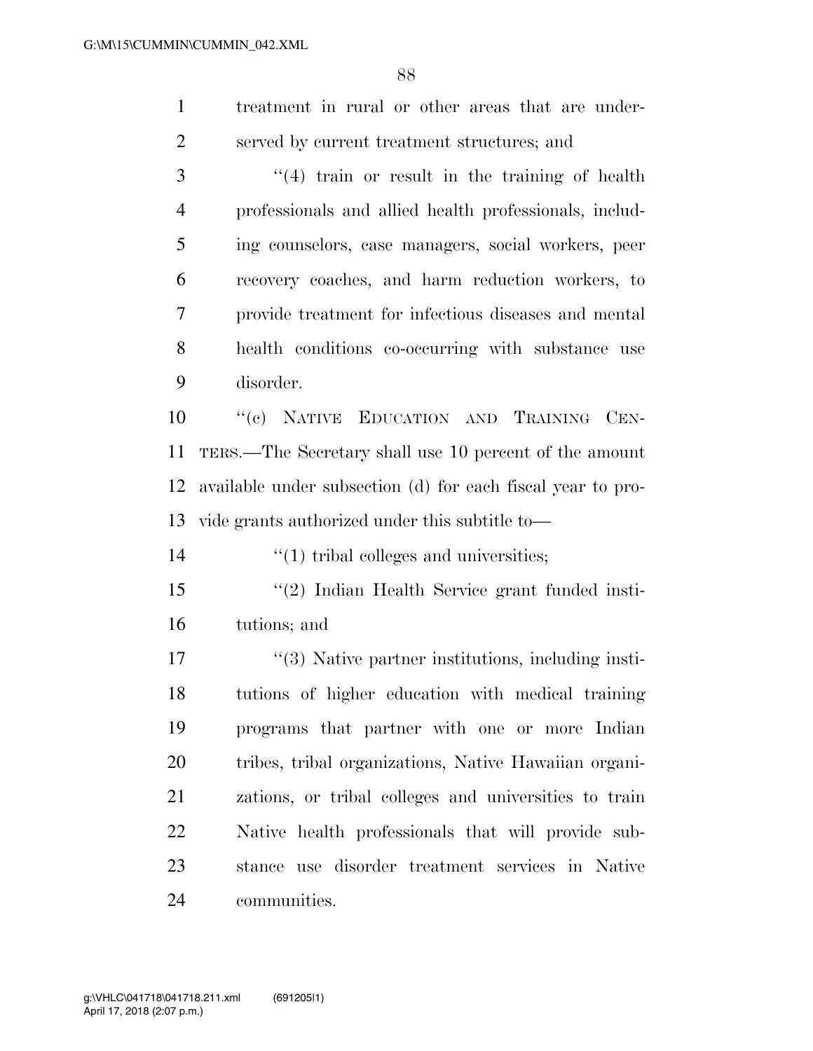treatment in rural or other areas that are underserved by current treatment structures; and

"(4) train or result in the training of health professionals and allied health professionals, including counselors, case managers, social workers, peer recovery coaches, and harm reduction workers, to provide treatment for infectious diseases and mental health conditions co-occurring with substance use disorder.

"(c) NATIVE EDUCATION AND TRAINING CENTERS.—The Secretary shall use 10 percent of the amount available under subsection (d) for each fiscal year to provide grants authorized under this subtitle to—

"(1) tribal colleges and universities;

"(2) Indian Health Service grant funded institutions; and

"(3) Native partner institutions, including institutions of higher education with medical training programs that partner with one or more Indian tribes, tribal organizations, Native Hawaiian organizations, or tribal colleges and universities to train Native health professionals that will provide substance use disorder treatment services in Native communities.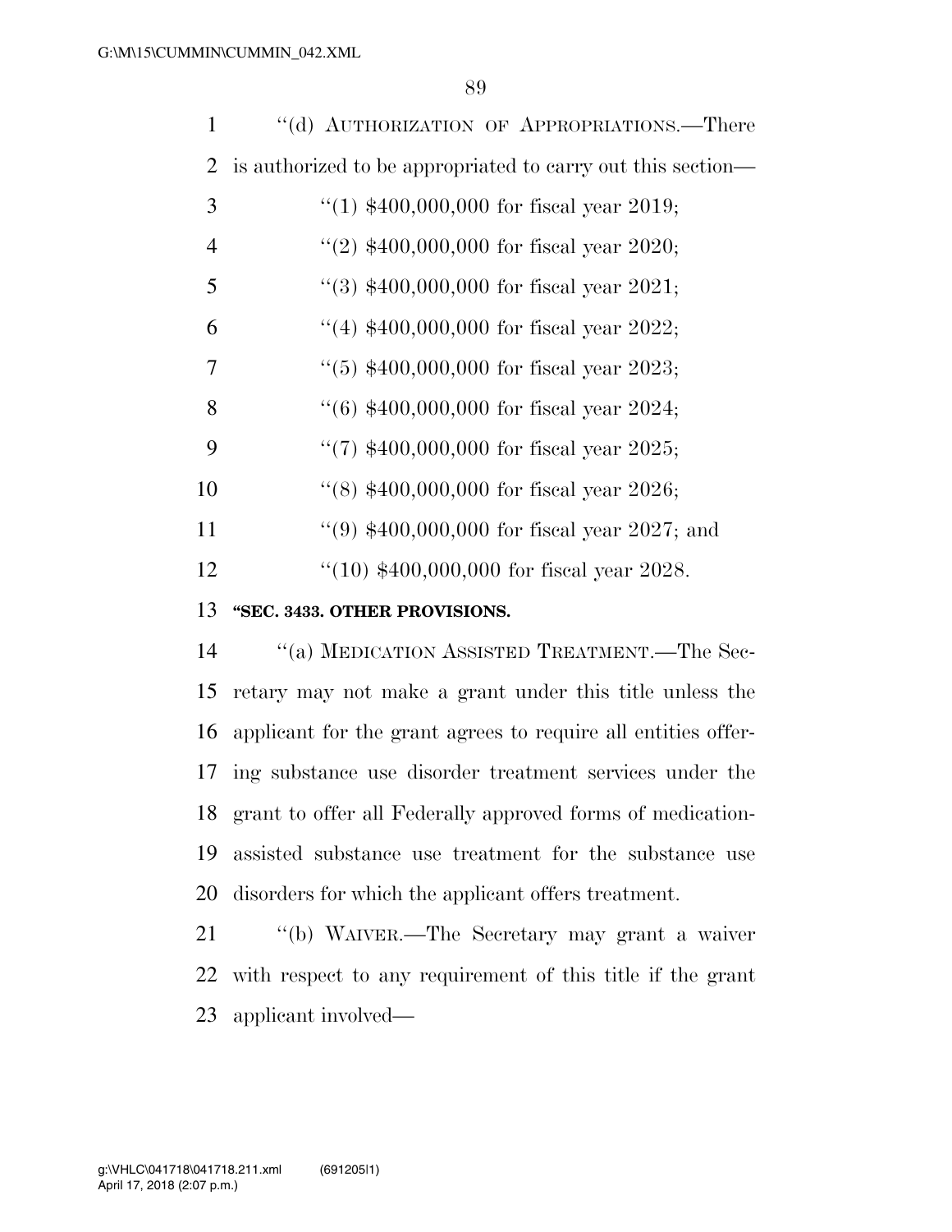"(d) AUTHORIZATION OF APPROPRIATIONS.—There is authorized to be appropriated to carry out this section—

"(1) $400,000,000 for fiscal year 2019;

"(2) $400,000,000 for fiscal year 2020;

"(3) $400,000,000 for fiscal year 2021;

"(4) $400,000,000 for fiscal year 2022;

"(5) $400,000,000 for fiscal year 2023;

"(6) $400,000,000 for fiscal year 2024;

"(7) $400,000,000 for fiscal year 2025;

"(8) $400,000,000 for fiscal year 2026;

"(9) $400,000,000 for fiscal year 2027; and

"(10) $400,000,000 for fiscal year 2028.

**"SEC. 3433. OTHER PROVISIONS.**

"(a) MEDICATION ASSISTED TREATMENT.—The Secretary may not make a grant under this title unless the applicant for the grant agrees to require all entities offering substance use disorder treatment services under the grant to offer all Federally approved forms of medication-assisted substance use treatment for the substance use disorders for which the applicant offers treatment.

"(b) WAIVER.—The Secretary may grant a waiver with respect to any requirement of this title if the grant applicant involved—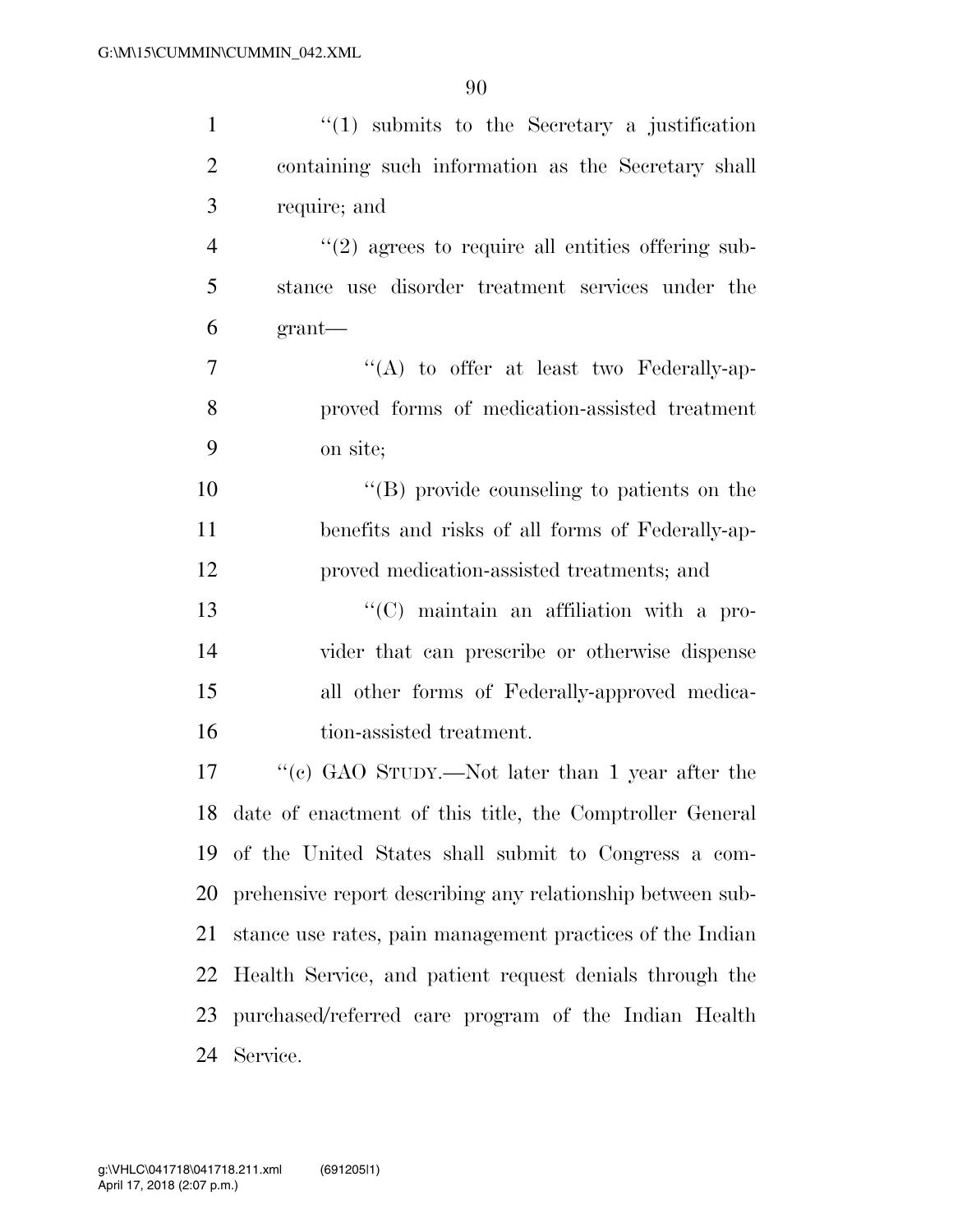''(1) submits to the Secretary a justification containing such information as the Secretary shall require; and

''(2) agrees to require all entities offering substance use disorder treatment services under the grant—

''(A) to offer at least two Federally-approved forms of medication-assisted treatment on site;

''(B) provide counseling to patients on the benefits and risks of all forms of Federally-approved medication-assisted treatments; and

''(C) maintain an affiliation with a provider that can prescribe or otherwise dispense all other forms of Federally-approved medication-assisted treatment.

''(c) GAO STUDY.—Not later than 1 year after the date of enactment of this title, the Comptroller General of the United States shall submit to Congress a comprehensive report describing any relationship between substance use rates, pain management practices of the Indian Health Service, and patient request denials through the purchased/referred care program of the Indian Health Service.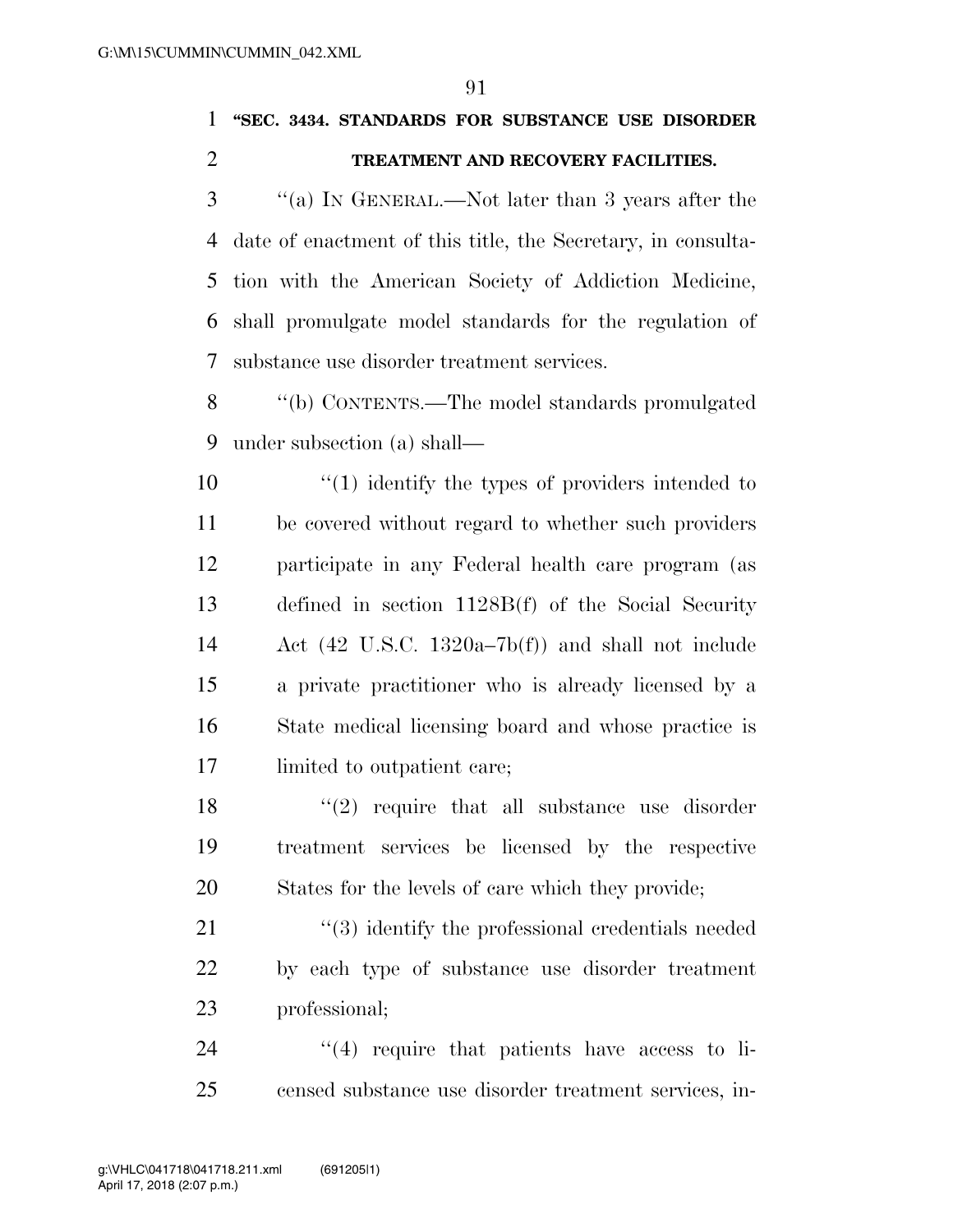**"SEC. 3434. STANDARDS FOR SUBSTANCE USE DISORDER TREATMENT AND RECOVERY FACILITIES.**

"(a) IN GENERAL.—Not later than 3 years after the date of enactment of this title, the Secretary, in consultation with the American Society of Addiction Medicine, shall promulgate model standards for the regulation of substance use disorder treatment services.

"(b) CONTENTS.—The model standards promulgated under subsection (a) shall—

"(1) identify the types of providers intended to be covered without regard to whether such providers participate in any Federal health care program (as defined in section 1128B(f) of the Social Security Act (42 U.S.C. 1320a–7b(f)) and shall not include a private practitioner who is already licensed by a State medical licensing board and whose practice is limited to outpatient care;

"(2) require that all substance use disorder treatment services be licensed by the respective States for the levels of care which they provide;

"(3) identify the professional credentials needed by each type of substance use disorder treatment professional;

"(4) require that patients have access to licensed substance use disorder treatment services, in-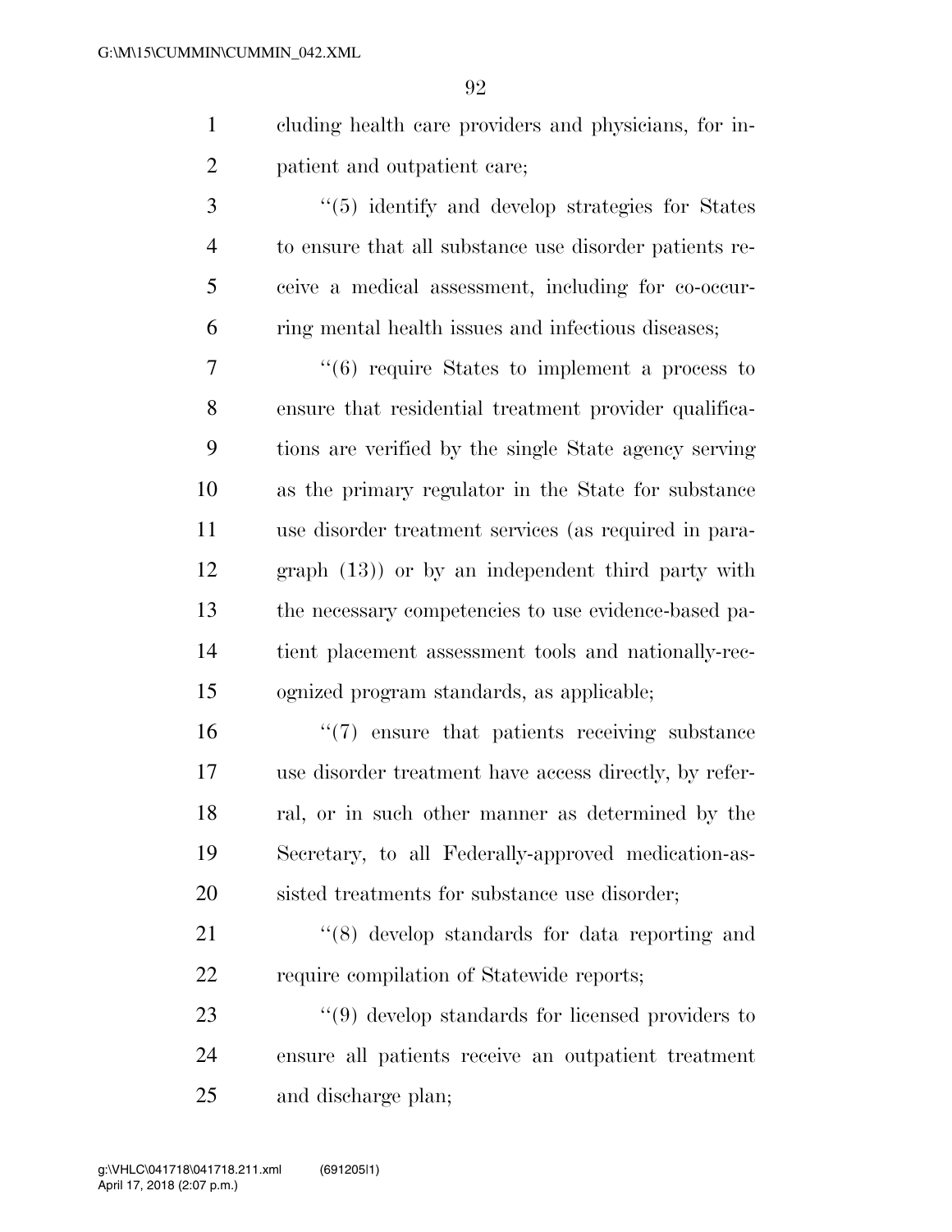cluding health care providers and physicians, for inpatient and outpatient care;

''(5) identify and develop strategies for States to ensure that all substance use disorder patients receive a medical assessment, including for co-occurring mental health issues and infectious diseases;

''(6) require States to implement a process to ensure that residential treatment provider qualifications are verified by the single State agency serving as the primary regulator in the State for substance use disorder treatment services (as required in paragraph (13)) or by an independent third party with the necessary competencies to use evidence-based patient placement assessment tools and nationally-recognized program standards, as applicable;

''(7) ensure that patients receiving substance use disorder treatment have access directly, by referral, or in such other manner as determined by the Secretary, to all Federally-approved medication-assisted treatments for substance use disorder;

''(8) develop standards for data reporting and require compilation of Statewide reports;

''(9) develop standards for licensed providers to ensure all patients receive an outpatient treatment and discharge plan;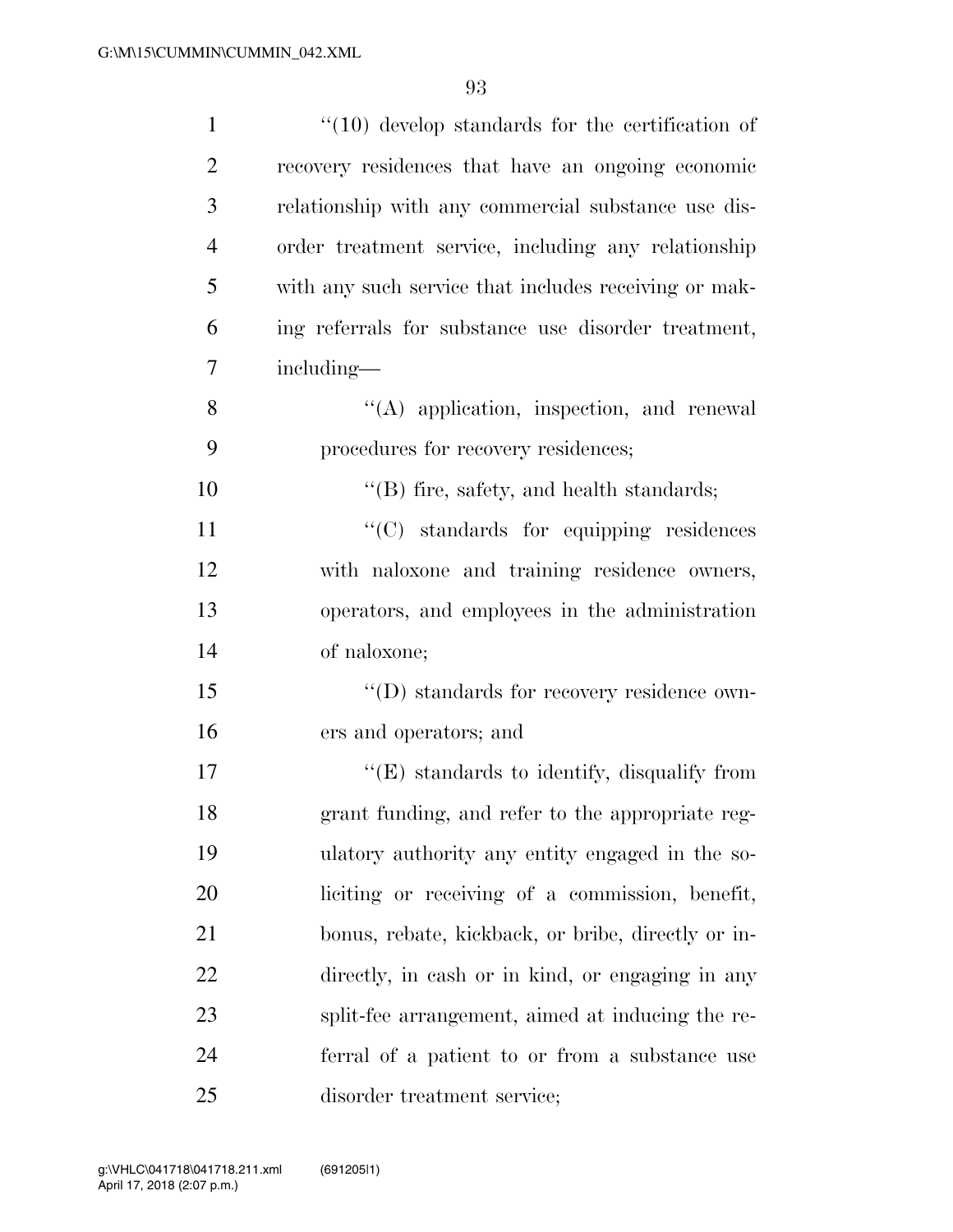''(10) develop standards for the certification of recovery residences that have an ongoing economic relationship with any commercial substance use disorder treatment service, including any relationship with any such service that includes receiving or making referrals for substance use disorder treatment, including—

''(A) application, inspection, and renewal procedures for recovery residences;

''(B) fire, safety, and health standards;

''(C) standards for equipping residences with naloxone and training residence owners, operators, and employees in the administration of naloxone;

''(D) standards for recovery residence owners and operators; and

''(E) standards to identify, disqualify from grant funding, and refer to the appropriate regulatory authority any entity engaged in the soliciting or receiving of a commission, benefit, bonus, rebate, kickback, or bribe, directly or indirectly, in cash or in kind, or engaging in any split-fee arrangement, aimed at inducing the referral of a patient to or from a substance use disorder treatment service;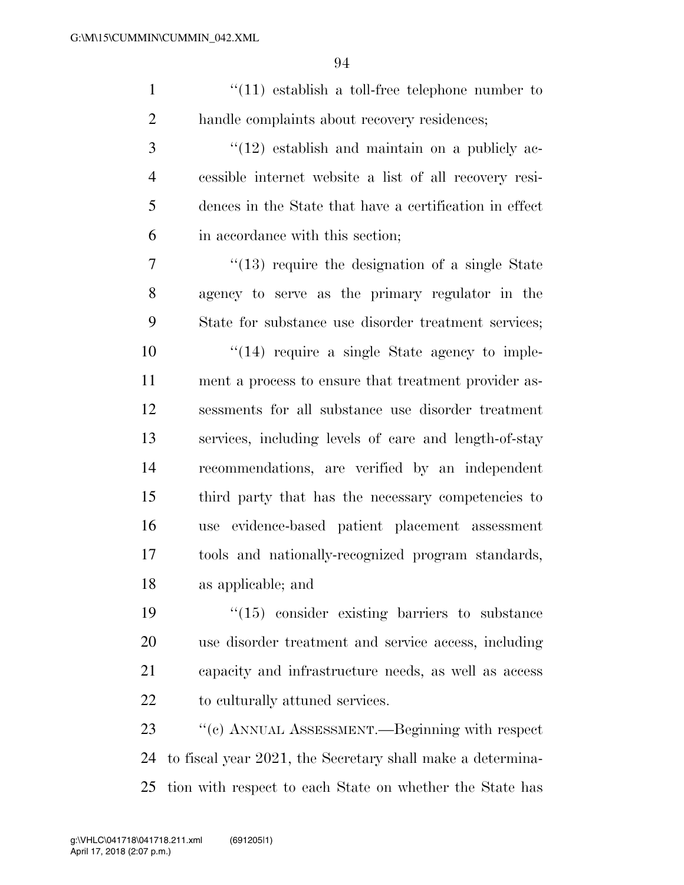''(11) establish a toll-free telephone number to handle complaints about recovery residences;

''(12) establish and maintain on a publicly accessible internet website a list of all recovery residences in the State that have a certification in effect in accordance with this section;

''(13) require the designation of a single State agency to serve as the primary regulator in the State for substance use disorder treatment services;

''(14) require a single State agency to implement a process to ensure that treatment provider assessments for all substance use disorder treatment services, including levels of care and length-of-stay recommendations, are verified by an independent third party that has the necessary competencies to use evidence-based patient placement assessment tools and nationally-recognized program standards, as applicable; and

''(15) consider existing barriers to substance use disorder treatment and service access, including capacity and infrastructure needs, as well as access to culturally attuned services.

''(c) ANNUAL ASSESSMENT.—Beginning with respect to fiscal year 2021, the Secretary shall make a determination with respect to each State on whether the State has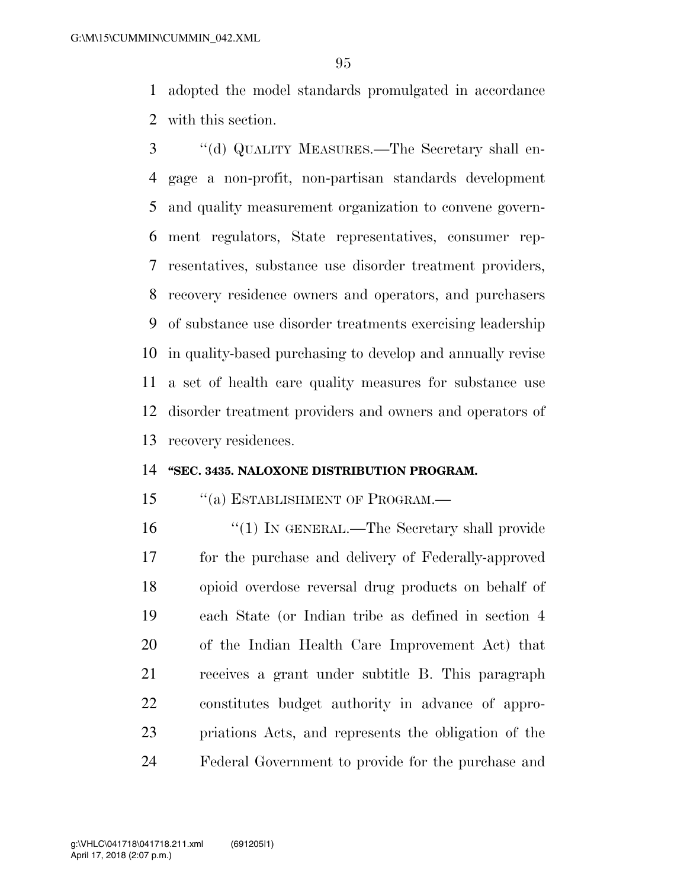adopted the model standards promulgated in accordance with this section.

"(d) QUALITY MEASURES.—The Secretary shall engage a non-profit, non-partisan standards development and quality measurement organization to convene government regulators, State representatives, consumer representatives, substance use disorder treatment providers, recovery residence owners and operators, and purchasers of substance use disorder treatments exercising leadership in quality-based purchasing to develop and annually revise a set of health care quality measures for substance use disorder treatment providers and owners and operators of recovery residences.

**"SEC. 3435. NALOXONE DISTRIBUTION PROGRAM.**

"(a) ESTABLISHMENT OF PROGRAM.—

"(1) IN GENERAL.—The Secretary shall provide for the purchase and delivery of Federally-approved opioid overdose reversal drug products on behalf of each State (or Indian tribe as defined in section 4 of the Indian Health Care Improvement Act) that receives a grant under subtitle B. This paragraph constitutes budget authority in advance of appropriations Acts, and represents the obligation of the Federal Government to provide for the purchase and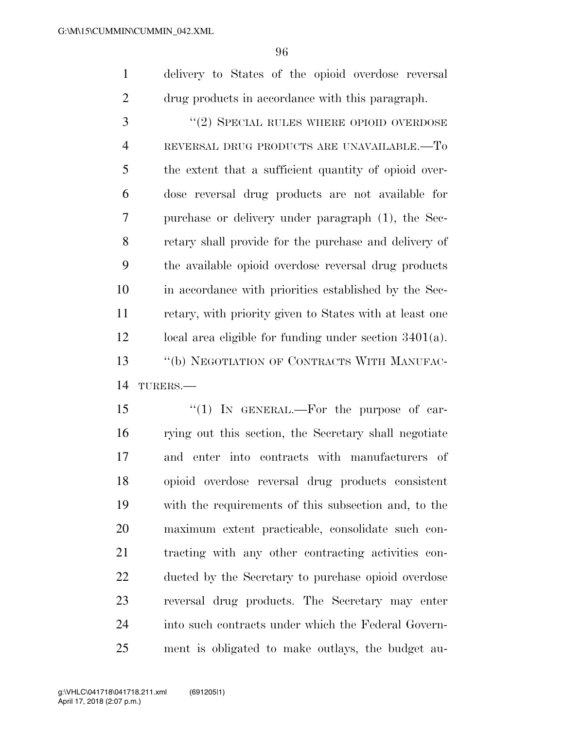delivery to States of the opioid overdose reversal drug products in accordance with this paragraph.

"(2) SPECIAL RULES WHERE OPIOID OVERDOSE REVERSAL DRUG PRODUCTS ARE UNAVAILABLE.—To the extent that a sufficient quantity of opioid overdose reversal drug products are not available for purchase or delivery under paragraph (1), the Secretary shall provide for the purchase and delivery of the available opioid overdose reversal drug products in accordance with priorities established by the Secretary, with priority given to States with at least one local area eligible for funding under section 3401(a).

"(b) NEGOTIATION OF CONTRACTS WITH MANUFACTURERS.—

"(1) IN GENERAL.—For the purpose of carrying out this section, the Secretary shall negotiate and enter into contracts with manufacturers of opioid overdose reversal drug products consistent with the requirements of this subsection and, to the maximum extent practicable, consolidate such contracting with any other contracting activities conducted by the Secretary to purchase opioid overdose reversal drug products. The Secretary may enter into such contracts under which the Federal Government is obligated to make outlays, the budget au-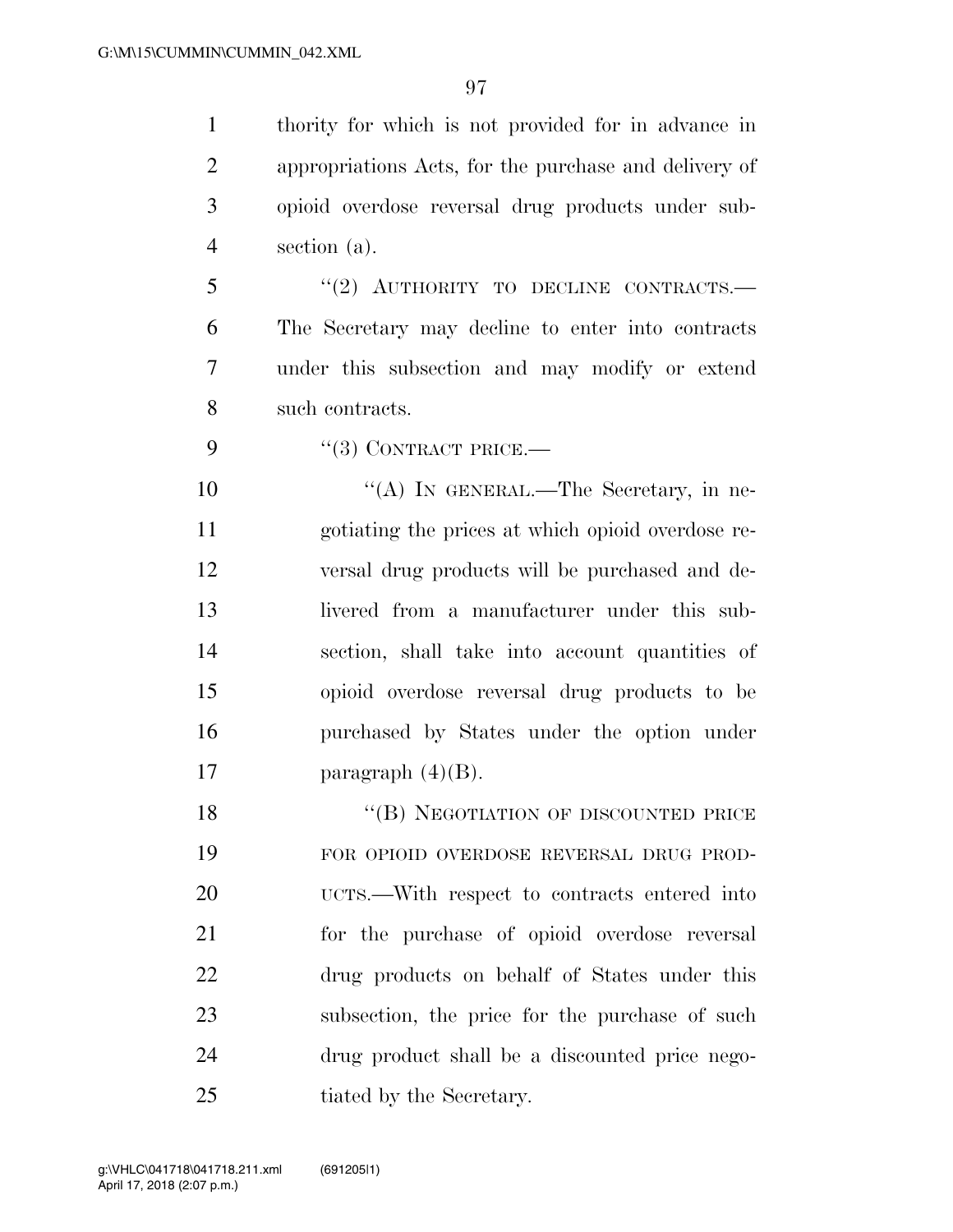thority for which is not provided for in advance in appropriations Acts, for the purchase and delivery of opioid overdose reversal drug products under subsection (a).

"(2) AUTHORITY TO DECLINE CONTRACTS.—The Secretary may decline to enter into contracts under this subsection and may modify or extend such contracts.

"(3) CONTRACT PRICE.—

"(A) IN GENERAL.—The Secretary, in negotiating the prices at which opioid overdose reversal drug products will be purchased and delivered from a manufacturer under this subsection, shall take into account quantities of opioid overdose reversal drug products to be purchased by States under the option under paragraph (4)(B).

"(B) NEGOTIATION OF DISCOUNTED PRICE FOR OPIOID OVERDOSE REVERSAL DRUG PRODUCTS.—With respect to contracts entered into for the purchase of opioid overdose reversal drug products on behalf of States under this subsection, the price for the purchase of such drug product shall be a discounted price negotiated by the Secretary.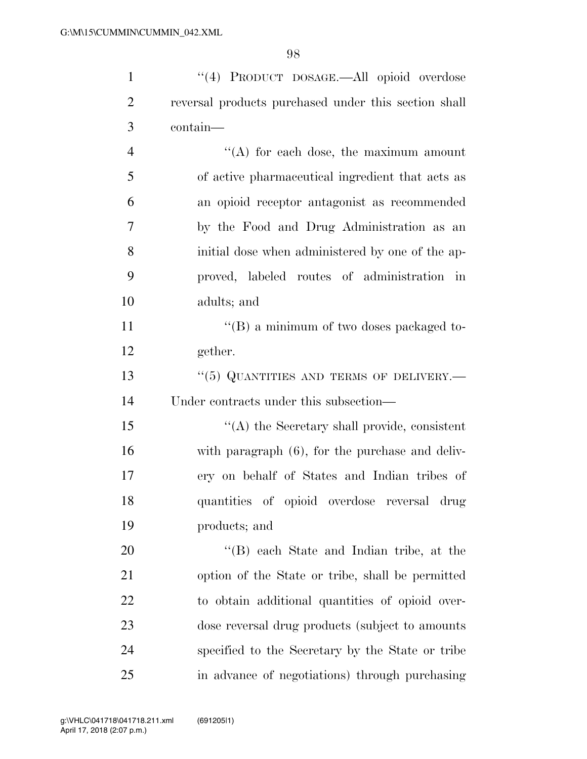"(4) PRODUCT DOSAGE.—All opioid overdose reversal products purchased under this section shall contain—

"(A) for each dose, the maximum amount of active pharmaceutical ingredient that acts as an opioid receptor antagonist as recommended by the Food and Drug Administration as an initial dose when administered by one of the approved, labeled routes of administration in adults; and

"(B) a minimum of two doses packaged together.

"(5) QUANTITIES AND TERMS OF DELIVERY.—Under contracts under this subsection—

"(A) the Secretary shall provide, consistent with paragraph (6), for the purchase and delivery on behalf of States and Indian tribes of quantities of opioid overdose reversal drug products; and

"(B) each State and Indian tribe, at the option of the State or tribe, shall be permitted to obtain additional quantities of opioid overdose reversal drug products (subject to amounts specified to the Secretary by the State or tribe in advance of negotiations) through purchasing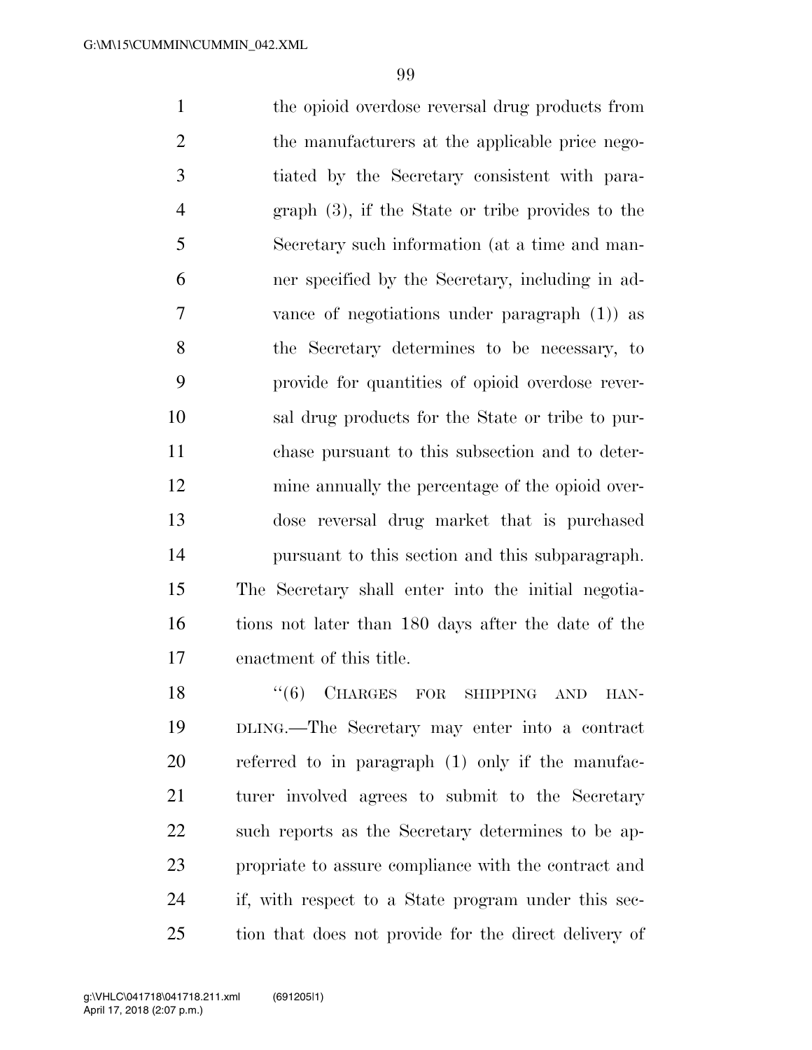the opioid overdose reversal drug products from the manufacturers at the applicable price negotiated by the Secretary consistent with paragraph (3), if the State or tribe provides to the Secretary such information (at a time and manner specified by the Secretary, including in advance of negotiations under paragraph (1)) as the Secretary determines to be necessary, to provide for quantities of opioid overdose reversal drug products for the State or tribe to purchase pursuant to this subsection and to determine annually the percentage of the opioid overdose reversal drug market that is purchased pursuant to this section and this subparagraph.

The Secretary shall enter into the initial negotiations not later than 180 days after the date of the enactment of this title.

"(6) CHARGES FOR SHIPPING AND HANDLING.—The Secretary may enter into a contract referred to in paragraph (1) only if the manufacturer involved agrees to submit to the Secretary such reports as the Secretary determines to be appropriate to assure compliance with the contract and if, with respect to a State program under this section that does not provide for the direct delivery of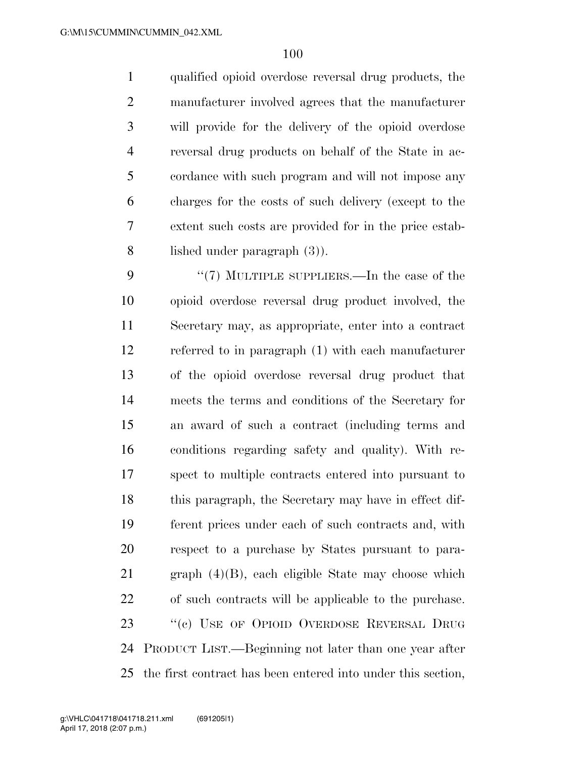qualified opioid overdose reversal drug products, the manufacturer involved agrees that the manufacturer will provide for the delivery of the opioid overdose reversal drug products on behalf of the State in accordance with such program and will not impose any charges for the costs of such delivery (except to the extent such costs are provided for in the price established under paragraph (3)).

"(7) MULTIPLE SUPPLIERS.—In the case of the opioid overdose reversal drug product involved, the Secretary may, as appropriate, enter into a contract referred to in paragraph (1) with each manufacturer of the opioid overdose reversal drug product that meets the terms and conditions of the Secretary for an award of such a contract (including terms and conditions regarding safety and quality). With respect to multiple contracts entered into pursuant to this paragraph, the Secretary may have in effect different prices under each of such contracts and, with respect to a purchase by States pursuant to paragraph (4)(B), each eligible State may choose which of such contracts will be applicable to the purchase.

"(c) USE OF OPIOID OVERDOSE REVERSAL DRUG PRODUCT LIST.—Beginning not later than one year after the first contract has been entered into under this section,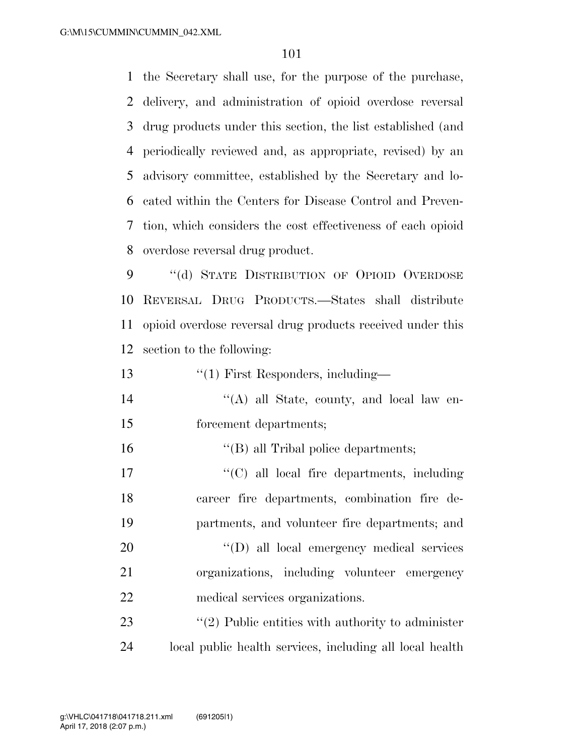the Secretary shall use, for the purpose of the purchase, delivery, and administration of opioid overdose reversal drug products under this section, the list established (and periodically reviewed and, as appropriate, revised) by an advisory committee, established by the Secretary and located within the Centers for Disease Control and Prevention, which considers the cost effectiveness of each opioid overdose reversal drug product.

"(d) STATE DISTRIBUTION OF OPIOID OVERDOSE REVERSAL DRUG PRODUCTS.—States shall distribute opioid overdose reversal drug products received under this section to the following:

"(1) First Responders, including—

"(A) all State, county, and local law enforcement departments;

"(B) all Tribal police departments;

"(C) all local fire departments, including career fire departments, combination fire departments, and volunteer fire departments; and

"(D) all local emergency medical services organizations, including volunteer emergency medical services organizations.

"(2) Public entities with authority to administer local public health services, including all local health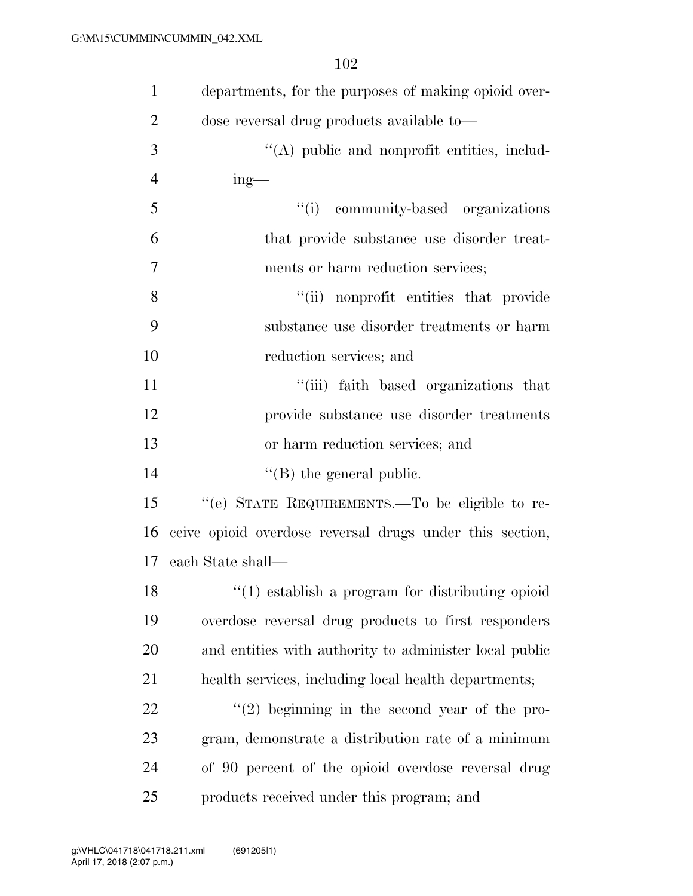departments, for the purposes of making opioid overdose reversal drug products available to—

"(A) public and nonprofit entities, including—

"(i) community-based organizations that provide substance use disorder treatments or harm reduction services;

"(ii) nonprofit entities that provide substance use disorder treatments or harm reduction services; and

"(iii) faith based organizations that provide substance use disorder treatments or harm reduction services; and

"(B) the general public.

"(e) STATE REQUIREMENTS.—To be eligible to receive opioid overdose reversal drugs under this section, each State shall—

"(1) establish a program for distributing opioid overdose reversal drug products to first responders and entities with authority to administer local public health services, including local health departments;

"(2) beginning in the second year of the program, demonstrate a distribution rate of a minimum of 90 percent of the opioid overdose reversal drug products received under this program; and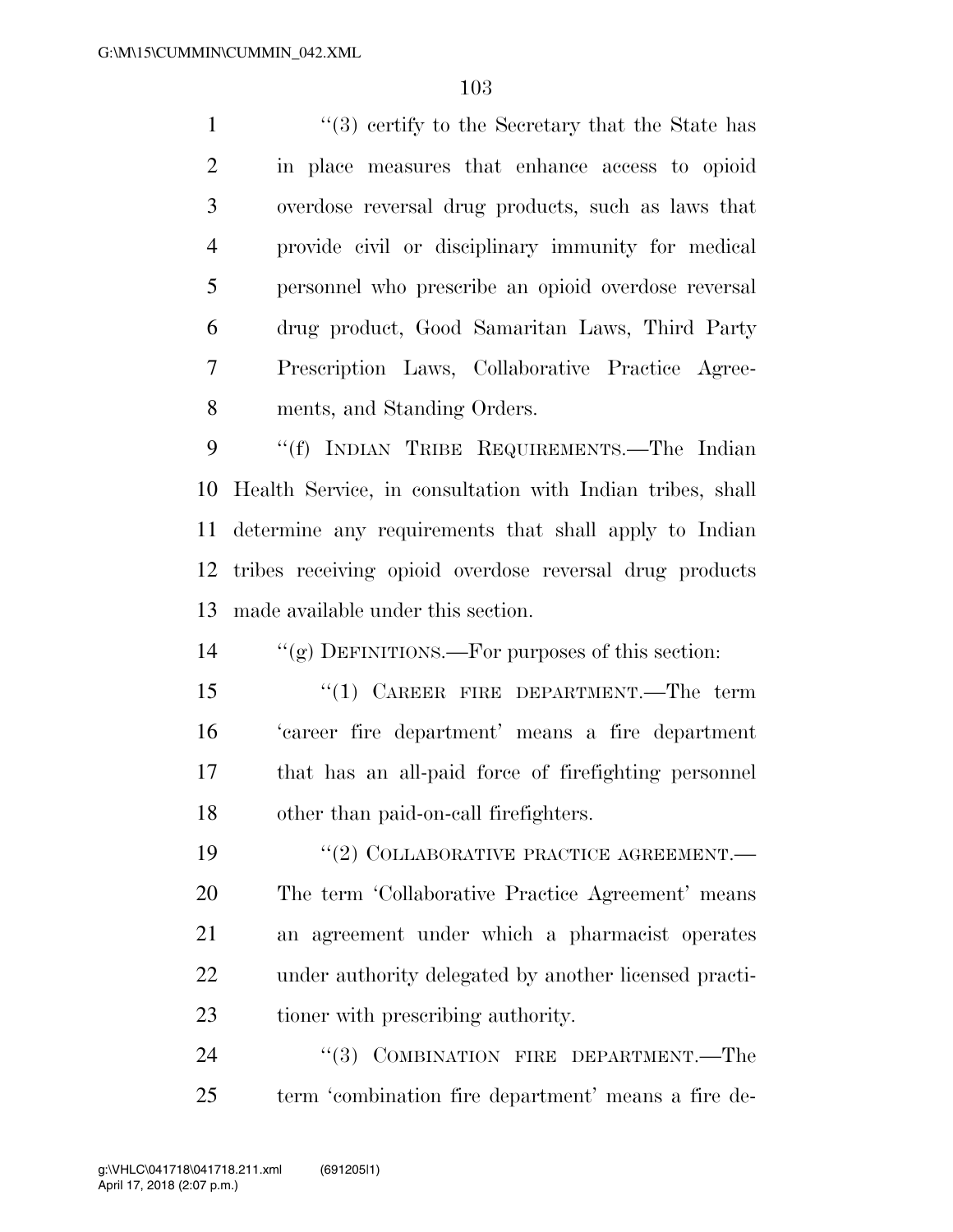''(3) certify to the Secretary that the State has in place measures that enhance access to opioid overdose reversal drug products, such as laws that provide civil or disciplinary immunity for medical personnel who prescribe an opioid overdose reversal drug product, Good Samaritan Laws, Third Party Prescription Laws, Collaborative Practice Agreements, and Standing Orders.

''(f) INDIAN TRIBE REQUIREMENTS.—The Indian Health Service, in consultation with Indian tribes, shall determine any requirements that shall apply to Indian tribes receiving opioid overdose reversal drug products made available under this section.

''(g) DEFINITIONS.—For purposes of this section:

''(1) CAREER FIRE DEPARTMENT.—The term 'career fire department' means a fire department that has an all-paid force of firefighting personnel other than paid-on-call firefighters.

''(2) COLLABORATIVE PRACTICE AGREEMENT.— The term 'Collaborative Practice Agreement' means an agreement under which a pharmacist operates under authority delegated by another licensed practitioner with prescribing authority.

''(3) COMBINATION FIRE DEPARTMENT.—The term 'combination fire department' means a fire de-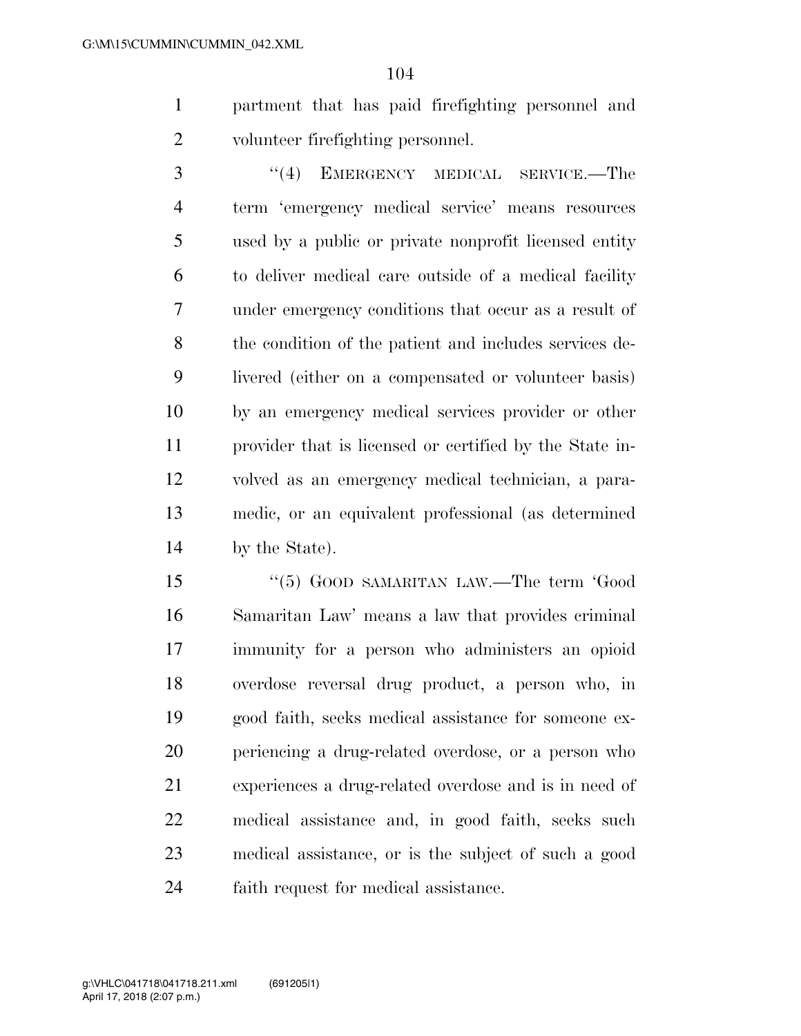partment that has paid firefighting personnel and volunteer firefighting personnel.

''(4) EMERGENCY MEDICAL SERVICE.—The term 'emergency medical service' means resources used by a public or private nonprofit licensed entity to deliver medical care outside of a medical facility under emergency conditions that occur as a result of the condition of the patient and includes services delivered (either on a compensated or volunteer basis) by an emergency medical services provider or other provider that is licensed or certified by the State involved as an emergency medical technician, a paramedic, or an equivalent professional (as determined by the State).

''(5) GOOD SAMARITAN LAW.—The term 'Good Samaritan Law' means a law that provides criminal immunity for a person who administers an opioid overdose reversal drug product, a person who, in good faith, seeks medical assistance for someone experiencing a drug-related overdose, or a person who experiences a drug-related overdose and is in need of medical assistance and, in good faith, seeks such medical assistance, or is the subject of such a good faith request for medical assistance.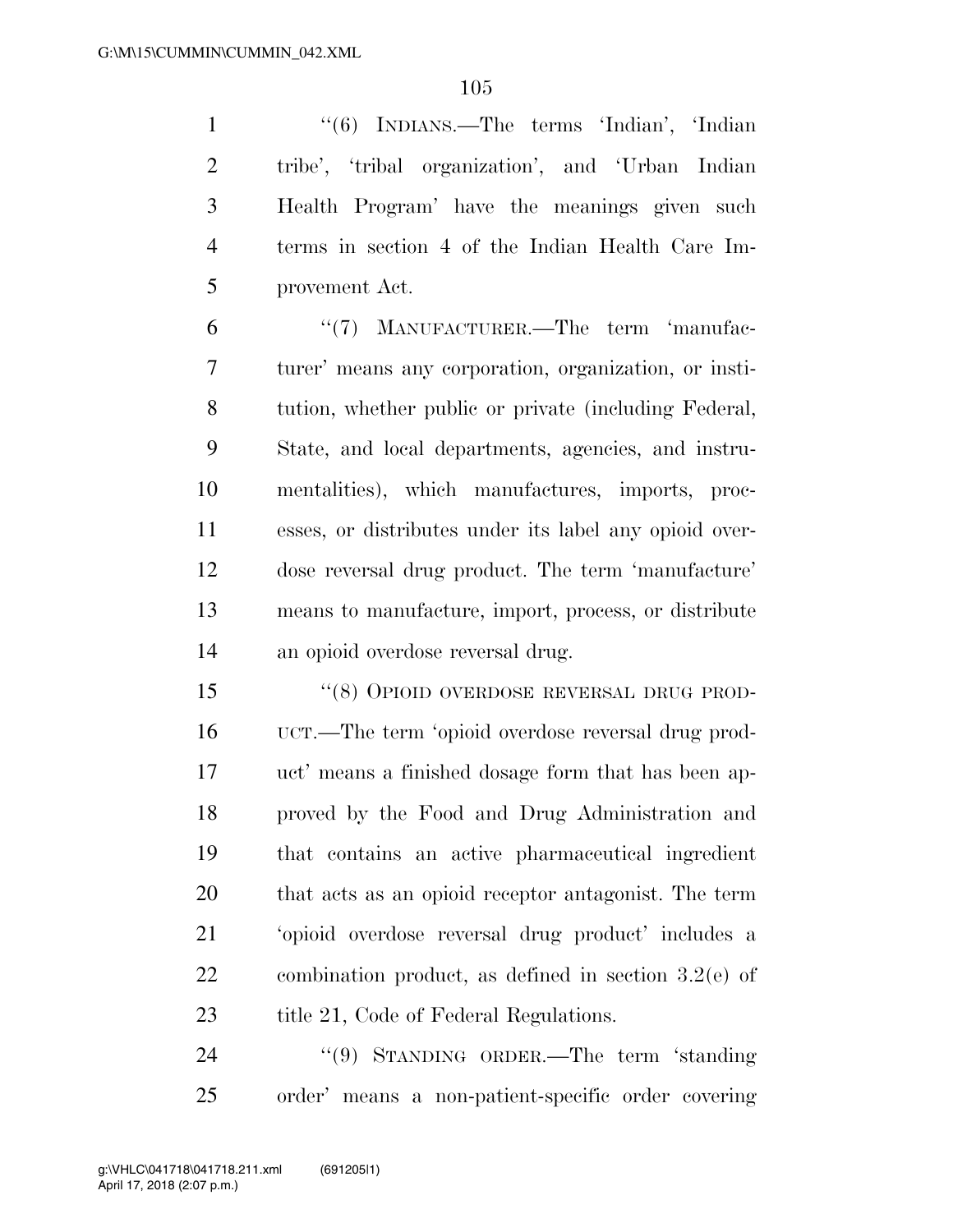"(6) INDIANS.—The terms 'Indian', 'Indian tribe', 'tribal organization', and 'Urban Indian Health Program' have the meanings given such terms in section 4 of the Indian Health Care Improvement Act.

"(7) MANUFACTURER.—The term 'manufacturer' means any corporation, organization, or institution, whether public or private (including Federal, State, and local departments, agencies, and instrumentalities), which manufactures, imports, processes, or distributes under its label any opioid overdose reversal drug product. The term 'manufacture' means to manufacture, import, process, or distribute an opioid overdose reversal drug.

"(8) OPIOID OVERDOSE REVERSAL DRUG PRODUCT.—The term 'opioid overdose reversal drug product' means a finished dosage form that has been approved by the Food and Drug Administration and that contains an active pharmaceutical ingredient that acts as an opioid receptor antagonist. The term 'opioid overdose reversal drug product' includes a combination product, as defined in section 3.2(e) of title 21, Code of Federal Regulations.

"(9) STANDING ORDER.—The term 'standing order' means a non-patient-specific order covering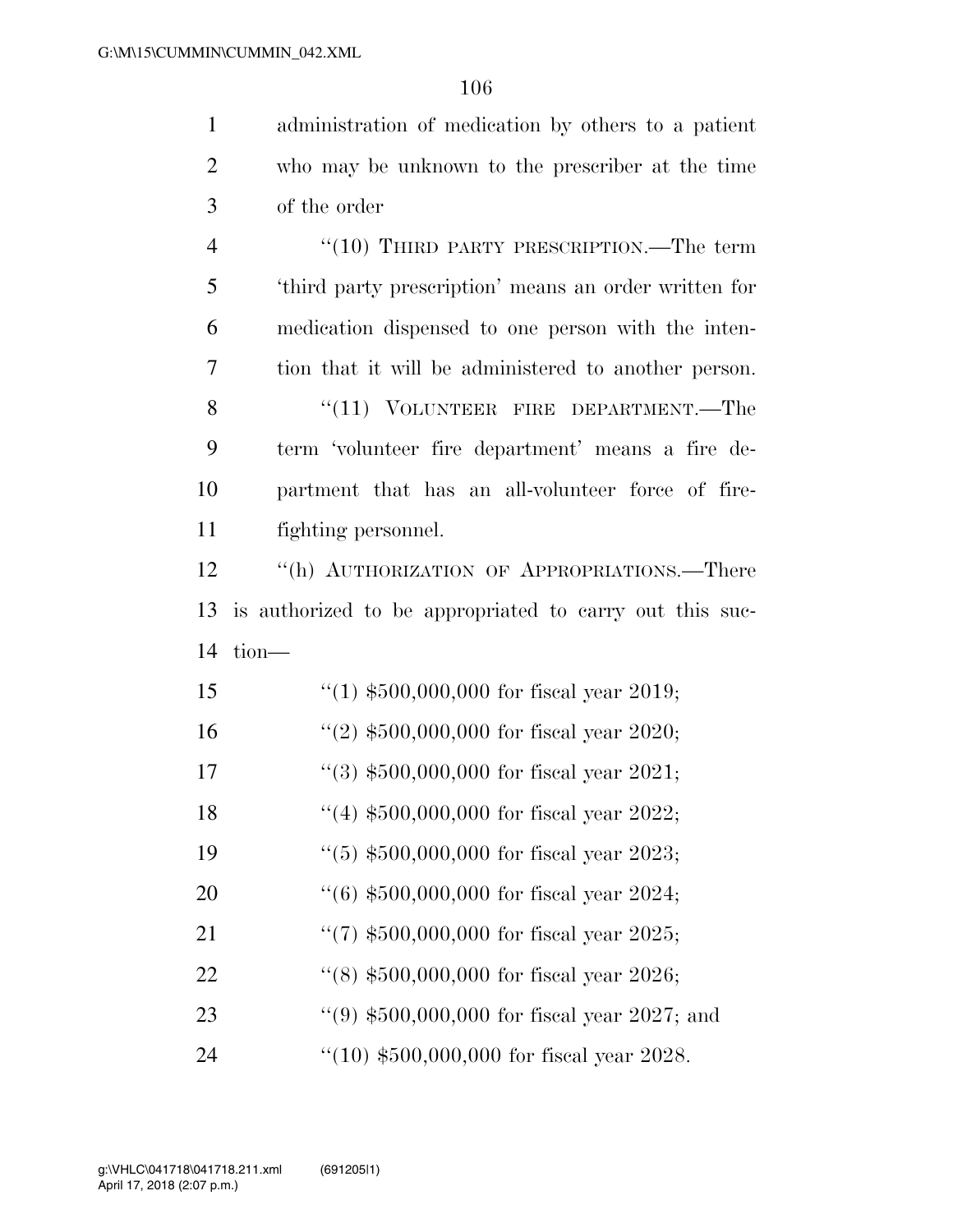administration of medication by others to a patient who may be unknown to the prescriber at the time of the order

''(10) THIRD PARTY PRESCRIPTION.—The term 'third party prescription' means an order written for medication dispensed to one person with the intention that it will be administered to another person.

''(11) VOLUNTEER FIRE DEPARTMENT.—The term 'volunteer fire department' means a fire department that has an all-volunteer force of firefighting personnel.

''(h) AUTHORIZATION OF APPROPRIATIONS.—There is authorized to be appropriated to carry out this section—

''(1) $500,000,000 for fiscal year 2019;

''(2) $500,000,000 for fiscal year 2020;

''(3) $500,000,000 for fiscal year 2021;

''(4) $500,000,000 for fiscal year 2022;

''(5) $500,000,000 for fiscal year 2023;

''(6) $500,000,000 for fiscal year 2024;

''(7) $500,000,000 for fiscal year 2025;

''(8) $500,000,000 for fiscal year 2026;

''(9) $500,000,000 for fiscal year 2027; and

''(10) $500,000,000 for fiscal year 2028.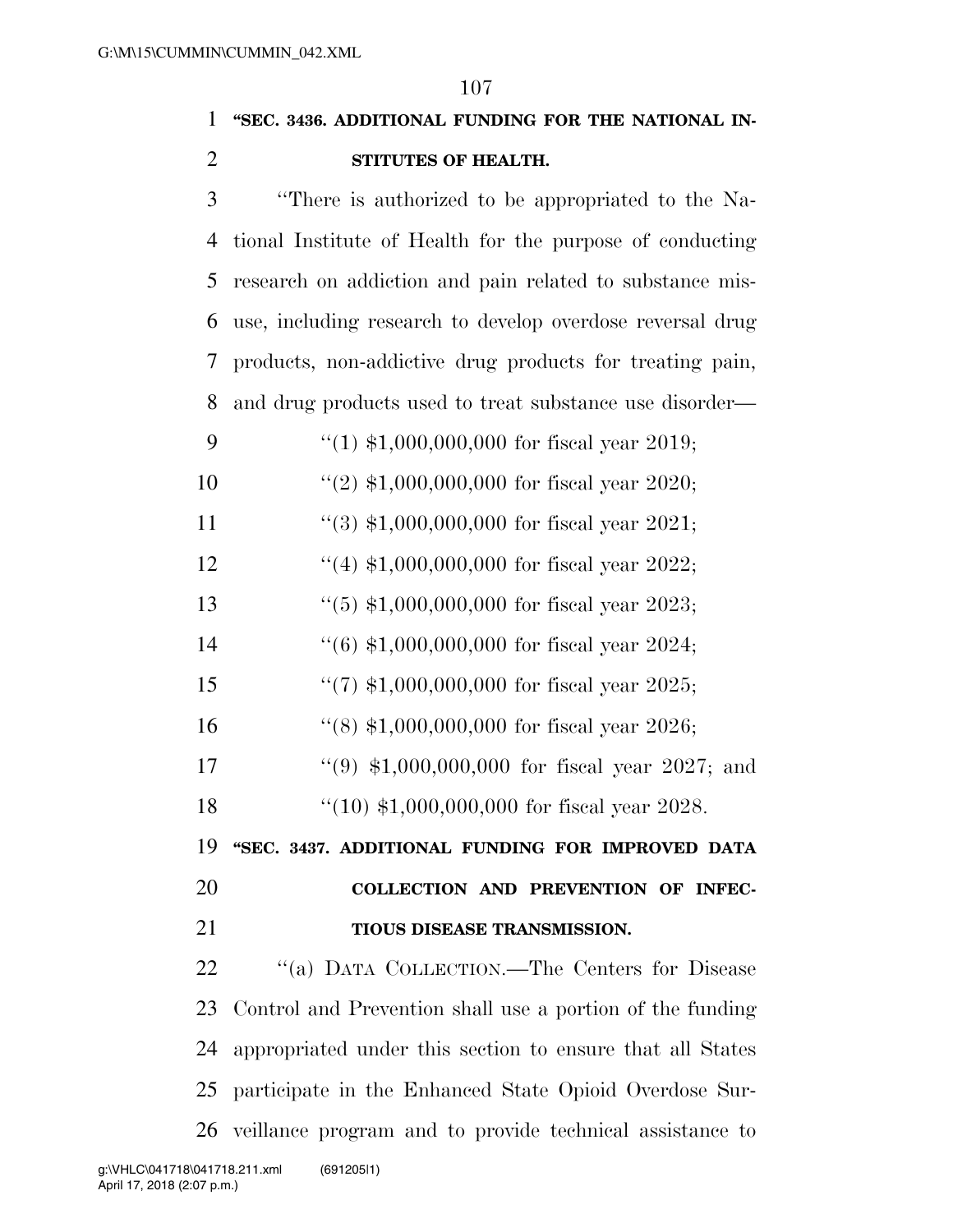**"SEC. 3436. ADDITIONAL FUNDING FOR THE NATIONAL INSTITUTES OF HEALTH.**

"There is authorized to be appropriated to the National Institute of Health for the purpose of conducting research on addiction and pain related to substance misuse, including research to develop overdose reversal drug products, non-addictive drug products for treating pain, and drug products used to treat substance use disorder—

"(1) $1,000,000,000 for fiscal year 2019;

"(2) $1,000,000,000 for fiscal year 2020;

"(3) $1,000,000,000 for fiscal year 2021;

"(4) $1,000,000,000 for fiscal year 2022;

"(5) $1,000,000,000 for fiscal year 2023;

"(6) $1,000,000,000 for fiscal year 2024;

"(7) $1,000,000,000 for fiscal year 2025;

"(8) $1,000,000,000 for fiscal year 2026;

"(9) $1,000,000,000 for fiscal year 2027; and

"(10) $1,000,000,000 for fiscal year 2028.

**"SEC. 3437. ADDITIONAL FUNDING FOR IMPROVED DATA COLLECTION AND PREVENTION OF INFECTIOUS DISEASE TRANSMISSION.**

"(a) DATA COLLECTION.—The Centers for Disease Control and Prevention shall use a portion of the funding appropriated under this section to ensure that all States participate in the Enhanced State Opioid Overdose Surveillance program and to provide technical assistance to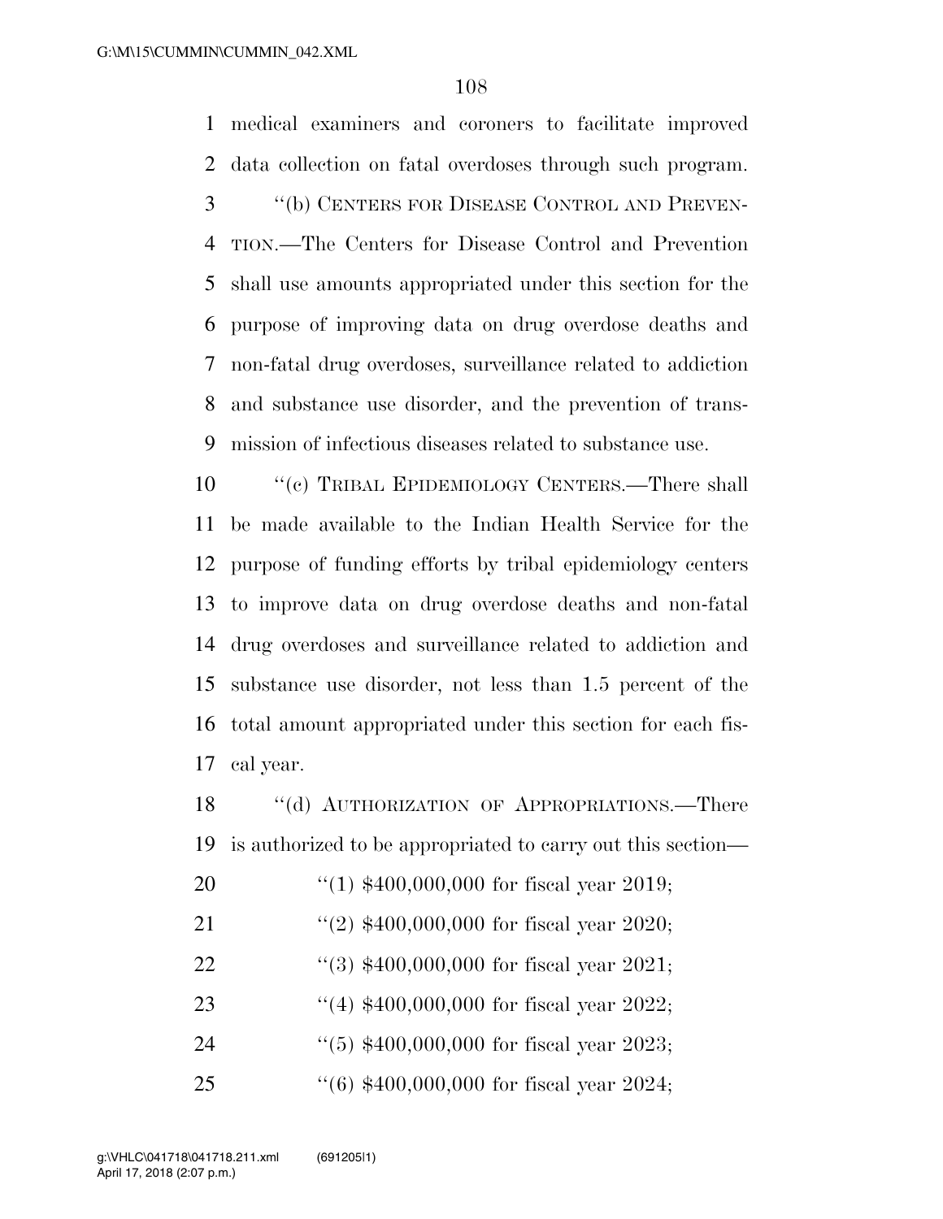medical examiners and coroners to facilitate improved data collection on fatal overdoses through such program.

''(b) CENTERS FOR DISEASE CONTROL AND PREVENTION.—The Centers for Disease Control and Prevention shall use amounts appropriated under this section for the purpose of improving data on drug overdose deaths and non-fatal drug overdoses, surveillance related to addiction and substance use disorder, and the prevention of transmission of infectious diseases related to substance use.

''(c) TRIBAL EPIDEMIOLOGY CENTERS.—There shall be made available to the Indian Health Service for the purpose of funding efforts by tribal epidemiology centers to improve data on drug overdose deaths and non-fatal drug overdoses and surveillance related to addiction and substance use disorder, not less than 1.5 percent of the total amount appropriated under this section for each fiscal year.

''(d) AUTHORIZATION OF APPROPRIATIONS.—There is authorized to be appropriated to carry out this section—

''(1) $400,000,000 for fiscal year 2019;

''(2) $400,000,000 for fiscal year 2020;

''(3) $400,000,000 for fiscal year 2021;

''(4) $400,000,000 for fiscal year 2022;

''(5) $400,000,000 for fiscal year 2023;

''(6) $400,000,000 for fiscal year 2024;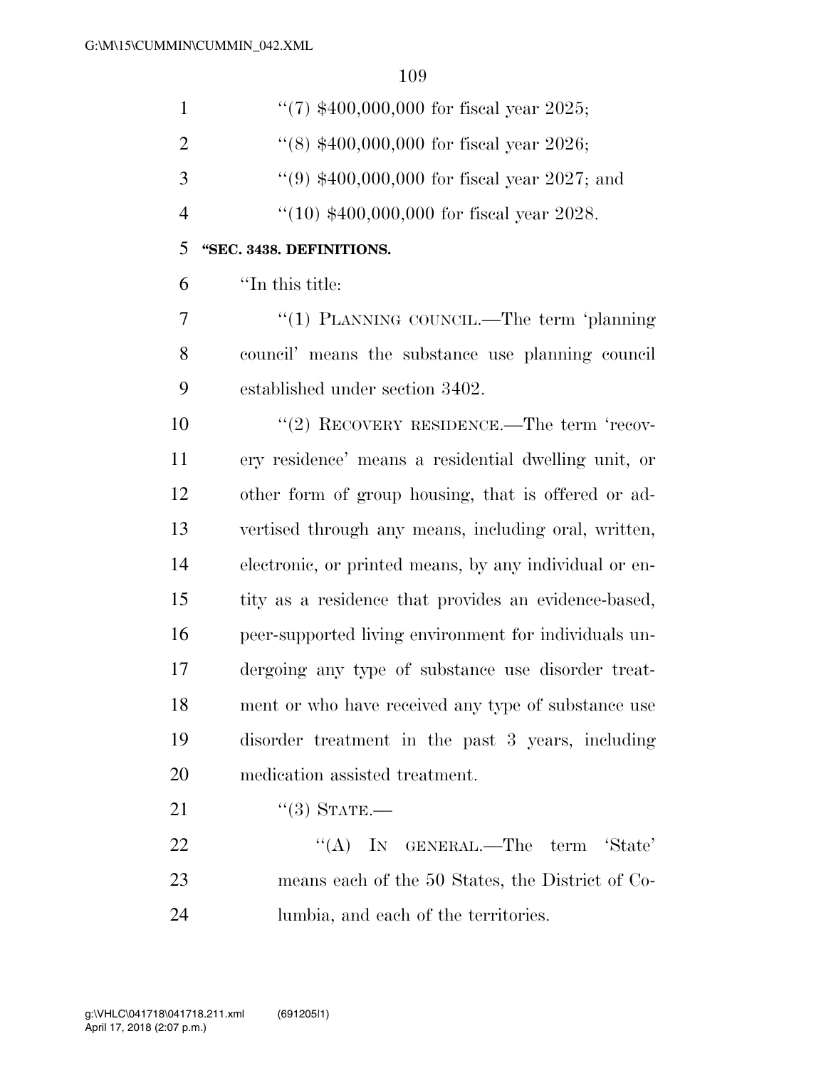''(7) $400,000,000 for fiscal year 2025;

''(8) $400,000,000 for fiscal year 2026;

''(9) $400,000,000 for fiscal year 2027; and

''(10) $400,000,000 for fiscal year 2028.

**''SEC. 3438. DEFINITIONS.**

''In this title:

''(1) PLANNING COUNCIL.—The term 'planning council' means the substance use planning council established under section 3402.

''(2) RECOVERY RESIDENCE.—The term 'recovery residence' means a residential dwelling unit, or other form of group housing, that is offered or advertised through any means, including oral, written, electronic, or printed means, by any individual or entity as a residence that provides an evidence-based, peer-supported living environment for individuals undergoing any type of substance use disorder treatment or who have received any type of substance use disorder treatment in the past 3 years, including medication assisted treatment.

''(3) STATE.—

''(A) IN GENERAL.—The term 'State' means each of the 50 States, the District of Columbia, and each of the territories.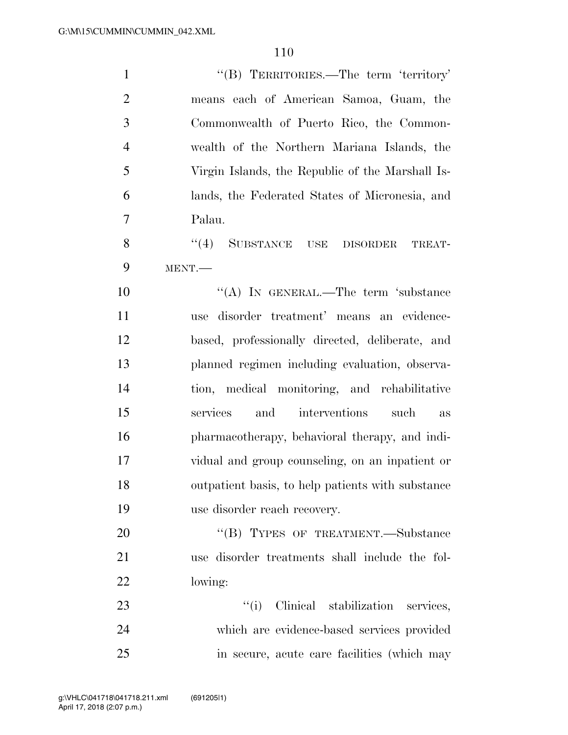''(B) TERRITORIES.—The term 'territory' means each of American Samoa, Guam, the Commonwealth of Puerto Rico, the Commonwealth of the Northern Mariana Islands, the Virgin Islands, the Republic of the Marshall Islands, the Federated States of Micronesia, and Palau.

''(4) SUBSTANCE USE DISORDER TREATMENT.—

''(A) IN GENERAL.—The term 'substance use disorder treatment' means an evidence-based, professionally directed, deliberate, and planned regimen including evaluation, observation, medical monitoring, and rehabilitative services and interventions such as pharmacotherapy, behavioral therapy, and individual and group counseling, on an inpatient or outpatient basis, to help patients with substance use disorder reach recovery.

''(B) TYPES OF TREATMENT.—Substance use disorder treatments shall include the following:

''(i) Clinical stabilization services, which are evidence-based services provided in secure, acute care facilities (which may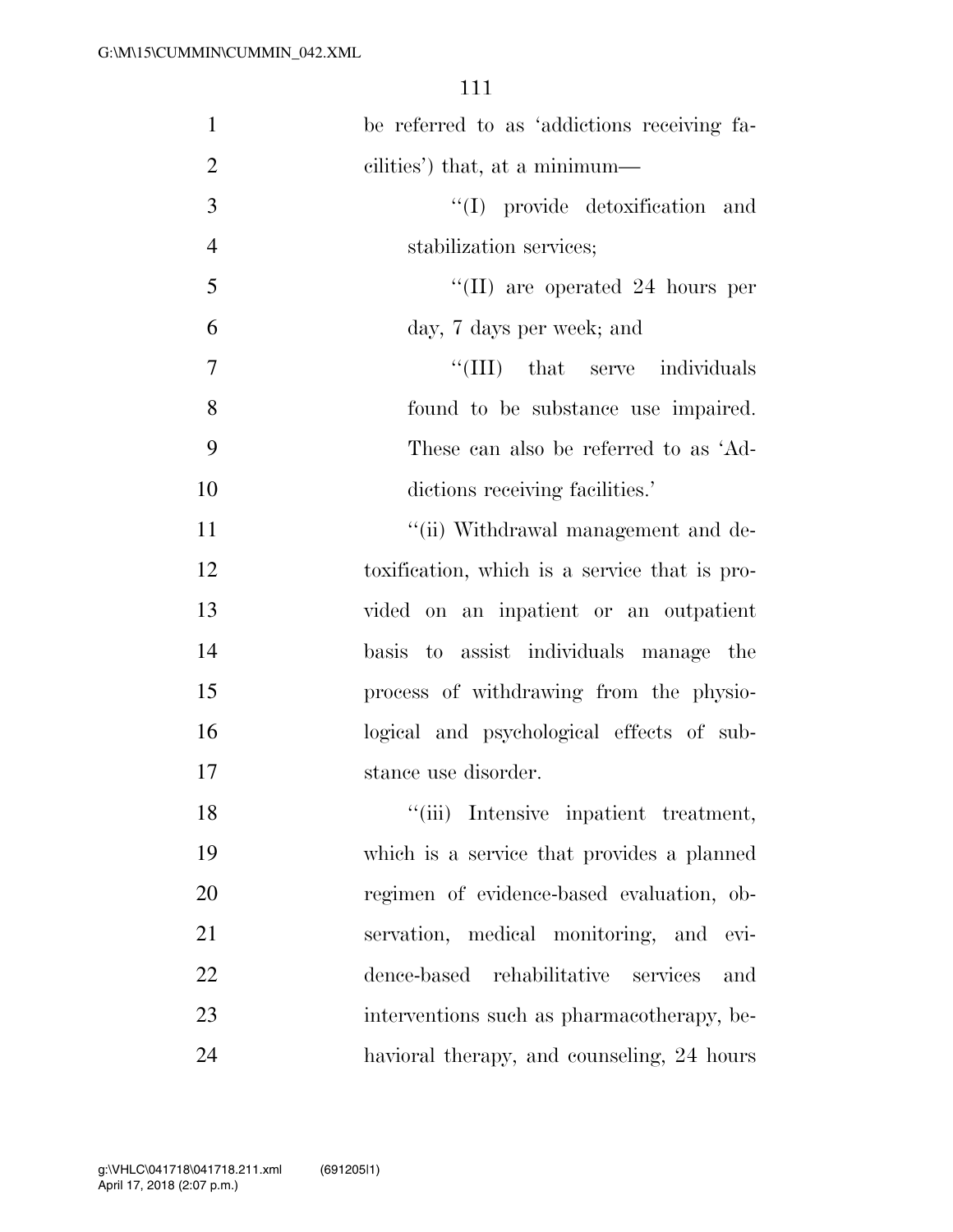be referred to as 'addictions receiving facilities') that, at a minimum—

''(I) provide detoxification and stabilization services;

''(II) are operated 24 hours per day, 7 days per week; and

''(III) that serve individuals found to be substance use impaired. These can also be referred to as 'Addictions receiving facilities.'

''(ii) Withdrawal management and detoxification, which is a service that is provided on an inpatient or an outpatient basis to assist individuals manage the process of withdrawing from the physiological and psychological effects of substance use disorder.

''(iii) Intensive inpatient treatment, which is a service that provides a planned regimen of evidence-based evaluation, observation, medical monitoring, and evidence-based rehabilitative services and interventions such as pharmacotherapy, behavioral therapy, and counseling, 24 hours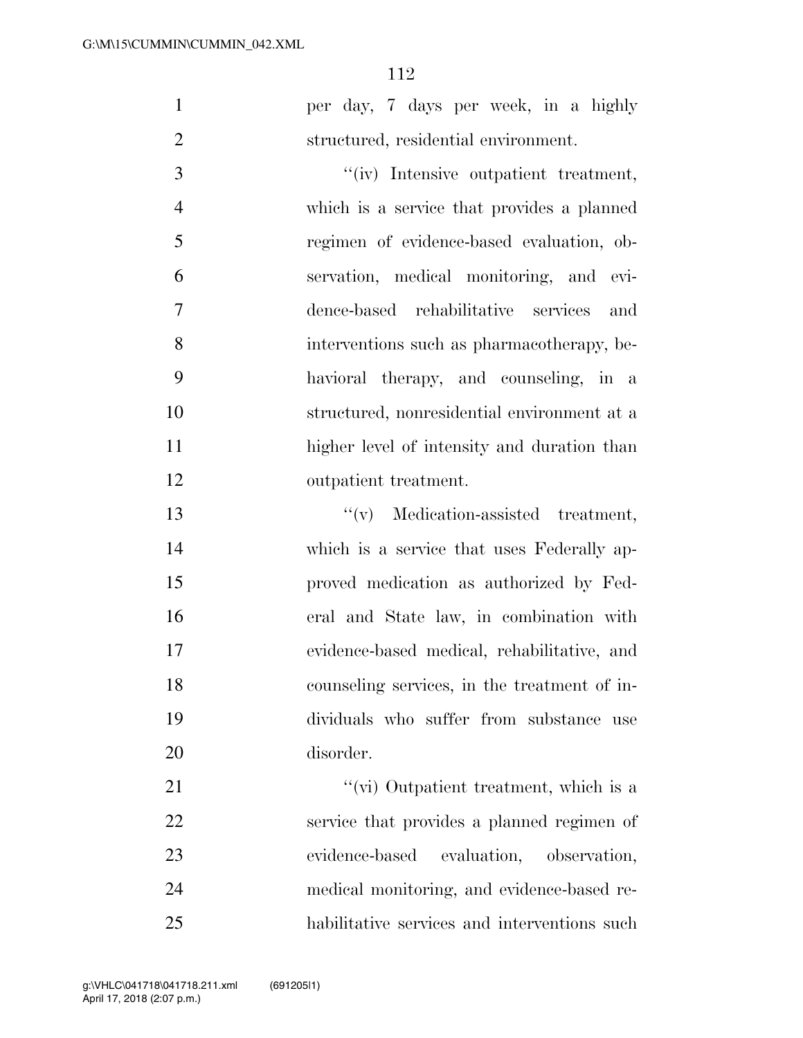per day, 7 days per week, in a highly structured, residential environment.

''(iv) Intensive outpatient treatment, which is a service that provides a planned regimen of evidence-based evaluation, observation, medical monitoring, and evidence-based rehabilitative services and interventions such as pharmacotherapy, behavioral therapy, and counseling, in a structured, nonresidential environment at a higher level of intensity and duration than outpatient treatment.

''(v) Medication-assisted treatment, which is a service that uses Federally approved medication as authorized by Federal and State law, in combination with evidence-based medical, rehabilitative, and counseling services, in the treatment of individuals who suffer from substance use disorder.

''(vi) Outpatient treatment, which is a service that provides a planned regimen of evidence-based evaluation, observation, medical monitoring, and evidence-based rehabilitative services and interventions such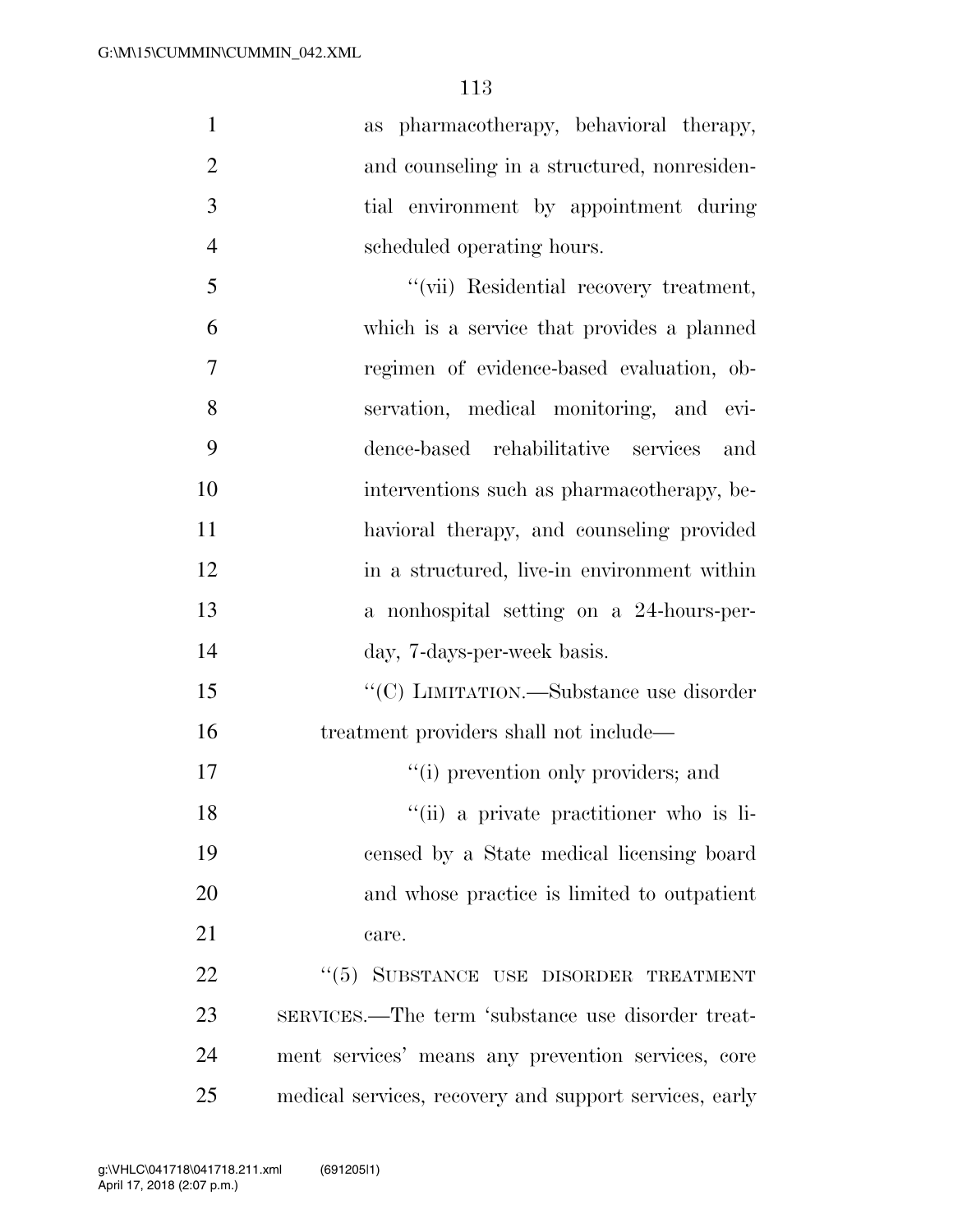as pharmacotherapy, behavioral therapy, and counseling in a structured, nonresidential environment by appointment during scheduled operating hours.

''(vii) Residential recovery treatment, which is a service that provides a planned regimen of evidence-based evaluation, observation, medical monitoring, and evidence-based rehabilitative services and interventions such as pharmacotherapy, behavioral therapy, and counseling provided in a structured, live-in environment within a nonhospital setting on a 24-hours-per-day, 7-days-per-week basis.

''(C) LIMITATION.—Substance use disorder treatment providers shall not include—

''(i) prevention only providers; and

''(ii) a private practitioner who is licensed by a State medical licensing board and whose practice is limited to outpatient care.

''(5) SUBSTANCE USE DISORDER TREATMENT SERVICES.—The term 'substance use disorder treatment services' means any prevention services, core medical services, recovery and support services, early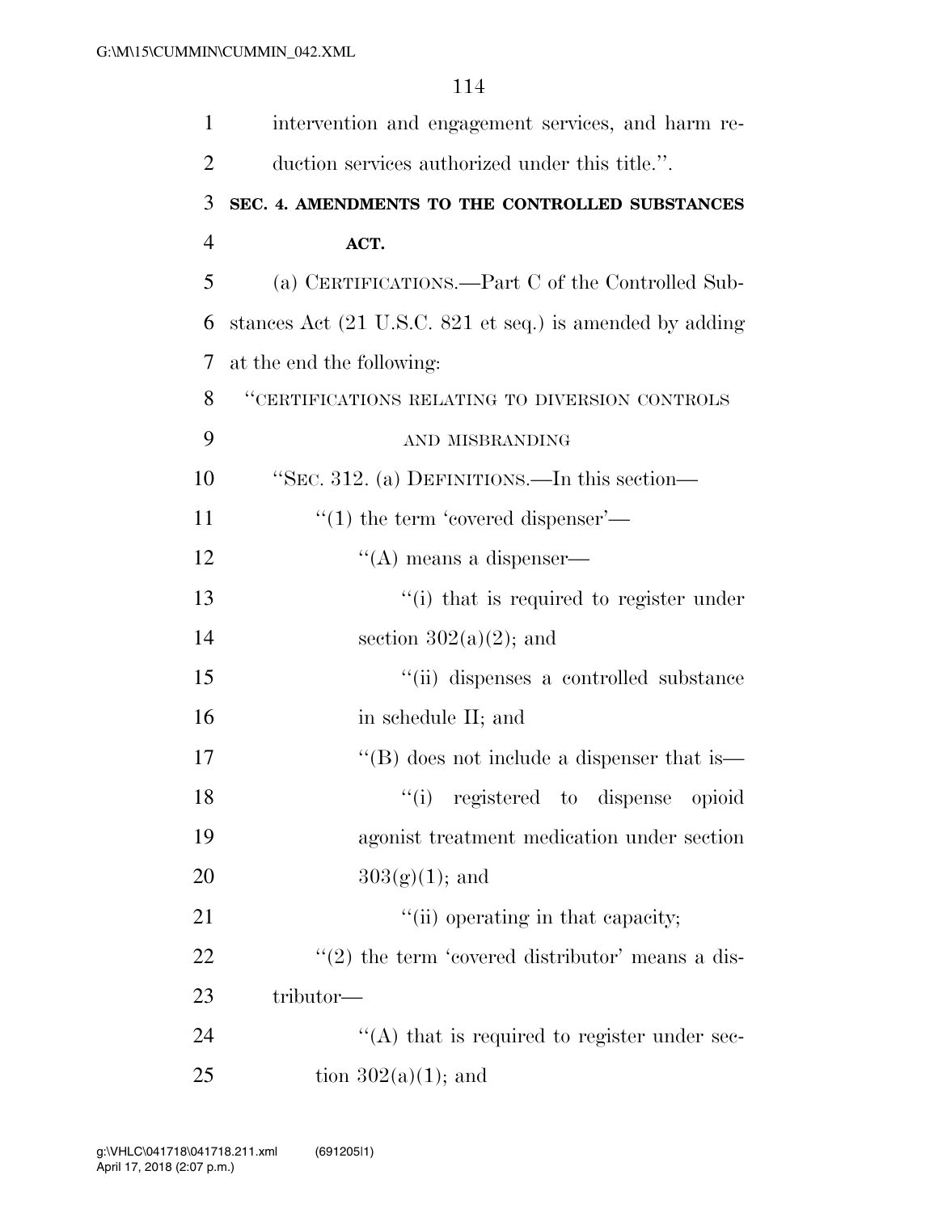intervention and engagement services, and harm reduction services authorized under this title.''.

**SEC. 4. AMENDMENTS TO THE CONTROLLED SUBSTANCES ACT.**

(a) CERTIFICATIONS.—Part C of the Controlled Substances Act (21 U.S.C. 821 et seq.) is amended by adding at the end the following:

''CERTIFICATIONS RELATING TO DIVERSION CONTROLS AND MISBRANDING

''SEC. 312. (a) DEFINITIONS.—In this section—

''(1) the term 'covered dispenser'—

''(A) means a dispenser—

''(i) that is required to register under section 302(a)(2); and

''(ii) dispenses a controlled substance in schedule II; and

''(B) does not include a dispenser that is—

''(i) registered to dispense opioid agonist treatment medication under section 303(g)(1); and

''(ii) operating in that capacity;

''(2) the term 'covered distributor' means a distributor—

''(A) that is required to register under section 302(a)(1); and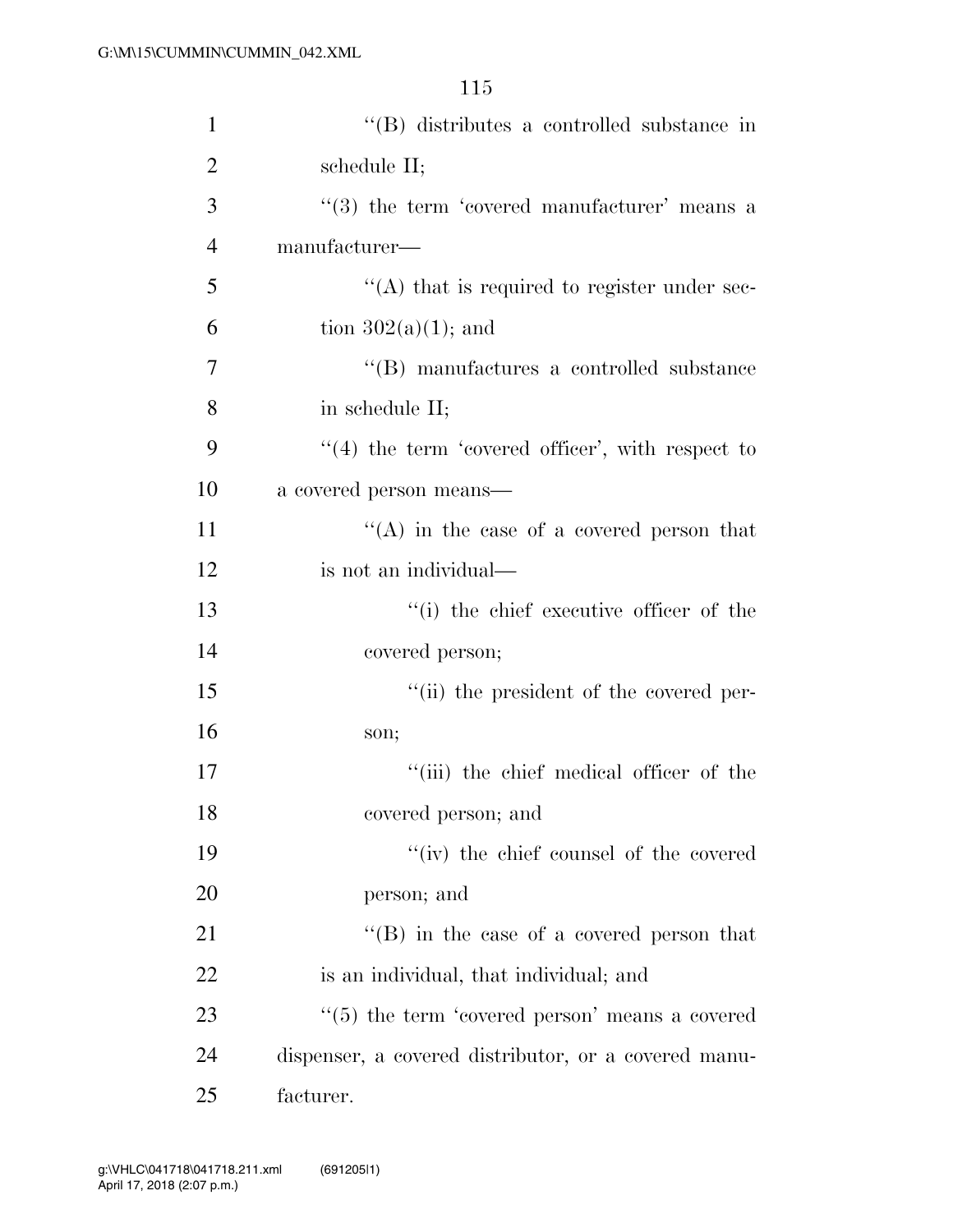''(B) distributes a controlled substance in schedule II;

''(3) the term 'covered manufacturer' means a manufacturer—

''(A) that is required to register under section 302(a)(1); and

''(B) manufactures a controlled substance in schedule II;

''(4) the term 'covered officer', with respect to a covered person means—

''(A) in the case of a covered person that is not an individual—

''(i) the chief executive officer of the covered person;

''(ii) the president of the covered person;

''(iii) the chief medical officer of the covered person; and

''(iv) the chief counsel of the covered person; and

''(B) in the case of a covered person that is an individual, that individual; and

''(5) the term 'covered person' means a covered dispenser, a covered distributor, or a covered manufacturer.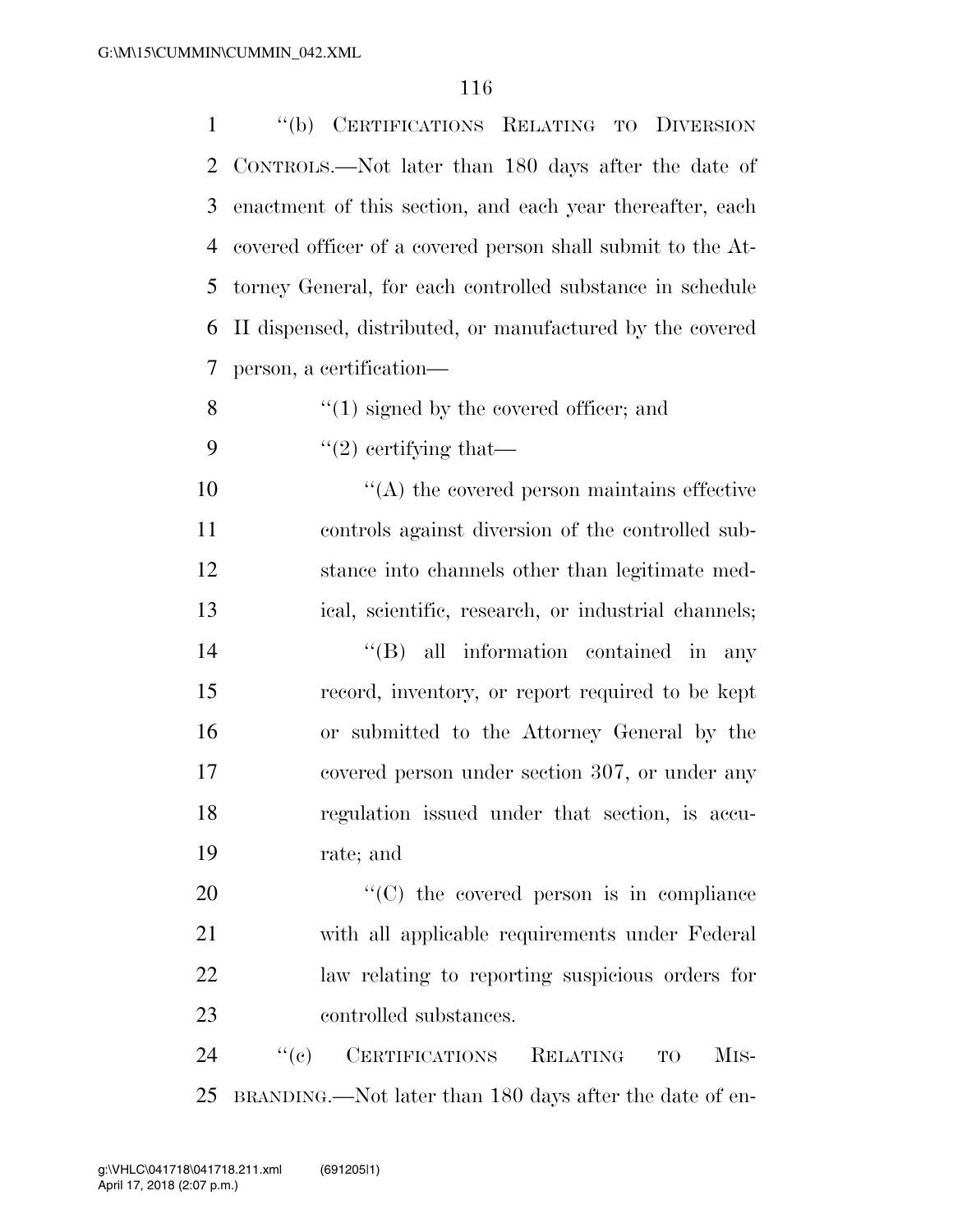"(b) CERTIFICATIONS RELATING TO DIVERSION CONTROLS.—Not later than 180 days after the date of enactment of this section, and each year thereafter, each covered officer of a covered person shall submit to the Attorney General, for each controlled substance in schedule II dispensed, distributed, or manufactured by the covered person, a certification—

"(1) signed by the covered officer; and

"(2) certifying that—

"(A) the covered person maintains effective controls against diversion of the controlled substance into channels other than legitimate medical, scientific, research, or industrial channels;

"(B) all information contained in any record, inventory, or report required to be kept or submitted to the Attorney General by the covered person under section 307, or under any regulation issued under that section, is accurate; and

"(C) the covered person is in compliance with all applicable requirements under Federal law relating to reporting suspicious orders for controlled substances.

"(c) CERTIFICATIONS RELATING TO MISBRANDING.—Not later than 180 days after the date of en-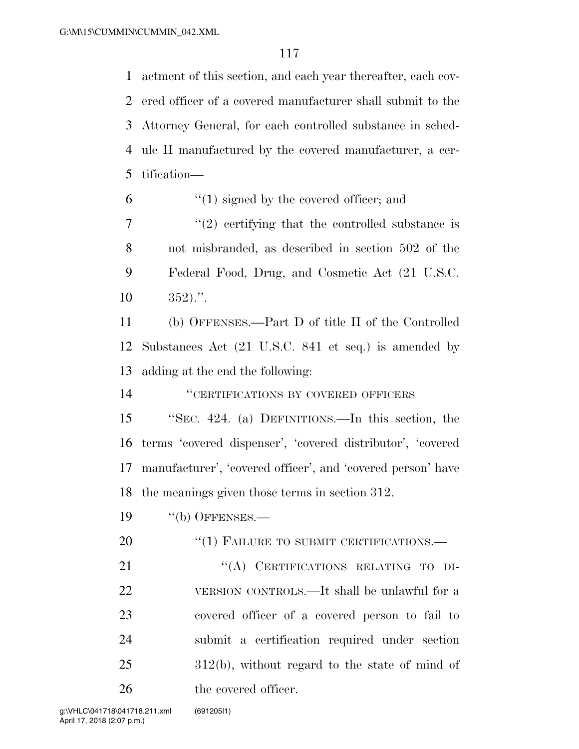actment of this section, and each year thereafter, each covered officer of a covered manufacturer shall submit to the Attorney General, for each controlled substance in schedule II manufactured by the covered manufacturer, a certification—

"(1) signed by the covered officer; and

"(2) certifying that the controlled substance is not misbranded, as described in section 502 of the Federal Food, Drug, and Cosmetic Act (21 U.S.C. 352).".

(b) OFFENSES.—Part D of title II of the Controlled Substances Act (21 U.S.C. 841 et seq.) is amended by adding at the end the following:

"CERTIFICATIONS BY COVERED OFFICERS

"SEC. 424. (a) DEFINITIONS.—In this section, the terms 'covered dispenser', 'covered distributor', 'covered manufacturer', 'covered officer', and 'covered person' have the meanings given those terms in section 312.

"(b) OFFENSES.—

"(1) FAILURE TO SUBMIT CERTIFICATIONS.—

"(A) CERTIFICATIONS RELATING TO DIVERSION CONTROLS.—It shall be unlawful for a covered officer of a covered person to fail to submit a certification required under section 312(b), without regard to the state of mind of the covered officer.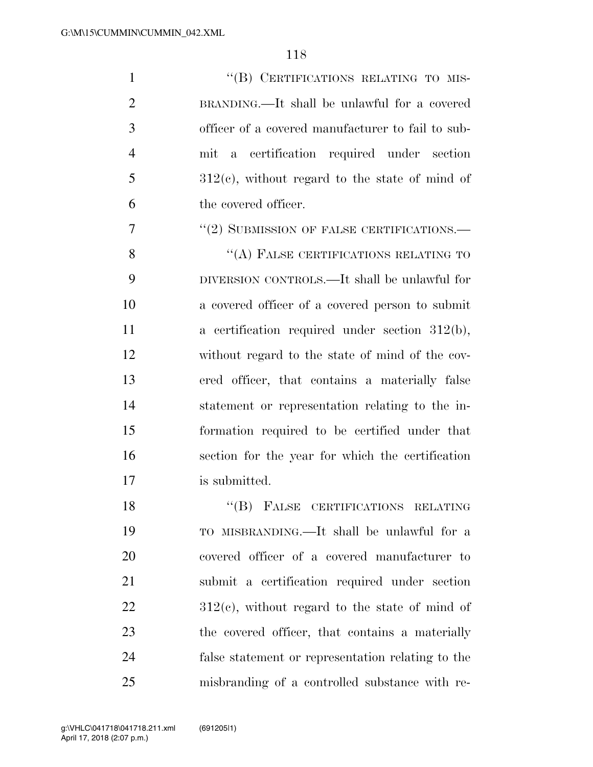"(B) CERTIFICATIONS RELATING TO MISBRANDING.—It shall be unlawful for a covered officer of a covered manufacturer to fail to submit a certification required under section 312(c), without regard to the state of mind of the covered officer.

"(2) SUBMISSION OF FALSE CERTIFICATIONS.—

"(A) FALSE CERTIFICATIONS RELATING TO DIVERSION CONTROLS.—It shall be unlawful for a covered officer of a covered person to submit a certification required under section 312(b), without regard to the state of mind of the covered officer, that contains a materially false statement or representation relating to the information required to be certified under that section for the year for which the certification is submitted.

"(B) FALSE CERTIFICATIONS RELATING TO MISBRANDING.—It shall be unlawful for a covered officer of a covered manufacturer to submit a certification required under section 312(c), without regard to the state of mind of the covered officer, that contains a materially false statement or representation relating to the misbranding of a controlled substance with re-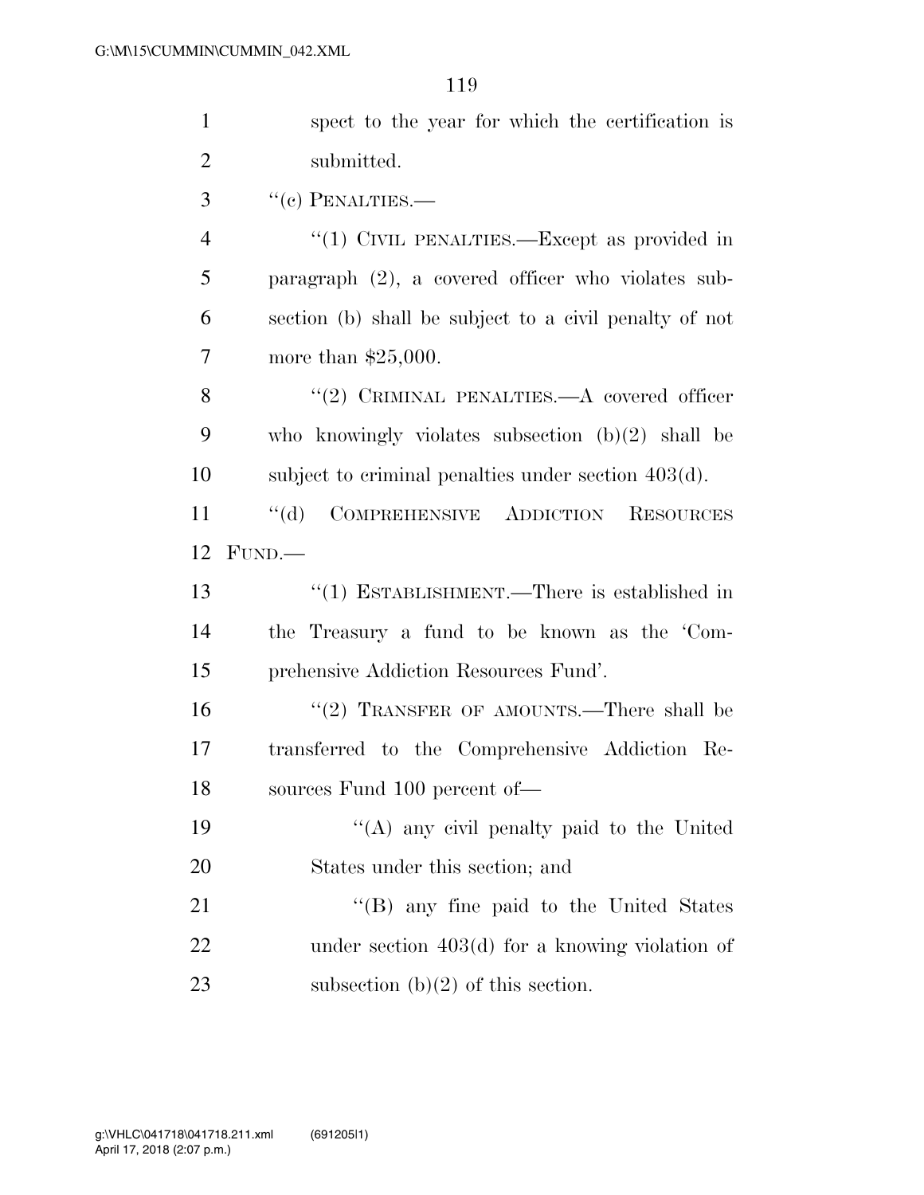spect to the year for which the certification is submitted.

''(c) PENALTIES.—

''(1) CIVIL PENALTIES.—Except as provided in paragraph (2), a covered officer who violates subsection (b) shall be subject to a civil penalty of not more than $25,000.

''(2) CRIMINAL PENALTIES.—A covered officer who knowingly violates subsection (b)(2) shall be subject to criminal penalties under section 403(d).

''(d) COMPREHENSIVE ADDICTION RESOURCES FUND.—

''(1) ESTABLISHMENT.—There is established in the Treasury a fund to be known as the 'Comprehensive Addiction Resources Fund'.

''(2) TRANSFER OF AMOUNTS.—There shall be transferred to the Comprehensive Addiction Resources Fund 100 percent of—

''(A) any civil penalty paid to the United States under this section; and

''(B) any fine paid to the United States under section 403(d) for a knowing violation of subsection (b)(2) of this section.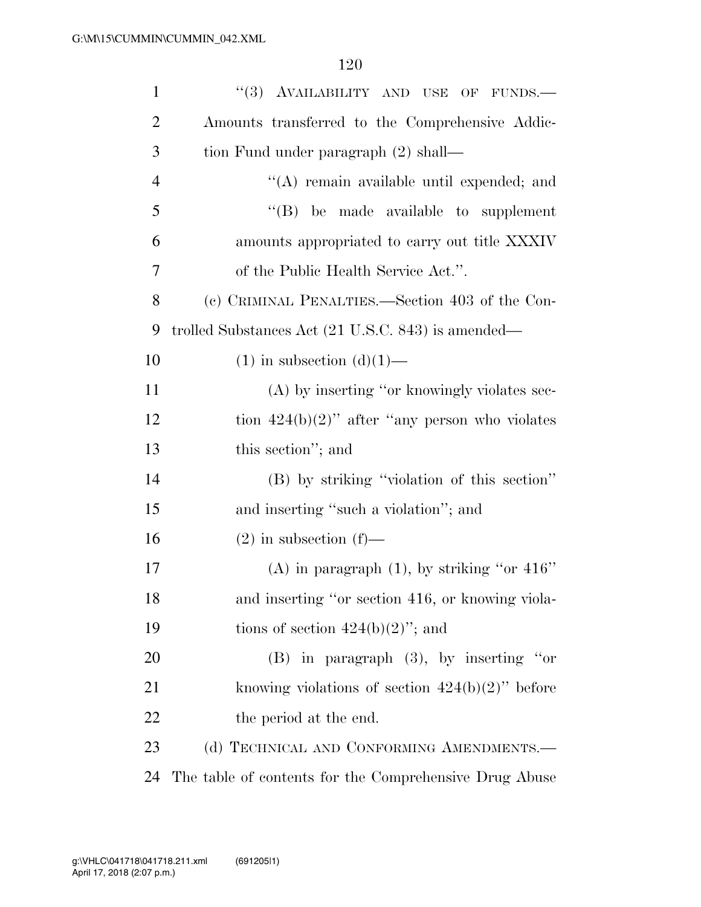"(3) AVAILABILITY AND USE OF FUNDS.—Amounts transferred to the Comprehensive Addiction Fund under paragraph (2) shall—

"(A) remain available until expended; and

"(B) be made available to supplement amounts appropriated to carry out title XXXIV of the Public Health Service Act.".

(c) CRIMINAL PENALTIES.—Section 403 of the Controlled Substances Act (21 U.S.C. 843) is amended—

(1) in subsection (d)(1)—

(A) by inserting "or knowingly violates section 424(b)(2)" after "any person who violates this section"; and

(B) by striking "violation of this section" and inserting "such a violation"; and

(2) in subsection (f)—

(A) in paragraph (1), by striking "or 416" and inserting "or section 416, or knowing violations of section 424(b)(2)"; and

(B) in paragraph (3), by inserting "or knowing violations of section 424(b)(2)" before the period at the end.

(d) TECHNICAL AND CONFORMING AMENDMENTS.—The table of contents for the Comprehensive Drug Abuse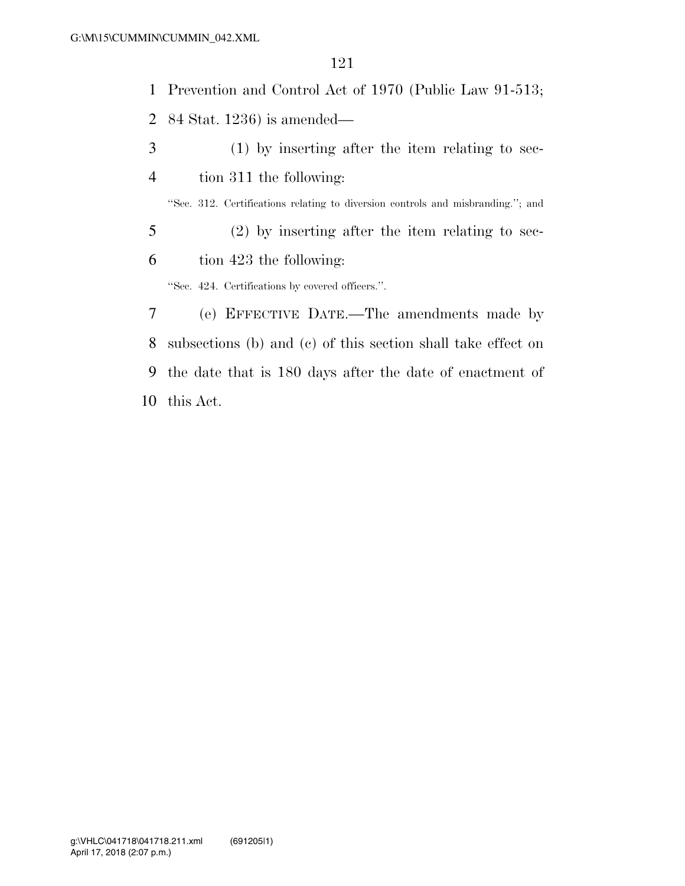Prevention and Control Act of 1970 (Public Law 91-513; 84 Stat. 1236) is amended—

(1) by inserting after the item relating to section 311 the following:

"Sec. 312. Certifications relating to diversion controls and misbranding."; and

(2) by inserting after the item relating to section 423 the following:

"Sec. 424. Certifications by covered officers.".

(e) EFFECTIVE DATE.—The amendments made by subsections (b) and (c) of this section shall take effect on the date that is 180 days after the date of enactment of this Act.